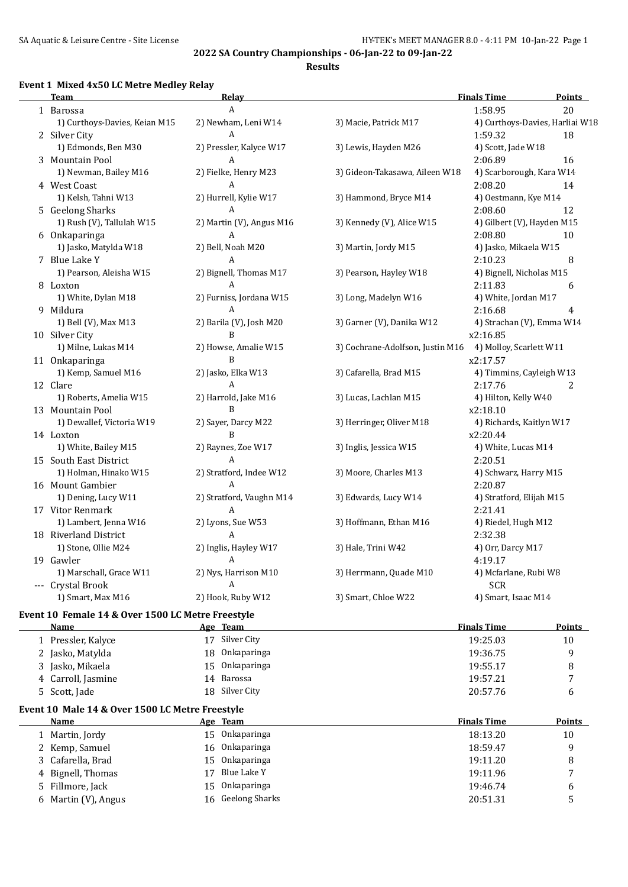## 2022 SA Country Championships - 06-Jan-22 to 09-Jan-22

**Results**

### Event 1 Mixed 4x50 LC Metre Medley Relay

| | Team | Relay | | Finals Time | Points |
|---|---|---|---|---|---|
| 1 | Barossa | A | | 1:58.95 | 20 |
| | 1) Curthoys-Davies, Keian M15 | 2) Newham, Leni W14 | 3) Macie, Patrick M17 | 4) Curthoys-Davies, Harliai W18 | |
| 2 | Silver City | A | | 1:59.32 | 18 |
| | 1) Edmonds, Ben M30 | 2) Pressler, Kalyce W17 | 3) Lewis, Hayden M26 | 4) Scott, Jade W18 | |
| 3 | Mountain Pool | A | | 2:06.89 | 16 |
| | 1) Newman, Bailey M16 | 2) Fielke, Henry M23 | 3) Gideon-Takasawa, Aileen W18 | 4) Scarborough, Kara W14 | |
| 4 | West Coast | A | | 2:08.20 | 14 |
| | 1) Kelsh, Tahni W13 | 2) Hurrell, Kylie W17 | 3) Hammond, Bryce M14 | 4) Oestmann, Kye M14 | |
| 5 | Geelong Sharks | A | | 2:08.60 | 12 |
| | 1) Rush (V), Tallulah W15 | 2) Martin (V), Angus M16 | 3) Kennedy (V), Alice W15 | 4) Gilbert (V), Hayden M15 | |
| 6 | Onkaparinga | A | | 2:08.80 | 10 |
| | 1) Jasko, Matylda W18 | 2) Bell, Noah M20 | 3) Martin, Jordy M15 | 4) Jasko, Mikaela W15 | |
| 7 | Blue Lake Y | A | | 2:10.23 | 8 |
| | 1) Pearson, Aleisha W15 | 2) Bignell, Thomas M17 | 3) Pearson, Hayley W18 | 4) Bignell, Nicholas M15 | |
| 8 | Loxton | A | | 2:11.83 | 6 |
| | 1) White, Dylan M18 | 2) Furniss, Jordana W15 | 3) Long, Madelyn W16 | 4) White, Jordan M17 | |
| 9 | Mildura | A | | 2:16.68 | 4 |
| | 1) Bell (V), Max M13 | 2) Barila (V), Josh M20 | 3) Garner (V), Danika W12 | 4) Strachan (V), Emma W14 | |
| 10 | Silver City | B | | x2:16.85 | |
| | 1) Milne, Lukas M14 | 2) Howse, Amalie W15 | 3) Cochrane-Adolfson, Justin M16 | 4) Molloy, Scarlett W11 | |
| 11 | Onkaparinga | B | | x2:17.57 | |
| | 1) Kemp, Samuel M16 | 2) Jasko, Elka W13 | 3) Cafarella, Brad M15 | 4) Timmins, Cayleigh W13 | |
| 12 | Clare | A | | 2:17.76 | 2 |
| | 1) Roberts, Amelia W15 | 2) Harrold, Jake M16 | 3) Lucas, Lachlan M15 | 4) Hilton, Kelly W40 | |
| 13 | Mountain Pool | B | | x2:18.10 | |
| | 1) Dewallef, Victoria W19 | 2) Sayer, Darcy M22 | 3) Herringer, Oliver M18 | 4) Richards, Kaitlyn W17 | |
| 14 | Loxton | B | | x2:20.44 | |
| | 1) White, Bailey M15 | 2) Raynes, Zoe W17 | 3) Inglis, Jessica W15 | 4) White, Lucas M14 | |
| 15 | South East District | A | | 2:20.51 | |
| | 1) Holman, Hinako W15 | 2) Stratford, Indee W12 | 3) Moore, Charles M13 | 4) Schwarz, Harry M15 | |
| 16 | Mount Gambier | A | | 2:20.87 | |
| | 1) Dening, Lucy W11 | 2) Stratford, Vaughn M14 | 3) Edwards, Lucy W14 | 4) Stratford, Elijah M15 | |
| 17 | Vitor Renmark | A | | 2:21.41 | |
| | 1) Lambert, Jenna W16 | 2) Lyons, Sue W53 | 3) Hoffmann, Ethan M16 | 4) Riedel, Hugh M12 | |
| 18 | Riverland District | A | | 2:32.38 | |
| | 1) Stone, Ollie M24 | 2) Inglis, Hayley W17 | 3) Hale, Trini W42 | 4) Orr, Darcy M17 | |
| 19 | Gawler | A | | 4:19.17 | |
| | 1) Marschall, Grace W11 | 2) Nys, Harrison M10 | 3) Herrmann, Quade M10 | 4) Mcfarlane, Rubi W8 | |
| --- | Crystal Brook | A | | SCR | |
| | 1) Smart, Max M16 | 2) Hook, Ruby W12 | 3) Smart, Chloe W22 | 4) Smart, Isaac M14 | |

### Event 10 Female 14 & Over 1500 LC Metre Freestyle

| | Name | Age | Team | Finals Time | Points |
|---|---|---|---|---|---|
| 1 | Pressler, Kalyce | 17 | Silver City | 19:25.03 | 10 |
| 2 | Jasko, Matylda | 18 | Onkaparinga | 19:36.75 | 9 |
| 3 | Jasko, Mikaela | 15 | Onkaparinga | 19:55.17 | 8 |
| 4 | Carroll, Jasmine | 14 | Barossa | 19:57.21 | 7 |
| 5 | Scott, Jade | 18 | Silver City | 20:57.76 | 6 |

### Event 10 Male 14 & Over 1500 LC Metre Freestyle

| | Name | Age | Team | Finals Time | Points |
|---|---|---|---|---|---|
| 1 | Martin, Jordy | 15 | Onkaparinga | 18:13.20 | 10 |
| 2 | Kemp, Samuel | 16 | Onkaparinga | 18:59.47 | 9 |
| 3 | Cafarella, Brad | 15 | Onkaparinga | 19:11.20 | 8 |
| 4 | Bignell, Thomas | 17 | Blue Lake Y | 19:11.96 | 7 |
| 5 | Fillmore, Jack | 15 | Onkaparinga | 19:46.74 | 6 |
| 6 | Martin (V), Angus | 16 | Geelong Sharks | 20:51.31 | 5 |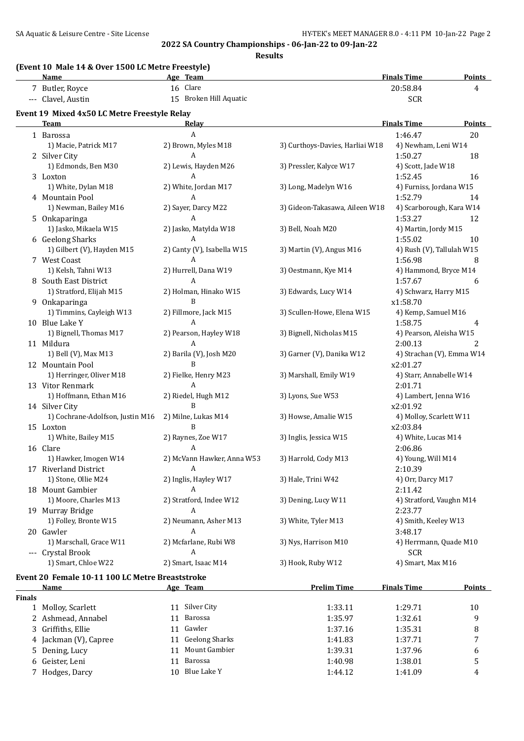**2022 SA Country Championships - 06-Jan-22 to 09-Jan-22**

**Results**

### (Event 10 Male 14 & Over 1500 LC Metre Freestyle)

| | Name | Age | Team | Finals Time | Points |
|---|---|---|---|---|---|
| 7 | Butler, Royce | 16 | Clare | 20:58.84 | 4 |
| --- | Clavel, Austin | 15 | Broken Hill Aquatic | SCR | |

### Event 19 Mixed 4x50 LC Metre Freestyle Relay

| | Team | Relay | | Finals Time | Points |
|---|---|---|---|---|---|
| 1 | Barossa | A | | 1:46.47 | 20 |
| | 1) Macie, Patrick M17 | 2) Brown, Myles M18 | 3) Curthoys-Davies, Harliai W18 | 4) Newham, Leni W14 | |
| 2 | Silver City | A | | 1:50.27 | 18 |
| | 1) Edmonds, Ben M30 | 2) Lewis, Hayden M26 | 3) Pressler, Kalyce W17 | 4) Scott, Jade W18 | |
| 3 | Loxton | A | | 1:52.45 | 16 |
| | 1) White, Dylan M18 | 2) White, Jordan M17 | 3) Long, Madelyn W16 | 4) Furniss, Jordana W15 | |
| 4 | Mountain Pool | A | | 1:52.79 | 14 |
| | 1) Newman, Bailey M16 | 2) Sayer, Darcy M22 | 3) Gideon-Takasawa, Aileen W18 | 4) Scarborough, Kara W14 | |
| 5 | Onkaparinga | A | | 1:53.27 | 12 |
| | 1) Jasko, Mikaela W15 | 2) Jasko, Matylda W18 | 3) Bell, Noah M20 | 4) Martin, Jordy M15 | |
| 6 | Geelong Sharks | A | | 1:55.02 | 10 |
| | 1) Gilbert (V), Hayden M15 | 2) Canty (V), Isabella W15 | 3) Martin (V), Angus M16 | 4) Rush (V), Tallulah W15 | |
| 7 | West Coast | A | | 1:56.98 | 8 |
| | 1) Kelsh, Tahni W13 | 2) Hurrell, Dana W19 | 3) Oestmann, Kye M14 | 4) Hammond, Bryce M14 | |
| 8 | South East District | A | | 1:57.67 | 6 |
| | 1) Stratford, Elijah M15 | 2) Holman, Hinako W15 | 3) Edwards, Lucy W14 | 4) Schwarz, Harry M15 | |
| 9 | Onkaparinga | B | | x1:58.70 | |
| | 1) Timmins, Cayleigh W13 | 2) Fillmore, Jack M15 | 3) Scullen-Howe, Elena W15 | 4) Kemp, Samuel M16 | |
| 10 | Blue Lake Y | A | | 1:58.75 | 4 |
| | 1) Bignell, Thomas M17 | 2) Pearson, Hayley W18 | 3) Bignell, Nicholas M15 | 4) Pearson, Aleisha W15 | |
| 11 | Mildura | A | | 2:00.13 | 2 |
| | 1) Bell (V), Max M13 | 2) Barila (V), Josh M20 | 3) Garner (V), Danika W12 | 4) Strachan (V), Emma W14 | |
| 12 | Mountain Pool | B | | x2:01.27 | |
| | 1) Herringer, Oliver M18 | 2) Fielke, Henry M23 | 3) Marshall, Emily W19 | 4) Starr, Annabelle W14 | |
| 13 | Vitor Renmark | A | | 2:01.71 | |
| | 1) Hoffmann, Ethan M16 | 2) Riedel, Hugh M12 | 3) Lyons, Sue W53 | 4) Lambert, Jenna W16 | |
| 14 | Silver City | B | | x2:01.92 | |
| | 1) Cochrane-Adolfson, Justin M16 | 2) Milne, Lukas M14 | 3) Howse, Amalie W15 | 4) Molloy, Scarlett W11 | |
| 15 | Loxton | B | | x2:03.84 | |
| | 1) White, Bailey M15 | 2) Raynes, Zoe W17 | 3) Inglis, Jessica W15 | 4) White, Lucas M14 | |
| 16 | Clare | A | | 2:06.86 | |
| | 1) Hawker, Imogen W14 | 2) McVann Hawker, Anna W53 | 3) Harrold, Cody M13 | 4) Young, Will M14 | |
| 17 | Riverland District | A | | 2:10.39 | |
| | 1) Stone, Ollie M24 | 2) Inglis, Hayley W17 | 3) Hale, Trini W42 | 4) Orr, Darcy M17 | |
| 18 | Mount Gambier | A | | 2:11.42 | |
| | 1) Moore, Charles M13 | 2) Stratford, Indee W12 | 3) Dening, Lucy W11 | 4) Stratford, Vaughn M14 | |
| 19 | Murray Bridge | A | | 2:23.77 | |
| | 1) Folley, Bronte W15 | 2) Neumann, Asher M13 | 3) White, Tyler M13 | 4) Smith, Keeley W13 | |
| 20 | Gawler | A | | 3:48.17 | |
| | 1) Marschall, Grace W11 | 2) Mcfarlane, Rubi W8 | 3) Nys, Harrison M10 | 4) Herrmann, Quade M10 | |
| --- | Crystal Brook | A | | SCR | |
| | 1) Smart, Chloe W22 | 2) Smart, Isaac M14 | 3) Hook, Ruby W12 | 4) Smart, Max M16 | |

### Event 20 Female 10-11 100 LC Metre Breaststroke

| | Name | Age | Team | Prelim Time | Finals Time | Points |
|---|---|---|---|---|---|---|
| **Finals** | | | | | | |
| 1 | Molloy, Scarlett | 11 | Silver City | 1:33.11 | 1:29.71 | 10 |
| 2 | Ashmead, Annabel | 11 | Barossa | 1:35.97 | 1:32.61 | 9 |
| 3 | Griffiths, Ellie | 11 | Gawler | 1:37.16 | 1:35.31 | 8 |
| 4 | Jackman (V), Capree | 11 | Geelong Sharks | 1:41.83 | 1:37.71 | 7 |
| 5 | Dening, Lucy | 11 | Mount Gambier | 1:39.31 | 1:37.96 | 6 |
| 6 | Geister, Leni | 11 | Barossa | 1:40.98 | 1:38.01 | 5 |
| 7 | Hodges, Darcy | 10 | Blue Lake Y | 1:44.12 | 1:41.09 | 4 |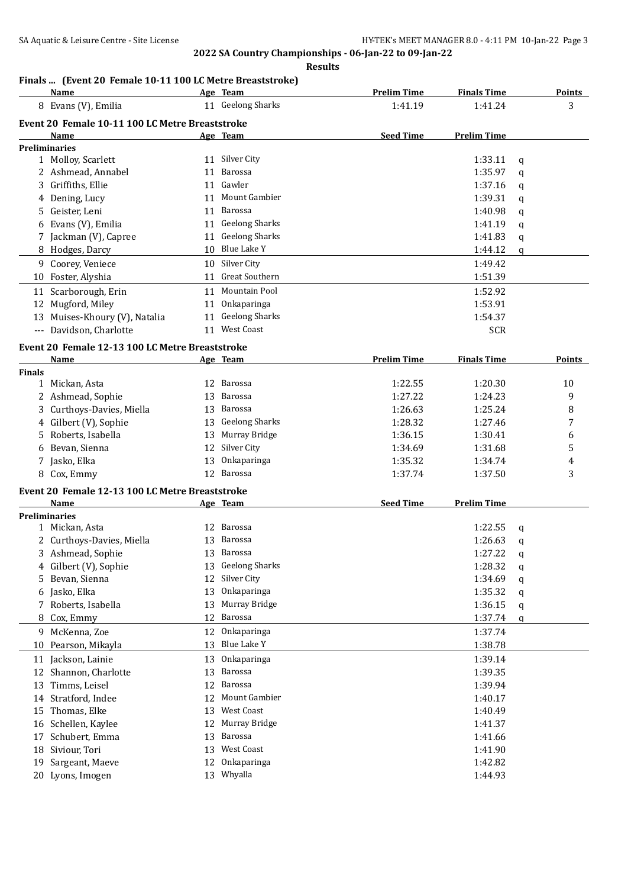**2022 SA Country Championships - 06-Jan-22 to 09-Jan-22**

**Results**

### Finals ... (Event 20 Female 10-11 100 LC Metre Breaststroke)

| | Name | Age | Team | Prelim Time | Finals Time | Points |
|---|---|---|---|---|---|---|
| 8 | Evans (V), Emilia | 11 | Geelong Sharks | 1:41.19 | 1:41.24 | 3 |

### Event 20 Female 10-11 100 LC Metre Breaststroke

| | Name | Age | Team | Seed Time | Prelim Time | |
|---|---|---|---|---|---|---|
| **Preliminaries** | | | | | | |
| 1 | Molloy, Scarlett | 11 | Silver City | | 1:33.11 | q |
| 2 | Ashmead, Annabel | 11 | Barossa | | 1:35.97 | q |
| 3 | Griffiths, Ellie | 11 | Gawler | | 1:37.16 | q |
| 4 | Dening, Lucy | 11 | Mount Gambier | | 1:39.31 | q |
| 5 | Geister, Leni | 11 | Barossa | | 1:40.98 | q |
| 6 | Evans (V), Emilia | 11 | Geelong Sharks | | 1:41.19 | q |
| 7 | Jackman (V), Capree | 11 | Geelong Sharks | | 1:41.83 | q |
| 8 | Hodges, Darcy | 10 | Blue Lake Y | | 1:44.12 | q |
| 9 | Coorey, Veniece | 10 | Silver City | | 1:49.42 | |
| 10 | Foster, Alyshia | 11 | Great Southern | | 1:51.39 | |
| 11 | Scarborough, Erin | 11 | Mountain Pool | | 1:52.92 | |
| 12 | Mugford, Miley | 11 | Onkaparinga | | 1:53.91 | |
| 13 | Muises-Khoury (V), Natalia | 11 | Geelong Sharks | | 1:54.37 | |
| --- | Davidson, Charlotte | 11 | West Coast | | SCR | |

### Event 20 Female 12-13 100 LC Metre Breaststroke

| | Name | Age | Team | Prelim Time | Finals Time | Points |
|---|---|---|---|---|---|---|
| **Finals** | | | | | | |
| 1 | Mickan, Asta | 12 | Barossa | 1:22.55 | 1:20.30 | 10 |
| 2 | Ashmead, Sophie | 13 | Barossa | 1:27.22 | 1:24.23 | 9 |
| 3 | Curthoys-Davies, Miella | 13 | Barossa | 1:26.63 | 1:25.24 | 8 |
| 4 | Gilbert (V), Sophie | 13 | Geelong Sharks | 1:28.32 | 1:27.46 | 7 |
| 5 | Roberts, Isabella | 13 | Murray Bridge | 1:36.15 | 1:30.41 | 6 |
| 6 | Bevan, Sienna | 12 | Silver City | 1:34.69 | 1:31.68 | 5 |
| 7 | Jasko, Elka | 13 | Onkaparinga | 1:35.32 | 1:34.74 | 4 |
| 8 | Cox, Emmy | 12 | Barossa | 1:37.74 | 1:37.50 | 3 |

### Event 20 Female 12-13 100 LC Metre Breaststroke

| | Name | Age | Team | Seed Time | Prelim Time | |
|---|---|---|---|---|---|---|
| **Preliminaries** | | | | | | |
| 1 | Mickan, Asta | 12 | Barossa | | 1:22.55 | q |
| 2 | Curthoys-Davies, Miella | 13 | Barossa | | 1:26.63 | q |
| 3 | Ashmead, Sophie | 13 | Barossa | | 1:27.22 | q |
| 4 | Gilbert (V), Sophie | 13 | Geelong Sharks | | 1:28.32 | q |
| 5 | Bevan, Sienna | 12 | Silver City | | 1:34.69 | q |
| 6 | Jasko, Elka | 13 | Onkaparinga | | 1:35.32 | q |
| 7 | Roberts, Isabella | 13 | Murray Bridge | | 1:36.15 | q |
| 8 | Cox, Emmy | 12 | Barossa | | 1:37.74 | q |
| 9 | McKenna, Zoe | 12 | Onkaparinga | | 1:37.74 | |
| 10 | Pearson, Mikayla | 13 | Blue Lake Y | | 1:38.78 | |
| 11 | Jackson, Lainie | 13 | Onkaparinga | | 1:39.14 | |
| 12 | Shannon, Charlotte | 13 | Barossa | | 1:39.35 | |
| 13 | Timms, Leisel | 12 | Barossa | | 1:39.94 | |
| 14 | Stratford, Indee | 12 | Mount Gambier | | 1:40.17 | |
| 15 | Thomas, Elke | 13 | West Coast | | 1:40.49 | |
| 16 | Schellen, Kaylee | 12 | Murray Bridge | | 1:41.37 | |
| 17 | Schubert, Emma | 13 | Barossa | | 1:41.66 | |
| 18 | Siviour, Tori | 13 | West Coast | | 1:41.90 | |
| 19 | Sargeant, Maeve | 12 | Onkaparinga | | 1:42.82 | |
| 20 | Lyons, Imogen | 13 | Whyalla | | 1:44.93 | |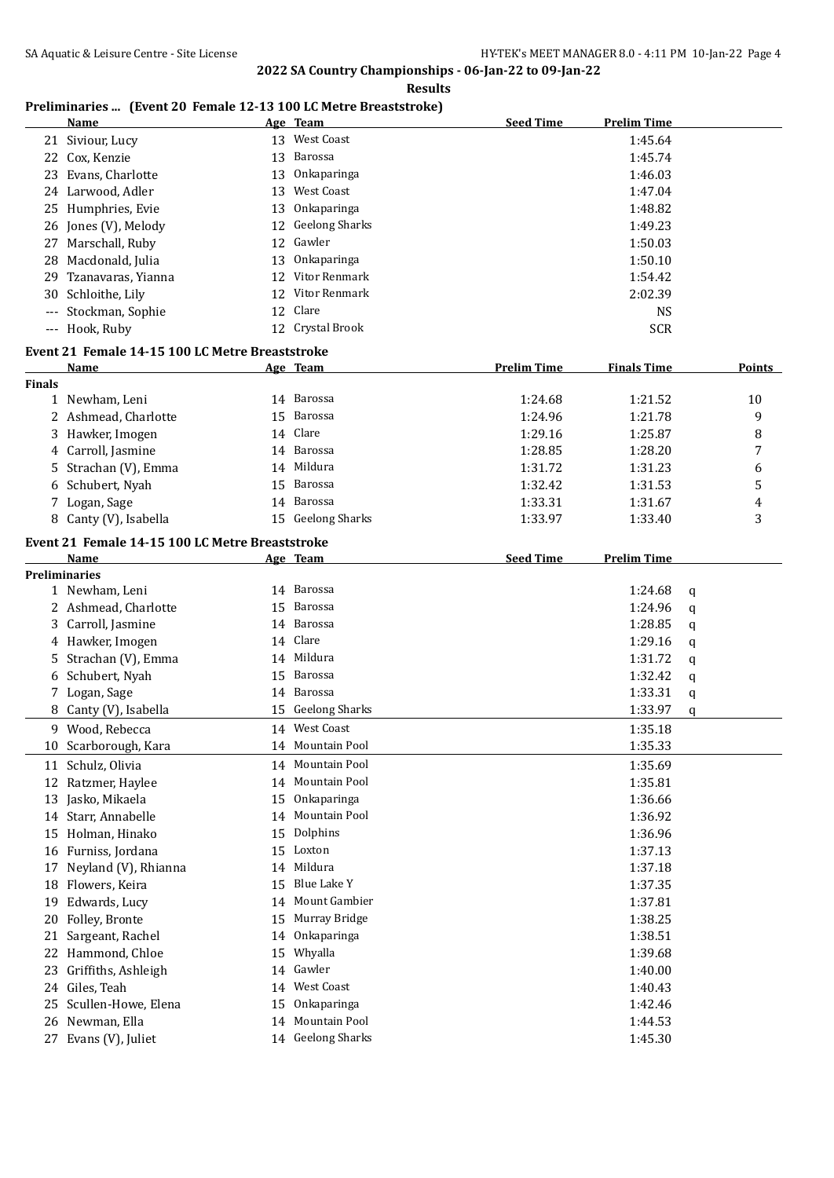## 2022 SA Country Championships - 06-Jan-22 to 09-Jan-22

**Results**

### Preliminaries ... (Event 20 Female 12-13 100 LC Metre Breaststroke)

| | Name | Age | Team | Seed Time | Prelim Time |
|---|---|---|---|---|---|
| 21 | Siviour, Lucy | 13 | West Coast | | 1:45.64 |
| 22 | Cox, Kenzie | 13 | Barossa | | 1:45.74 |
| 23 | Evans, Charlotte | 13 | Onkaparinga | | 1:46.03 |
| 24 | Larwood, Adler | 13 | West Coast | | 1:47.04 |
| 25 | Humphries, Evie | 13 | Onkaparinga | | 1:48.82 |
| 26 | Jones (V), Melody | 12 | Geelong Sharks | | 1:49.23 |
| 27 | Marschall, Ruby | 12 | Gawler | | 1:50.03 |
| 28 | Macdonald, Julia | 13 | Onkaparinga | | 1:50.10 |
| 29 | Tzanavaras, Yianna | 12 | Vitor Renmark | | 1:54.42 |
| 30 | Schloithe, Lily | 12 | Vitor Renmark | | 2:02.39 |
| --- | Stockman, Sophie | 12 | Clare | | NS |
| --- | Hook, Ruby | 12 | Crystal Brook | | SCR |

### Event 21 Female 14-15 100 LC Metre Breaststroke

| | Name | Age | Team | Prelim Time | Finals Time | Points |
|---|---|---|---|---|---|---|
| **Finals** | | | | | | |
| 1 | Newham, Leni | 14 | Barossa | 1:24.68 | 1:21.52 | 10 |
| 2 | Ashmead, Charlotte | 15 | Barossa | 1:24.96 | 1:21.78 | 9 |
| 3 | Hawker, Imogen | 14 | Clare | 1:29.16 | 1:25.87 | 8 |
| 4 | Carroll, Jasmine | 14 | Barossa | 1:28.85 | 1:28.20 | 7 |
| 5 | Strachan (V), Emma | 14 | Mildura | 1:31.72 | 1:31.23 | 6 |
| 6 | Schubert, Nyah | 15 | Barossa | 1:32.42 | 1:31.53 | 5 |
| 7 | Logan, Sage | 14 | Barossa | 1:33.31 | 1:31.67 | 4 |
| 8 | Canty (V), Isabella | 15 | Geelong Sharks | 1:33.97 | 1:33.40 | 3 |

### Event 21 Female 14-15 100 LC Metre Breaststroke

| | Name | Age | Team | Seed Time | Prelim Time | |
|---|---|---|---|---|---|---|
| **Preliminaries** | | | | | | |
| 1 | Newham, Leni | 14 | Barossa | | 1:24.68 | q |
| 2 | Ashmead, Charlotte | 15 | Barossa | | 1:24.96 | q |
| 3 | Carroll, Jasmine | 14 | Barossa | | 1:28.85 | q |
| 4 | Hawker, Imogen | 14 | Clare | | 1:29.16 | q |
| 5 | Strachan (V), Emma | 14 | Mildura | | 1:31.72 | q |
| 6 | Schubert, Nyah | 15 | Barossa | | 1:32.42 | q |
| 7 | Logan, Sage | 14 | Barossa | | 1:33.31 | q |
| 8 | Canty (V), Isabella | 15 | Geelong Sharks | | 1:33.97 | q |
| 9 | Wood, Rebecca | 14 | West Coast | | 1:35.18 | |
| 10 | Scarborough, Kara | 14 | Mountain Pool | | 1:35.33 | |
| 11 | Schulz, Olivia | 14 | Mountain Pool | | 1:35.69 | |
| 12 | Ratzmer, Haylee | 14 | Mountain Pool | | 1:35.81 | |
| 13 | Jasko, Mikaela | 15 | Onkaparinga | | 1:36.66 | |
| 14 | Starr, Annabelle | 14 | Mountain Pool | | 1:36.92 | |
| 15 | Holman, Hinako | 15 | Dolphins | | 1:36.96 | |
| 16 | Furniss, Jordana | 15 | Loxton | | 1:37.13 | |
| 17 | Neyland (V), Rhianna | 14 | Mildura | | 1:37.18 | |
| 18 | Flowers, Keira | 15 | Blue Lake Y | | 1:37.35 | |
| 19 | Edwards, Lucy | 14 | Mount Gambier | | 1:37.81 | |
| 20 | Folley, Bronte | 15 | Murray Bridge | | 1:38.25 | |
| 21 | Sargeant, Rachel | 14 | Onkaparinga | | 1:38.51 | |
| 22 | Hammond, Chloe | 15 | Whyalla | | 1:39.68 | |
| 23 | Griffiths, Ashleigh | 14 | Gawler | | 1:40.00 | |
| 24 | Giles, Teah | 14 | West Coast | | 1:40.43 | |
| 25 | Scullen-Howe, Elena | 15 | Onkaparinga | | 1:42.46 | |
| 26 | Newman, Ella | 14 | Mountain Pool | | 1:44.53 | |
| 27 | Evans (V), Juliet | 14 | Geelong Sharks | | 1:45.30 | |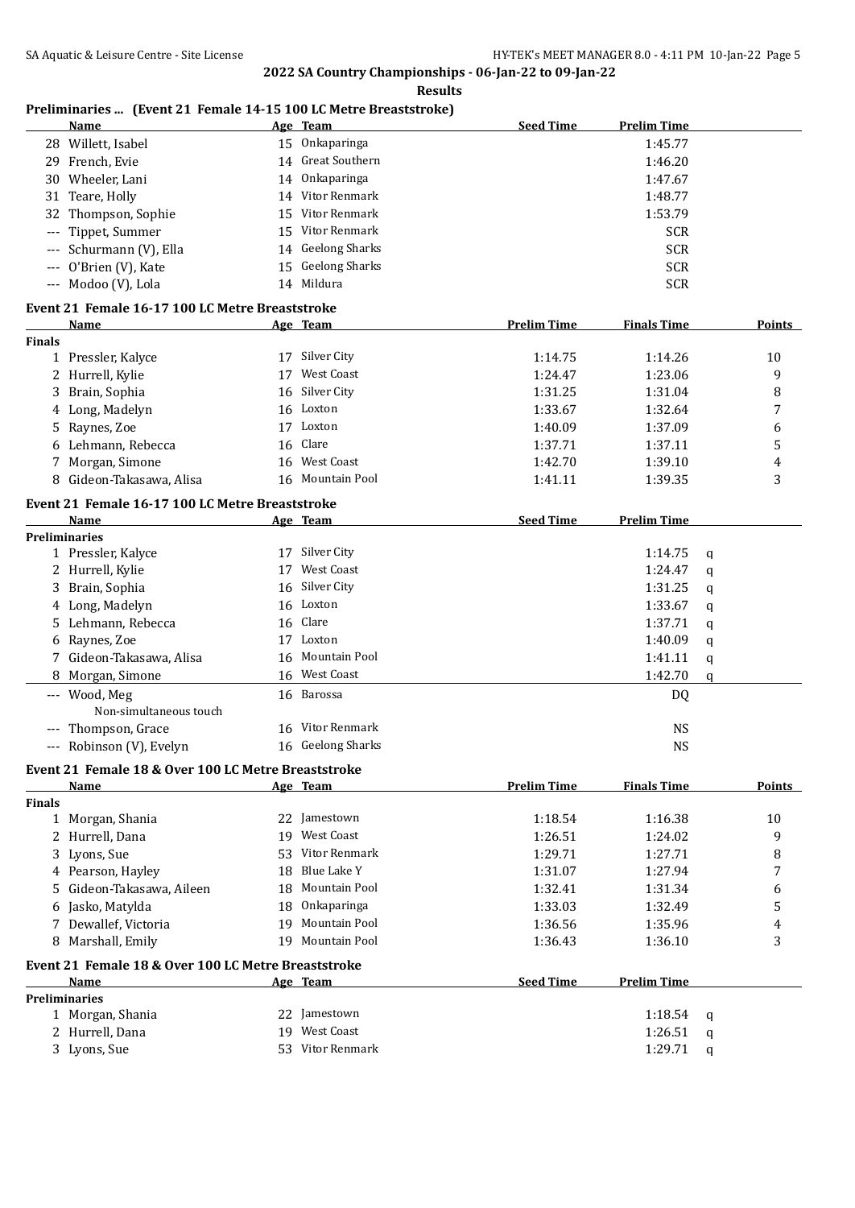## 2022 SA Country Championships - 06-Jan-22 to 09-Jan-22

**Results**

### Preliminaries ... (Event 21 Female 14-15 100 LC Metre Breaststroke)

| | Name | Age | Team | Seed Time | Prelim Time |
|---|---|---|---|---|---|
| 28 | Willett, Isabel | 15 | Onkaparinga | | 1:45.77 |
| 29 | French, Evie | 14 | Great Southern | | 1:46.20 |
| 30 | Wheeler, Lani | 14 | Onkaparinga | | 1:47.67 |
| 31 | Teare, Holly | 14 | Vitor Renmark | | 1:48.77 |
| 32 | Thompson, Sophie | 15 | Vitor Renmark | | 1:53.79 |
| --- | Tippet, Summer | 15 | Vitor Renmark | | SCR |
| --- | Schurmann (V), Ella | 14 | Geelong Sharks | | SCR |
| --- | O'Brien (V), Kate | 15 | Geelong Sharks | | SCR |
| --- | Modoo (V), Lola | 14 | Mildura | | SCR |

### Event 21 Female 16-17 100 LC Metre Breaststroke

| | Name | Age | Team | Prelim Time | Finals Time | Points |
|---|---|---|---|---|---|---|
| **Finals** | | | | | | |
| 1 | Pressler, Kalyce | 17 | Silver City | 1:14.75 | 1:14.26 | 10 |
| 2 | Hurrell, Kylie | 17 | West Coast | 1:24.47 | 1:23.06 | 9 |
| 3 | Brain, Sophia | 16 | Silver City | 1:31.25 | 1:31.04 | 8 |
| 4 | Long, Madelyn | 16 | Loxton | 1:33.67 | 1:32.64 | 7 |
| 5 | Raynes, Zoe | 17 | Loxton | 1:40.09 | 1:37.09 | 6 |
| 6 | Lehmann, Rebecca | 16 | Clare | 1:37.71 | 1:37.11 | 5 |
| 7 | Morgan, Simone | 16 | West Coast | 1:42.70 | 1:39.10 | 4 |
| 8 | Gideon-Takasawa, Alisa | 16 | Mountain Pool | 1:41.11 | 1:39.35 | 3 |

### Event 21 Female 16-17 100 LC Metre Breaststroke

| | Name | Age | Team | Seed Time | Prelim Time | |
|---|---|---|---|---|---|---|
| **Preliminaries** | | | | | | |
| 1 | Pressler, Kalyce | 17 | Silver City | | 1:14.75 | q |
| 2 | Hurrell, Kylie | 17 | West Coast | | 1:24.47 | q |
| 3 | Brain, Sophia | 16 | Silver City | | 1:31.25 | q |
| 4 | Long, Madelyn | 16 | Loxton | | 1:33.67 | q |
| 5 | Lehmann, Rebecca | 16 | Clare | | 1:37.71 | q |
| 6 | Raynes, Zoe | 17 | Loxton | | 1:40.09 | q |
| 7 | Gideon-Takasawa, Alisa | 16 | Mountain Pool | | 1:41.11 | q |
| 8 | Morgan, Simone | 16 | West Coast | | 1:42.70 | q |
| --- | Wood, Meg<br>Non-simultaneous touch | 16 | Barossa | | DQ | |
| --- | Thompson, Grace | 16 | Vitor Renmark | | NS | |
| --- | Robinson (V), Evelyn | 16 | Geelong Sharks | | NS | |

### Event 21 Female 18 & Over 100 LC Metre Breaststroke

| | Name | Age | Team | Prelim Time | Finals Time | Points |
|---|---|---|---|---|---|---|
| **Finals** | | | | | | |
| 1 | Morgan, Shania | 22 | Jamestown | 1:18.54 | 1:16.38 | 10 |
| 2 | Hurrell, Dana | 19 | West Coast | 1:26.51 | 1:24.02 | 9 |
| 3 | Lyons, Sue | 53 | Vitor Renmark | 1:29.71 | 1:27.71 | 8 |
| 4 | Pearson, Hayley | 18 | Blue Lake Y | 1:31.07 | 1:27.94 | 7 |
| 5 | Gideon-Takasawa, Aileen | 18 | Mountain Pool | 1:32.41 | 1:31.34 | 6 |
| 6 | Jasko, Matylda | 18 | Onkaparinga | 1:33.03 | 1:32.49 | 5 |
| 7 | Dewallef, Victoria | 19 | Mountain Pool | 1:36.56 | 1:35.96 | 4 |
| 8 | Marshall, Emily | 19 | Mountain Pool | 1:36.43 | 1:36.10 | 3 |

### Event 21 Female 18 & Over 100 LC Metre Breaststroke

| | Name | Age | Team | Seed Time | Prelim Time | |
|---|---|---|---|---|---|---|
| **Preliminaries** | | | | | | |
| 1 | Morgan, Shania | 22 | Jamestown | | 1:18.54 | q |
| 2 | Hurrell, Dana | 19 | West Coast | | 1:26.51 | q |
| 3 | Lyons, Sue | 53 | Vitor Renmark | | 1:29.71 | q |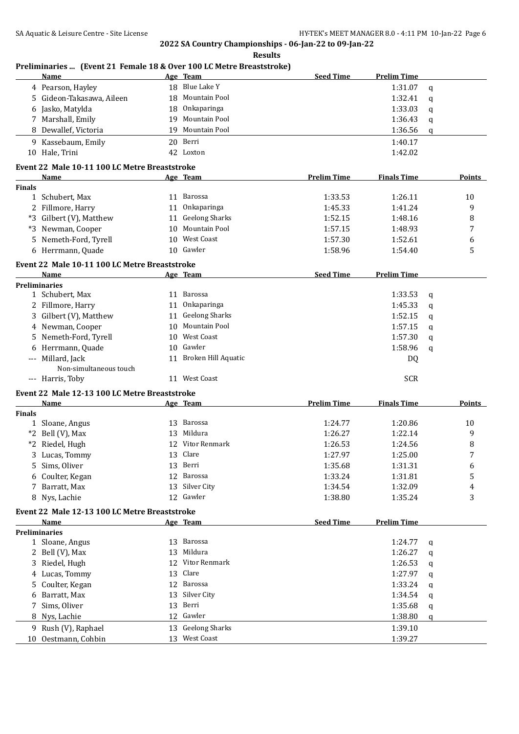**2022 SA Country Championships - 06-Jan-22 to 09-Jan-22**

**Results**

### Preliminaries ... (Event 21 Female 18 & Over 100 LC Metre Breaststroke)

| | Name | Age | Team | Seed Time | Prelim Time | |
|---|---|---|---|---|---|---|
| 4 | Pearson, Hayley | 18 | Blue Lake Y | | 1:31.07 | q |
| 5 | Gideon-Takasawa, Aileen | 18 | Mountain Pool | | 1:32.41 | q |
| 6 | Jasko, Matylda | 18 | Onkaparinga | | 1:33.03 | q |
| 7 | Marshall, Emily | 19 | Mountain Pool | | 1:36.43 | q |
| 8 | Dewallef, Victoria | 19 | Mountain Pool | | 1:36.56 | q |
| 9 | Kassebaum, Emily | 20 | Berri | | 1:40.17 | |
| 10 | Hale, Trini | 42 | Loxton | | 1:42.02 | |

### Event 22 Male 10-11 100 LC Metre Breaststroke

| | Name | Age | Team | Prelim Time | Finals Time | Points |
|---|---|---|---|---|---|---|
| **Finals** | | | | | | |
| 1 | Schubert, Max | 11 | Barossa | 1:33.53 | 1:26.11 | 10 |
| 2 | Fillmore, Harry | 11 | Onkaparinga | 1:45.33 | 1:41.24 | 9 |
| *3 | Gilbert (V), Matthew | 11 | Geelong Sharks | 1:52.15 | 1:48.16 | 8 |
| *3 | Newman, Cooper | 10 | Mountain Pool | 1:57.15 | 1:48.93 | 7 |
| 5 | Nemeth-Ford, Tyrell | 10 | West Coast | 1:57.30 | 1:52.61 | 6 |
| 6 | Herrmann, Quade | 10 | Gawler | 1:58.96 | 1:54.40 | 5 |

### Event 22 Male 10-11 100 LC Metre Breaststroke

| | Name | Age | Team | Seed Time | Prelim Time | |
|---|---|---|---|---|---|---|
| **Preliminaries** | | | | | | |
| 1 | Schubert, Max | 11 | Barossa | | 1:33.53 | q |
| 2 | Fillmore, Harry | 11 | Onkaparinga | | 1:45.33 | q |
| 3 | Gilbert (V), Matthew | 11 | Geelong Sharks | | 1:52.15 | q |
| 4 | Newman, Cooper | 10 | Mountain Pool | | 1:57.15 | q |
| 5 | Nemeth-Ford, Tyrell | 10 | West Coast | | 1:57.30 | q |
| 6 | Herrmann, Quade | 10 | Gawler | | 1:58.96 | q |
| --- | Millard, Jack | 11 | Broken Hill Aquatic | | DQ | |
| | Non-simultaneous touch | | | | | |
| --- | Harris, Toby | 11 | West Coast | | SCR | |

### Event 22 Male 12-13 100 LC Metre Breaststroke

| | Name | Age | Team | Prelim Time | Finals Time | Points |
|---|---|---|---|---|---|---|
| **Finals** | | | | | | |
| 1 | Sloane, Angus | 13 | Barossa | 1:24.77 | 1:20.86 | 10 |
| *2 | Bell (V), Max | 13 | Mildura | 1:26.27 | 1:22.14 | 9 |
| *2 | Riedel, Hugh | 12 | Vitor Renmark | 1:26.53 | 1:24.56 | 8 |
| 3 | Lucas, Tommy | 13 | Clare | 1:27.97 | 1:25.00 | 7 |
| 5 | Sims, Oliver | 13 | Berri | 1:35.68 | 1:31.31 | 6 |
| 6 | Coulter, Kegan | 12 | Barossa | 1:33.24 | 1:31.81 | 5 |
| 7 | Barratt, Max | 13 | Silver City | 1:34.54 | 1:32.09 | 4 |
| 8 | Nys, Lachie | 12 | Gawler | 1:38.80 | 1:35.24 | 3 |

### Event 22 Male 12-13 100 LC Metre Breaststroke

| | Name | Age | Team | Seed Time | Prelim Time | |
|---|---|---|---|---|---|---|
| **Preliminaries** | | | | | | |
| 1 | Sloane, Angus | 13 | Barossa | | 1:24.77 | q |
| 2 | Bell (V), Max | 13 | Mildura | | 1:26.27 | q |
| 3 | Riedel, Hugh | 12 | Vitor Renmark | | 1:26.53 | q |
| 4 | Lucas, Tommy | 13 | Clare | | 1:27.97 | q |
| 5 | Coulter, Kegan | 12 | Barossa | | 1:33.24 | q |
| 6 | Barratt, Max | 13 | Silver City | | 1:34.54 | q |
| 7 | Sims, Oliver | 13 | Berri | | 1:35.68 | q |
| 8 | Nys, Lachie | 12 | Gawler | | 1:38.80 | q |
| 9 | Rush (V), Raphael | 13 | Geelong Sharks | | 1:39.10 | |
| 10 | Oestmann, Cohbin | 13 | West Coast | | 1:39.27 | |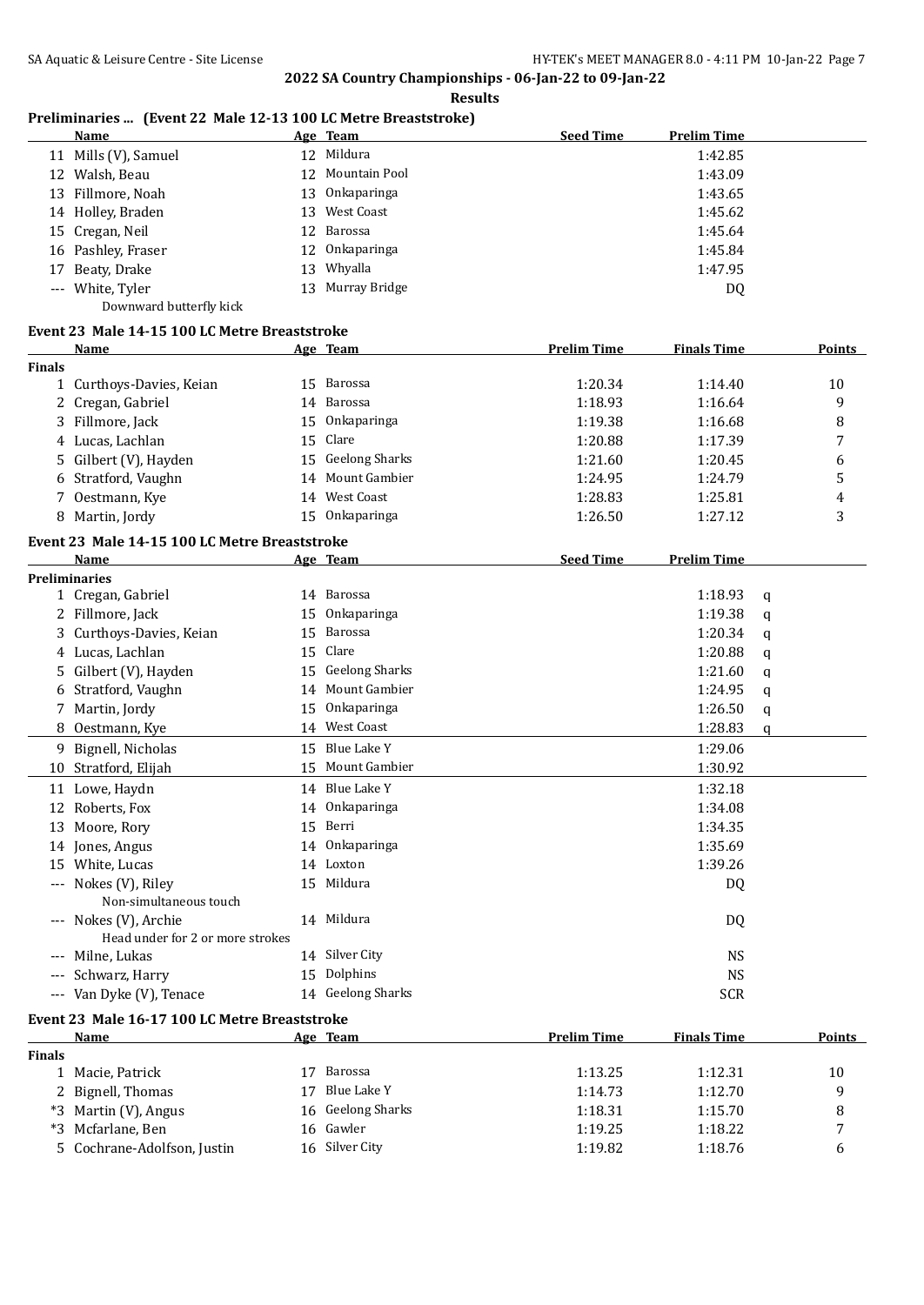**2022 SA Country Championships - 06-Jan-22 to 09-Jan-22**

**Results**

### Preliminaries ... (Event 22 Male 12-13 100 LC Metre Breaststroke)

| | Name | Age | Team | Seed Time | Prelim Time |
|---|---|---|---|---|---|
| 11 | Mills (V), Samuel | 12 | Mildura | | 1:42.85 |
| 12 | Walsh, Beau | 12 | Mountain Pool | | 1:43.09 |
| 13 | Fillmore, Noah | 13 | Onkaparinga | | 1:43.65 |
| 14 | Holley, Braden | 13 | West Coast | | 1:45.62 |
| 15 | Cregan, Neil | 12 | Barossa | | 1:45.64 |
| 16 | Pashley, Fraser | 12 | Onkaparinga | | 1:45.84 |
| 17 | Beaty, Drake | 13 | Whyalla | | 1:47.95 |
| --- | White, Tyler | 13 | Murray Bridge | | DQ |
| | Downward butterfly kick | | | | |

### Event 23 Male 14-15 100 LC Metre Breaststroke

| | Name | Age | Team | Prelim Time | Finals Time | Points |
|---|---|---|---|---|---|---|
| **Finals** | | | | | | |
| 1 | Curthoys-Davies, Keian | 15 | Barossa | 1:20.34 | 1:14.40 | 10 |
| 2 | Cregan, Gabriel | 14 | Barossa | 1:18.93 | 1:16.64 | 9 |
| 3 | Fillmore, Jack | 15 | Onkaparinga | 1:19.38 | 1:16.68 | 8 |
| 4 | Lucas, Lachlan | 15 | Clare | 1:20.88 | 1:17.39 | 7 |
| 5 | Gilbert (V), Hayden | 15 | Geelong Sharks | 1:21.60 | 1:20.45 | 6 |
| 6 | Stratford, Vaughn | 14 | Mount Gambier | 1:24.95 | 1:24.79 | 5 |
| 7 | Oestmann, Kye | 14 | West Coast | 1:28.83 | 1:25.81 | 4 |
| 8 | Martin, Jordy | 15 | Onkaparinga | 1:26.50 | 1:27.12 | 3 |

### Event 23 Male 14-15 100 LC Metre Breaststroke

| | Name | Age | Team | Seed Time | Prelim Time | |
|---|---|---|---|---|---|---|
| **Preliminaries** | | | | | | |
| 1 | Cregan, Gabriel | 14 | Barossa | | 1:18.93 | q |
| 2 | Fillmore, Jack | 15 | Onkaparinga | | 1:19.38 | q |
| 3 | Curthoys-Davies, Keian | 15 | Barossa | | 1:20.34 | q |
| 4 | Lucas, Lachlan | 15 | Clare | | 1:20.88 | q |
| 5 | Gilbert (V), Hayden | 15 | Geelong Sharks | | 1:21.60 | q |
| 6 | Stratford, Vaughn | 14 | Mount Gambier | | 1:24.95 | q |
| 7 | Martin, Jordy | 15 | Onkaparinga | | 1:26.50 | q |
| 8 | Oestmann, Kye | 14 | West Coast | | 1:28.83 | q |
| 9 | Bignell, Nicholas | 15 | Blue Lake Y | | 1:29.06 | |
| 10 | Stratford, Elijah | 15 | Mount Gambier | | 1:30.92 | |
| 11 | Lowe, Haydn | 14 | Blue Lake Y | | 1:32.18 | |
| 12 | Roberts, Fox | 14 | Onkaparinga | | 1:34.08 | |
| 13 | Moore, Rory | 15 | Berri | | 1:34.35 | |
| 14 | Jones, Angus | 14 | Onkaparinga | | 1:35.69 | |
| 15 | White, Lucas | 14 | Loxton | | 1:39.26 | |
| --- | Nokes (V), Riley | 15 | Mildura | | DQ | |
| | Non-simultaneous touch | | | | | |
| --- | Nokes (V), Archie | 14 | Mildura | | DQ | |
| | Head under for 2 or more strokes | | | | | |
| --- | Milne, Lukas | 14 | Silver City | | NS | |
| --- | Schwarz, Harry | 15 | Dolphins | | NS | |
| --- | Van Dyke (V), Tenace | 14 | Geelong Sharks | | SCR | |

### Event 23 Male 16-17 100 LC Metre Breaststroke

| | Name | Age | Team | Prelim Time | Finals Time | Points |
|---|---|---|---|---|---|---|
| **Finals** | | | | | | |
| 1 | Macie, Patrick | 17 | Barossa | 1:13.25 | 1:12.31 | 10 |
| 2 | Bignell, Thomas | 17 | Blue Lake Y | 1:14.73 | 1:12.70 | 9 |
| *3 | Martin (V), Angus | 16 | Geelong Sharks | 1:18.31 | 1:15.70 | 8 |
| *3 | Mcfarlane, Ben | 16 | Gawler | 1:19.25 | 1:18.22 | 7 |
| 5 | Cochrane-Adolfson, Justin | 16 | Silver City | 1:19.82 | 1:18.76 | 6 |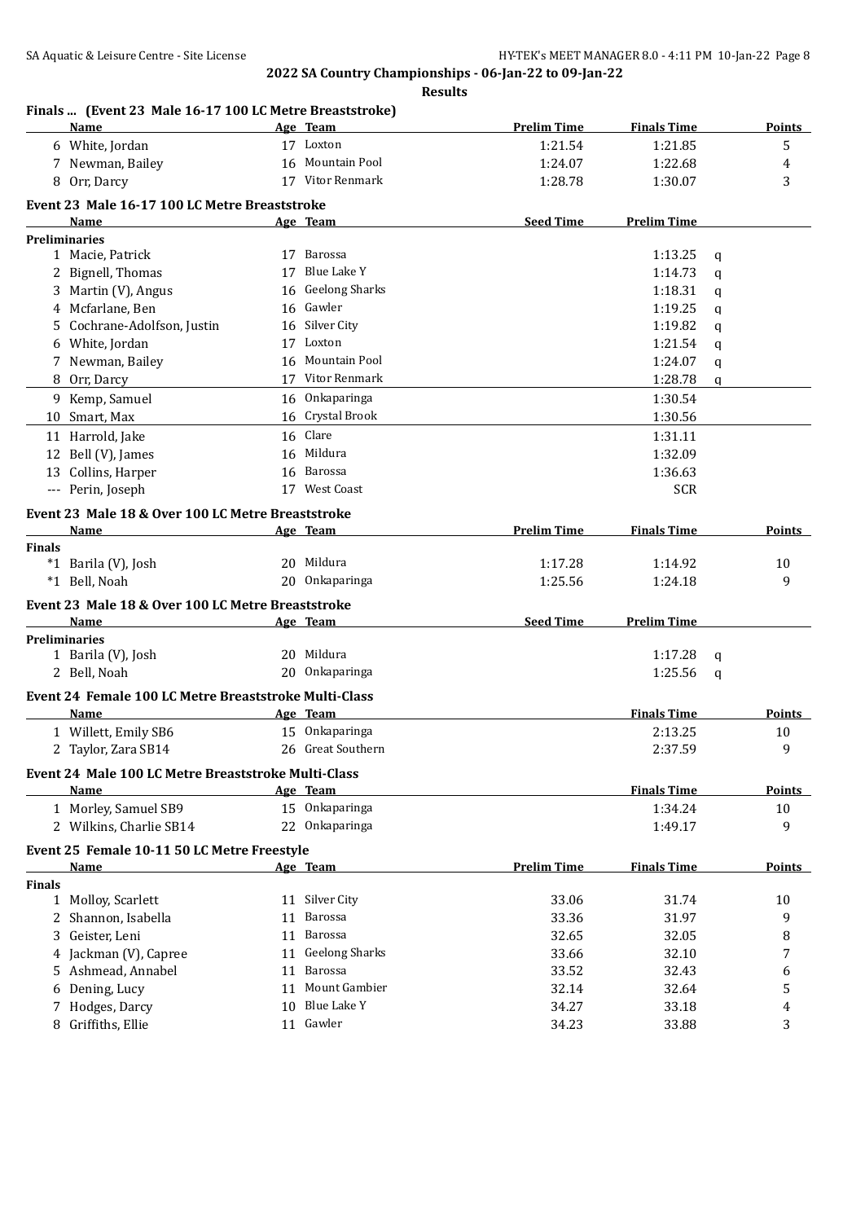## 2022 SA Country Championships - 06-Jan-22 to 09-Jan-22

**Results**

### Finals ... (Event 23 Male 16-17 100 LC Metre Breaststroke)

| | Name | Age | Team | Prelim Time | Finals Time | Points |
|---|---|---|---|---|---|---|
| 6 | White, Jordan | 17 | Loxton | 1:21.54 | 1:21.85 | 5 |
| 7 | Newman, Bailey | 16 | Mountain Pool | 1:24.07 | 1:22.68 | 4 |
| 8 | Orr, Darcy | 17 | Vitor Renmark | 1:28.78 | 1:30.07 | 3 |

### Event 23 Male 16-17 100 LC Metre Breaststroke

| | Name | Age | Team | Seed Time | Prelim Time | |
|---|---|---|---|---|---|---|
| **Preliminaries** | | | | | | |
| 1 | Macie, Patrick | 17 | Barossa | | 1:13.25 | q |
| 2 | Bignell, Thomas | 17 | Blue Lake Y | | 1:14.73 | q |
| 3 | Martin (V), Angus | 16 | Geelong Sharks | | 1:18.31 | q |
| 4 | Mcfarlane, Ben | 16 | Gawler | | 1:19.25 | q |
| 5 | Cochrane-Adolfson, Justin | 16 | Silver City | | 1:19.82 | q |
| 6 | White, Jordan | 17 | Loxton | | 1:21.54 | q |
| 7 | Newman, Bailey | 16 | Mountain Pool | | 1:24.07 | q |
| 8 | Orr, Darcy | 17 | Vitor Renmark | | 1:28.78 | q |
| 9 | Kemp, Samuel | 16 | Onkaparinga | | 1:30.54 | |
| 10 | Smart, Max | 16 | Crystal Brook | | 1:30.56 | |
| 11 | Harrold, Jake | 16 | Clare | | 1:31.11 | |
| 12 | Bell (V), James | 16 | Mildura | | 1:32.09 | |
| 13 | Collins, Harper | 16 | Barossa | | 1:36.63 | |
| --- | Perin, Joseph | 17 | West Coast | | SCR | |

### Event 23 Male 18 & Over 100 LC Metre Breaststroke

| | Name | Age | Team | Prelim Time | Finals Time | Points |
|---|---|---|---|---|---|---|
| **Finals** | | | | | | |
| *1 | Barila (V), Josh | 20 | Mildura | 1:17.28 | 1:14.92 | 10 |
| *1 | Bell, Noah | 20 | Onkaparinga | 1:25.56 | 1:24.18 | 9 |

### Event 23 Male 18 & Over 100 LC Metre Breaststroke

| | Name | Age | Team | Seed Time | Prelim Time | |
|---|---|---|---|---|---|---|
| **Preliminaries** | | | | | | |
| 1 | Barila (V), Josh | 20 | Mildura | | 1:17.28 | q |
| 2 | Bell, Noah | 20 | Onkaparinga | | 1:25.56 | q |

### Event 24 Female 100 LC Metre Breaststroke Multi-Class

| | Name | Age | Team | Finals Time | Points |
|---|---|---|---|---|---|
| 1 | Willett, Emily SB6 | 15 | Onkaparinga | 2:13.25 | 10 |
| 2 | Taylor, Zara SB14 | 26 | Great Southern | 2:37.59 | 9 |

### Event 24 Male 100 LC Metre Breaststroke Multi-Class

| | Name | Age | Team | Finals Time | Points |
|---|---|---|---|---|---|
| 1 | Morley, Samuel SB9 | 15 | Onkaparinga | 1:34.24 | 10 |
| 2 | Wilkins, Charlie SB14 | 22 | Onkaparinga | 1:49.17 | 9 |

### Event 25 Female 10-11 50 LC Metre Freestyle

| | Name | Age | Team | Prelim Time | Finals Time | Points |
|---|---|---|---|---|---|---|
| **Finals** | | | | | | |
| 1 | Molloy, Scarlett | 11 | Silver City | 33.06 | 31.74 | 10 |
| 2 | Shannon, Isabella | 11 | Barossa | 33.36 | 31.97 | 9 |
| 3 | Geister, Leni | 11 | Barossa | 32.65 | 32.05 | 8 |
| 4 | Jackman (V), Capree | 11 | Geelong Sharks | 33.66 | 32.10 | 7 |
| 5 | Ashmead, Annabel | 11 | Barossa | 33.52 | 32.43 | 6 |
| 6 | Dening, Lucy | 11 | Mount Gambier | 32.14 | 32.64 | 5 |
| 7 | Hodges, Darcy | 10 | Blue Lake Y | 34.27 | 33.18 | 4 |
| 8 | Griffiths, Ellie | 11 | Gawler | 34.23 | 33.88 | 3 |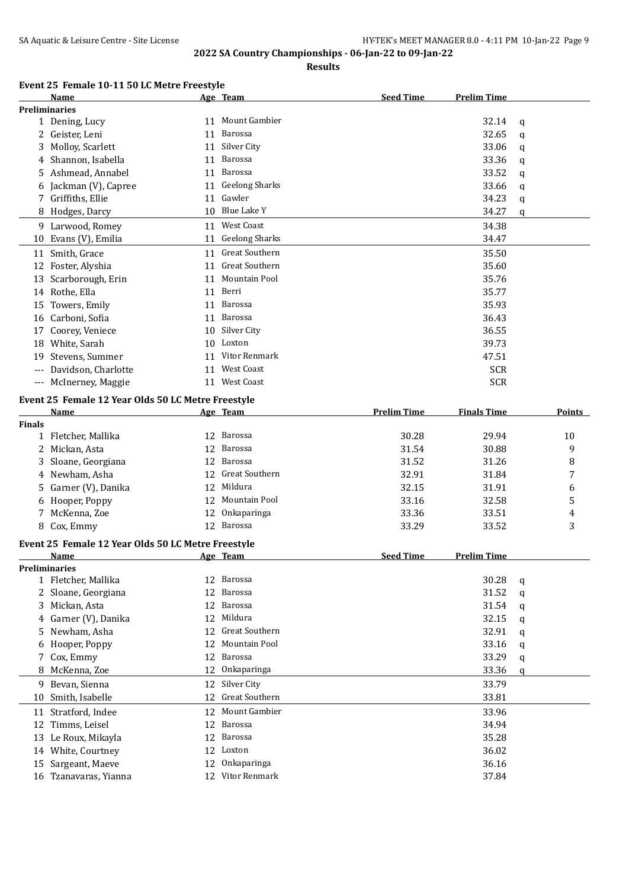**2022 SA Country Championships - 06-Jan-22 to 09-Jan-22**

**Results**

**Event 25 Female 10-11 50 LC Metre Freestyle**

| | Name | Age | Team | Seed Time | Prelim Time | |
|---|---|---|---|---|---|---|
| **Preliminaries** | | | | | | |
| 1 | Dening, Lucy | 11 | Mount Gambier | | 32.14 | q |
| 2 | Geister, Leni | 11 | Barossa | | 32.65 | q |
| 3 | Molloy, Scarlett | 11 | Silver City | | 33.06 | q |
| 4 | Shannon, Isabella | 11 | Barossa | | 33.36 | q |
| 5 | Ashmead, Annabel | 11 | Barossa | | 33.52 | q |
| 6 | Jackman (V), Capree | 11 | Geelong Sharks | | 33.66 | q |
| 7 | Griffiths, Ellie | 11 | Gawler | | 34.23 | q |
| 8 | Hodges, Darcy | 10 | Blue Lake Y | | 34.27 | q |
| 9 | Larwood, Romey | 11 | West Coast | | 34.38 | |
| 10 | Evans (V), Emilia | 11 | Geelong Sharks | | 34.47 | |
| 11 | Smith, Grace | 11 | Great Southern | | 35.50 | |
| 12 | Foster, Alyshia | 11 | Great Southern | | 35.60 | |
| 13 | Scarborough, Erin | 11 | Mountain Pool | | 35.76 | |
| 14 | Rothe, Ella | 11 | Berri | | 35.77 | |
| 15 | Towers, Emily | 11 | Barossa | | 35.93 | |
| 16 | Carboni, Sofia | 11 | Barossa | | 36.43 | |
| 17 | Coorey, Veniece | 10 | Silver City | | 36.55 | |
| 18 | White, Sarah | 10 | Loxton | | 39.73 | |
| 19 | Stevens, Summer | 11 | Vitor Renmark | | 47.51 | |
| --- | Davidson, Charlotte | 11 | West Coast | | SCR | |
| --- | McInerney, Maggie | 11 | West Coast | | SCR | |

**Event 25 Female 12 Year Olds 50 LC Metre Freestyle**

| | Name | Age | Team | Prelim Time | Finals Time | Points |
|---|---|---|---|---|---|---|
| **Finals** | | | | | | |
| 1 | Fletcher, Mallika | 12 | Barossa | 30.28 | 29.94 | 10 |
| 2 | Mickan, Asta | 12 | Barossa | 31.54 | 30.88 | 9 |
| 3 | Sloane, Georgiana | 12 | Barossa | 31.52 | 31.26 | 8 |
| 4 | Newham, Asha | 12 | Great Southern | 32.91 | 31.84 | 7 |
| 5 | Garner (V), Danika | 12 | Mildura | 32.15 | 31.91 | 6 |
| 6 | Hooper, Poppy | 12 | Mountain Pool | 33.16 | 32.58 | 5 |
| 7 | McKenna, Zoe | 12 | Onkaparinga | 33.36 | 33.51 | 4 |
| 8 | Cox, Emmy | 12 | Barossa | 33.29 | 33.52 | 3 |

**Event 25 Female 12 Year Olds 50 LC Metre Freestyle**

| | Name | Age | Team | Seed Time | Prelim Time | |
|---|---|---|---|---|---|---|
| **Preliminaries** | | | | | | |
| 1 | Fletcher, Mallika | 12 | Barossa | | 30.28 | q |
| 2 | Sloane, Georgiana | 12 | Barossa | | 31.52 | q |
| 3 | Mickan, Asta | 12 | Barossa | | 31.54 | q |
| 4 | Garner (V), Danika | 12 | Mildura | | 32.15 | q |
| 5 | Newham, Asha | 12 | Great Southern | | 32.91 | q |
| 6 | Hooper, Poppy | 12 | Mountain Pool | | 33.16 | q |
| 7 | Cox, Emmy | 12 | Barossa | | 33.29 | q |
| 8 | McKenna, Zoe | 12 | Onkaparinga | | 33.36 | q |
| 9 | Bevan, Sienna | 12 | Silver City | | 33.79 | |
| 10 | Smith, Isabelle | 12 | Great Southern | | 33.81 | |
| 11 | Stratford, Indee | 12 | Mount Gambier | | 33.96 | |
| 12 | Timms, Leisel | 12 | Barossa | | 34.94 | |
| 13 | Le Roux, Mikayla | 12 | Barossa | | 35.28 | |
| 14 | White, Courtney | 12 | Loxton | | 36.02 | |
| 15 | Sargeant, Maeve | 12 | Onkaparinga | | 36.16 | |
| 16 | Tzanavaras, Yianna | 12 | Vitor Renmark | | 37.84 | |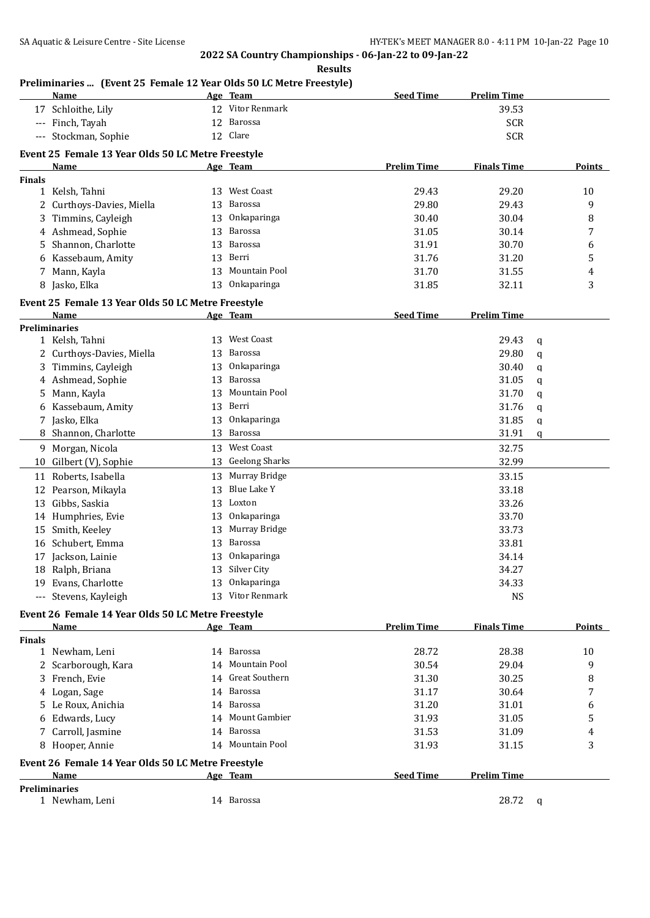2022 SA Country Championships - 06-Jan-22 to 09-Jan-22

**Results**

**Preliminaries ... (Event 25 Female 12 Year Olds 50 LC Metre Freestyle)**

| | Name | Age | Team | Seed Time | Prelim Time |
|---|---|---|---|---|---|
| 17 | Schloithe, Lily | 12 | Vitor Renmark | | 39.53 |
| --- | Finch, Tayah | 12 | Barossa | | SCR |
| --- | Stockman, Sophie | 12 | Clare | | SCR |

**Event 25 Female 13 Year Olds 50 LC Metre Freestyle**

| | Name | Age | Team | Prelim Time | Finals Time | Points |
|---|---|---|---|---|---|---|
| **Finals** | | | | | | |
| 1 | Kelsh, Tahni | 13 | West Coast | 29.43 | 29.20 | 10 |
| 2 | Curthoys-Davies, Miella | 13 | Barossa | 29.80 | 29.43 | 9 |
| 3 | Timmins, Cayleigh | 13 | Onkaparinga | 30.40 | 30.04 | 8 |
| 4 | Ashmead, Sophie | 13 | Barossa | 31.05 | 30.14 | 7 |
| 5 | Shannon, Charlotte | 13 | Barossa | 31.91 | 30.70 | 6 |
| 6 | Kassebaum, Amity | 13 | Berri | 31.76 | 31.20 | 5 |
| 7 | Mann, Kayla | 13 | Mountain Pool | 31.70 | 31.55 | 4 |
| 8 | Jasko, Elka | 13 | Onkaparinga | 31.85 | 32.11 | 3 |

**Event 25 Female 13 Year Olds 50 LC Metre Freestyle**

| | Name | Age | Team | Seed Time | Prelim Time | |
|---|---|---|---|---|---|---|
| **Preliminaries** | | | | | | |
| 1 | Kelsh, Tahni | 13 | West Coast | | 29.43 | q |
| 2 | Curthoys-Davies, Miella | 13 | Barossa | | 29.80 | q |
| 3 | Timmins, Cayleigh | 13 | Onkaparinga | | 30.40 | q |
| 4 | Ashmead, Sophie | 13 | Barossa | | 31.05 | q |
| 5 | Mann, Kayla | 13 | Mountain Pool | | 31.70 | q |
| 6 | Kassebaum, Amity | 13 | Berri | | 31.76 | q |
| 7 | Jasko, Elka | 13 | Onkaparinga | | 31.85 | q |
| 8 | Shannon, Charlotte | 13 | Barossa | | 31.91 | q |
| 9 | Morgan, Nicola | 13 | West Coast | | 32.75 | |
| 10 | Gilbert (V), Sophie | 13 | Geelong Sharks | | 32.99 | |
| 11 | Roberts, Isabella | 13 | Murray Bridge | | 33.15 | |
| 12 | Pearson, Mikayla | 13 | Blue Lake Y | | 33.18 | |
| 13 | Gibbs, Saskia | 13 | Loxton | | 33.26 | |
| 14 | Humphries, Evie | 13 | Onkaparinga | | 33.70 | |
| 15 | Smith, Keeley | 13 | Murray Bridge | | 33.73 | |
| 16 | Schubert, Emma | 13 | Barossa | | 33.81 | |
| 17 | Jackson, Lainie | 13 | Onkaparinga | | 34.14 | |
| 18 | Ralph, Briana | 13 | Silver City | | 34.27 | |
| 19 | Evans, Charlotte | 13 | Onkaparinga | | 34.33 | |
| --- | Stevens, Kayleigh | 13 | Vitor Renmark | | NS | |

**Event 26 Female 14 Year Olds 50 LC Metre Freestyle**

| | Name | Age | Team | Prelim Time | Finals Time | Points |
|---|---|---|---|---|---|---|
| **Finals** | | | | | | |
| 1 | Newham, Leni | 14 | Barossa | 28.72 | 28.38 | 10 |
| 2 | Scarborough, Kara | 14 | Mountain Pool | 30.54 | 29.04 | 9 |
| 3 | French, Evie | 14 | Great Southern | 31.30 | 30.25 | 8 |
| 4 | Logan, Sage | 14 | Barossa | 31.17 | 30.64 | 7 |
| 5 | Le Roux, Anichia | 14 | Barossa | 31.20 | 31.01 | 6 |
| 6 | Edwards, Lucy | 14 | Mount Gambier | 31.93 | 31.05 | 5 |
| 7 | Carroll, Jasmine | 14 | Barossa | 31.53 | 31.09 | 4 |
| 8 | Hooper, Annie | 14 | Mountain Pool | 31.93 | 31.15 | 3 |

**Event 26 Female 14 Year Olds 50 LC Metre Freestyle**

| | Name | Age | Team | Seed Time | Prelim Time | |
|---|---|---|---|---|---|---|
| **Preliminaries** | | | | | | |
| 1 | Newham, Leni | 14 | Barossa | | 28.72 | q |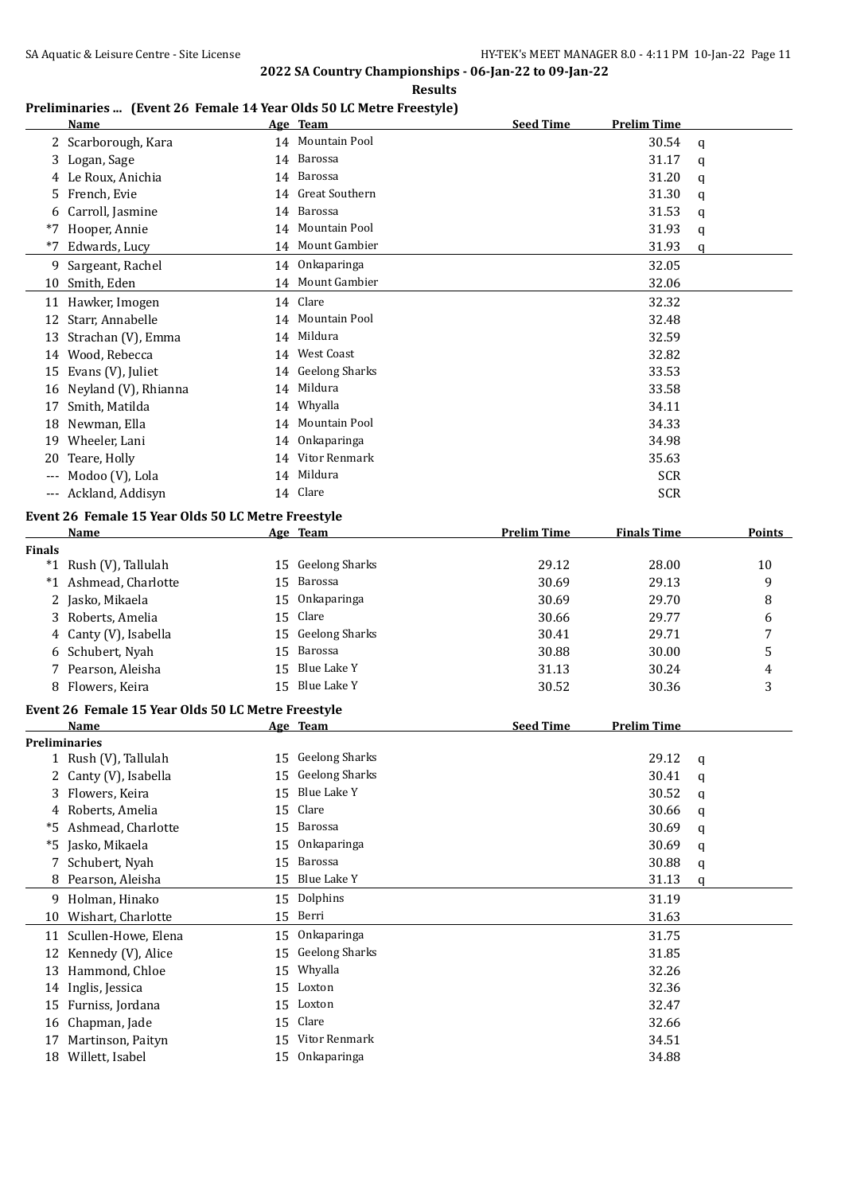## 2022 SA Country Championships - 06-Jan-22 to 09-Jan-22

### Results

### Preliminaries ... (Event 26 Female 14 Year Olds 50 LC Metre Freestyle)

| | Name | Age | Team | Seed Time | Prelim Time | |
|---|---|---|---|---|---|---|
| 2 | Scarborough, Kara | 14 | Mountain Pool | | 30.54 | q |
| 3 | Logan, Sage | 14 | Barossa | | 31.17 | q |
| 4 | Le Roux, Anichia | 14 | Barossa | | 31.20 | q |
| 5 | French, Evie | 14 | Great Southern | | 31.30 | q |
| 6 | Carroll, Jasmine | 14 | Barossa | | 31.53 | q |
| *7 | Hooper, Annie | 14 | Mountain Pool | | 31.93 | q |
| *7 | Edwards, Lucy | 14 | Mount Gambier | | 31.93 | q |
| 9 | Sargeant, Rachel | 14 | Onkaparinga | | 32.05 | |
| 10 | Smith, Eden | 14 | Mount Gambier | | 32.06 | |
| 11 | Hawker, Imogen | 14 | Clare | | 32.32 | |
| 12 | Starr, Annabelle | 14 | Mountain Pool | | 32.48 | |
| 13 | Strachan (V), Emma | 14 | Mildura | | 32.59 | |
| 14 | Wood, Rebecca | 14 | West Coast | | 32.82 | |
| 15 | Evans (V), Juliet | 14 | Geelong Sharks | | 33.53 | |
| 16 | Neyland (V), Rhianna | 14 | Mildura | | 33.58 | |
| 17 | Smith, Matilda | 14 | Whyalla | | 34.11 | |
| 18 | Newman, Ella | 14 | Mountain Pool | | 34.33 | |
| 19 | Wheeler, Lani | 14 | Onkaparinga | | 34.98 | |
| 20 | Teare, Holly | 14 | Vitor Renmark | | 35.63 | |
| --- | Modoo (V), Lola | 14 | Mildura | | SCR | |
| --- | Ackland, Addisyn | 14 | Clare | | SCR | |

### Event 26 Female 15 Year Olds 50 LC Metre Freestyle

| | Name | Age | Team | Prelim Time | Finals Time | Points |
|---|---|---|---|---|---|---|
| **Finals** | | | | | | |
| *1 | Rush (V), Tallulah | 15 | Geelong Sharks | 29.12 | 28.00 | 10 |
| *1 | Ashmead, Charlotte | 15 | Barossa | 30.69 | 29.13 | 9 |
| 2 | Jasko, Mikaela | 15 | Onkaparinga | 30.69 | 29.70 | 8 |
| 3 | Roberts, Amelia | 15 | Clare | 30.66 | 29.77 | 6 |
| 4 | Canty (V), Isabella | 15 | Geelong Sharks | 30.41 | 29.71 | 7 |
| 6 | Schubert, Nyah | 15 | Barossa | 30.88 | 30.00 | 5 |
| 7 | Pearson, Aleisha | 15 | Blue Lake Y | 31.13 | 30.24 | 4 |
| 8 | Flowers, Keira | 15 | Blue Lake Y | 30.52 | 30.36 | 3 |

### Event 26 Female 15 Year Olds 50 LC Metre Freestyle

| | Name | Age | Team | Seed Time | Prelim Time | |
|---|---|---|---|---|---|---|
| **Preliminaries** | | | | | | |
| 1 | Rush (V), Tallulah | 15 | Geelong Sharks | | 29.12 | q |
| 2 | Canty (V), Isabella | 15 | Geelong Sharks | | 30.41 | q |
| 3 | Flowers, Keira | 15 | Blue Lake Y | | 30.52 | q |
| 4 | Roberts, Amelia | 15 | Clare | | 30.66 | q |
| *5 | Ashmead, Charlotte | 15 | Barossa | | 30.69 | q |
| *5 | Jasko, Mikaela | 15 | Onkaparinga | | 30.69 | q |
| 7 | Schubert, Nyah | 15 | Barossa | | 30.88 | q |
| 8 | Pearson, Aleisha | 15 | Blue Lake Y | | 31.13 | q |
| 9 | Holman, Hinako | 15 | Dolphins | | 31.19 | |
| 10 | Wishart, Charlotte | 15 | Berri | | 31.63 | |
| 11 | Scullen-Howe, Elena | 15 | Onkaparinga | | 31.75 | |
| 12 | Kennedy (V), Alice | 15 | Geelong Sharks | | 31.85 | |
| 13 | Hammond, Chloe | 15 | Whyalla | | 32.26 | |
| 14 | Inglis, Jessica | 15 | Loxton | | 32.36 | |
| 15 | Furniss, Jordana | 15 | Loxton | | 32.47 | |
| 16 | Chapman, Jade | 15 | Clare | | 32.66 | |
| 17 | Martinson, Paityn | 15 | Vitor Renmark | | 34.51 | |
| 18 | Willett, Isabel | 15 | Onkaparinga | | 34.88 | |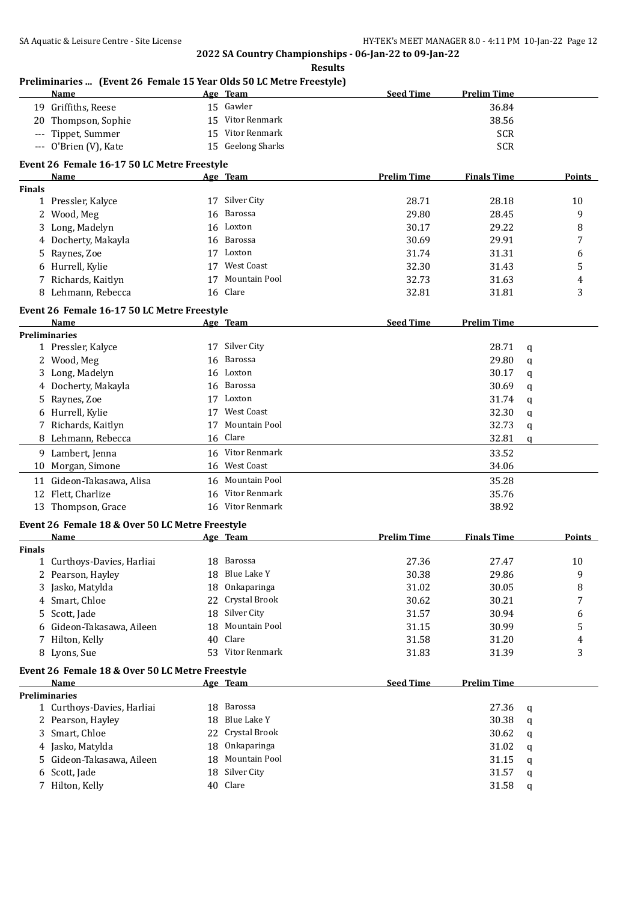## 2022 SA Country Championships - 06-Jan-22 to 09-Jan-22

### Results

### Preliminaries ... (Event 26 Female 15 Year Olds 50 LC Metre Freestyle)

| | Name | Age | Team | Seed Time | Prelim Time | |
|---|---|---|---|---|---|---|
| 19 | Griffiths, Reese | 15 | Gawler | | 36.84 | |
| 20 | Thompson, Sophie | 15 | Vitor Renmark | | 38.56 | |
| --- | Tippet, Summer | 15 | Vitor Renmark | | SCR | |
| --- | O'Brien (V), Kate | 15 | Geelong Sharks | | SCR | |

### Event 26 Female 16-17 50 LC Metre Freestyle

| | Name | Age | Team | Prelim Time | Finals Time | Points |
|---|---|---|---|---|---|---|
| **Finals** | | | | | | |
| 1 | Pressler, Kalyce | 17 | Silver City | 28.71 | 28.18 | 10 |
| 2 | Wood, Meg | 16 | Barossa | 29.80 | 28.45 | 9 |
| 3 | Long, Madelyn | 16 | Loxton | 30.17 | 29.22 | 8 |
| 4 | Docherty, Makayla | 16 | Barossa | 30.69 | 29.91 | 7 |
| 5 | Raynes, Zoe | 17 | Loxton | 31.74 | 31.31 | 6 |
| 6 | Hurrell, Kylie | 17 | West Coast | 32.30 | 31.43 | 5 |
| 7 | Richards, Kaitlyn | 17 | Mountain Pool | 32.73 | 31.63 | 4 |
| 8 | Lehmann, Rebecca | 16 | Clare | 32.81 | 31.81 | 3 |

### Event 26 Female 16-17 50 LC Metre Freestyle

| | Name | Age | Team | Seed Time | Prelim Time | |
|---|---|---|---|---|---|---|
| **Preliminaries** | | | | | | |
| 1 | Pressler, Kalyce | 17 | Silver City | | 28.71 | q |
| 2 | Wood, Meg | 16 | Barossa | | 29.80 | q |
| 3 | Long, Madelyn | 16 | Loxton | | 30.17 | q |
| 4 | Docherty, Makayla | 16 | Barossa | | 30.69 | q |
| 5 | Raynes, Zoe | 17 | Loxton | | 31.74 | q |
| 6 | Hurrell, Kylie | 17 | West Coast | | 32.30 | q |
| 7 | Richards, Kaitlyn | 17 | Mountain Pool | | 32.73 | q |
| 8 | Lehmann, Rebecca | 16 | Clare | | 32.81 | q |
| 9 | Lambert, Jenna | 16 | Vitor Renmark | | 33.52 | |
| 10 | Morgan, Simone | 16 | West Coast | | 34.06 | |
| 11 | Gideon-Takasawa, Alisa | 16 | Mountain Pool | | 35.28 | |
| 12 | Flett, Charlize | 16 | Vitor Renmark | | 35.76 | |
| 13 | Thompson, Grace | 16 | Vitor Renmark | | 38.92 | |

### Event 26 Female 18 & Over 50 LC Metre Freestyle

| | Name | Age | Team | Prelim Time | Finals Time | Points |
|---|---|---|---|---|---|---|
| **Finals** | | | | | | |
| 1 | Curthoys-Davies, Harliai | 18 | Barossa | 27.36 | 27.47 | 10 |
| 2 | Pearson, Hayley | 18 | Blue Lake Y | 30.38 | 29.86 | 9 |
| 3 | Jasko, Matylda | 18 | Onkaparinga | 31.02 | 30.05 | 8 |
| 4 | Smart, Chloe | 22 | Crystal Brook | 30.62 | 30.21 | 7 |
| 5 | Scott, Jade | 18 | Silver City | 31.57 | 30.94 | 6 |
| 6 | Gideon-Takasawa, Aileen | 18 | Mountain Pool | 31.15 | 30.99 | 5 |
| 7 | Hilton, Kelly | 40 | Clare | 31.58 | 31.20 | 4 |
| 8 | Lyons, Sue | 53 | Vitor Renmark | 31.83 | 31.39 | 3 |

### Event 26 Female 18 & Over 50 LC Metre Freestyle

| | Name | Age | Team | Seed Time | Prelim Time | |
|---|---|---|---|---|---|---|
| **Preliminaries** | | | | | | |
| 1 | Curthoys-Davies, Harliai | 18 | Barossa | | 27.36 | q |
| 2 | Pearson, Hayley | 18 | Blue Lake Y | | 30.38 | q |
| 3 | Smart, Chloe | 22 | Crystal Brook | | 30.62 | q |
| 4 | Jasko, Matylda | 18 | Onkaparinga | | 31.02 | q |
| 5 | Gideon-Takasawa, Aileen | 18 | Mountain Pool | | 31.15 | q |
| 6 | Scott, Jade | 18 | Silver City | | 31.57 | q |
| 7 | Hilton, Kelly | 40 | Clare | | 31.58 | q |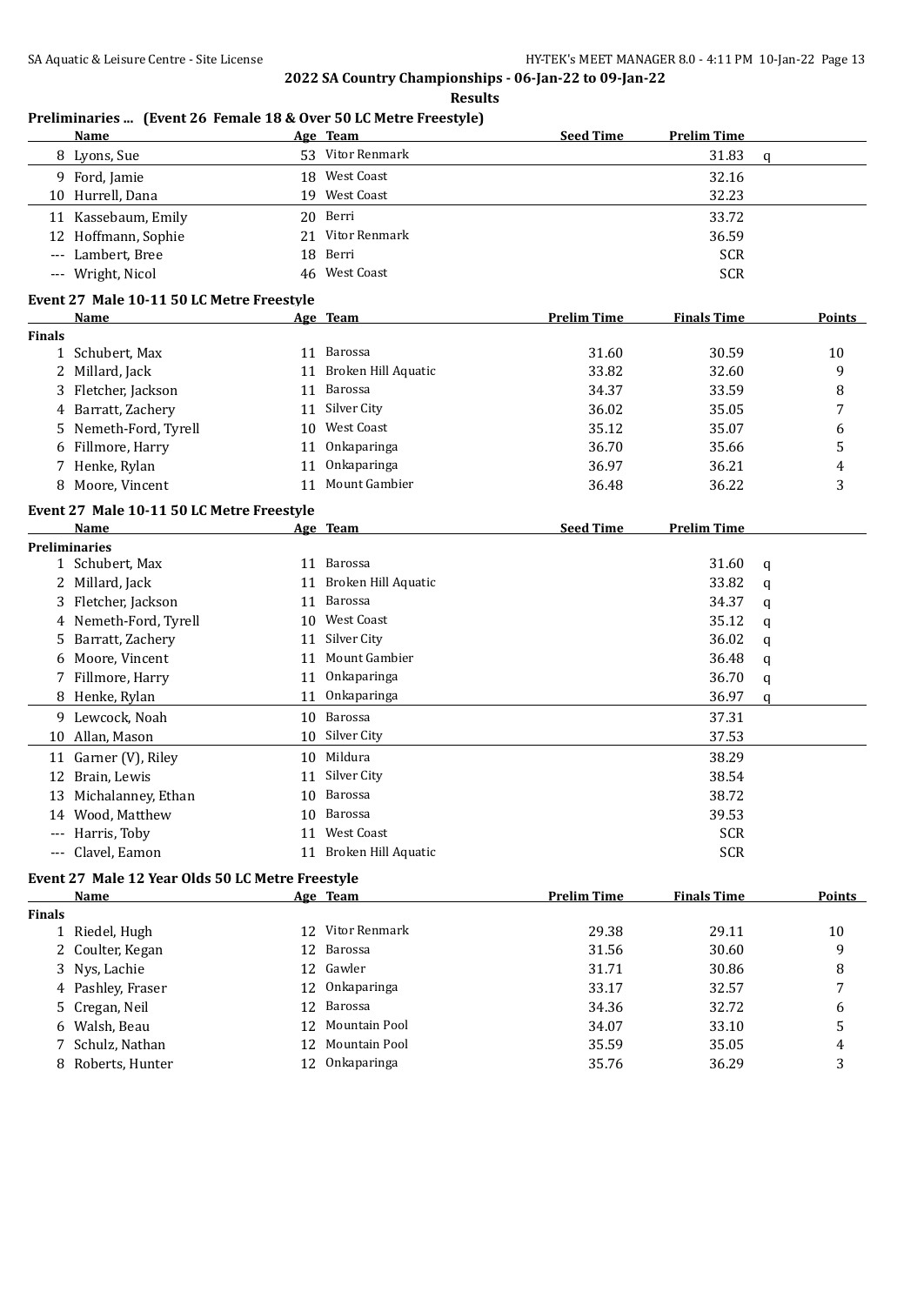**2022 SA Country Championships - 06-Jan-22 to 09-Jan-22**

**Results**

### Preliminaries ... (Event 26 Female 18 & Over 50 LC Metre Freestyle)

| | Name | Age | Team | Seed Time | Prelim Time | |
|---|---|---|---|---|---|---|
| 8 | Lyons, Sue | 53 | Vitor Renmark | | 31.83 | q |
| 9 | Ford, Jamie | 18 | West Coast | | 32.16 | |
| 10 | Hurrell, Dana | 19 | West Coast | | 32.23 | |
| 11 | Kassebaum, Emily | 20 | Berri | | 33.72 | |
| 12 | Hoffmann, Sophie | 21 | Vitor Renmark | | 36.59 | |
| --- | Lambert, Bree | 18 | Berri | | SCR | |
| --- | Wright, Nicol | 46 | West Coast | | SCR | |

### Event 27 Male 10-11 50 LC Metre Freestyle

| | Name | Age | Team | Prelim Time | Finals Time | Points |
|---|---|---|---|---|---|---|
| **Finals** | | | | | | |
| 1 | Schubert, Max | 11 | Barossa | 31.60 | 30.59 | 10 |
| 2 | Millard, Jack | 11 | Broken Hill Aquatic | 33.82 | 32.60 | 9 |
| 3 | Fletcher, Jackson | 11 | Barossa | 34.37 | 33.59 | 8 |
| 4 | Barratt, Zachery | 11 | Silver City | 36.02 | 35.05 | 7 |
| 5 | Nemeth-Ford, Tyrell | 10 | West Coast | 35.12 | 35.07 | 6 |
| 6 | Fillmore, Harry | 11 | Onkaparinga | 36.70 | 35.66 | 5 |
| 7 | Henke, Rylan | 11 | Onkaparinga | 36.97 | 36.21 | 4 |
| 8 | Moore, Vincent | 11 | Mount Gambier | 36.48 | 36.22 | 3 |

### Event 27 Male 10-11 50 LC Metre Freestyle

| | Name | Age | Team | Seed Time | Prelim Time | |
|---|---|---|---|---|---|---|
| **Preliminaries** | | | | | | |
| 1 | Schubert, Max | 11 | Barossa | | 31.60 | q |
| 2 | Millard, Jack | 11 | Broken Hill Aquatic | | 33.82 | q |
| 3 | Fletcher, Jackson | 11 | Barossa | | 34.37 | q |
| 4 | Nemeth-Ford, Tyrell | 10 | West Coast | | 35.12 | q |
| 5 | Barratt, Zachery | 11 | Silver City | | 36.02 | q |
| 6 | Moore, Vincent | 11 | Mount Gambier | | 36.48 | q |
| 7 | Fillmore, Harry | 11 | Onkaparinga | | 36.70 | q |
| 8 | Henke, Rylan | 11 | Onkaparinga | | 36.97 | q |
| 9 | Lewcock, Noah | 10 | Barossa | | 37.31 | |
| 10 | Allan, Mason | 10 | Silver City | | 37.53 | |
| 11 | Garner (V), Riley | 10 | Mildura | | 38.29 | |
| 12 | Brain, Lewis | 11 | Silver City | | 38.54 | |
| 13 | Michalanney, Ethan | 10 | Barossa | | 38.72 | |
| 14 | Wood, Matthew | 10 | Barossa | | 39.53 | |
| --- | Harris, Toby | 11 | West Coast | | SCR | |
| --- | Clavel, Eamon | 11 | Broken Hill Aquatic | | SCR | |

### Event 27 Male 12 Year Olds 50 LC Metre Freestyle

| | Name | Age | Team | Prelim Time | Finals Time | Points |
|---|---|---|---|---|---|---|
| **Finals** | | | | | | |
| 1 | Riedel, Hugh | 12 | Vitor Renmark | 29.38 | 29.11 | 10 |
| 2 | Coulter, Kegan | 12 | Barossa | 31.56 | 30.60 | 9 |
| 3 | Nys, Lachie | 12 | Gawler | 31.71 | 30.86 | 8 |
| 4 | Pashley, Fraser | 12 | Onkaparinga | 33.17 | 32.57 | 7 |
| 5 | Cregan, Neil | 12 | Barossa | 34.36 | 32.72 | 6 |
| 6 | Walsh, Beau | 12 | Mountain Pool | 34.07 | 33.10 | 5 |
| 7 | Schulz, Nathan | 12 | Mountain Pool | 35.59 | 35.05 | 4 |
| 8 | Roberts, Hunter | 12 | Onkaparinga | 35.76 | 36.29 | 3 |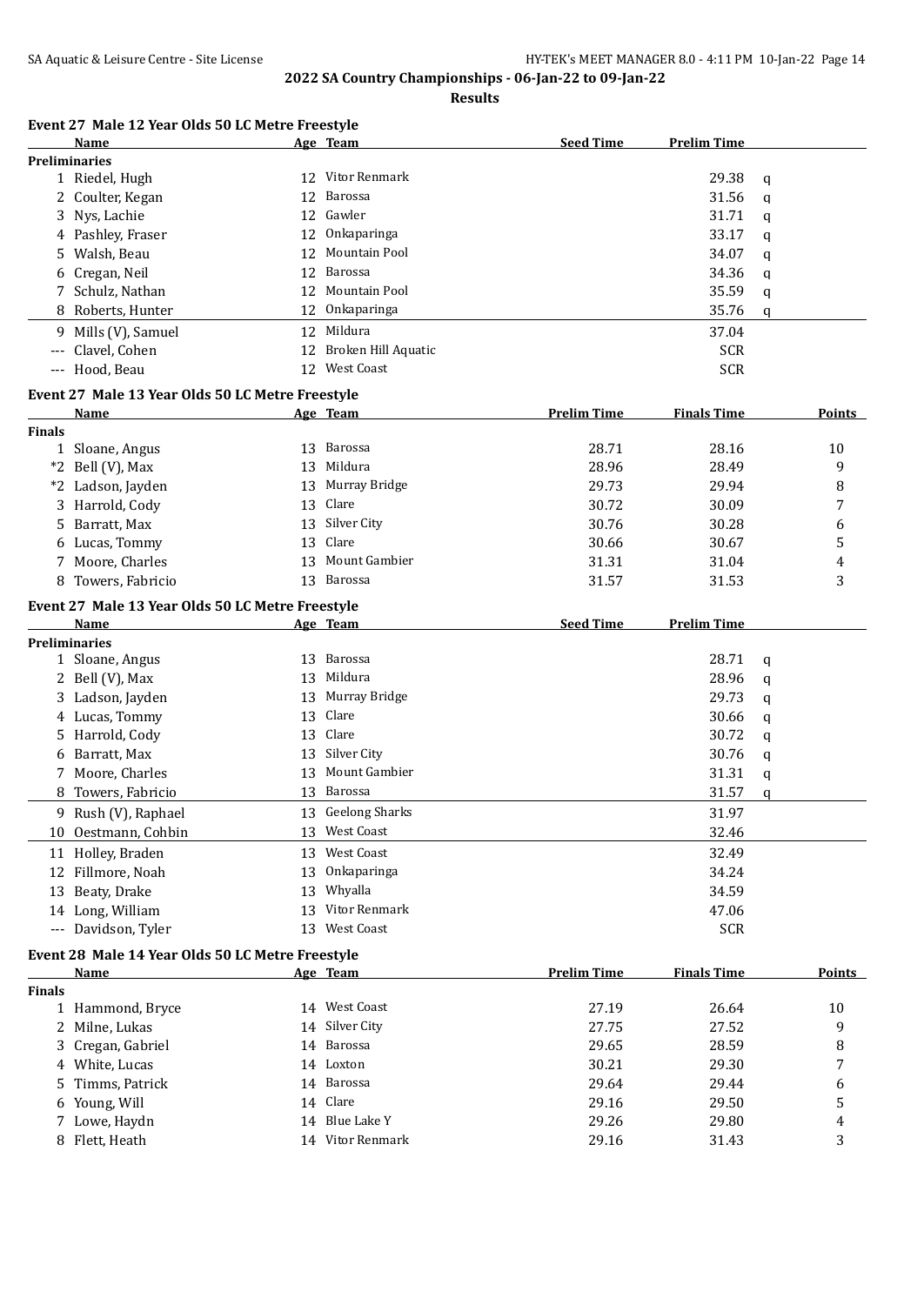**2022 SA Country Championships - 06-Jan-22 to 09-Jan-22**

**Results**

### Event 27 Male 12 Year Olds 50 LC Metre Freestyle

| | Name | Age | Team | Seed Time | Prelim Time | |
|---|---|---|---|---|---|---|
| **Preliminaries** | | | | | | |
| 1 | Riedel, Hugh | 12 | Vitor Renmark | | 29.38 | q |
| 2 | Coulter, Kegan | 12 | Barossa | | 31.56 | q |
| 3 | Nys, Lachie | 12 | Gawler | | 31.71 | q |
| 4 | Pashley, Fraser | 12 | Onkaparinga | | 33.17 | q |
| 5 | Walsh, Beau | 12 | Mountain Pool | | 34.07 | q |
| 6 | Cregan, Neil | 12 | Barossa | | 34.36 | q |
| 7 | Schulz, Nathan | 12 | Mountain Pool | | 35.59 | q |
| 8 | Roberts, Hunter | 12 | Onkaparinga | | 35.76 | q |
| 9 | Mills (V), Samuel | 12 | Mildura | | 37.04 | |
| --- | Clavel, Cohen | 12 | Broken Hill Aquatic | | SCR | |
| --- | Hood, Beau | 12 | West Coast | | SCR | |

### Event 27 Male 13 Year Olds 50 LC Metre Freestyle

| | Name | Age | Team | Prelim Time | Finals Time | Points |
|---|---|---|---|---|---|---|
| **Finals** | | | | | | |
| 1 | Sloane, Angus | 13 | Barossa | 28.71 | 28.16 | 10 |
| *2 | Bell (V), Max | 13 | Mildura | 28.96 | 28.49 | 9 |
| *2 | Ladson, Jayden | 13 | Murray Bridge | 29.73 | 29.94 | 8 |
| 3 | Harrold, Cody | 13 | Clare | 30.72 | 30.09 | 7 |
| 5 | Barratt, Max | 13 | Silver City | 30.76 | 30.28 | 6 |
| 6 | Lucas, Tommy | 13 | Clare | 30.66 | 30.67 | 5 |
| 7 | Moore, Charles | 13 | Mount Gambier | 31.31 | 31.04 | 4 |
| 8 | Towers, Fabricio | 13 | Barossa | 31.57 | 31.53 | 3 |

### Event 27 Male 13 Year Olds 50 LC Metre Freestyle

| | Name | Age | Team | Seed Time | Prelim Time | |
|---|---|---|---|---|---|---|
| **Preliminaries** | | | | | | |
| 1 | Sloane, Angus | 13 | Barossa | | 28.71 | q |
| 2 | Bell (V), Max | 13 | Mildura | | 28.96 | q |
| 3 | Ladson, Jayden | 13 | Murray Bridge | | 29.73 | q |
| 4 | Lucas, Tommy | 13 | Clare | | 30.66 | q |
| 5 | Harrold, Cody | 13 | Clare | | 30.72 | q |
| 6 | Barratt, Max | 13 | Silver City | | 30.76 | q |
| 7 | Moore, Charles | 13 | Mount Gambier | | 31.31 | q |
| 8 | Towers, Fabricio | 13 | Barossa | | 31.57 | q |
| 9 | Rush (V), Raphael | 13 | Geelong Sharks | | 31.97 | |
| 10 | Oestmann, Cohbin | 13 | West Coast | | 32.46 | |
| 11 | Holley, Braden | 13 | West Coast | | 32.49 | |
| 12 | Fillmore, Noah | 13 | Onkaparinga | | 34.24 | |
| 13 | Beaty, Drake | 13 | Whyalla | | 34.59 | |
| 14 | Long, William | 13 | Vitor Renmark | | 47.06 | |
| --- | Davidson, Tyler | 13 | West Coast | | SCR | |

### Event 28 Male 14 Year Olds 50 LC Metre Freestyle

| | Name | Age | Team | Prelim Time | Finals Time | Points |
|---|---|---|---|---|---|---|
| **Finals** | | | | | | |
| 1 | Hammond, Bryce | 14 | West Coast | 27.19 | 26.64 | 10 |
| 2 | Milne, Lukas | 14 | Silver City | 27.75 | 27.52 | 9 |
| 3 | Cregan, Gabriel | 14 | Barossa | 29.65 | 28.59 | 8 |
| 4 | White, Lucas | 14 | Loxton | 30.21 | 29.30 | 7 |
| 5 | Timms, Patrick | 14 | Barossa | 29.64 | 29.44 | 6 |
| 6 | Young, Will | 14 | Clare | 29.16 | 29.50 | 5 |
| 7 | Lowe, Haydn | 14 | Blue Lake Y | 29.26 | 29.80 | 4 |
| 8 | Flett, Heath | 14 | Vitor Renmark | 29.16 | 31.43 | 3 |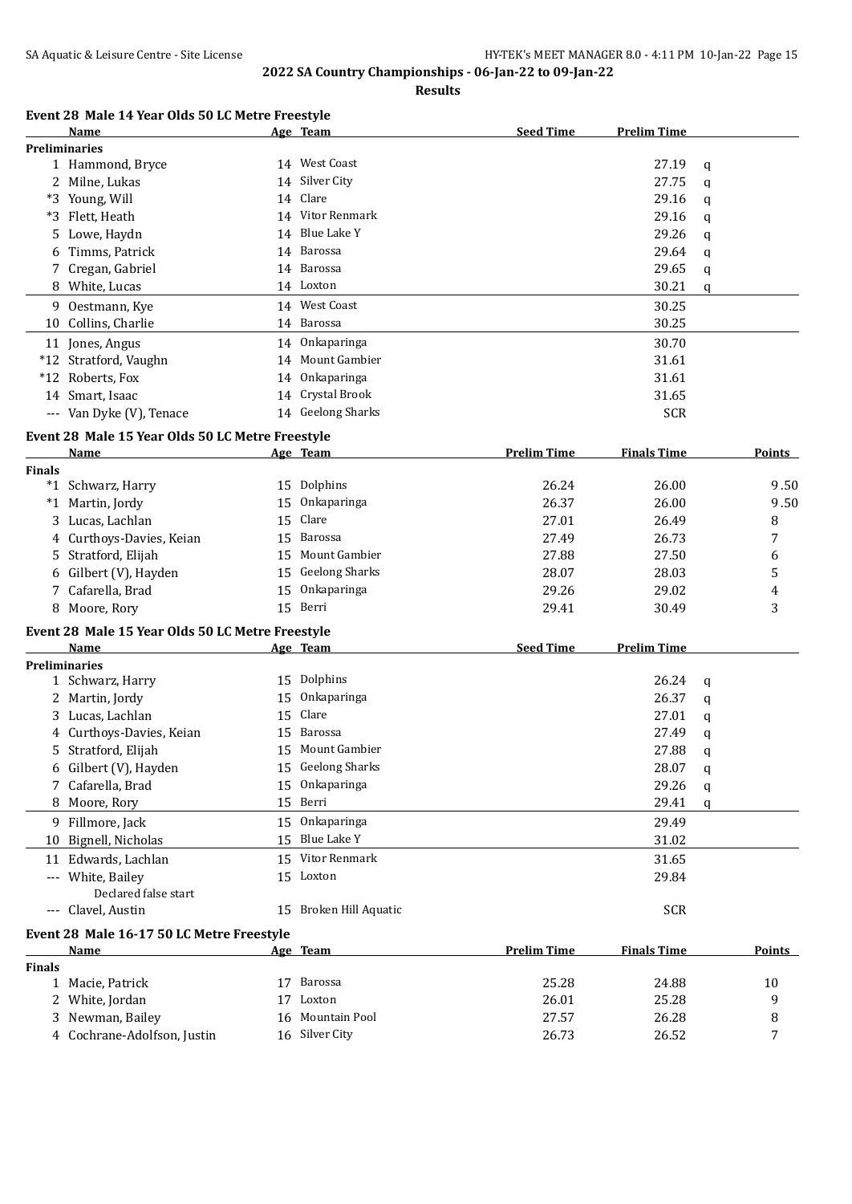## 2022 SA Country Championships - 06-Jan-22 to 09-Jan-22

### Results

#### Event 28 Male 14 Year Olds 50 LC Metre Freestyle

| | Name | Age | Team | Seed Time | Prelim Time | |
|---|---|---|---|---|---|---|
| **Preliminaries** | | | | | | |
| 1 | Hammond, Bryce | 14 | West Coast | | 27.19 | q |
| 2 | Milne, Lukas | 14 | Silver City | | 27.75 | q |
| *3 | Young, Will | 14 | Clare | | 29.16 | q |
| *3 | Flett, Heath | 14 | Vitor Renmark | | 29.16 | q |
| 5 | Lowe, Haydn | 14 | Blue Lake Y | | 29.26 | q |
| 6 | Timms, Patrick | 14 | Barossa | | 29.64 | q |
| 7 | Cregan, Gabriel | 14 | Barossa | | 29.65 | q |
| 8 | White, Lucas | 14 | Loxton | | 30.21 | q |
| 9 | Oestmann, Kye | 14 | West Coast | | 30.25 | |
| 10 | Collins, Charlie | 14 | Barossa | | 30.25 | |
| 11 | Jones, Angus | 14 | Onkaparinga | | 30.70 | |
| *12 | Stratford, Vaughn | 14 | Mount Gambier | | 31.61 | |
| *12 | Roberts, Fox | 14 | Onkaparinga | | 31.61 | |
| 14 | Smart, Isaac | 14 | Crystal Brook | | 31.65 | |
| --- | Van Dyke (V), Tenace | 14 | Geelong Sharks | | SCR | |

#### Event 28 Male 15 Year Olds 50 LC Metre Freestyle

| | Name | Age | Team | Prelim Time | Finals Time | Points |
|---|---|---|---|---|---|---|
| **Finals** | | | | | | |
| *1 | Schwarz, Harry | 15 | Dolphins | 26.24 | 26.00 | 9.50 |
| *1 | Martin, Jordy | 15 | Onkaparinga | 26.37 | 26.00 | 9.50 |
| 3 | Lucas, Lachlan | 15 | Clare | 27.01 | 26.49 | 8 |
| 4 | Curthoys-Davies, Keian | 15 | Barossa | 27.49 | 26.73 | 7 |
| 5 | Stratford, Elijah | 15 | Mount Gambier | 27.88 | 27.50 | 6 |
| 6 | Gilbert (V), Hayden | 15 | Geelong Sharks | 28.07 | 28.03 | 5 |
| 7 | Cafarella, Brad | 15 | Onkaparinga | 29.26 | 29.02 | 4 |
| 8 | Moore, Rory | 15 | Berri | 29.41 | 30.49 | 3 |

#### Event 28 Male 15 Year Olds 50 LC Metre Freestyle

| | Name | Age | Team | Seed Time | Prelim Time | |
|---|---|---|---|---|---|---|
| **Preliminaries** | | | | | | |
| 1 | Schwarz, Harry | 15 | Dolphins | | 26.24 | q |
| 2 | Martin, Jordy | 15 | Onkaparinga | | 26.37 | q |
| 3 | Lucas, Lachlan | 15 | Clare | | 27.01 | q |
| 4 | Curthoys-Davies, Keian | 15 | Barossa | | 27.49 | q |
| 5 | Stratford, Elijah | 15 | Mount Gambier | | 27.88 | q |
| 6 | Gilbert (V), Hayden | 15 | Geelong Sharks | | 28.07 | q |
| 7 | Cafarella, Brad | 15 | Onkaparinga | | 29.26 | q |
| 8 | Moore, Rory | 15 | Berri | | 29.41 | q |
| 9 | Fillmore, Jack | 15 | Onkaparinga | | 29.49 | |
| 10 | Bignell, Nicholas | 15 | Blue Lake Y | | 31.02 | |
| 11 | Edwards, Lachlan | 15 | Vitor Renmark | | 31.65 | |
| --- | White, Bailey<br>Declared false start | 15 | Loxton | | 29.84 | |
| --- | Clavel, Austin | 15 | Broken Hill Aquatic | | SCR | |

#### Event 28 Male 16-17 50 LC Metre Freestyle

| | Name | Age | Team | Prelim Time | Finals Time | Points |
|---|---|---|---|---|---|---|
| **Finals** | | | | | | |
| 1 | Macie, Patrick | 17 | Barossa | 25.28 | 24.88 | 10 |
| 2 | White, Jordan | 17 | Loxton | 26.01 | 25.28 | 9 |
| 3 | Newman, Bailey | 16 | Mountain Pool | 27.57 | 26.28 | 8 |
| 4 | Cochrane-Adolfson, Justin | 16 | Silver City | 26.73 | 26.52 | 7 |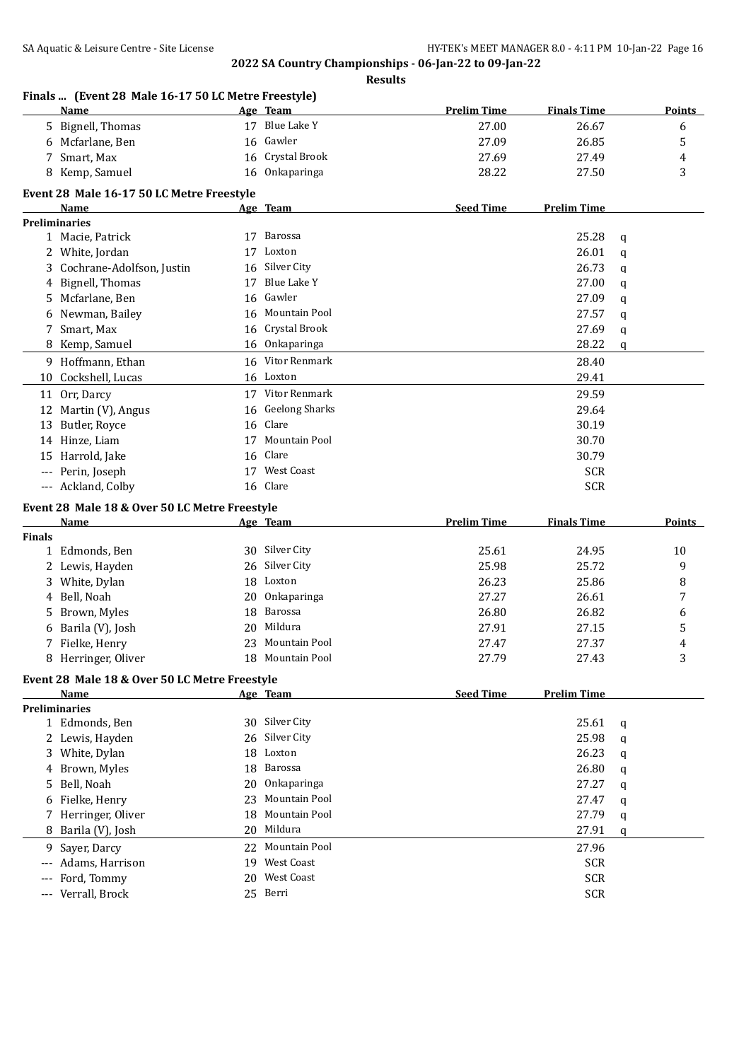2022 SA Country Championships - 06-Jan-22 to 09-Jan-22

**Results**

### Finals ... (Event 28 Male 16-17 50 LC Metre Freestyle)

| | Name | Age | Team | Prelim Time | Finals Time | Points |
|---|---|---|---|---|---|---|
| 5 | Bignell, Thomas | 17 | Blue Lake Y | 27.00 | 26.67 | 6 |
| 6 | Mcfarlane, Ben | 16 | Gawler | 27.09 | 26.85 | 5 |
| 7 | Smart, Max | 16 | Crystal Brook | 27.69 | 27.49 | 4 |
| 8 | Kemp, Samuel | 16 | Onkaparinga | 28.22 | 27.50 | 3 |

### Event 28 Male 16-17 50 LC Metre Freestyle

| | Name | Age | Team | Seed Time | Prelim Time | |
|---|---|---|---|---|---|---|
| **Preliminaries** | | | | | | |
| 1 | Macie, Patrick | 17 | Barossa | | 25.28 | q |
| 2 | White, Jordan | 17 | Loxton | | 26.01 | q |
| 3 | Cochrane-Adolfson, Justin | 16 | Silver City | | 26.73 | q |
| 4 | Bignell, Thomas | 17 | Blue Lake Y | | 27.00 | q |
| 5 | Mcfarlane, Ben | 16 | Gawler | | 27.09 | q |
| 6 | Newman, Bailey | 16 | Mountain Pool | | 27.57 | q |
| 7 | Smart, Max | 16 | Crystal Brook | | 27.69 | q |
| 8 | Kemp, Samuel | 16 | Onkaparinga | | 28.22 | q |
| 9 | Hoffmann, Ethan | 16 | Vitor Renmark | | 28.40 | |
| 10 | Cockshell, Lucas | 16 | Loxton | | 29.41 | |
| 11 | Orr, Darcy | 17 | Vitor Renmark | | 29.59 | |
| 12 | Martin (V), Angus | 16 | Geelong Sharks | | 29.64 | |
| 13 | Butler, Royce | 16 | Clare | | 30.19 | |
| 14 | Hinze, Liam | 17 | Mountain Pool | | 30.70 | |
| 15 | Harrold, Jake | 16 | Clare | | 30.79 | |
| --- | Perin, Joseph | 17 | West Coast | | SCR | |
| --- | Ackland, Colby | 16 | Clare | | SCR | |

### Event 28 Male 18 & Over 50 LC Metre Freestyle

| | Name | Age | Team | Prelim Time | Finals Time | Points |
|---|---|---|---|---|---|---|
| **Finals** | | | | | | |
| 1 | Edmonds, Ben | 30 | Silver City | 25.61 | 24.95 | 10 |
| 2 | Lewis, Hayden | 26 | Silver City | 25.98 | 25.72 | 9 |
| 3 | White, Dylan | 18 | Loxton | 26.23 | 25.86 | 8 |
| 4 | Bell, Noah | 20 | Onkaparinga | 27.27 | 26.61 | 7 |
| 5 | Brown, Myles | 18 | Barossa | 26.80 | 26.82 | 6 |
| 6 | Barila (V), Josh | 20 | Mildura | 27.91 | 27.15 | 5 |
| 7 | Fielke, Henry | 23 | Mountain Pool | 27.47 | 27.37 | 4 |
| 8 | Herringer, Oliver | 18 | Mountain Pool | 27.79 | 27.43 | 3 |

### Event 28 Male 18 & Over 50 LC Metre Freestyle

| | Name | Age | Team | Seed Time | Prelim Time | |
|---|---|---|---|---|---|---|
| **Preliminaries** | | | | | | |
| 1 | Edmonds, Ben | 30 | Silver City | | 25.61 | q |
| 2 | Lewis, Hayden | 26 | Silver City | | 25.98 | q |
| 3 | White, Dylan | 18 | Loxton | | 26.23 | q |
| 4 | Brown, Myles | 18 | Barossa | | 26.80 | q |
| 5 | Bell, Noah | 20 | Onkaparinga | | 27.27 | q |
| 6 | Fielke, Henry | 23 | Mountain Pool | | 27.47 | q |
| 7 | Herringer, Oliver | 18 | Mountain Pool | | 27.79 | q |
| 8 | Barila (V), Josh | 20 | Mildura | | 27.91 | q |
| 9 | Sayer, Darcy | 22 | Mountain Pool | | 27.96 | |
| --- | Adams, Harrison | 19 | West Coast | | SCR | |
| --- | Ford, Tommy | 20 | West Coast | | SCR | |
| --- | Verrall, Brock | 25 | Berri | | SCR | |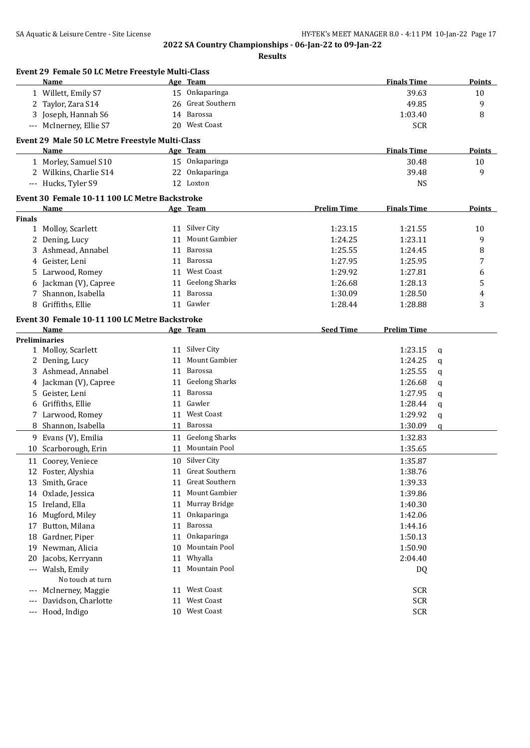## 2022 SA Country Championships - 06-Jan-22 to 09-Jan-22

**Results**

### Event 29 Female 50 LC Metre Freestyle Multi-Class

| | Name | Age | Team | Finals Time | Points |
|---|---|---|---|---|---|
| 1 | Willett, Emily S7 | 15 | Onkaparinga | 39.63 | 10 |
| 2 | Taylor, Zara S14 | 26 | Great Southern | 49.85 | 9 |
| 3 | Joseph, Hannah S6 | 14 | Barossa | 1:03.40 | 8 |
| --- | McInerney, Ellie S7 | 20 | West Coast | SCR | |

### Event 29 Male 50 LC Metre Freestyle Multi-Class

| | Name | Age | Team | Finals Time | Points |
|---|---|---|---|---|---|
| 1 | Morley, Samuel S10 | 15 | Onkaparinga | 30.48 | 10 |
| 2 | Wilkins, Charlie S14 | 22 | Onkaparinga | 39.48 | 9 |
| --- | Hucks, Tyler S9 | 12 | Loxton | NS | |

### Event 30 Female 10-11 100 LC Metre Backstroke

**Finals**

| | Name | Age | Team | Prelim Time | Finals Time | Points |
|---|---|---|---|---|---|---|
| 1 | Molloy, Scarlett | 11 | Silver City | 1:23.15 | 1:21.55 | 10 |
| 2 | Dening, Lucy | 11 | Mount Gambier | 1:24.25 | 1:23.11 | 9 |
| 3 | Ashmead, Annabel | 11 | Barossa | 1:25.55 | 1:24.45 | 8 |
| 4 | Geister, Leni | 11 | Barossa | 1:27.95 | 1:25.95 | 7 |
| 5 | Larwood, Romey | 11 | West Coast | 1:29.92 | 1:27.81 | 6 |
| 6 | Jackman (V), Capree | 11 | Geelong Sharks | 1:26.68 | 1:28.13 | 5 |
| 7 | Shannon, Isabella | 11 | Barossa | 1:30.09 | 1:28.50 | 4 |
| 8 | Griffiths, Ellie | 11 | Gawler | 1:28.44 | 1:28.88 | 3 |

### Event 30 Female 10-11 100 LC Metre Backstroke

**Preliminaries**

| | Name | Age | Team | Seed Time | Prelim Time | |
|---|---|---|---|---|---|---|
| 1 | Molloy, Scarlett | 11 | Silver City | | 1:23.15 | q |
| 2 | Dening, Lucy | 11 | Mount Gambier | | 1:24.25 | q |
| 3 | Ashmead, Annabel | 11 | Barossa | | 1:25.55 | q |
| 4 | Jackman (V), Capree | 11 | Geelong Sharks | | 1:26.68 | q |
| 5 | Geister, Leni | 11 | Barossa | | 1:27.95 | q |
| 6 | Griffiths, Ellie | 11 | Gawler | | 1:28.44 | q |
| 7 | Larwood, Romey | 11 | West Coast | | 1:29.92 | q |
| 8 | Shannon, Isabella | 11 | Barossa | | 1:30.09 | q |
| 9 | Evans (V), Emilia | 11 | Geelong Sharks | | 1:32.83 | |
| 10 | Scarborough, Erin | 11 | Mountain Pool | | 1:35.65 | |
| 11 | Coorey, Veniece | 10 | Silver City | | 1:35.87 | |
| 12 | Foster, Alyshia | 11 | Great Southern | | 1:38.76 | |
| 13 | Smith, Grace | 11 | Great Southern | | 1:39.33 | |
| 14 | Oxlade, Jessica | 11 | Mount Gambier | | 1:39.86 | |
| 15 | Ireland, Ella | 11 | Murray Bridge | | 1:40.30 | |
| 16 | Mugford, Miley | 11 | Onkaparinga | | 1:42.06 | |
| 17 | Button, Milana | 11 | Barossa | | 1:44.16 | |
| 18 | Gardner, Piper | 11 | Onkaparinga | | 1:50.13 | |
| 19 | Newman, Alicia | 10 | Mountain Pool | | 1:50.90 | |
| 20 | Jacobs, Kerryann | 11 | Whyalla | | 2:04.40 | |
| --- | Walsh, Emily<br>No touch at turn | 11 | Mountain Pool | | DQ | |
| --- | McInerney, Maggie | 11 | West Coast | | SCR | |
| --- | Davidson, Charlotte | 11 | West Coast | | SCR | |
| --- | Hood, Indigo | 10 | West Coast | | SCR | |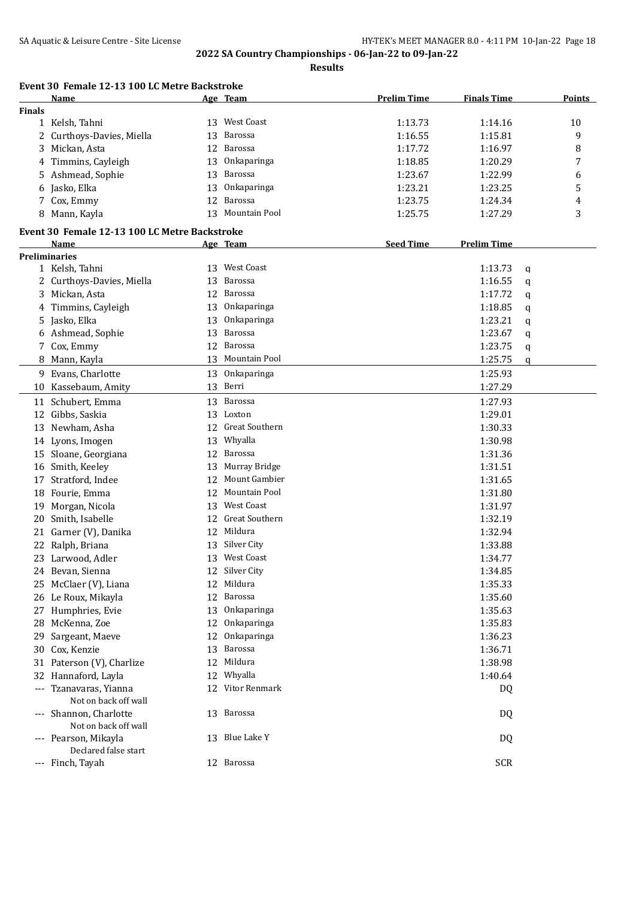2022 SA Country Championships - 06-Jan-22 to 09-Jan-22

**Results**

### Event 30 Female 12-13 100 LC Metre Backstroke

| | Name | Age | Team | Prelim Time | Finals Time | Points |
|---|---|---|---|---|---|---|
| **Finals** | | | | | | |
| 1 | Kelsh, Tahni | 13 | West Coast | 1:13.73 | 1:14.16 | 10 |
| 2 | Curthoys-Davies, Miella | 13 | Barossa | 1:16.55 | 1:15.81 | 9 |
| 3 | Mickan, Asta | 12 | Barossa | 1:17.72 | 1:16.97 | 8 |
| 4 | Timmins, Cayleigh | 13 | Onkaparinga | 1:18.85 | 1:20.29 | 7 |
| 5 | Ashmead, Sophie | 13 | Barossa | 1:23.67 | 1:22.99 | 6 |
| 6 | Jasko, Elka | 13 | Onkaparinga | 1:23.21 | 1:23.25 | 5 |
| 7 | Cox, Emmy | 12 | Barossa | 1:23.75 | 1:24.34 | 4 |
| 8 | Mann, Kayla | 13 | Mountain Pool | 1:25.75 | 1:27.29 | 3 |

### Event 30 Female 12-13 100 LC Metre Backstroke

| | Name | Age | Team | Seed Time | Prelim Time | |
|---|---|---|---|---|---|---|
| **Preliminaries** | | | | | | |
| 1 | Kelsh, Tahni | 13 | West Coast | | 1:13.73 | q |
| 2 | Curthoys-Davies, Miella | 13 | Barossa | | 1:16.55 | q |
| 3 | Mickan, Asta | 12 | Barossa | | 1:17.72 | q |
| 4 | Timmins, Cayleigh | 13 | Onkaparinga | | 1:18.85 | q |
| 5 | Jasko, Elka | 13 | Onkaparinga | | 1:23.21 | q |
| 6 | Ashmead, Sophie | 13 | Barossa | | 1:23.67 | q |
| 7 | Cox, Emmy | 12 | Barossa | | 1:23.75 | q |
| 8 | Mann, Kayla | 13 | Mountain Pool | | 1:25.75 | q |
| 9 | Evans, Charlotte | 13 | Onkaparinga | | 1:25.93 | |
| 10 | Kassebaum, Amity | 13 | Berri | | 1:27.29 | |
| 11 | Schubert, Emma | 13 | Barossa | | 1:27.93 | |
| 12 | Gibbs, Saskia | 13 | Loxton | | 1:29.01 | |
| 13 | Newham, Asha | 12 | Great Southern | | 1:30.33 | |
| 14 | Lyons, Imogen | 13 | Whyalla | | 1:30.98 | |
| 15 | Sloane, Georgiana | 12 | Barossa | | 1:31.36 | |
| 16 | Smith, Keeley | 13 | Murray Bridge | | 1:31.51 | |
| 17 | Stratford, Indee | 12 | Mount Gambier | | 1:31.65 | |
| 18 | Fourie, Emma | 12 | Mountain Pool | | 1:31.80 | |
| 19 | Morgan, Nicola | 13 | West Coast | | 1:31.97 | |
| 20 | Smith, Isabelle | 12 | Great Southern | | 1:32.19 | |
| 21 | Garner (V), Danika | 12 | Mildura | | 1:32.94 | |
| 22 | Ralph, Briana | 13 | Silver City | | 1:33.88 | |
| 23 | Larwood, Adler | 13 | West Coast | | 1:34.77 | |
| 24 | Bevan, Sienna | 12 | Silver City | | 1:34.85 | |
| 25 | McClaer (V), Liana | 12 | Mildura | | 1:35.33 | |
| 26 | Le Roux, Mikayla | 12 | Barossa | | 1:35.60 | |
| 27 | Humphries, Evie | 13 | Onkaparinga | | 1:35.63 | |
| 28 | McKenna, Zoe | 12 | Onkaparinga | | 1:35.83 | |
| 29 | Sargeant, Maeve | 12 | Onkaparinga | | 1:36.23 | |
| 30 | Cox, Kenzie | 13 | Barossa | | 1:36.71 | |
| 31 | Paterson (V), Charlize | 12 | Mildura | | 1:38.98 | |
| 32 | Hannaford, Layla | 12 | Whyalla | | 1:40.64 | |
| --- | Tzanavaras, Yianna<br>Not on back off wall | 12 | Vitor Renmark | | DQ | |
| --- | Shannon, Charlotte<br>Not on back off wall | 13 | Barossa | | DQ | |
| --- | Pearson, Mikayla<br>Declared false start | 13 | Blue Lake Y | | DQ | |
| --- | Finch, Tayah | 12 | Barossa | | SCR | |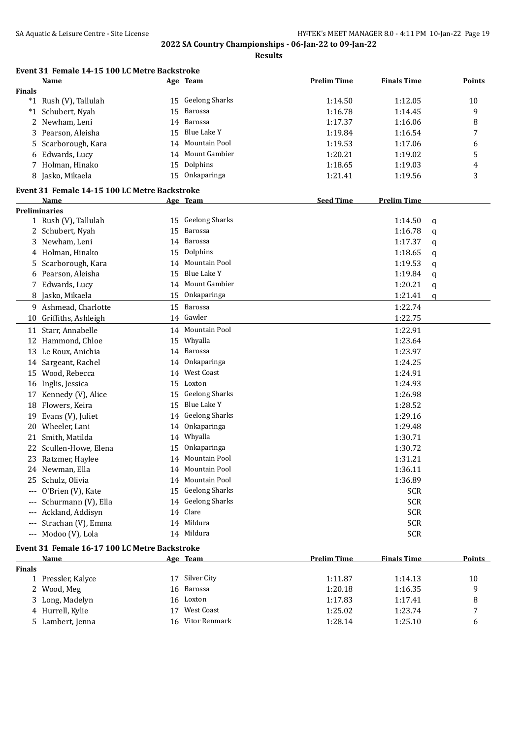**2022 SA Country Championships - 06-Jan-22 to 09-Jan-22**

**Results**

### Event 31 Female 14-15 100 LC Metre Backstroke

| | Name | Age | Team | Prelim Time | Finals Time | Points |
|---|---|---|---|---|---|---|
| **Finals** | | | | | | |
| *1 | Rush (V), Tallulah | 15 | Geelong Sharks | 1:14.50 | 1:12.05 | 10 |
| *1 | Schubert, Nyah | 15 | Barossa | 1:16.78 | 1:14.45 | 9 |
| 2 | Newham, Leni | 14 | Barossa | 1:17.37 | 1:16.06 | 8 |
| 3 | Pearson, Aleisha | 15 | Blue Lake Y | 1:19.84 | 1:16.54 | 7 |
| 5 | Scarborough, Kara | 14 | Mountain Pool | 1:19.53 | 1:17.06 | 6 |
| 6 | Edwards, Lucy | 14 | Mount Gambier | 1:20.21 | 1:19.02 | 5 |
| 7 | Holman, Hinako | 15 | Dolphins | 1:18.65 | 1:19.03 | 4 |
| 8 | Jasko, Mikaela | 15 | Onkaparinga | 1:21.41 | 1:19.56 | 3 |

### Event 31 Female 14-15 100 LC Metre Backstroke

| | Name | Age | Team | Seed Time | Prelim Time | |
|---|---|---|---|---|---|---|
| **Preliminaries** | | | | | | |
| 1 | Rush (V), Tallulah | 15 | Geelong Sharks | | 1:14.50 | q |
| 2 | Schubert, Nyah | 15 | Barossa | | 1:16.78 | q |
| 3 | Newham, Leni | 14 | Barossa | | 1:17.37 | q |
| 4 | Holman, Hinako | 15 | Dolphins | | 1:18.65 | q |
| 5 | Scarborough, Kara | 14 | Mountain Pool | | 1:19.53 | q |
| 6 | Pearson, Aleisha | 15 | Blue Lake Y | | 1:19.84 | q |
| 7 | Edwards, Lucy | 14 | Mount Gambier | | 1:20.21 | q |
| 8 | Jasko, Mikaela | 15 | Onkaparinga | | 1:21.41 | q |
| 9 | Ashmead, Charlotte | 15 | Barossa | | 1:22.74 | |
| 10 | Griffiths, Ashleigh | 14 | Gawler | | 1:22.75 | |
| 11 | Starr, Annabelle | 14 | Mountain Pool | | 1:22.91 | |
| 12 | Hammond, Chloe | 15 | Whyalla | | 1:23.64 | |
| 13 | Le Roux, Anichia | 14 | Barossa | | 1:23.97 | |
| 14 | Sargeant, Rachel | 14 | Onkaparinga | | 1:24.25 | |
| 15 | Wood, Rebecca | 14 | West Coast | | 1:24.91 | |
| 16 | Inglis, Jessica | 15 | Loxton | | 1:24.93 | |
| 17 | Kennedy (V), Alice | 15 | Geelong Sharks | | 1:26.98 | |
| 18 | Flowers, Keira | 15 | Blue Lake Y | | 1:28.52 | |
| 19 | Evans (V), Juliet | 14 | Geelong Sharks | | 1:29.16 | |
| 20 | Wheeler, Lani | 14 | Onkaparinga | | 1:29.48 | |
| 21 | Smith, Matilda | 14 | Whyalla | | 1:30.71 | |
| 22 | Scullen-Howe, Elena | 15 | Onkaparinga | | 1:30.72 | |
| 23 | Ratzmer, Haylee | 14 | Mountain Pool | | 1:31.21 | |
| 24 | Newman, Ella | 14 | Mountain Pool | | 1:36.11 | |
| 25 | Schulz, Olivia | 14 | Mountain Pool | | 1:36.89 | |
| --- | O'Brien (V), Kate | 15 | Geelong Sharks | | SCR | |
| --- | Schurmann (V), Ella | 14 | Geelong Sharks | | SCR | |
| --- | Ackland, Addisyn | 14 | Clare | | SCR | |
| --- | Strachan (V), Emma | 14 | Mildura | | SCR | |
| --- | Modoo (V), Lola | 14 | Mildura | | SCR | |

### Event 31 Female 16-17 100 LC Metre Backstroke

| | Name | Age | Team | Prelim Time | Finals Time | Points |
|---|---|---|---|---|---|---|
| **Finals** | | | | | | |
| 1 | Pressler, Kalyce | 17 | Silver City | 1:11.87 | 1:14.13 | 10 |
| 2 | Wood, Meg | 16 | Barossa | 1:20.18 | 1:16.35 | 9 |
| 3 | Long, Madelyn | 16 | Loxton | 1:17.83 | 1:17.41 | 8 |
| 4 | Hurrell, Kylie | 17 | West Coast | 1:25.02 | 1:23.74 | 7 |
| 5 | Lambert, Jenna | 16 | Vitor Renmark | 1:28.14 | 1:25.10 | 6 |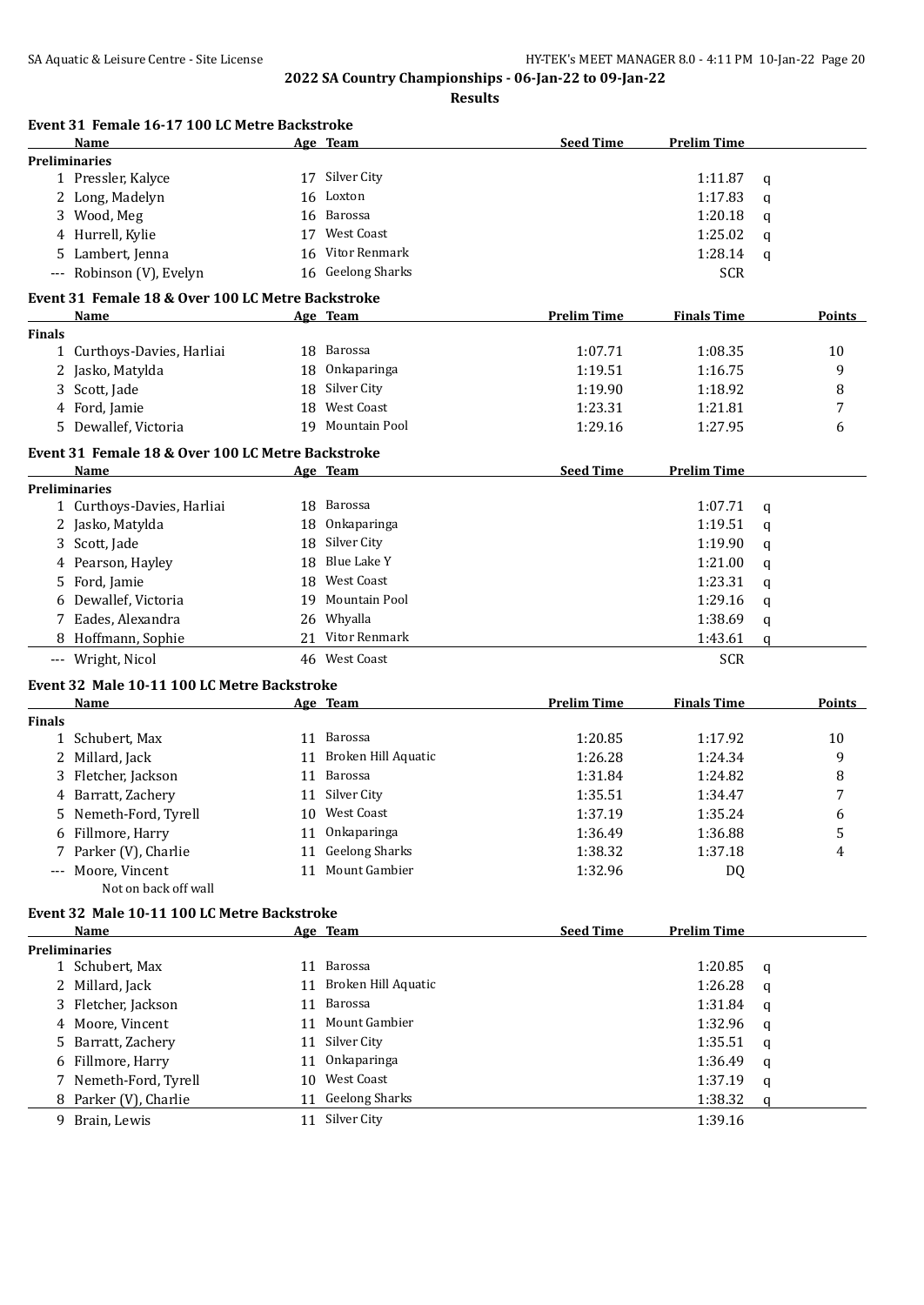## 2022 SA Country Championships - 06-Jan-22 to 09-Jan-22

**Results**

### Event 31 Female 16-17 100 LC Metre Backstroke

| | Name | Age | Team | Seed Time | Prelim Time | |
|---|---|---|---|---|---|---|
| **Preliminaries** | | | | | | |
| 1 | Pressler, Kalyce | 17 | Silver City | | 1:11.87 | q |
| 2 | Long, Madelyn | 16 | Loxton | | 1:17.83 | q |
| 3 | Wood, Meg | 16 | Barossa | | 1:20.18 | q |
| 4 | Hurrell, Kylie | 17 | West Coast | | 1:25.02 | q |
| 5 | Lambert, Jenna | 16 | Vitor Renmark | | 1:28.14 | q |
| --- | Robinson (V), Evelyn | 16 | Geelong Sharks | | SCR | |

### Event 31 Female 18 & Over 100 LC Metre Backstroke

| | Name | Age | Team | Prelim Time | Finals Time | Points |
|---|---|---|---|---|---|---|
| **Finals** | | | | | | |
| 1 | Curthoys-Davies, Harliai | 18 | Barossa | 1:07.71 | 1:08.35 | 10 |
| 2 | Jasko, Matylda | 18 | Onkaparinga | 1:19.51 | 1:16.75 | 9 |
| 3 | Scott, Jade | 18 | Silver City | 1:19.90 | 1:18.92 | 8 |
| 4 | Ford, Jamie | 18 | West Coast | 1:23.31 | 1:21.81 | 7 |
| 5 | Dewallef, Victoria | 19 | Mountain Pool | 1:29.16 | 1:27.95 | 6 |

### Event 31 Female 18 & Over 100 LC Metre Backstroke

| | Name | Age | Team | Seed Time | Prelim Time | |
|---|---|---|---|---|---|---|
| **Preliminaries** | | | | | | |
| 1 | Curthoys-Davies, Harliai | 18 | Barossa | | 1:07.71 | q |
| 2 | Jasko, Matylda | 18 | Onkaparinga | | 1:19.51 | q |
| 3 | Scott, Jade | 18 | Silver City | | 1:19.90 | q |
| 4 | Pearson, Hayley | 18 | Blue Lake Y | | 1:21.00 | q |
| 5 | Ford, Jamie | 18 | West Coast | | 1:23.31 | q |
| 6 | Dewallef, Victoria | 19 | Mountain Pool | | 1:29.16 | q |
| 7 | Eades, Alexandra | 26 | Whyalla | | 1:38.69 | q |
| 8 | Hoffmann, Sophie | 21 | Vitor Renmark | | 1:43.61 | q |
| --- | Wright, Nicol | 46 | West Coast | | SCR | |

### Event 32 Male 10-11 100 LC Metre Backstroke

| | Name | Age | Team | Prelim Time | Finals Time | Points |
|---|---|---|---|---|---|---|
| **Finals** | | | | | | |
| 1 | Schubert, Max | 11 | Barossa | 1:20.85 | 1:17.92 | 10 |
| 2 | Millard, Jack | 11 | Broken Hill Aquatic | 1:26.28 | 1:24.34 | 9 |
| 3 | Fletcher, Jackson | 11 | Barossa | 1:31.84 | 1:24.82 | 8 |
| 4 | Barratt, Zachery | 11 | Silver City | 1:35.51 | 1:34.47 | 7 |
| 5 | Nemeth-Ford, Tyrell | 10 | West Coast | 1:37.19 | 1:35.24 | 6 |
| 6 | Fillmore, Harry | 11 | Onkaparinga | 1:36.49 | 1:36.88 | 5 |
| 7 | Parker (V), Charlie | 11 | Geelong Sharks | 1:38.32 | 1:37.18 | 4 |
| --- | Moore, Vincent | 11 | Mount Gambier | 1:32.96 | DQ | |
| | Not on back off wall | | | | | |

### Event 32 Male 10-11 100 LC Metre Backstroke

| | Name | Age | Team | Seed Time | Prelim Time | |
|---|---|---|---|---|---|---|
| **Preliminaries** | | | | | | |
| 1 | Schubert, Max | 11 | Barossa | | 1:20.85 | q |
| 2 | Millard, Jack | 11 | Broken Hill Aquatic | | 1:26.28 | q |
| 3 | Fletcher, Jackson | 11 | Barossa | | 1:31.84 | q |
| 4 | Moore, Vincent | 11 | Mount Gambier | | 1:32.96 | q |
| 5 | Barratt, Zachery | 11 | Silver City | | 1:35.51 | q |
| 6 | Fillmore, Harry | 11 | Onkaparinga | | 1:36.49 | q |
| 7 | Nemeth-Ford, Tyrell | 10 | West Coast | | 1:37.19 | q |
| 8 | Parker (V), Charlie | 11 | Geelong Sharks | | 1:38.32 | q |
| 9 | Brain, Lewis | 11 | Silver City | | 1:39.16 | |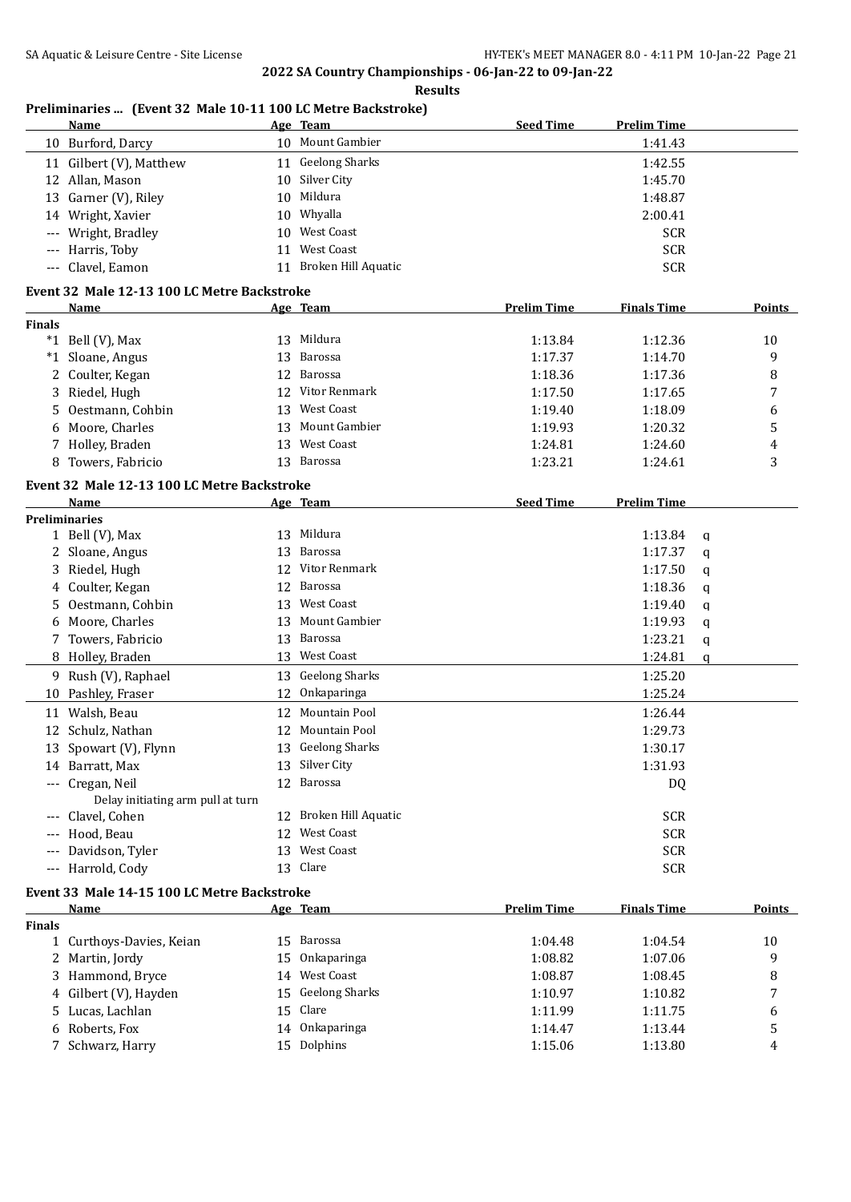# 2022 SA Country Championships - 06-Jan-22 to 09-Jan-22

## Results

### Preliminaries ... (Event 32 Male 10-11 100 LC Metre Backstroke)

| | Name | Age | Team | Seed Time | Prelim Time |
|---|---|---|---|---|---|
| 10 | Burford, Darcy | 10 | Mount Gambier | | 1:41.43 |
| 11 | Gilbert (V), Matthew | 11 | Geelong Sharks | | 1:42.55 |
| 12 | Allan, Mason | 10 | Silver City | | 1:45.70 |
| 13 | Garner (V), Riley | 10 | Mildura | | 1:48.87 |
| 14 | Wright, Xavier | 10 | Whyalla | | 2:00.41 |
| --- | Wright, Bradley | 10 | West Coast | | SCR |
| --- | Harris, Toby | 11 | West Coast | | SCR |
| --- | Clavel, Eamon | 11 | Broken Hill Aquatic | | SCR |

### Event 32 Male 12-13 100 LC Metre Backstroke

| | Name | Age | Team | Prelim Time | Finals Time | Points |
|---|---|---|---|---|---|---|
| **Finals** | | | | | | |
| *1 | Bell (V), Max | 13 | Mildura | 1:13.84 | 1:12.36 | 10 |
| *1 | Sloane, Angus | 13 | Barossa | 1:17.37 | 1:14.70 | 9 |
| 2 | Coulter, Kegan | 12 | Barossa | 1:18.36 | 1:17.36 | 8 |
| 3 | Riedel, Hugh | 12 | Vitor Renmark | 1:17.50 | 1:17.65 | 7 |
| 5 | Oestmann, Cohbin | 13 | West Coast | 1:19.40 | 1:18.09 | 6 |
| 6 | Moore, Charles | 13 | Mount Gambier | 1:19.93 | 1:20.32 | 5 |
| 7 | Holley, Braden | 13 | West Coast | 1:24.81 | 1:24.60 | 4 |
| 8 | Towers, Fabricio | 13 | Barossa | 1:23.21 | 1:24.61 | 3 |

### Event 32 Male 12-13 100 LC Metre Backstroke

| | Name | Age | Team | Seed Time | Prelim Time | |
|---|---|---|---|---|---|---|
| **Preliminaries** | | | | | | |
| 1 | Bell (V), Max | 13 | Mildura | | 1:13.84 | q |
| 2 | Sloane, Angus | 13 | Barossa | | 1:17.37 | q |
| 3 | Riedel, Hugh | 12 | Vitor Renmark | | 1:17.50 | q |
| 4 | Coulter, Kegan | 12 | Barossa | | 1:18.36 | q |
| 5 | Oestmann, Cohbin | 13 | West Coast | | 1:19.40 | q |
| 6 | Moore, Charles | 13 | Mount Gambier | | 1:19.93 | q |
| 7 | Towers, Fabricio | 13 | Barossa | | 1:23.21 | q |
| 8 | Holley, Braden | 13 | West Coast | | 1:24.81 | q |
| 9 | Rush (V), Raphael | 13 | Geelong Sharks | | 1:25.20 | |
| 10 | Pashley, Fraser | 12 | Onkaparinga | | 1:25.24 | |
| 11 | Walsh, Beau | 12 | Mountain Pool | | 1:26.44 | |
| 12 | Schulz, Nathan | 12 | Mountain Pool | | 1:29.73 | |
| 13 | Spowart (V), Flynn | 13 | Geelong Sharks | | 1:30.17 | |
| 14 | Barratt, Max | 13 | Silver City | | 1:31.93 | |
| --- | Cregan, Neil | 12 | Barossa | | DQ | |
| | Delay initiating arm pull at turn | | | | | |
| --- | Clavel, Cohen | 12 | Broken Hill Aquatic | | SCR | |
| --- | Hood, Beau | 12 | West Coast | | SCR | |
| --- | Davidson, Tyler | 13 | West Coast | | SCR | |
| --- | Harrold, Cody | 13 | Clare | | SCR | |

### Event 33 Male 14-15 100 LC Metre Backstroke

| | Name | Age | Team | Prelim Time | Finals Time | Points |
|---|---|---|---|---|---|---|
| **Finals** | | | | | | |
| 1 | Curthoys-Davies, Keian | 15 | Barossa | 1:04.48 | 1:04.54 | 10 |
| 2 | Martin, Jordy | 15 | Onkaparinga | 1:08.82 | 1:07.06 | 9 |
| 3 | Hammond, Bryce | 14 | West Coast | 1:08.87 | 1:08.45 | 8 |
| 4 | Gilbert (V), Hayden | 15 | Geelong Sharks | 1:10.97 | 1:10.82 | 7 |
| 5 | Lucas, Lachlan | 15 | Clare | 1:11.99 | 1:11.75 | 6 |
| 6 | Roberts, Fox | 14 | Onkaparinga | 1:14.47 | 1:13.44 | 5 |
| 7 | Schwarz, Harry | 15 | Dolphins | 1:15.06 | 1:13.80 | 4 |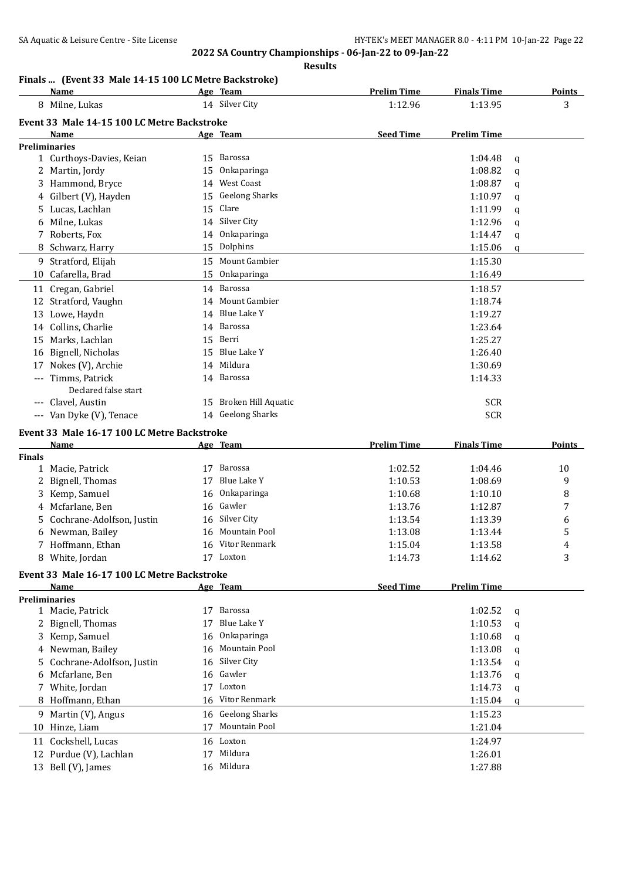**2022 SA Country Championships - 06-Jan-22 to 09-Jan-22**

**Results**

### Finals ... (Event 33 Male 14-15 100 LC Metre Backstroke)

| | Name | Age | Team | Prelim Time | Finals Time | Points |
|---|---|---|---|---|---|---|
| 8 | Milne, Lukas | 14 | Silver City | 1:12.96 | 1:13.95 | 3 |

### Event 33 Male 14-15 100 LC Metre Backstroke

| | Name | Age | Team | Seed Time | Prelim Time | |
|---|---|---|---|---|---|---|
| **Preliminaries** | | | | | | |
| 1 | Curthoys-Davies, Keian | 15 | Barossa | | 1:04.48 | q |
| 2 | Martin, Jordy | 15 | Onkaparinga | | 1:08.82 | q |
| 3 | Hammond, Bryce | 14 | West Coast | | 1:08.87 | q |
| 4 | Gilbert (V), Hayden | 15 | Geelong Sharks | | 1:10.97 | q |
| 5 | Lucas, Lachlan | 15 | Clare | | 1:11.99 | q |
| 6 | Milne, Lukas | 14 | Silver City | | 1:12.96 | q |
| 7 | Roberts, Fox | 14 | Onkaparinga | | 1:14.47 | q |
| 8 | Schwarz, Harry | 15 | Dolphins | | 1:15.06 | q |
| 9 | Stratford, Elijah | 15 | Mount Gambier | | 1:15.30 | |
| 10 | Cafarella, Brad | 15 | Onkaparinga | | 1:16.49 | |
| 11 | Cregan, Gabriel | 14 | Barossa | | 1:18.57 | |
| 12 | Stratford, Vaughn | 14 | Mount Gambier | | 1:18.74 | |
| 13 | Lowe, Haydn | 14 | Blue Lake Y | | 1:19.27 | |
| 14 | Collins, Charlie | 14 | Barossa | | 1:23.64 | |
| 15 | Marks, Lachlan | 15 | Berri | | 1:25.27 | |
| 16 | Bignell, Nicholas | 15 | Blue Lake Y | | 1:26.40 | |
| 17 | Nokes (V), Archie | 14 | Mildura | | 1:30.69 | |
| --- | Timms, Patrick | 14 | Barossa | | 1:14.33 | |
| | Declared false start | | | | | |
| --- | Clavel, Austin | 15 | Broken Hill Aquatic | | SCR | |
| --- | Van Dyke (V), Tenace | 14 | Geelong Sharks | | SCR | |

### Event 33 Male 16-17 100 LC Metre Backstroke

| | Name | Age | Team | Prelim Time | Finals Time | Points |
|---|---|---|---|---|---|---|
| **Finals** | | | | | | |
| 1 | Macie, Patrick | 17 | Barossa | 1:02.52 | 1:04.46 | 10 |
| 2 | Bignell, Thomas | 17 | Blue Lake Y | 1:10.53 | 1:08.69 | 9 |
| 3 | Kemp, Samuel | 16 | Onkaparinga | 1:10.68 | 1:10.10 | 8 |
| 4 | Mcfarlane, Ben | 16 | Gawler | 1:13.76 | 1:12.87 | 7 |
| 5 | Cochrane-Adolfson, Justin | 16 | Silver City | 1:13.54 | 1:13.39 | 6 |
| 6 | Newman, Bailey | 16 | Mountain Pool | 1:13.08 | 1:13.44 | 5 |
| 7 | Hoffmann, Ethan | 16 | Vitor Renmark | 1:15.04 | 1:13.58 | 4 |
| 8 | White, Jordan | 17 | Loxton | 1:14.73 | 1:14.62 | 3 |

### Event 33 Male 16-17 100 LC Metre Backstroke

| | Name | Age | Team | Seed Time | Prelim Time | |
|---|---|---|---|---|---|---|
| **Preliminaries** | | | | | | |
| 1 | Macie, Patrick | 17 | Barossa | | 1:02.52 | q |
| 2 | Bignell, Thomas | 17 | Blue Lake Y | | 1:10.53 | q |
| 3 | Kemp, Samuel | 16 | Onkaparinga | | 1:10.68 | q |
| 4 | Newman, Bailey | 16 | Mountain Pool | | 1:13.08 | q |
| 5 | Cochrane-Adolfson, Justin | 16 | Silver City | | 1:13.54 | q |
| 6 | Mcfarlane, Ben | 16 | Gawler | | 1:13.76 | q |
| 7 | White, Jordan | 17 | Loxton | | 1:14.73 | q |
| 8 | Hoffmann, Ethan | 16 | Vitor Renmark | | 1:15.04 | q |
| 9 | Martin (V), Angus | 16 | Geelong Sharks | | 1:15.23 | |
| 10 | Hinze, Liam | 17 | Mountain Pool | | 1:21.04 | |
| 11 | Cockshell, Lucas | 16 | Loxton | | 1:24.97 | |
| 12 | Purdue (V), Lachlan | 17 | Mildura | | 1:26.01 | |
| 13 | Bell (V), James | 16 | Mildura | | 1:27.88 | |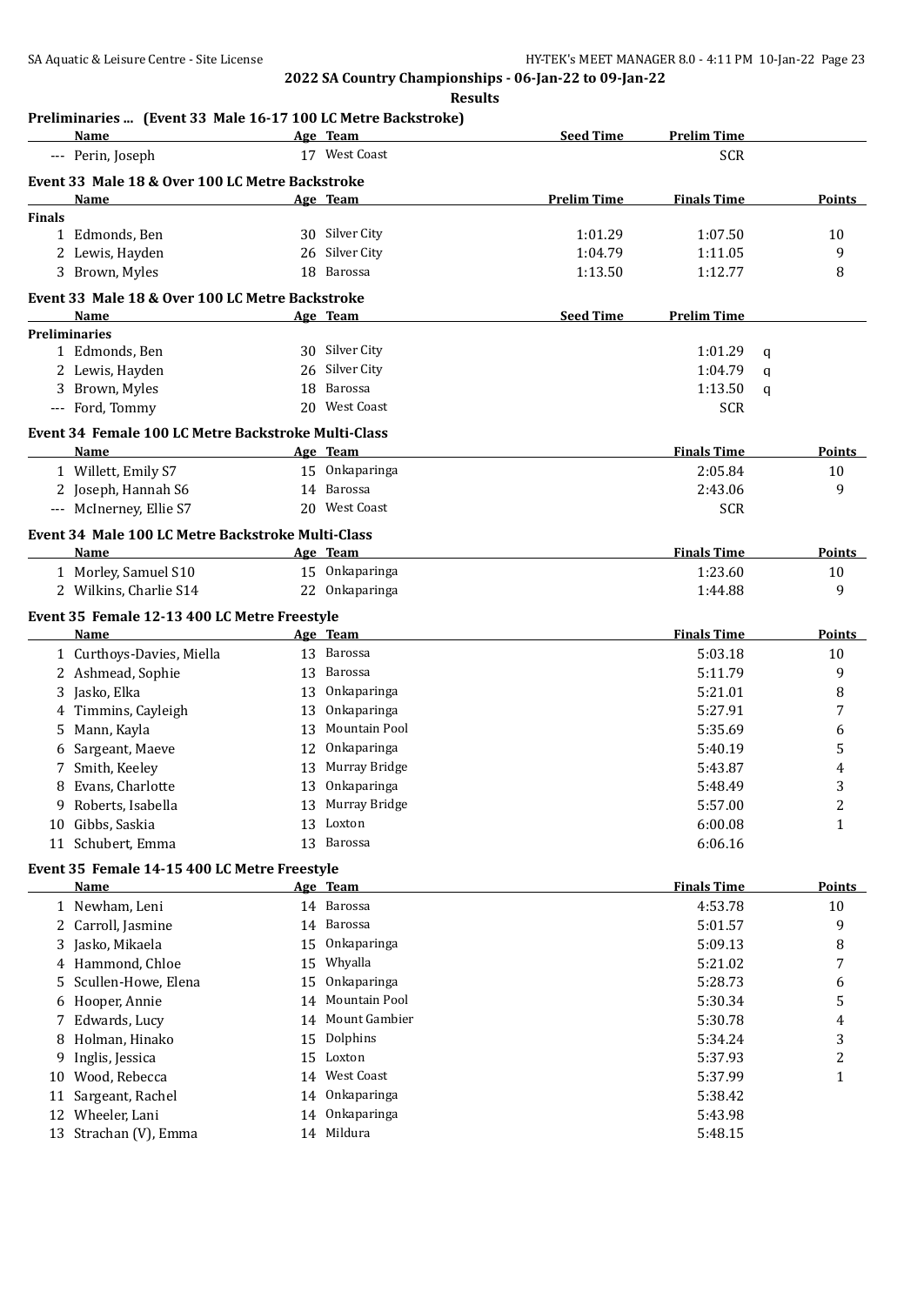## 2022 SA Country Championships - 06-Jan-22 to 09-Jan-22

**Results**

### Preliminaries ... (Event 33 Male 16-17 100 LC Metre Backstroke)

| | Name | Age | Team | Seed Time | Prelim Time |
|---|---|---|---|---|---|
| --- | Perin, Joseph | 17 | West Coast | | SCR |

### Event 33 Male 18 & Over 100 LC Metre Backstroke

| | Name | Age | Team | Prelim Time | Finals Time | Points |
|---|---|---|---|---|---|---|
| **Finals** | | | | | | |
| 1 | Edmonds, Ben | 30 | Silver City | 1:01.29 | 1:07.50 | 10 |
| 2 | Lewis, Hayden | 26 | Silver City | 1:04.79 | 1:11.05 | 9 |
| 3 | Brown, Myles | 18 | Barossa | 1:13.50 | 1:12.77 | 8 |

### Event 33 Male 18 & Over 100 LC Metre Backstroke

| | Name | Age | Team | Seed Time | Prelim Time | |
|---|---|---|---|---|---|---|
| **Preliminaries** | | | | | | |
| 1 | Edmonds, Ben | 30 | Silver City | | 1:01.29 | q |
| 2 | Lewis, Hayden | 26 | Silver City | | 1:04.79 | q |
| 3 | Brown, Myles | 18 | Barossa | | 1:13.50 | q |
| --- | Ford, Tommy | 20 | West Coast | | SCR | |

### Event 34 Female 100 LC Metre Backstroke Multi-Class

| | Name | Age | Team | Finals Time | Points |
|---|---|---|---|---|---|
| 1 | Willett, Emily S7 | 15 | Onkaparinga | 2:05.84 | 10 |
| 2 | Joseph, Hannah S6 | 14 | Barossa | 2:43.06 | 9 |
| --- | McInerney, Ellie S7 | 20 | West Coast | SCR | |

### Event 34 Male 100 LC Metre Backstroke Multi-Class

| | Name | Age | Team | Finals Time | Points |
|---|---|---|---|---|---|
| 1 | Morley, Samuel S10 | 15 | Onkaparinga | 1:23.60 | 10 |
| 2 | Wilkins, Charlie S14 | 22 | Onkaparinga | 1:44.88 | 9 |

### Event 35 Female 12-13 400 LC Metre Freestyle

| | Name | Age | Team | Finals Time | Points |
|---|---|---|---|---|---|
| 1 | Curthoys-Davies, Miella | 13 | Barossa | 5:03.18 | 10 |
| 2 | Ashmead, Sophie | 13 | Barossa | 5:11.79 | 9 |
| 3 | Jasko, Elka | 13 | Onkaparinga | 5:21.01 | 8 |
| 4 | Timmins, Cayleigh | 13 | Onkaparinga | 5:27.91 | 7 |
| 5 | Mann, Kayla | 13 | Mountain Pool | 5:35.69 | 6 |
| 6 | Sargeant, Maeve | 12 | Onkaparinga | 5:40.19 | 5 |
| 7 | Smith, Keeley | 13 | Murray Bridge | 5:43.87 | 4 |
| 8 | Evans, Charlotte | 13 | Onkaparinga | 5:48.49 | 3 |
| 9 | Roberts, Isabella | 13 | Murray Bridge | 5:57.00 | 2 |
| 10 | Gibbs, Saskia | 13 | Loxton | 6:00.08 | 1 |
| 11 | Schubert, Emma | 13 | Barossa | 6:06.16 | |

### Event 35 Female 14-15 400 LC Metre Freestyle

| | Name | Age | Team | Finals Time | Points |
|---|---|---|---|---|---|
| 1 | Newham, Leni | 14 | Barossa | 4:53.78 | 10 |
| 2 | Carroll, Jasmine | 14 | Barossa | 5:01.57 | 9 |
| 3 | Jasko, Mikaela | 15 | Onkaparinga | 5:09.13 | 8 |
| 4 | Hammond, Chloe | 15 | Whyalla | 5:21.02 | 7 |
| 5 | Scullen-Howe, Elena | 15 | Onkaparinga | 5:28.73 | 6 |
| 6 | Hooper, Annie | 14 | Mountain Pool | 5:30.34 | 5 |
| 7 | Edwards, Lucy | 14 | Mount Gambier | 5:30.78 | 4 |
| 8 | Holman, Hinako | 15 | Dolphins | 5:34.24 | 3 |
| 9 | Inglis, Jessica | 15 | Loxton | 5:37.93 | 2 |
| 10 | Wood, Rebecca | 14 | West Coast | 5:37.99 | 1 |
| 11 | Sargeant, Rachel | 14 | Onkaparinga | 5:38.42 | |
| 12 | Wheeler, Lani | 14 | Onkaparinga | 5:43.98 | |
| 13 | Strachan (V), Emma | 14 | Mildura | 5:48.15 | |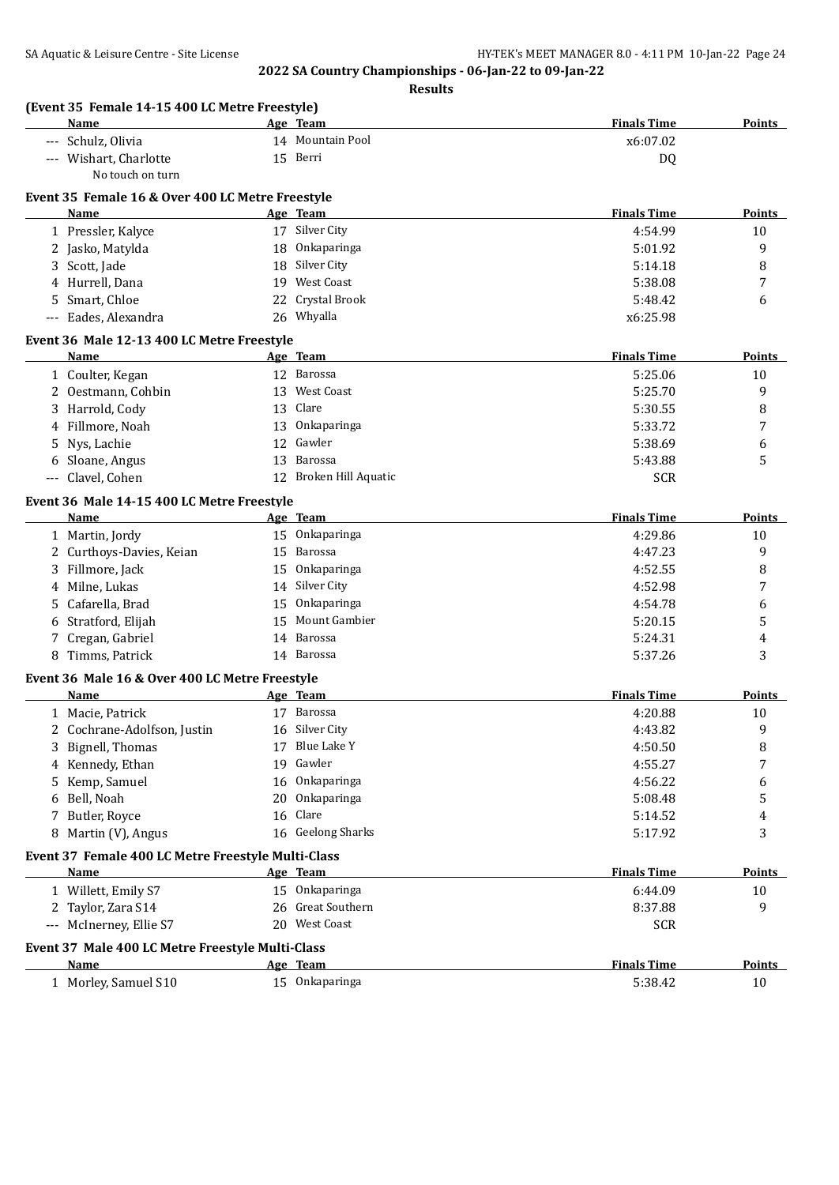**2022 SA Country Championships - 06-Jan-22 to 09-Jan-22**

**Results**

### (Event 35 Female 14-15 400 LC Metre Freestyle)

| | Name | Age | Team | Finals Time | Points |
|---|---|---|---|---|---|
| --- | Schulz, Olivia | 14 | Mountain Pool | x6:07.02 | |
| --- | Wishart, Charlotte | 15 | Berri | DQ | |
| | No touch on turn | | | | |

### Event 35 Female 16 & Over 400 LC Metre Freestyle

| | Name | Age | Team | Finals Time | Points |
|---|---|---|---|---|---|
| 1 | Pressler, Kalyce | 17 | Silver City | 4:54.99 | 10 |
| 2 | Jasko, Matylda | 18 | Onkaparinga | 5:01.92 | 9 |
| 3 | Scott, Jade | 18 | Silver City | 5:14.18 | 8 |
| 4 | Hurrell, Dana | 19 | West Coast | 5:38.08 | 7 |
| 5 | Smart, Chloe | 22 | Crystal Brook | 5:48.42 | 6 |
| --- | Eades, Alexandra | 26 | Whyalla | x6:25.98 | |

### Event 36 Male 12-13 400 LC Metre Freestyle

| | Name | Age | Team | Finals Time | Points |
|---|---|---|---|---|---|
| 1 | Coulter, Kegan | 12 | Barossa | 5:25.06 | 10 |
| 2 | Oestmann, Cohbin | 13 | West Coast | 5:25.70 | 9 |
| 3 | Harrold, Cody | 13 | Clare | 5:30.55 | 8 |
| 4 | Fillmore, Noah | 13 | Onkaparinga | 5:33.72 | 7 |
| 5 | Nys, Lachie | 12 | Gawler | 5:38.69 | 6 |
| 6 | Sloane, Angus | 13 | Barossa | 5:43.88 | 5 |
| --- | Clavel, Cohen | 12 | Broken Hill Aquatic | SCR | |

### Event 36 Male 14-15 400 LC Metre Freestyle

| | Name | Age | Team | Finals Time | Points |
|---|---|---|---|---|---|
| 1 | Martin, Jordy | 15 | Onkaparinga | 4:29.86 | 10 |
| 2 | Curthoys-Davies, Keian | 15 | Barossa | 4:47.23 | 9 |
| 3 | Fillmore, Jack | 15 | Onkaparinga | 4:52.55 | 8 |
| 4 | Milne, Lukas | 14 | Silver City | 4:52.98 | 7 |
| 5 | Cafarella, Brad | 15 | Onkaparinga | 4:54.78 | 6 |
| 6 | Stratford, Elijah | 15 | Mount Gambier | 5:20.15 | 5 |
| 7 | Cregan, Gabriel | 14 | Barossa | 5:24.31 | 4 |
| 8 | Timms, Patrick | 14 | Barossa | 5:37.26 | 3 |

### Event 36 Male 16 & Over 400 LC Metre Freestyle

| | Name | Age | Team | Finals Time | Points |
|---|---|---|---|---|---|
| 1 | Macie, Patrick | 17 | Barossa | 4:20.88 | 10 |
| 2 | Cochrane-Adolfson, Justin | 16 | Silver City | 4:43.82 | 9 |
| 3 | Bignell, Thomas | 17 | Blue Lake Y | 4:50.50 | 8 |
| 4 | Kennedy, Ethan | 19 | Gawler | 4:55.27 | 7 |
| 5 | Kemp, Samuel | 16 | Onkaparinga | 4:56.22 | 6 |
| 6 | Bell, Noah | 20 | Onkaparinga | 5:08.48 | 5 |
| 7 | Butler, Royce | 16 | Clare | 5:14.52 | 4 |
| 8 | Martin (V), Angus | 16 | Geelong Sharks | 5:17.92 | 3 |

### Event 37 Female 400 LC Metre Freestyle Multi-Class

| | Name | Age | Team | Finals Time | Points |
|---|---|---|---|---|---|
| 1 | Willett, Emily S7 | 15 | Onkaparinga | 6:44.09 | 10 |
| 2 | Taylor, Zara S14 | 26 | Great Southern | 8:37.88 | 9 |
| --- | McInerney, Ellie S7 | 20 | West Coast | SCR | |

### Event 37 Male 400 LC Metre Freestyle Multi-Class

| | Name | Age | Team | Finals Time | Points |
|---|---|---|---|---|---|
| 1 | Morley, Samuel S10 | 15 | Onkaparinga | 5:38.42 | 10 |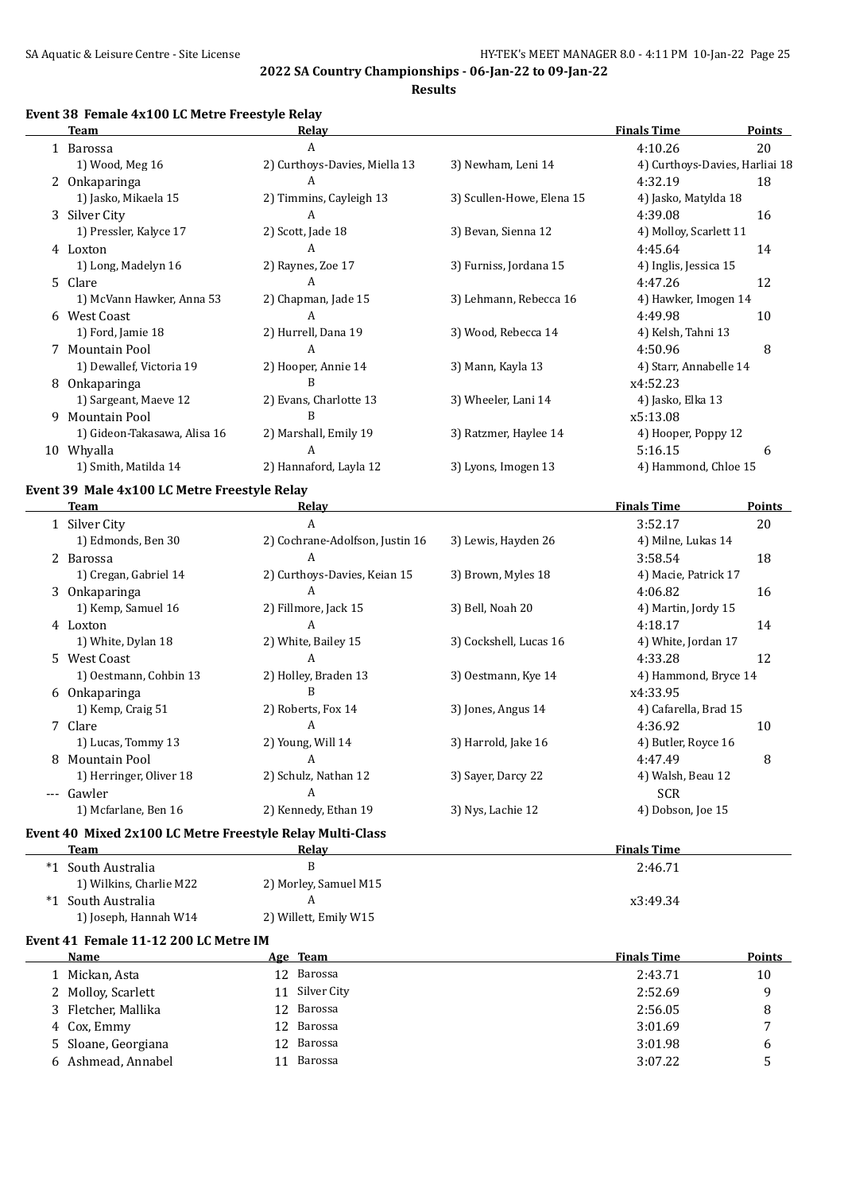## 2022 SA Country Championships - 06-Jan-22 to 09-Jan-22

**Results**

### Event 38 Female 4x100 LC Metre Freestyle Relay

| | Team | Relay | | | Finals Time | Points |
|---|---|---|---|---|---|---|
| 1 | Barossa | A | | | 4:10.26 | 20 |
| | 1) Wood, Meg 16 | 2) Curthoys-Davies, Miella 13 | 3) Newham, Leni 14 | 4) Curthoys-Davies, Harliai 18 | | |
| 2 | Onkaparinga | A | | | 4:32.19 | 18 |
| | 1) Jasko, Mikaela 15 | 2) Timmins, Cayleigh 13 | 3) Scullen-Howe, Elena 15 | 4) Jasko, Matylda 18 | | |
| 3 | Silver City | A | | | 4:39.08 | 16 |
| | 1) Pressler, Kalyce 17 | 2) Scott, Jade 18 | 3) Bevan, Sienna 12 | 4) Molloy, Scarlett 11 | | |
| 4 | Loxton | A | | | 4:45.64 | 14 |
| | 1) Long, Madelyn 16 | 2) Raynes, Zoe 17 | 3) Furniss, Jordana 15 | 4) Inglis, Jessica 15 | | |
| 5 | Clare | A | | | 4:47.26 | 12 |
| | 1) McVann Hawker, Anna 53 | 2) Chapman, Jade 15 | 3) Lehmann, Rebecca 16 | 4) Hawker, Imogen 14 | | |
| 6 | West Coast | A | | | 4:49.98 | 10 |
| | 1) Ford, Jamie 18 | 2) Hurrell, Dana 19 | 3) Wood, Rebecca 14 | 4) Kelsh, Tahni 13 | | |
| 7 | Mountain Pool | A | | | 4:50.96 | 8 |
| | 1) Dewallef, Victoria 19 | 2) Hooper, Annie 14 | 3) Mann, Kayla 13 | 4) Starr, Annabelle 14 | | |
| 8 | Onkaparinga | B | | | x4:52.23 | |
| | 1) Sargeant, Maeve 12 | 2) Evans, Charlotte 13 | 3) Wheeler, Lani 14 | 4) Jasko, Elka 13 | | |
| 9 | Mountain Pool | B | | | x5:13.08 | |
| | 1) Gideon-Takasawa, Alisa 16 | 2) Marshall, Emily 19 | 3) Ratzmer, Haylee 14 | 4) Hooper, Poppy 12 | | |
| 10 | Whyalla | A | | | 5:16.15 | 6 |
| | 1) Smith, Matilda 14 | 2) Hannaford, Layla 12 | 3) Lyons, Imogen 13 | 4) Hammond, Chloe 15 | | |

### Event 39 Male 4x100 LC Metre Freestyle Relay

| | Team | Relay | | | Finals Time | Points |
|---|---|---|---|---|---|---|
| 1 | Silver City | A | | | 3:52.17 | 20 |
| | 1) Edmonds, Ben 30 | 2) Cochrane-Adolfson, Justin 16 | 3) Lewis, Hayden 26 | 4) Milne, Lukas 14 | | |
| 2 | Barossa | A | | | 3:58.54 | 18 |
| | 1) Cregan, Gabriel 14 | 2) Curthoys-Davies, Keian 15 | 3) Brown, Myles 18 | 4) Macie, Patrick 17 | | |
| 3 | Onkaparinga | A | | | 4:06.82 | 16 |
| | 1) Kemp, Samuel 16 | 2) Fillmore, Jack 15 | 3) Bell, Noah 20 | 4) Martin, Jordy 15 | | |
| 4 | Loxton | A | | | 4:18.17 | 14 |
| | 1) White, Dylan 18 | 2) White, Bailey 15 | 3) Cockshell, Lucas 16 | 4) White, Jordan 17 | | |
| 5 | West Coast | A | | | 4:33.28 | 12 |
| | 1) Oestmann, Cohbin 13 | 2) Holley, Braden 13 | 3) Oestmann, Kye 14 | 4) Hammond, Bryce 14 | | |
| 6 | Onkaparinga | B | | | x4:33.95 | |
| | 1) Kemp, Craig 51 | 2) Roberts, Fox 14 | 3) Jones, Angus 14 | 4) Cafarella, Brad 15 | | |
| 7 | Clare | A | | | 4:36.92 | 10 |
| | 1) Lucas, Tommy 13 | 2) Young, Will 14 | 3) Harrold, Jake 16 | 4) Butler, Royce 16 | | |
| 8 | Mountain Pool | A | | | 4:47.49 | 8 |
| | 1) Herringer, Oliver 18 | 2) Schulz, Nathan 12 | 3) Sayer, Darcy 22 | 4) Walsh, Beau 12 | | |
| --- | Gawler | A | | | SCR | |
| | 1) Mcfarlane, Ben 16 | 2) Kennedy, Ethan 19 | 3) Nys, Lachie 12 | 4) Dobson, Joe 15 | | |

### Event 40 Mixed 2x100 LC Metre Freestyle Relay Multi-Class

| | Team | Relay | Finals Time |
|---|---|---|---|
| *1 | South Australia | B | 2:46.71 |
| | 1) Wilkins, Charlie M22 | 2) Morley, Samuel M15 | |
| *1 | South Australia | A | x3:49.34 |
| | 1) Joseph, Hannah W14 | 2) Willett, Emily W15 | |

### Event 41 Female 11-12 200 LC Metre IM

| | Name | Age | Team | Finals Time | Points |
|---|---|---|---|---|---|
| 1 | Mickan, Asta | 12 | Barossa | 2:43.71 | 10 |
| 2 | Molloy, Scarlett | 11 | Silver City | 2:52.69 | 9 |
| 3 | Fletcher, Mallika | 12 | Barossa | 2:56.05 | 8 |
| 4 | Cox, Emmy | 12 | Barossa | 3:01.69 | 7 |
| 5 | Sloane, Georgiana | 12 | Barossa | 3:01.98 | 6 |
| 6 | Ashmead, Annabel | 11 | Barossa | 3:07.22 | 5 |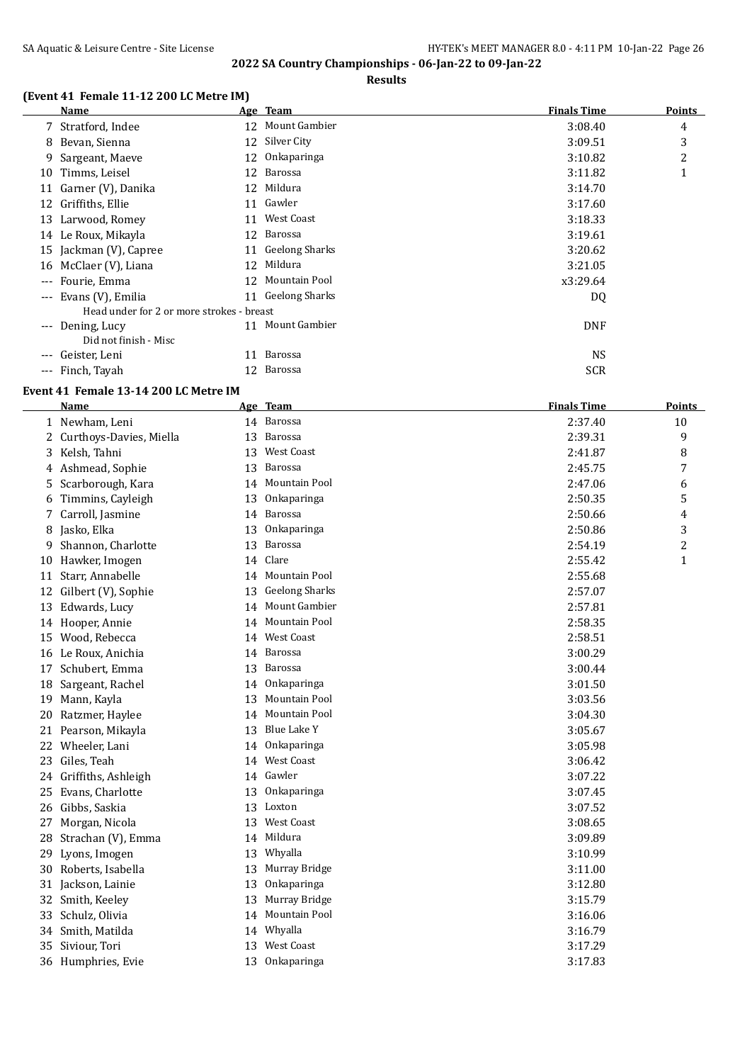## 2022 SA Country Championships - 06-Jan-22 to 09-Jan-22

### Results

### (Event 41 Female 11-12 200 LC Metre IM)

| | Name | Age | Team | Finals Time | Points |
|---|---|---|---|---|---|
| 7 | Stratford, Indee | 12 | Mount Gambier | 3:08.40 | 4 |
| 8 | Bevan, Sienna | 12 | Silver City | 3:09.51 | 3 |
| 9 | Sargeant, Maeve | 12 | Onkaparinga | 3:10.82 | 2 |
| 10 | Timms, Leisel | 12 | Barossa | 3:11.82 | 1 |
| 11 | Garner (V), Danika | 12 | Mildura | 3:14.70 | |
| 12 | Griffiths, Ellie | 11 | Gawler | 3:17.60 | |
| 13 | Larwood, Romey | 11 | West Coast | 3:18.33 | |
| 14 | Le Roux, Mikayla | 12 | Barossa | 3:19.61 | |
| 15 | Jackman (V), Capree | 11 | Geelong Sharks | 3:20.62 | |
| 16 | McClaer (V), Liana | 12 | Mildura | 3:21.05 | |
| --- | Fourie, Emma | 12 | Mountain Pool | x3:29.64 | |
| --- | Evans (V), Emilia | 11 | Geelong Sharks | DQ | |
| | Head under for 2 or more strokes - breast | | | | |
| --- | Dening, Lucy | 11 | Mount Gambier | DNF | |
| | Did not finish - Misc | | | | |
| --- | Geister, Leni | 11 | Barossa | NS | |
| --- | Finch, Tayah | 12 | Barossa | SCR | |

### Event 41 Female 13-14 200 LC Metre IM

| | Name | Age | Team | Finals Time | Points |
|---|---|---|---|---|---|
| 1 | Newham, Leni | 14 | Barossa | 2:37.40 | 10 |
| 2 | Curthoys-Davies, Miella | 13 | Barossa | 2:39.31 | 9 |
| 3 | Kelsh, Tahni | 13 | West Coast | 2:41.87 | 8 |
| 4 | Ashmead, Sophie | 13 | Barossa | 2:45.75 | 7 |
| 5 | Scarborough, Kara | 14 | Mountain Pool | 2:47.06 | 6 |
| 6 | Timmins, Cayleigh | 13 | Onkaparinga | 2:50.35 | 5 |
| 7 | Carroll, Jasmine | 14 | Barossa | 2:50.66 | 4 |
| 8 | Jasko, Elka | 13 | Onkaparinga | 2:50.86 | 3 |
| 9 | Shannon, Charlotte | 13 | Barossa | 2:54.19 | 2 |
| 10 | Hawker, Imogen | 14 | Clare | 2:55.42 | 1 |
| 11 | Starr, Annabelle | 14 | Mountain Pool | 2:55.68 | |
| 12 | Gilbert (V), Sophie | 13 | Geelong Sharks | 2:57.07 | |
| 13 | Edwards, Lucy | 14 | Mount Gambier | 2:57.81 | |
| 14 | Hooper, Annie | 14 | Mountain Pool | 2:58.35 | |
| 15 | Wood, Rebecca | 14 | West Coast | 2:58.51 | |
| 16 | Le Roux, Anichia | 14 | Barossa | 3:00.29 | |
| 17 | Schubert, Emma | 13 | Barossa | 3:00.44 | |
| 18 | Sargeant, Rachel | 14 | Onkaparinga | 3:01.50 | |
| 19 | Mann, Kayla | 13 | Mountain Pool | 3:03.56 | |
| 20 | Ratzmer, Haylee | 14 | Mountain Pool | 3:04.30 | |
| 21 | Pearson, Mikayla | 13 | Blue Lake Y | 3:05.67 | |
| 22 | Wheeler, Lani | 14 | Onkaparinga | 3:05.98 | |
| 23 | Giles, Teah | 14 | West Coast | 3:06.42 | |
| 24 | Griffiths, Ashleigh | 14 | Gawler | 3:07.22 | |
| 25 | Evans, Charlotte | 13 | Onkaparinga | 3:07.45 | |
| 26 | Gibbs, Saskia | 13 | Loxton | 3:07.52 | |
| 27 | Morgan, Nicola | 13 | West Coast | 3:08.65 | |
| 28 | Strachan (V), Emma | 14 | Mildura | 3:09.89 | |
| 29 | Lyons, Imogen | 13 | Whyalla | 3:10.99 | |
| 30 | Roberts, Isabella | 13 | Murray Bridge | 3:11.00 | |
| 31 | Jackson, Lainie | 13 | Onkaparinga | 3:12.80 | |
| 32 | Smith, Keeley | 13 | Murray Bridge | 3:15.79 | |
| 33 | Schulz, Olivia | 14 | Mountain Pool | 3:16.06 | |
| 34 | Smith, Matilda | 14 | Whyalla | 3:16.79 | |
| 35 | Siviour, Tori | 13 | West Coast | 3:17.29 | |
| 36 | Humphries, Evie | 13 | Onkaparinga | 3:17.83 | |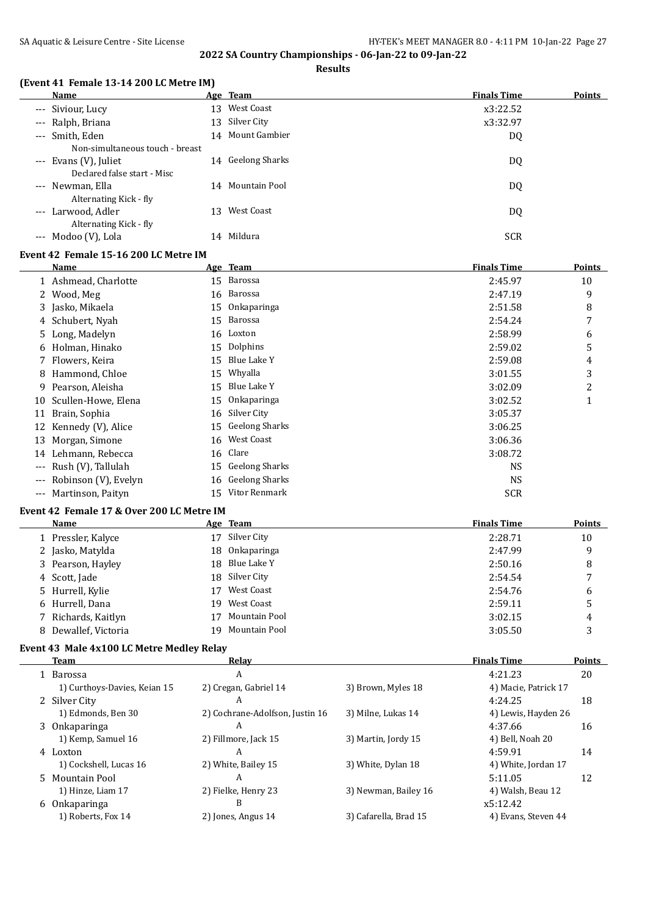## 2022 SA Country Championships - 06-Jan-22 to 09-Jan-22

**Results**

### (Event 41 Female 13-14 200 LC Metre IM)

| | Name | Age | Team | Finals Time | Points |
|---|---|---|---|---|---|
| --- | Siviour, Lucy | 13 | West Coast | x3:22.52 | |
| --- | Ralph, Briana | 13 | Silver City | x3:32.97 | |
| --- | Smith, Eden | 14 | Mount Gambier | DQ | |
| | Non-simultaneous touch - breast | | | | |
| --- | Evans (V), Juliet | 14 | Geelong Sharks | DQ | |
| | Declared false start - Misc | | | | |
| --- | Newman, Ella | 14 | Mountain Pool | DQ | |
| | Alternating Kick - fly | | | | |
| --- | Larwood, Adler | 13 | West Coast | DQ | |
| | Alternating Kick - fly | | | | |
| --- | Modoo (V), Lola | 14 | Mildura | SCR | |

### Event 42 Female 15-16 200 LC Metre IM

| | Name | Age | Team | Finals Time | Points |
|---|---|---|---|---|---|
| 1 | Ashmead, Charlotte | 15 | Barossa | 2:45.97 | 10 |
| 2 | Wood, Meg | 16 | Barossa | 2:47.19 | 9 |
| 3 | Jasko, Mikaela | 15 | Onkaparinga | 2:51.58 | 8 |
| 4 | Schubert, Nyah | 15 | Barossa | 2:54.24 | 7 |
| 5 | Long, Madelyn | 16 | Loxton | 2:58.99 | 6 |
| 6 | Holman, Hinako | 15 | Dolphins | 2:59.02 | 5 |
| 7 | Flowers, Keira | 15 | Blue Lake Y | 2:59.08 | 4 |
| 8 | Hammond, Chloe | 15 | Whyalla | 3:01.55 | 3 |
| 9 | Pearson, Aleisha | 15 | Blue Lake Y | 3:02.09 | 2 |
| 10 | Scullen-Howe, Elena | 15 | Onkaparinga | 3:02.52 | 1 |
| 11 | Brain, Sophia | 16 | Silver City | 3:05.37 | |
| 12 | Kennedy (V), Alice | 15 | Geelong Sharks | 3:06.25 | |
| 13 | Morgan, Simone | 16 | West Coast | 3:06.36 | |
| 14 | Lehmann, Rebecca | 16 | Clare | 3:08.72 | |
| --- | Rush (V), Tallulah | 15 | Geelong Sharks | NS | |
| --- | Robinson (V), Evelyn | 16 | Geelong Sharks | NS | |
| --- | Martinson, Paityn | 15 | Vitor Renmark | SCR | |

### Event 42 Female 17 & Over 200 LC Metre IM

| | Name | Age | Team | Finals Time | Points |
|---|---|---|---|---|---|
| 1 | Pressler, Kalyce | 17 | Silver City | 2:28.71 | 10 |
| 2 | Jasko, Matylda | 18 | Onkaparinga | 2:47.99 | 9 |
| 3 | Pearson, Hayley | 18 | Blue Lake Y | 2:50.16 | 8 |
| 4 | Scott, Jade | 18 | Silver City | 2:54.54 | 7 |
| 5 | Hurrell, Kylie | 17 | West Coast | 2:54.76 | 6 |
| 6 | Hurrell, Dana | 19 | West Coast | 2:59.11 | 5 |
| 7 | Richards, Kaitlyn | 17 | Mountain Pool | 3:02.15 | 4 |
| 8 | Dewallef, Victoria | 19 | Mountain Pool | 3:05.50 | 3 |

### Event 43 Male 4x100 LC Metre Medley Relay

| | Team | Relay | | Finals Time | Points |
|---|---|---|---|---|---|
| 1 | Barossa | A | | 4:21.23 | 20 |
| | 1) Curthoys-Davies, Keian 15 | 2) Cregan, Gabriel 14 | 3) Brown, Myles 18 | 4) Macie, Patrick 17 | |
| 2 | Silver City | A | | 4:24.25 | 18 |
| | 1) Edmonds, Ben 30 | 2) Cochrane-Adolfson, Justin 16 | 3) Milne, Lukas 14 | 4) Lewis, Hayden 26 | |
| 3 | Onkaparinga | A | | 4:37.66 | 16 |
| | 1) Kemp, Samuel 16 | 2) Fillmore, Jack 15 | 3) Martin, Jordy 15 | 4) Bell, Noah 20 | |
| 4 | Loxton | A | | 4:59.91 | 14 |
| | 1) Cockshell, Lucas 16 | 2) White, Bailey 15 | 3) White, Dylan 18 | 4) White, Jordan 17 | |
| 5 | Mountain Pool | A | | 5:11.05 | 12 |
| | 1) Hinze, Liam 17 | 2) Fielke, Henry 23 | 3) Newman, Bailey 16 | 4) Walsh, Beau 12 | |
| 6 | Onkaparinga | B | | x5:12.42 | |
| | 1) Roberts, Fox 14 | 2) Jones, Angus 14 | 3) Cafarella, Brad 15 | 4) Evans, Steven 44 | |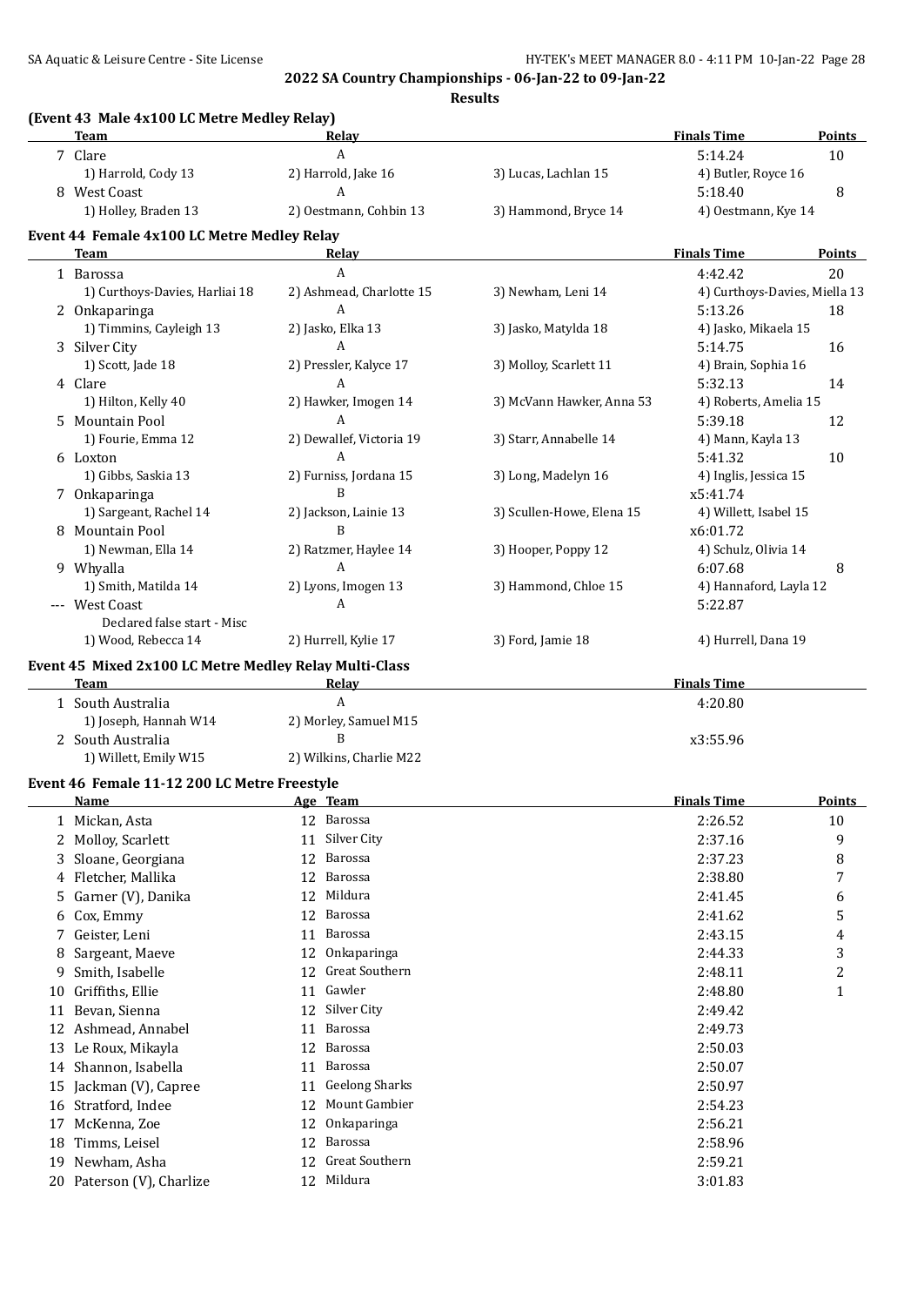**2022 SA Country Championships - 06-Jan-22 to 09-Jan-22**

**Results**

### (Event 43 Male 4x100 LC Metre Medley Relay)

| | Team | Relay | | Finals Time | Points |
|---|---|---|---|---|---|
| 7 | Clare | A | | 5:14.24 | 10 |
| | 1) Harrold, Cody 13 | 2) Harrold, Jake 16 | 3) Lucas, Lachlan 15 | 4) Butler, Royce 16 | |
| 8 | West Coast | A | | 5:18.40 | 8 |
| | 1) Holley, Braden 13 | 2) Oestmann, Cohbin 13 | 3) Hammond, Bryce 14 | 4) Oestmann, Kye 14 | |

### Event 44 Female 4x100 LC Metre Medley Relay

| | Team | Relay | | Finals Time | Points |
|---|---|---|---|---|---|
| 1 | Barossa | A | | 4:42.42 | 20 |
| | 1) Curthoys-Davies, Harliai 18 | 2) Ashmead, Charlotte 15 | 3) Newham, Leni 14 | 4) Curthoys-Davies, Miella 13 | |
| 2 | Onkaparinga | A | | 5:13.26 | 18 |
| | 1) Timmins, Cayleigh 13 | 2) Jasko, Elka 13 | 3) Jasko, Matylda 18 | 4) Jasko, Mikaela 15 | |
| 3 | Silver City | A | | 5:14.75 | 16 |
| | 1) Scott, Jade 18 | 2) Pressler, Kalyce 17 | 3) Molloy, Scarlett 11 | 4) Brain, Sophia 16 | |
| 4 | Clare | A | | 5:32.13 | 14 |
| | 1) Hilton, Kelly 40 | 2) Hawker, Imogen 14 | 3) McVann Hawker, Anna 53 | 4) Roberts, Amelia 15 | |
| 5 | Mountain Pool | A | | 5:39.18 | 12 |
| | 1) Fourie, Emma 12 | 2) Dewallef, Victoria 19 | 3) Starr, Annabelle 14 | 4) Mann, Kayla 13 | |
| 6 | Loxton | A | | 5:41.32 | 10 |
| | 1) Gibbs, Saskia 13 | 2) Furniss, Jordana 15 | 3) Long, Madelyn 16 | 4) Inglis, Jessica 15 | |
| 7 | Onkaparinga | B | | x5:41.74 | |
| | 1) Sargeant, Rachel 14 | 2) Jackson, Lainie 13 | 3) Scullen-Howe, Elena 15 | 4) Willett, Isabel 15 | |
| 8 | Mountain Pool | B | | x6:01.72 | |
| | 1) Newman, Ella 14 | 2) Ratzmer, Haylee 14 | 3) Hooper, Poppy 12 | 4) Schulz, Olivia 14 | |
| 9 | Whyalla | A | | 6:07.68 | 8 |
| | 1) Smith, Matilda 14 | 2) Lyons, Imogen 13 | 3) Hammond, Chloe 15 | 4) Hannaford, Layla 12 | |
| --- | West Coast | A | | 5:22.87 | |
| | Declared false start - Misc | | | | |
| | 1) Wood, Rebecca 14 | 2) Hurrell, Kylie 17 | 3) Ford, Jamie 18 | 4) Hurrell, Dana 19 | |

### Event 45 Mixed 2x100 LC Metre Medley Relay Multi-Class

| | Team | Relay | Finals Time |
|---|---|---|---|
| 1 | South Australia | A | 4:20.80 |
| | 1) Joseph, Hannah W14 | 2) Morley, Samuel M15 | |
| 2 | South Australia | B | x3:55.96 |
| | 1) Willett, Emily W15 | 2) Wilkins, Charlie M22 | |

### Event 46 Female 11-12 200 LC Metre Freestyle

| | Name | Age | Team | Finals Time | Points |
|---|---|---|---|---|---|
| 1 | Mickan, Asta | 12 | Barossa | 2:26.52 | 10 |
| 2 | Molloy, Scarlett | 11 | Silver City | 2:37.16 | 9 |
| 3 | Sloane, Georgiana | 12 | Barossa | 2:37.23 | 8 |
| 4 | Fletcher, Mallika | 12 | Barossa | 2:38.80 | 7 |
| 5 | Garner (V), Danika | 12 | Mildura | 2:41.45 | 6 |
| 6 | Cox, Emmy | 12 | Barossa | 2:41.62 | 5 |
| 7 | Geister, Leni | 11 | Barossa | 2:43.15 | 4 |
| 8 | Sargeant, Maeve | 12 | Onkaparinga | 2:44.33 | 3 |
| 9 | Smith, Isabelle | 12 | Great Southern | 2:48.11 | 2 |
| 10 | Griffiths, Ellie | 11 | Gawler | 2:48.80 | 1 |
| 11 | Bevan, Sienna | 12 | Silver City | 2:49.42 | |
| 12 | Ashmead, Annabel | 11 | Barossa | 2:49.73 | |
| 13 | Le Roux, Mikayla | 12 | Barossa | 2:50.03 | |
| 14 | Shannon, Isabella | 11 | Barossa | 2:50.07 | |
| 15 | Jackman (V), Capree | 11 | Geelong Sharks | 2:50.97 | |
| 16 | Stratford, Indee | 12 | Mount Gambier | 2:54.23 | |
| 17 | McKenna, Zoe | 12 | Onkaparinga | 2:56.21 | |
| 18 | Timms, Leisel | 12 | Barossa | 2:58.96 | |
| 19 | Newham, Asha | 12 | Great Southern | 2:59.21 | |
| 20 | Paterson (V), Charlize | 12 | Mildura | 3:01.83 | |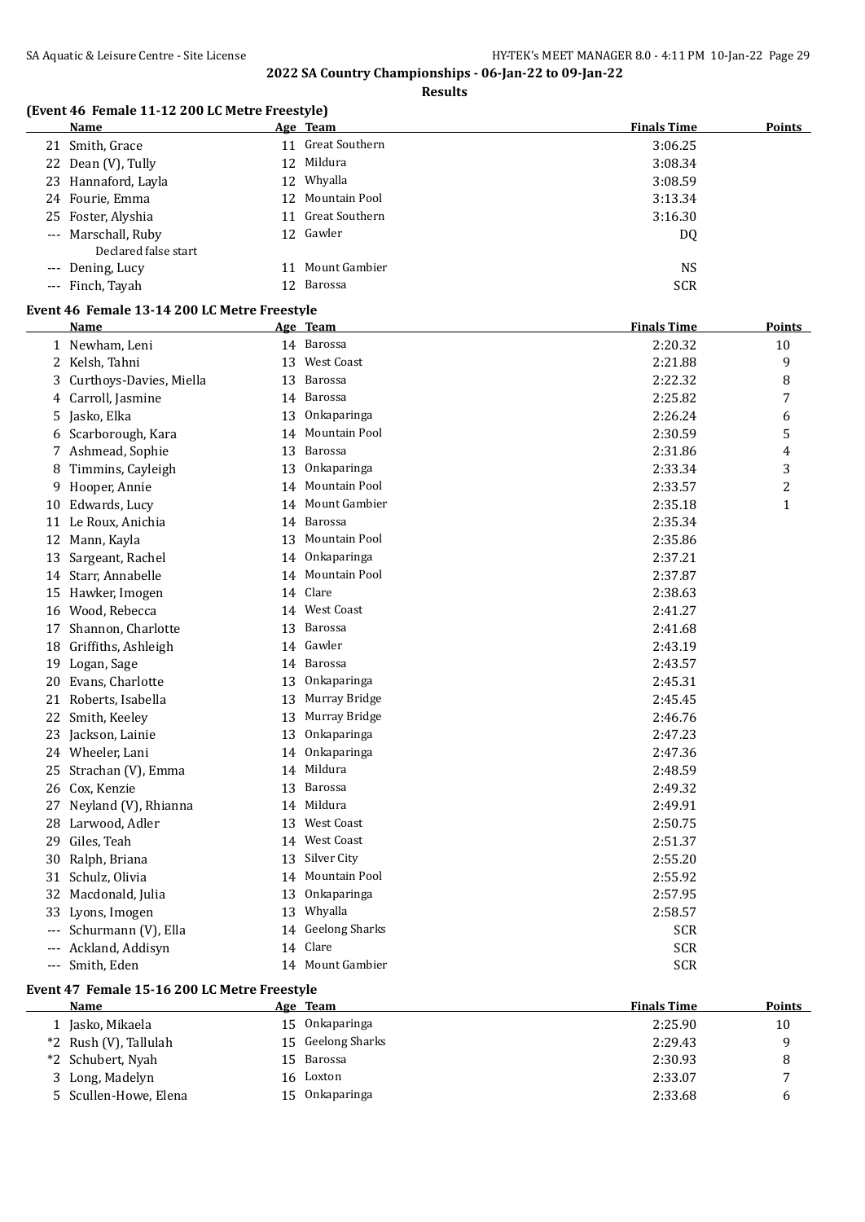**2022 SA Country Championships - 06-Jan-22 to 09-Jan-22**

**Results**

### (Event 46 Female 11-12 200 LC Metre Freestyle)

| | Name | Age | Team | Finals Time | Points |
|---|---|---|---|---|---|
| 21 | Smith, Grace | 11 | Great Southern | 3:06.25 | |
| 22 | Dean (V), Tully | 12 | Mildura | 3:08.34 | |
| 23 | Hannaford, Layla | 12 | Whyalla | 3:08.59 | |
| 24 | Fourie, Emma | 12 | Mountain Pool | 3:13.34 | |
| 25 | Foster, Alyshia | 11 | Great Southern | 3:16.30 | |
| --- | Marschall, Ruby | 12 | Gawler | DQ | |
| | Declared false start | | | | |
| --- | Dening, Lucy | 11 | Mount Gambier | NS | |
| --- | Finch, Tayah | 12 | Barossa | SCR | |

### Event 46 Female 13-14 200 LC Metre Freestyle

| | Name | Age | Team | Finals Time | Points |
|---|---|---|---|---|---|
| 1 | Newham, Leni | 14 | Barossa | 2:20.32 | 10 |
| 2 | Kelsh, Tahni | 13 | West Coast | 2:21.88 | 9 |
| 3 | Curthoys-Davies, Miella | 13 | Barossa | 2:22.32 | 8 |
| 4 | Carroll, Jasmine | 14 | Barossa | 2:25.82 | 7 |
| 5 | Jasko, Elka | 13 | Onkaparinga | 2:26.24 | 6 |
| 6 | Scarborough, Kara | 14 | Mountain Pool | 2:30.59 | 5 |
| 7 | Ashmead, Sophie | 13 | Barossa | 2:31.86 | 4 |
| 8 | Timmins, Cayleigh | 13 | Onkaparinga | 2:33.34 | 3 |
| 9 | Hooper, Annie | 14 | Mountain Pool | 2:33.57 | 2 |
| 10 | Edwards, Lucy | 14 | Mount Gambier | 2:35.18 | 1 |
| 11 | Le Roux, Anichia | 14 | Barossa | 2:35.34 | |
| 12 | Mann, Kayla | 13 | Mountain Pool | 2:35.86 | |
| 13 | Sargeant, Rachel | 14 | Onkaparinga | 2:37.21 | |
| 14 | Starr, Annabelle | 14 | Mountain Pool | 2:37.87 | |
| 15 | Hawker, Imogen | 14 | Clare | 2:38.63 | |
| 16 | Wood, Rebecca | 14 | West Coast | 2:41.27 | |
| 17 | Shannon, Charlotte | 13 | Barossa | 2:41.68 | |
| 18 | Griffiths, Ashleigh | 14 | Gawler | 2:43.19 | |
| 19 | Logan, Sage | 14 | Barossa | 2:43.57 | |
| 20 | Evans, Charlotte | 13 | Onkaparinga | 2:45.31 | |
| 21 | Roberts, Isabella | 13 | Murray Bridge | 2:45.45 | |
| 22 | Smith, Keeley | 13 | Murray Bridge | 2:46.76 | |
| 23 | Jackson, Lainie | 13 | Onkaparinga | 2:47.23 | |
| 24 | Wheeler, Lani | 14 | Onkaparinga | 2:47.36 | |
| 25 | Strachan (V), Emma | 14 | Mildura | 2:48.59 | |
| 26 | Cox, Kenzie | 13 | Barossa | 2:49.32 | |
| 27 | Neyland (V), Rhianna | 14 | Mildura | 2:49.91 | |
| 28 | Larwood, Adler | 13 | West Coast | 2:50.75 | |
| 29 | Giles, Teah | 14 | West Coast | 2:51.37 | |
| 30 | Ralph, Briana | 13 | Silver City | 2:55.20 | |
| 31 | Schulz, Olivia | 14 | Mountain Pool | 2:55.92 | |
| 32 | Macdonald, Julia | 13 | Onkaparinga | 2:57.95 | |
| 33 | Lyons, Imogen | 13 | Whyalla | 2:58.57 | |
| --- | Schurmann (V), Ella | 14 | Geelong Sharks | SCR | |
| --- | Ackland, Addisyn | 14 | Clare | SCR | |
| --- | Smith, Eden | 14 | Mount Gambier | SCR | |

### Event 47 Female 15-16 200 LC Metre Freestyle

| | Name | Age | Team | Finals Time | Points |
|---|---|---|---|---|---|
| 1 | Jasko, Mikaela | 15 | Onkaparinga | 2:25.90 | 10 |
| *2 | Rush (V), Tallulah | 15 | Geelong Sharks | 2:29.43 | 9 |
| *2 | Schubert, Nyah | 15 | Barossa | 2:30.93 | 8 |
| 3 | Long, Madelyn | 16 | Loxton | 2:33.07 | 7 |
| 5 | Scullen-Howe, Elena | 15 | Onkaparinga | 2:33.68 | 6 |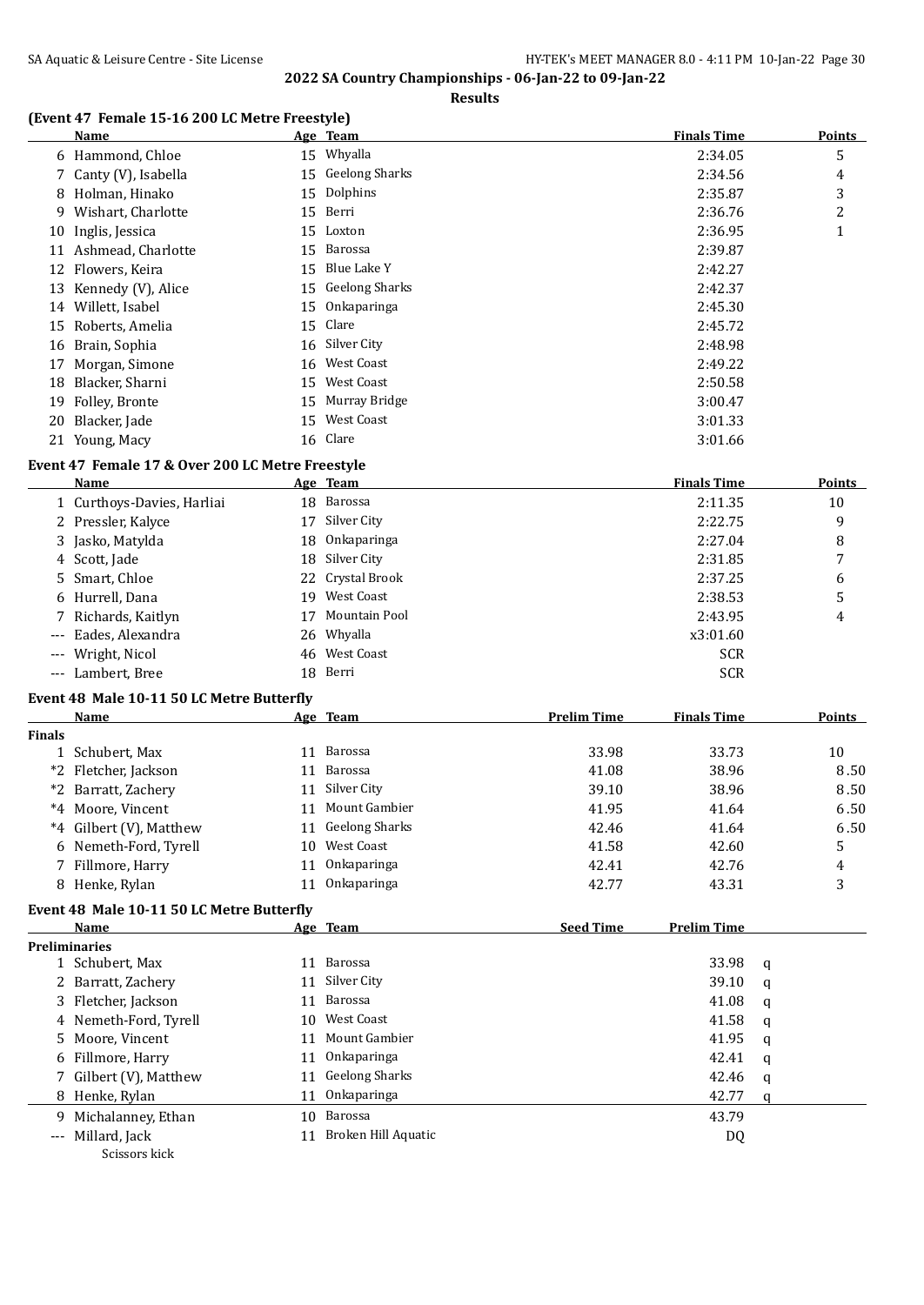## 2022 SA Country Championships - 06-Jan-22 to 09-Jan-22

**Results**

### (Event 47 Female 15-16 200 LC Metre Freestyle)

| | Name | Age | Team | Finals Time | Points |
|---|---|---|---|---|---|
| 6 | Hammond, Chloe | 15 | Whyalla | 2:34.05 | 5 |
| 7 | Canty (V), Isabella | 15 | Geelong Sharks | 2:34.56 | 4 |
| 8 | Holman, Hinako | 15 | Dolphins | 2:35.87 | 3 |
| 9 | Wishart, Charlotte | 15 | Berri | 2:36.76 | 2 |
| 10 | Inglis, Jessica | 15 | Loxton | 2:36.95 | 1 |
| 11 | Ashmead, Charlotte | 15 | Barossa | 2:39.87 | |
| 12 | Flowers, Keira | 15 | Blue Lake Y | 2:42.27 | |
| 13 | Kennedy (V), Alice | 15 | Geelong Sharks | 2:42.37 | |
| 14 | Willett, Isabel | 15 | Onkaparinga | 2:45.30 | |
| 15 | Roberts, Amelia | 15 | Clare | 2:45.72 | |
| 16 | Brain, Sophia | 16 | Silver City | 2:48.98 | |
| 17 | Morgan, Simone | 16 | West Coast | 2:49.22 | |
| 18 | Blacker, Sharni | 15 | West Coast | 2:50.58 | |
| 19 | Folley, Bronte | 15 | Murray Bridge | 3:00.47 | |
| 20 | Blacker, Jade | 15 | West Coast | 3:01.33 | |
| 21 | Young, Macy | 16 | Clare | 3:01.66 | |

### Event 47 Female 17 & Over 200 LC Metre Freestyle

| | Name | Age | Team | Finals Time | Points |
|---|---|---|---|---|---|
| 1 | Curthoys-Davies, Harliai | 18 | Barossa | 2:11.35 | 10 |
| 2 | Pressler, Kalyce | 17 | Silver City | 2:22.75 | 9 |
| 3 | Jasko, Matylda | 18 | Onkaparinga | 2:27.04 | 8 |
| 4 | Scott, Jade | 18 | Silver City | 2:31.85 | 7 |
| 5 | Smart, Chloe | 22 | Crystal Brook | 2:37.25 | 6 |
| 6 | Hurrell, Dana | 19 | West Coast | 2:38.53 | 5 |
| 7 | Richards, Kaitlyn | 17 | Mountain Pool | 2:43.95 | 4 |
| --- | Eades, Alexandra | 26 | Whyalla | x3:01.60 | |
| --- | Wright, Nicol | 46 | West Coast | SCR | |
| --- | Lambert, Bree | 18 | Berri | SCR | |

### Event 48 Male 10-11 50 LC Metre Butterfly

| | Name | Age | Team | Prelim Time | Finals Time | Points |
|---|---|---|---|---|---|---|
| **Finals** | | | | | | |
| 1 | Schubert, Max | 11 | Barossa | 33.98 | 33.73 | 10 |
| *2 | Fletcher, Jackson | 11 | Barossa | 41.08 | 38.96 | 8.50 |
| *2 | Barratt, Zachery | 11 | Silver City | 39.10 | 38.96 | 8.50 |
| *4 | Moore, Vincent | 11 | Mount Gambier | 41.95 | 41.64 | 6.50 |
| *4 | Gilbert (V), Matthew | 11 | Geelong Sharks | 42.46 | 41.64 | 6.50 |
| 6 | Nemeth-Ford, Tyrell | 10 | West Coast | 41.58 | 42.60 | 5 |
| 7 | Fillmore, Harry | 11 | Onkaparinga | 42.41 | 42.76 | 4 |
| 8 | Henke, Rylan | 11 | Onkaparinga | 42.77 | 43.31 | 3 |

### Event 48 Male 10-11 50 LC Metre Butterfly

| | Name | Age | Team | Seed Time | Prelim Time | |
|---|---|---|---|---|---|---|
| **Preliminaries** | | | | | | |
| 1 | Schubert, Max | 11 | Barossa | | 33.98 | q |
| 2 | Barratt, Zachery | 11 | Silver City | | 39.10 | q |
| 3 | Fletcher, Jackson | 11 | Barossa | | 41.08 | q |
| 4 | Nemeth-Ford, Tyrell | 10 | West Coast | | 41.58 | q |
| 5 | Moore, Vincent | 11 | Mount Gambier | | 41.95 | q |
| 6 | Fillmore, Harry | 11 | Onkaparinga | | 42.41 | q |
| 7 | Gilbert (V), Matthew | 11 | Geelong Sharks | | 42.46 | q |
| 8 | Henke, Rylan | 11 | Onkaparinga | | 42.77 | q |
| 9 | Michalanney, Ethan | 10 | Barossa | | 43.79 | |
| --- | Millard, Jack | 11 | Broken Hill Aquatic | | DQ | |
| | Scissors kick | | | | | |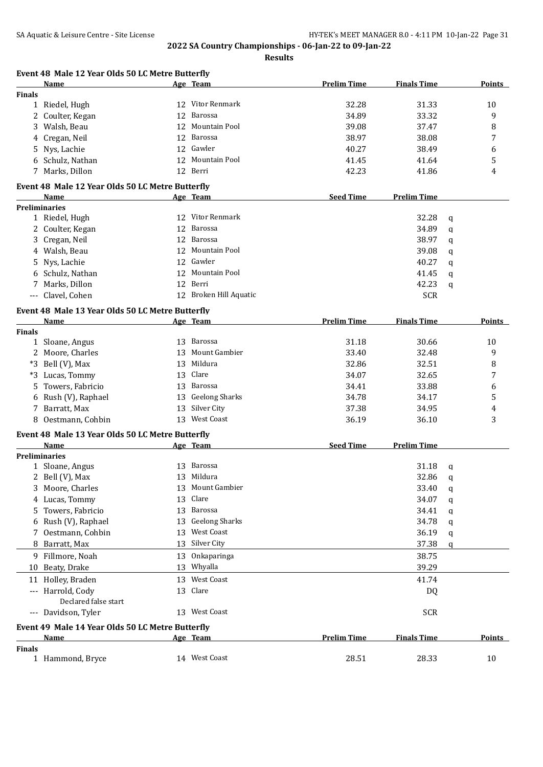## 2022 SA Country Championships - 06-Jan-22 to 09-Jan-22

**Results**

### Event 48 Male 12 Year Olds 50 LC Metre Butterfly

| | Name | Age | Team | Prelim Time | Finals Time | Points |
|---|---|---|---|---|---|---|
| **Finals** | | | | | | |
| 1 | Riedel, Hugh | 12 | Vitor Renmark | 32.28 | 31.33 | 10 |
| 2 | Coulter, Kegan | 12 | Barossa | 34.89 | 33.32 | 9 |
| 3 | Walsh, Beau | 12 | Mountain Pool | 39.08 | 37.47 | 8 |
| 4 | Cregan, Neil | 12 | Barossa | 38.97 | 38.08 | 7 |
| 5 | Nys, Lachie | 12 | Gawler | 40.27 | 38.49 | 6 |
| 6 | Schulz, Nathan | 12 | Mountain Pool | 41.45 | 41.64 | 5 |
| 7 | Marks, Dillon | 12 | Berri | 42.23 | 41.86 | 4 |

### Event 48 Male 12 Year Olds 50 LC Metre Butterfly

| | Name | Age | Team | Seed Time | Prelim Time | |
|---|---|---|---|---|---|---|
| **Preliminaries** | | | | | | |
| 1 | Riedel, Hugh | 12 | Vitor Renmark | | 32.28 | q |
| 2 | Coulter, Kegan | 12 | Barossa | | 34.89 | q |
| 3 | Cregan, Neil | 12 | Barossa | | 38.97 | q |
| 4 | Walsh, Beau | 12 | Mountain Pool | | 39.08 | q |
| 5 | Nys, Lachie | 12 | Gawler | | 40.27 | q |
| 6 | Schulz, Nathan | 12 | Mountain Pool | | 41.45 | q |
| 7 | Marks, Dillon | 12 | Berri | | 42.23 | q |
| --- | Clavel, Cohen | 12 | Broken Hill Aquatic | | SCR | |

### Event 48 Male 13 Year Olds 50 LC Metre Butterfly

| | Name | Age | Team | Prelim Time | Finals Time | Points |
|---|---|---|---|---|---|---|
| **Finals** | | | | | | |
| 1 | Sloane, Angus | 13 | Barossa | 31.18 | 30.66 | 10 |
| 2 | Moore, Charles | 13 | Mount Gambier | 33.40 | 32.48 | 9 |
| *3 | Bell (V), Max | 13 | Mildura | 32.86 | 32.51 | 8 |
| *3 | Lucas, Tommy | 13 | Clare | 34.07 | 32.65 | 7 |
| 5 | Towers, Fabricio | 13 | Barossa | 34.41 | 33.88 | 6 |
| 6 | Rush (V), Raphael | 13 | Geelong Sharks | 34.78 | 34.17 | 5 |
| 7 | Barratt, Max | 13 | Silver City | 37.38 | 34.95 | 4 |
| 8 | Oestmann, Cohbin | 13 | West Coast | 36.19 | 36.10 | 3 |

### Event 48 Male 13 Year Olds 50 LC Metre Butterfly

| | Name | Age | Team | Seed Time | Prelim Time | |
|---|---|---|---|---|---|---|
| **Preliminaries** | | | | | | |
| 1 | Sloane, Angus | 13 | Barossa | | 31.18 | q |
| 2 | Bell (V), Max | 13 | Mildura | | 32.86 | q |
| 3 | Moore, Charles | 13 | Mount Gambier | | 33.40 | q |
| 4 | Lucas, Tommy | 13 | Clare | | 34.07 | q |
| 5 | Towers, Fabricio | 13 | Barossa | | 34.41 | q |
| 6 | Rush (V), Raphael | 13 | Geelong Sharks | | 34.78 | q |
| 7 | Oestmann, Cohbin | 13 | West Coast | | 36.19 | q |
| 8 | Barratt, Max | 13 | Silver City | | 37.38 | q |
| 9 | Fillmore, Noah | 13 | Onkaparinga | | 38.75 | |
| 10 | Beaty, Drake | 13 | Whyalla | | 39.29 | |
| 11 | Holley, Braden | 13 | West Coast | | 41.74 | |
| --- | Harrold, Cody<br>Declared false start | 13 | Clare | | DQ | |
| --- | Davidson, Tyler | 13 | West Coast | | SCR | |

### Event 49 Male 14 Year Olds 50 LC Metre Butterfly

| | Name | Age | Team | Prelim Time | Finals Time | Points |
|---|---|---|---|---|---|---|
| **Finals** | | | | | | |
| 1 | Hammond, Bryce | 14 | West Coast | 28.51 | 28.33 | 10 |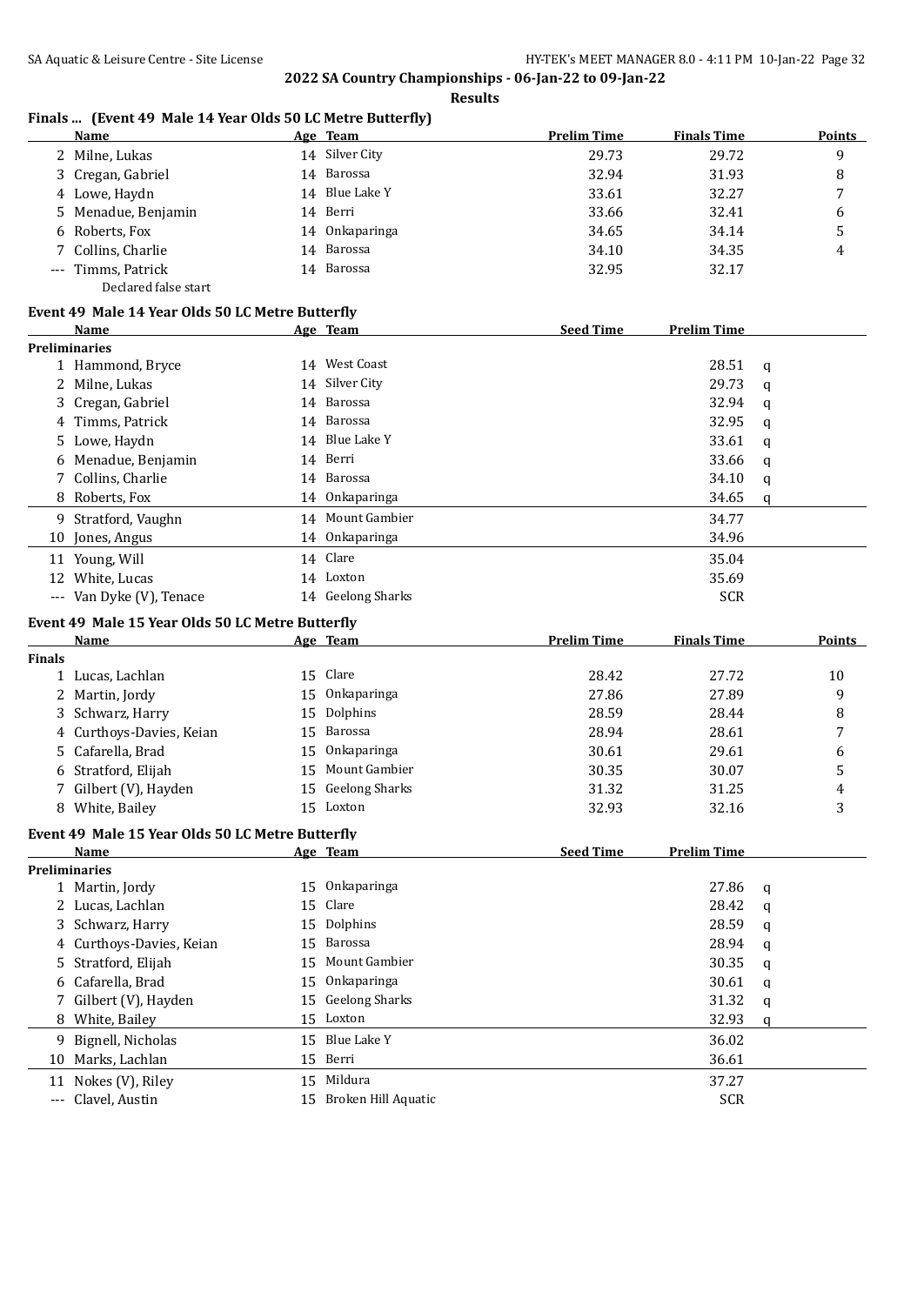**2022 SA Country Championships - 06-Jan-22 to 09-Jan-22**

**Results**

### Finals ... (Event 49 Male 14 Year Olds 50 LC Metre Butterfly)

| | Name | Age | Team | Prelim Time | Finals Time | Points |
|---|---|---|---|---|---|---|
| 2 | Milne, Lukas | 14 | Silver City | 29.73 | 29.72 | 9 |
| 3 | Cregan, Gabriel | 14 | Barossa | 32.94 | 31.93 | 8 |
| 4 | Lowe, Haydn | 14 | Blue Lake Y | 33.61 | 32.27 | 7 |
| 5 | Menadue, Benjamin | 14 | Berri | 33.66 | 32.41 | 6 |
| 6 | Roberts, Fox | 14 | Onkaparinga | 34.65 | 34.14 | 5 |
| 7 | Collins, Charlie | 14 | Barossa | 34.10 | 34.35 | 4 |
| --- | Timms, Patrick | 14 | Barossa | 32.95 | 32.17 | |
| | Declared false start | | | | | |

### Event 49 Male 14 Year Olds 50 LC Metre Butterfly

| | Name | Age | Team | Seed Time | Prelim Time | |
|---|---|---|---|---|---|---|
| **Preliminaries** | | | | | | |
| 1 | Hammond, Bryce | 14 | West Coast | | 28.51 | q |
| 2 | Milne, Lukas | 14 | Silver City | | 29.73 | q |
| 3 | Cregan, Gabriel | 14 | Barossa | | 32.94 | q |
| 4 | Timms, Patrick | 14 | Barossa | | 32.95 | q |
| 5 | Lowe, Haydn | 14 | Blue Lake Y | | 33.61 | q |
| 6 | Menadue, Benjamin | 14 | Berri | | 33.66 | q |
| 7 | Collins, Charlie | 14 | Barossa | | 34.10 | q |
| 8 | Roberts, Fox | 14 | Onkaparinga | | 34.65 | q |
| 9 | Stratford, Vaughn | 14 | Mount Gambier | | 34.77 | |
| 10 | Jones, Angus | 14 | Onkaparinga | | 34.96 | |
| 11 | Young, Will | 14 | Clare | | 35.04 | |
| 12 | White, Lucas | 14 | Loxton | | 35.69 | |
| --- | Van Dyke (V), Tenace | 14 | Geelong Sharks | | SCR | |

### Event 49 Male 15 Year Olds 50 LC Metre Butterfly

| | Name | Age | Team | Prelim Time | Finals Time | Points |
|---|---|---|---|---|---|---|
| **Finals** | | | | | | |
| 1 | Lucas, Lachlan | 15 | Clare | 28.42 | 27.72 | 10 |
| 2 | Martin, Jordy | 15 | Onkaparinga | 27.86 | 27.89 | 9 |
| 3 | Schwarz, Harry | 15 | Dolphins | 28.59 | 28.44 | 8 |
| 4 | Curthoys-Davies, Keian | 15 | Barossa | 28.94 | 28.61 | 7 |
| 5 | Cafarella, Brad | 15 | Onkaparinga | 30.61 | 29.61 | 6 |
| 6 | Stratford, Elijah | 15 | Mount Gambier | 30.35 | 30.07 | 5 |
| 7 | Gilbert (V), Hayden | 15 | Geelong Sharks | 31.32 | 31.25 | 4 |
| 8 | White, Bailey | 15 | Loxton | 32.93 | 32.16 | 3 |

### Event 49 Male 15 Year Olds 50 LC Metre Butterfly

| | Name | Age | Team | Seed Time | Prelim Time | |
|---|---|---|---|---|---|---|
| **Preliminaries** | | | | | | |
| 1 | Martin, Jordy | 15 | Onkaparinga | | 27.86 | q |
| 2 | Lucas, Lachlan | 15 | Clare | | 28.42 | q |
| 3 | Schwarz, Harry | 15 | Dolphins | | 28.59 | q |
| 4 | Curthoys-Davies, Keian | 15 | Barossa | | 28.94 | q |
| 5 | Stratford, Elijah | 15 | Mount Gambier | | 30.35 | q |
| 6 | Cafarella, Brad | 15 | Onkaparinga | | 30.61 | q |
| 7 | Gilbert (V), Hayden | 15 | Geelong Sharks | | 31.32 | q |
| 8 | White, Bailey | 15 | Loxton | | 32.93 | q |
| 9 | Bignell, Nicholas | 15 | Blue Lake Y | | 36.02 | |
| 10 | Marks, Lachlan | 15 | Berri | | 36.61 | |
| 11 | Nokes (V), Riley | 15 | Mildura | | 37.27 | |
| --- | Clavel, Austin | 15 | Broken Hill Aquatic | | SCR | |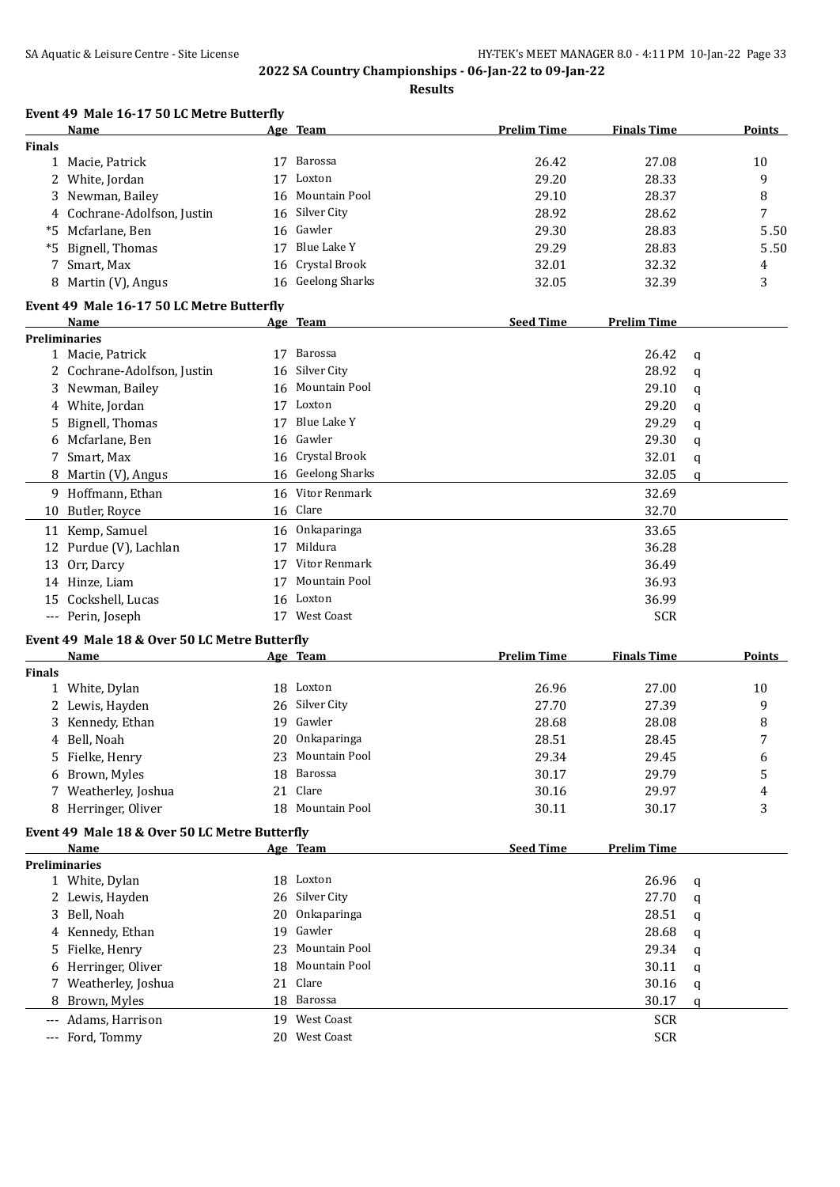**2022 SA Country Championships - 06-Jan-22 to 09-Jan-22**

**Results**

### Event 49 Male 16-17 50 LC Metre Butterfly

| | Name | Age | Team | Prelim Time | Finals Time | Points |
|---|---|---|---|---|---|---|
| **Finals** | | | | | | |
| 1 | Macie, Patrick | 17 | Barossa | 26.42 | 27.08 | 10 |
| 2 | White, Jordan | 17 | Loxton | 29.20 | 28.33 | 9 |
| 3 | Newman, Bailey | 16 | Mountain Pool | 29.10 | 28.37 | 8 |
| 4 | Cochrane-Adolfson, Justin | 16 | Silver City | 28.92 | 28.62 | 7 |
| *5 | Mcfarlane, Ben | 16 | Gawler | 29.30 | 28.83 | 5.50 |
| *5 | Bignell, Thomas | 17 | Blue Lake Y | 29.29 | 28.83 | 5.50 |
| 7 | Smart, Max | 16 | Crystal Brook | 32.01 | 32.32 | 4 |
| 8 | Martin (V), Angus | 16 | Geelong Sharks | 32.05 | 32.39 | 3 |

### Event 49 Male 16-17 50 LC Metre Butterfly

| | Name | Age | Team | Seed Time | Prelim Time | |
|---|---|---|---|---|---|---|
| **Preliminaries** | | | | | | |
| 1 | Macie, Patrick | 17 | Barossa | | 26.42 | q |
| 2 | Cochrane-Adolfson, Justin | 16 | Silver City | | 28.92 | q |
| 3 | Newman, Bailey | 16 | Mountain Pool | | 29.10 | q |
| 4 | White, Jordan | 17 | Loxton | | 29.20 | q |
| 5 | Bignell, Thomas | 17 | Blue Lake Y | | 29.29 | q |
| 6 | Mcfarlane, Ben | 16 | Gawler | | 29.30 | q |
| 7 | Smart, Max | 16 | Crystal Brook | | 32.01 | q |
| 8 | Martin (V), Angus | 16 | Geelong Sharks | | 32.05 | q |
| 9 | Hoffmann, Ethan | 16 | Vitor Renmark | | 32.69 | |
| 10 | Butler, Royce | 16 | Clare | | 32.70 | |
| 11 | Kemp, Samuel | 16 | Onkaparinga | | 33.65 | |
| 12 | Purdue (V), Lachlan | 17 | Mildura | | 36.28 | |
| 13 | Orr, Darcy | 17 | Vitor Renmark | | 36.49 | |
| 14 | Hinze, Liam | 17 | Mountain Pool | | 36.93 | |
| 15 | Cockshell, Lucas | 16 | Loxton | | 36.99 | |
| --- | Perin, Joseph | 17 | West Coast | | SCR | |

### Event 49 Male 18 & Over 50 LC Metre Butterfly

| | Name | Age | Team | Prelim Time | Finals Time | Points |
|---|---|---|---|---|---|---|
| **Finals** | | | | | | |
| 1 | White, Dylan | 18 | Loxton | 26.96 | 27.00 | 10 |
| 2 | Lewis, Hayden | 26 | Silver City | 27.70 | 27.39 | 9 |
| 3 | Kennedy, Ethan | 19 | Gawler | 28.68 | 28.08 | 8 |
| 4 | Bell, Noah | 20 | Onkaparinga | 28.51 | 28.45 | 7 |
| 5 | Fielke, Henry | 23 | Mountain Pool | 29.34 | 29.45 | 6 |
| 6 | Brown, Myles | 18 | Barossa | 30.17 | 29.79 | 5 |
| 7 | Weatherley, Joshua | 21 | Clare | 30.16 | 29.97 | 4 |
| 8 | Herringer, Oliver | 18 | Mountain Pool | 30.11 | 30.17 | 3 |

### Event 49 Male 18 & Over 50 LC Metre Butterfly

| | Name | Age | Team | Seed Time | Prelim Time | |
|---|---|---|---|---|---|---|
| **Preliminaries** | | | | | | |
| 1 | White, Dylan | 18 | Loxton | | 26.96 | q |
| 2 | Lewis, Hayden | 26 | Silver City | | 27.70 | q |
| 3 | Bell, Noah | 20 | Onkaparinga | | 28.51 | q |
| 4 | Kennedy, Ethan | 19 | Gawler | | 28.68 | q |
| 5 | Fielke, Henry | 23 | Mountain Pool | | 29.34 | q |
| 6 | Herringer, Oliver | 18 | Mountain Pool | | 30.11 | q |
| 7 | Weatherley, Joshua | 21 | Clare | | 30.16 | q |
| 8 | Brown, Myles | 18 | Barossa | | 30.17 | q |
| --- | Adams, Harrison | 19 | West Coast | | SCR | |
| --- | Ford, Tommy | 20 | West Coast | | SCR | |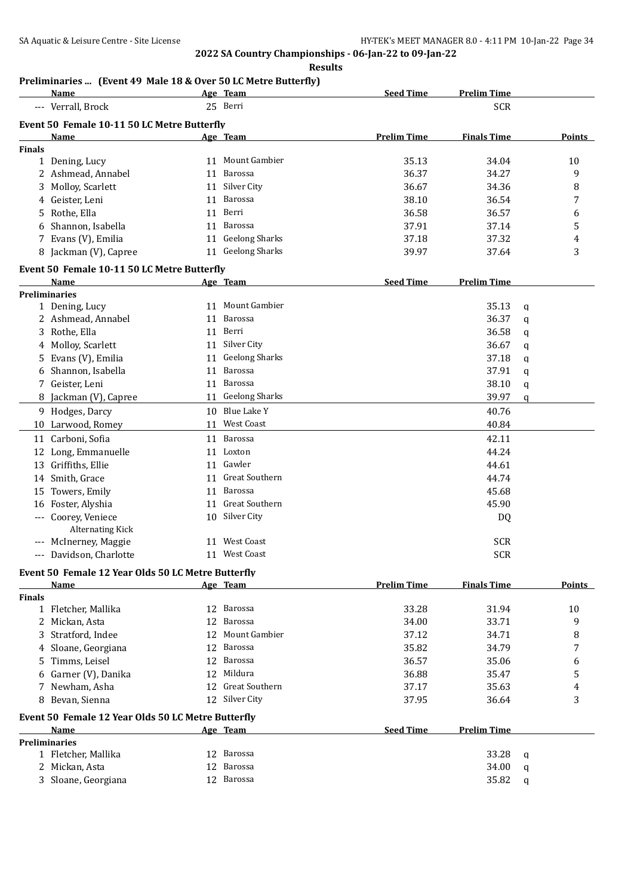## 2022 SA Country Championships - 06-Jan-22 to 09-Jan-22

### Results

### Preliminaries ... (Event 49 Male 18 & Over 50 LC Metre Butterfly)

| | Name | Age | Team | Seed Time | Prelim Time |
|---|---|---|---|---|---|
| --- | Verrall, Brock | 25 | Berri | | SCR |

### Event 50 Female 10-11 50 LC Metre Butterfly

| | Name | Age | Team | Prelim Time | Finals Time | Points |
|---|---|---|---|---|---|---|
| **Finals** | | | | | | |
| 1 | Dening, Lucy | 11 | Mount Gambier | 35.13 | 34.04 | 10 |
| 2 | Ashmead, Annabel | 11 | Barossa | 36.37 | 34.27 | 9 |
| 3 | Molloy, Scarlett | 11 | Silver City | 36.67 | 34.36 | 8 |
| 4 | Geister, Leni | 11 | Barossa | 38.10 | 36.54 | 7 |
| 5 | Rothe, Ella | 11 | Berri | 36.58 | 36.57 | 6 |
| 6 | Shannon, Isabella | 11 | Barossa | 37.91 | 37.14 | 5 |
| 7 | Evans (V), Emilia | 11 | Geelong Sharks | 37.18 | 37.32 | 4 |
| 8 | Jackman (V), Capree | 11 | Geelong Sharks | 39.97 | 37.64 | 3 |

### Event 50 Female 10-11 50 LC Metre Butterfly

| | Name | Age | Team | Seed Time | Prelim Time | |
|---|---|---|---|---|---|---|
| **Preliminaries** | | | | | | |
| 1 | Dening, Lucy | 11 | Mount Gambier | | 35.13 | q |
| 2 | Ashmead, Annabel | 11 | Barossa | | 36.37 | q |
| 3 | Rothe, Ella | 11 | Berri | | 36.58 | q |
| 4 | Molloy, Scarlett | 11 | Silver City | | 36.67 | q |
| 5 | Evans (V), Emilia | 11 | Geelong Sharks | | 37.18 | q |
| 6 | Shannon, Isabella | 11 | Barossa | | 37.91 | q |
| 7 | Geister, Leni | 11 | Barossa | | 38.10 | q |
| 8 | Jackman (V), Capree | 11 | Geelong Sharks | | 39.97 | q |
| 9 | Hodges, Darcy | 10 | Blue Lake Y | | 40.76 | |
| 10 | Larwood, Romey | 11 | West Coast | | 40.84 | |
| 11 | Carboni, Sofia | 11 | Barossa | | 42.11 | |
| 12 | Long, Emmanuelle | 11 | Loxton | | 44.24 | |
| 13 | Griffiths, Ellie | 11 | Gawler | | 44.61 | |
| 14 | Smith, Grace | 11 | Great Southern | | 44.74 | |
| 15 | Towers, Emily | 11 | Barossa | | 45.68 | |
| 16 | Foster, Alyshia | 11 | Great Southern | | 45.90 | |
| --- | Coorey, Veniece<br>Alternating Kick | 10 | Silver City | | DQ | |
| --- | McInerney, Maggie | 11 | West Coast | | SCR | |
| --- | Davidson, Charlotte | 11 | West Coast | | SCR | |

### Event 50 Female 12 Year Olds 50 LC Metre Butterfly

| | Name | Age | Team | Prelim Time | Finals Time | Points |
|---|---|---|---|---|---|---|
| **Finals** | | | | | | |
| 1 | Fletcher, Mallika | 12 | Barossa | 33.28 | 31.94 | 10 |
| 2 | Mickan, Asta | 12 | Barossa | 34.00 | 33.71 | 9 |
| 3 | Stratford, Indee | 12 | Mount Gambier | 37.12 | 34.71 | 8 |
| 4 | Sloane, Georgiana | 12 | Barossa | 35.82 | 34.79 | 7 |
| 5 | Timms, Leisel | 12 | Barossa | 36.57 | 35.06 | 6 |
| 6 | Garner (V), Danika | 12 | Mildura | 36.88 | 35.47 | 5 |
| 7 | Newham, Asha | 12 | Great Southern | 37.17 | 35.63 | 4 |
| 8 | Bevan, Sienna | 12 | Silver City | 37.95 | 36.64 | 3 |

### Event 50 Female 12 Year Olds 50 LC Metre Butterfly

| | Name | Age | Team | Seed Time | Prelim Time | |
|---|---|---|---|---|---|---|
| **Preliminaries** | | | | | | |
| 1 | Fletcher, Mallika | 12 | Barossa | | 33.28 | q |
| 2 | Mickan, Asta | 12 | Barossa | | 34.00 | q |
| 3 | Sloane, Georgiana | 12 | Barossa | | 35.82 | q |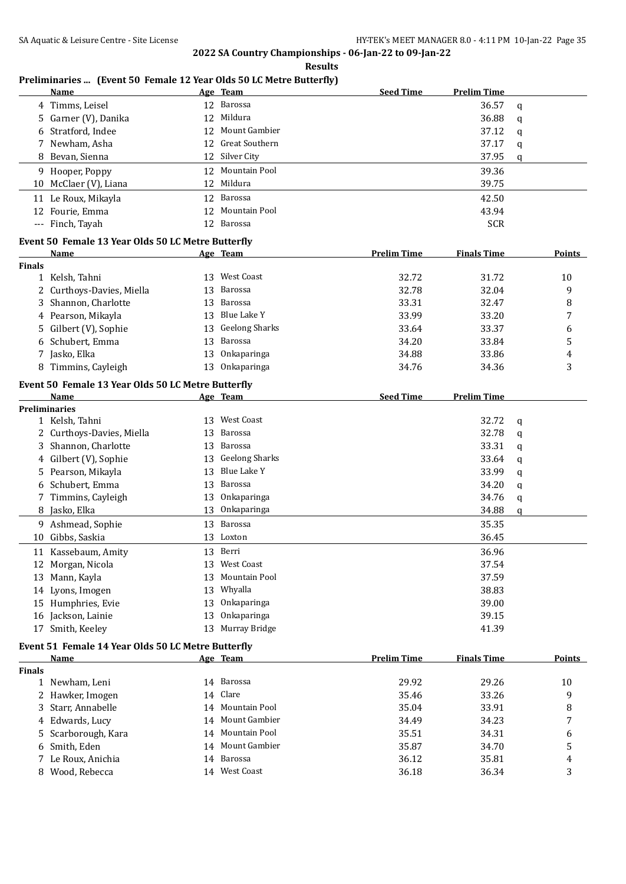**2022 SA Country Championships - 06-Jan-22 to 09-Jan-22**

**Results**

### Preliminaries ... (Event 50 Female 12 Year Olds 50 LC Metre Butterfly)

| | Name | Age | Team | Seed Time | Prelim Time | |
|---|---|---|---|---|---|---|
| 4 | Timms, Leisel | 12 | Barossa | | 36.57 | q |
| 5 | Garner (V), Danika | 12 | Mildura | | 36.88 | q |
| 6 | Stratford, Indee | 12 | Mount Gambier | | 37.12 | q |
| 7 | Newham, Asha | 12 | Great Southern | | 37.17 | q |
| 8 | Bevan, Sienna | 12 | Silver City | | 37.95 | q |
| 9 | Hooper, Poppy | 12 | Mountain Pool | | 39.36 | |
| 10 | McClaer (V), Liana | 12 | Mildura | | 39.75 | |
| 11 | Le Roux, Mikayla | 12 | Barossa | | 42.50 | |
| 12 | Fourie, Emma | 12 | Mountain Pool | | 43.94 | |
| --- | Finch, Tayah | 12 | Barossa | | SCR | |

### Event 50 Female 13 Year Olds 50 LC Metre Butterfly

| | Name | Age | Team | Prelim Time | Finals Time | Points |
|---|---|---|---|---|---|---|
| **Finals** | | | | | | |
| 1 | Kelsh, Tahni | 13 | West Coast | 32.72 | 31.72 | 10 |
| 2 | Curthoys-Davies, Miella | 13 | Barossa | 32.78 | 32.04 | 9 |
| 3 | Shannon, Charlotte | 13 | Barossa | 33.31 | 32.47 | 8 |
| 4 | Pearson, Mikayla | 13 | Blue Lake Y | 33.99 | 33.20 | 7 |
| 5 | Gilbert (V), Sophie | 13 | Geelong Sharks | 33.64 | 33.37 | 6 |
| 6 | Schubert, Emma | 13 | Barossa | 34.20 | 33.84 | 5 |
| 7 | Jasko, Elka | 13 | Onkaparinga | 34.88 | 33.86 | 4 |
| 8 | Timmins, Cayleigh | 13 | Onkaparinga | 34.76 | 34.36 | 3 |

### Event 50 Female 13 Year Olds 50 LC Metre Butterfly

| | Name | Age | Team | Seed Time | Prelim Time | |
|---|---|---|---|---|---|---|
| **Preliminaries** | | | | | | |
| 1 | Kelsh, Tahni | 13 | West Coast | | 32.72 | q |
| 2 | Curthoys-Davies, Miella | 13 | Barossa | | 32.78 | q |
| 3 | Shannon, Charlotte | 13 | Barossa | | 33.31 | q |
| 4 | Gilbert (V), Sophie | 13 | Geelong Sharks | | 33.64 | q |
| 5 | Pearson, Mikayla | 13 | Blue Lake Y | | 33.99 | q |
| 6 | Schubert, Emma | 13 | Barossa | | 34.20 | q |
| 7 | Timmins, Cayleigh | 13 | Onkaparinga | | 34.76 | q |
| 8 | Jasko, Elka | 13 | Onkaparinga | | 34.88 | q |
| 9 | Ashmead, Sophie | 13 | Barossa | | 35.35 | |
| 10 | Gibbs, Saskia | 13 | Loxton | | 36.45 | |
| 11 | Kassebaum, Amity | 13 | Berri | | 36.96 | |
| 12 | Morgan, Nicola | 13 | West Coast | | 37.54 | |
| 13 | Mann, Kayla | 13 | Mountain Pool | | 37.59 | |
| 14 | Lyons, Imogen | 13 | Whyalla | | 38.83 | |
| 15 | Humphries, Evie | 13 | Onkaparinga | | 39.00 | |
| 16 | Jackson, Lainie | 13 | Onkaparinga | | 39.15 | |
| 17 | Smith, Keeley | 13 | Murray Bridge | | 41.39 | |

### Event 51 Female 14 Year Olds 50 LC Metre Butterfly

| | Name | Age | Team | Prelim Time | Finals Time | Points |
|---|---|---|---|---|---|---|
| **Finals** | | | | | | |
| 1 | Newham, Leni | 14 | Barossa | 29.92 | 29.26 | 10 |
| 2 | Hawker, Imogen | 14 | Clare | 35.46 | 33.26 | 9 |
| 3 | Starr, Annabelle | 14 | Mountain Pool | 35.04 | 33.91 | 8 |
| 4 | Edwards, Lucy | 14 | Mount Gambier | 34.49 | 34.23 | 7 |
| 5 | Scarborough, Kara | 14 | Mountain Pool | 35.51 | 34.31 | 6 |
| 6 | Smith, Eden | 14 | Mount Gambier | 35.87 | 34.70 | 5 |
| 7 | Le Roux, Anichia | 14 | Barossa | 36.12 | 35.81 | 4 |
| 8 | Wood, Rebecca | 14 | West Coast | 36.18 | 36.34 | 3 |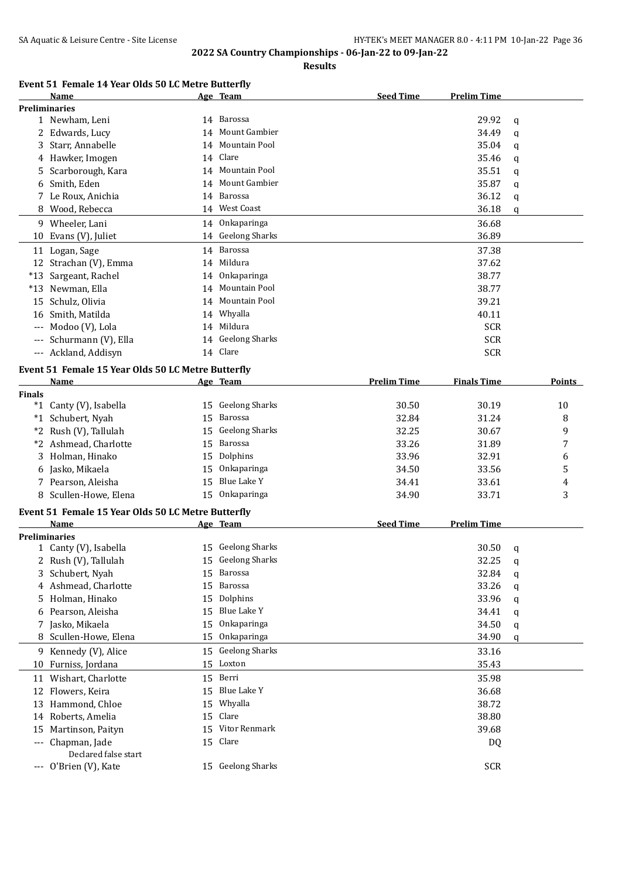**2022 SA Country Championships - 06-Jan-22 to 09-Jan-22**

**Results**

### Event 51 Female 14 Year Olds 50 LC Metre Butterfly

| | Name | Age | Team | Seed Time | Prelim Time | |
|---|---|---|---|---|---|---|
| **Preliminaries** | | | | | | |
| 1 | Newham, Leni | 14 | Barossa | | 29.92 | q |
| 2 | Edwards, Lucy | 14 | Mount Gambier | | 34.49 | q |
| 3 | Starr, Annabelle | 14 | Mountain Pool | | 35.04 | q |
| 4 | Hawker, Imogen | 14 | Clare | | 35.46 | q |
| 5 | Scarborough, Kara | 14 | Mountain Pool | | 35.51 | q |
| 6 | Smith, Eden | 14 | Mount Gambier | | 35.87 | q |
| 7 | Le Roux, Anichia | 14 | Barossa | | 36.12 | q |
| 8 | Wood, Rebecca | 14 | West Coast | | 36.18 | q |
| 9 | Wheeler, Lani | 14 | Onkaparinga | | 36.68 | |
| 10 | Evans (V), Juliet | 14 | Geelong Sharks | | 36.89 | |
| 11 | Logan, Sage | 14 | Barossa | | 37.38 | |
| 12 | Strachan (V), Emma | 14 | Mildura | | 37.62 | |
| *13 | Sargeant, Rachel | 14 | Onkaparinga | | 38.77 | |
| *13 | Newman, Ella | 14 | Mountain Pool | | 38.77 | |
| 15 | Schulz, Olivia | 14 | Mountain Pool | | 39.21 | |
| 16 | Smith, Matilda | 14 | Whyalla | | 40.11 | |
| --- | Modoo (V), Lola | 14 | Mildura | | SCR | |
| --- | Schurmann (V), Ella | 14 | Geelong Sharks | | SCR | |
| --- | Ackland, Addisyn | 14 | Clare | | SCR | |

### Event 51 Female 15 Year Olds 50 LC Metre Butterfly

| | Name | Age | Team | Prelim Time | Finals Time | Points |
|---|---|---|---|---|---|---|
| **Finals** | | | | | | |
| *1 | Canty (V), Isabella | 15 | Geelong Sharks | 30.50 | 30.19 | 10 |
| *1 | Schubert, Nyah | 15 | Barossa | 32.84 | 31.24 | 8 |
| *2 | Rush (V), Tallulah | 15 | Geelong Sharks | 32.25 | 30.67 | 9 |
| *2 | Ashmead, Charlotte | 15 | Barossa | 33.26 | 31.89 | 7 |
| 3 | Holman, Hinako | 15 | Dolphins | 33.96 | 32.91 | 6 |
| 6 | Jasko, Mikaela | 15 | Onkaparinga | 34.50 | 33.56 | 5 |
| 7 | Pearson, Aleisha | 15 | Blue Lake Y | 34.41 | 33.61 | 4 |
| 8 | Scullen-Howe, Elena | 15 | Onkaparinga | 34.90 | 33.71 | 3 |

### Event 51 Female 15 Year Olds 50 LC Metre Butterfly

| | Name | Age | Team | Seed Time | Prelim Time | |
|---|---|---|---|---|---|---|
| **Preliminaries** | | | | | | |
| 1 | Canty (V), Isabella | 15 | Geelong Sharks | | 30.50 | q |
| 2 | Rush (V), Tallulah | 15 | Geelong Sharks | | 32.25 | q |
| 3 | Schubert, Nyah | 15 | Barossa | | 32.84 | q |
| 4 | Ashmead, Charlotte | 15 | Barossa | | 33.26 | q |
| 5 | Holman, Hinako | 15 | Dolphins | | 33.96 | q |
| 6 | Pearson, Aleisha | 15 | Blue Lake Y | | 34.41 | q |
| 7 | Jasko, Mikaela | 15 | Onkaparinga | | 34.50 | q |
| 8 | Scullen-Howe, Elena | 15 | Onkaparinga | | 34.90 | q |
| 9 | Kennedy (V), Alice | 15 | Geelong Sharks | | 33.16 | |
| 10 | Furniss, Jordana | 15 | Loxton | | 35.43 | |
| 11 | Wishart, Charlotte | 15 | Berri | | 35.98 | |
| 12 | Flowers, Keira | 15 | Blue Lake Y | | 36.68 | |
| 13 | Hammond, Chloe | 15 | Whyalla | | 38.72 | |
| 14 | Roberts, Amelia | 15 | Clare | | 38.80 | |
| 15 | Martinson, Paityn | 15 | Vitor Renmark | | 39.68 | |
| --- | Chapman, Jade | 15 | Clare | | DQ | |
| | Declared false start | | | | | |
| --- | O'Brien (V), Kate | 15 | Geelong Sharks | | SCR | |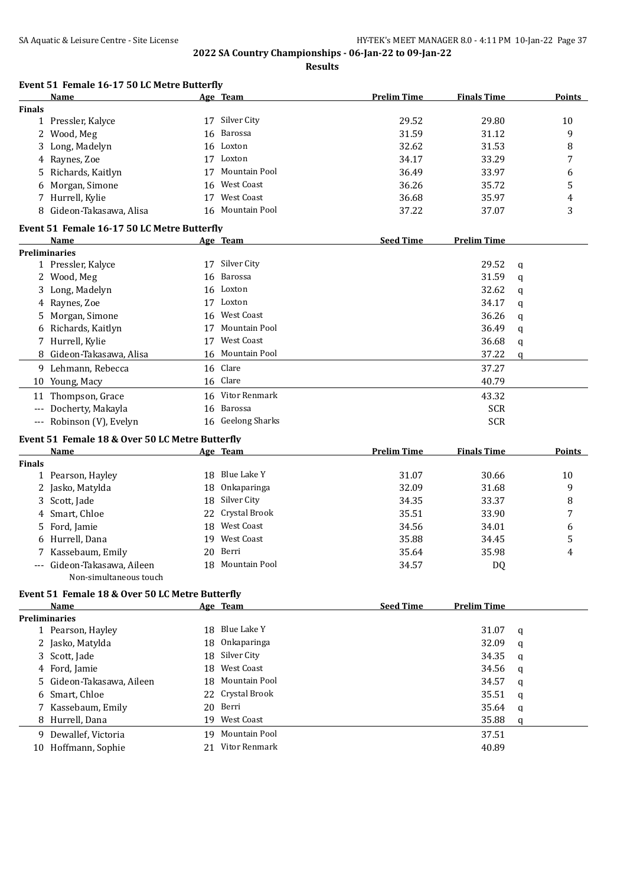**2022 SA Country Championships - 06-Jan-22 to 09-Jan-22**

**Results**

### Event 51 Female 16-17 50 LC Metre Butterfly

| | Name | Age | Team | Prelim Time | Finals Time | Points |
|---|---|---|---|---|---|---|
| **Finals** | | | | | | |
| 1 | Pressler, Kalyce | 17 | Silver City | 29.52 | 29.80 | 10 |
| 2 | Wood, Meg | 16 | Barossa | 31.59 | 31.12 | 9 |
| 3 | Long, Madelyn | 16 | Loxton | 32.62 | 31.53 | 8 |
| 4 | Raynes, Zoe | 17 | Loxton | 34.17 | 33.29 | 7 |
| 5 | Richards, Kaitlyn | 17 | Mountain Pool | 36.49 | 33.97 | 6 |
| 6 | Morgan, Simone | 16 | West Coast | 36.26 | 35.72 | 5 |
| 7 | Hurrell, Kylie | 17 | West Coast | 36.68 | 35.97 | 4 |
| 8 | Gideon-Takasawa, Alisa | 16 | Mountain Pool | 37.22 | 37.07 | 3 |

### Event 51 Female 16-17 50 LC Metre Butterfly

| | Name | Age | Team | Seed Time | Prelim Time | |
|---|---|---|---|---|---|---|
| **Preliminaries** | | | | | | |
| 1 | Pressler, Kalyce | 17 | Silver City | | 29.52 | q |
| 2 | Wood, Meg | 16 | Barossa | | 31.59 | q |
| 3 | Long, Madelyn | 16 | Loxton | | 32.62 | q |
| 4 | Raynes, Zoe | 17 | Loxton | | 34.17 | q |
| 5 | Morgan, Simone | 16 | West Coast | | 36.26 | q |
| 6 | Richards, Kaitlyn | 17 | Mountain Pool | | 36.49 | q |
| 7 | Hurrell, Kylie | 17 | West Coast | | 36.68 | q |
| 8 | Gideon-Takasawa, Alisa | 16 | Mountain Pool | | 37.22 | q |
| 9 | Lehmann, Rebecca | 16 | Clare | | 37.27 | |
| 10 | Young, Macy | 16 | Clare | | 40.79 | |
| 11 | Thompson, Grace | 16 | Vitor Renmark | | 43.32 | |
| --- | Docherty, Makayla | 16 | Barossa | | SCR | |
| --- | Robinson (V), Evelyn | 16 | Geelong Sharks | | SCR | |

### Event 51 Female 18 & Over 50 LC Metre Butterfly

| | Name | Age | Team | Prelim Time | Finals Time | Points |
|---|---|---|---|---|---|---|
| **Finals** | | | | | | |
| 1 | Pearson, Hayley | 18 | Blue Lake Y | 31.07 | 30.66 | 10 |
| 2 | Jasko, Matylda | 18 | Onkaparinga | 32.09 | 31.68 | 9 |
| 3 | Scott, Jade | 18 | Silver City | 34.35 | 33.37 | 8 |
| 4 | Smart, Chloe | 22 | Crystal Brook | 35.51 | 33.90 | 7 |
| 5 | Ford, Jamie | 18 | West Coast | 34.56 | 34.01 | 6 |
| 6 | Hurrell, Dana | 19 | West Coast | 35.88 | 34.45 | 5 |
| 7 | Kassebaum, Emily | 20 | Berri | 35.64 | 35.98 | 4 |
| --- | Gideon-Takasawa, Aileen | 18 | Mountain Pool | 34.57 | DQ | |
| | Non-simultaneous touch | | | | | |

### Event 51 Female 18 & Over 50 LC Metre Butterfly

| | Name | Age | Team | Seed Time | Prelim Time | |
|---|---|---|---|---|---|---|
| **Preliminaries** | | | | | | |
| 1 | Pearson, Hayley | 18 | Blue Lake Y | | 31.07 | q |
| 2 | Jasko, Matylda | 18 | Onkaparinga | | 32.09 | q |
| 3 | Scott, Jade | 18 | Silver City | | 34.35 | q |
| 4 | Ford, Jamie | 18 | West Coast | | 34.56 | q |
| 5 | Gideon-Takasawa, Aileen | 18 | Mountain Pool | | 34.57 | q |
| 6 | Smart, Chloe | 22 | Crystal Brook | | 35.51 | q |
| 7 | Kassebaum, Emily | 20 | Berri | | 35.64 | q |
| 8 | Hurrell, Dana | 19 | West Coast | | 35.88 | q |
| 9 | Dewallef, Victoria | 19 | Mountain Pool | | 37.51 | |
| 10 | Hoffmann, Sophie | 21 | Vitor Renmark | | 40.89 | |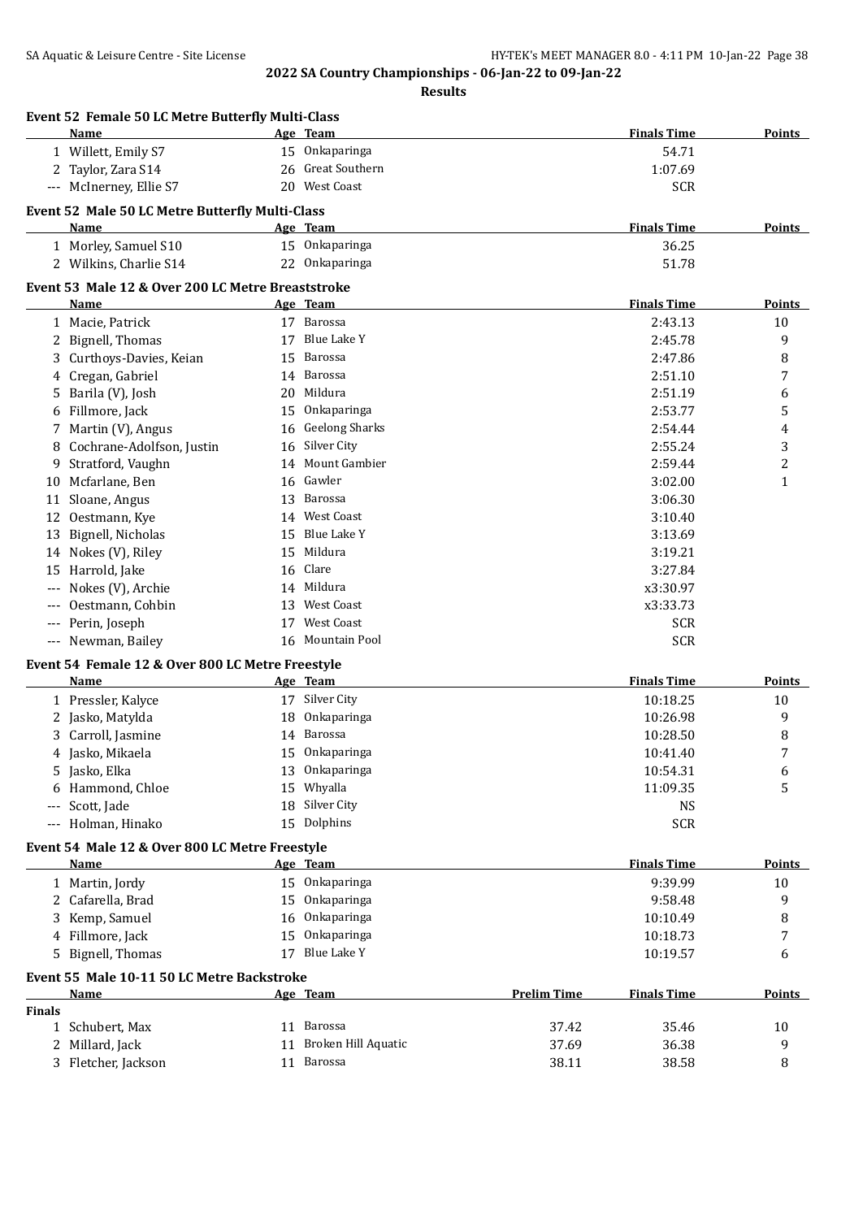## 2022 SA Country Championships - 06-Jan-22 to 09-Jan-22

**Results**

### Event 52 Female 50 LC Metre Butterfly Multi-Class

| | Name | Age | Team | Finals Time | Points |
|---|---|---|---|---|---|
| 1 | Willett, Emily S7 | 15 | Onkaparinga | 54.71 | |
| 2 | Taylor, Zara S14 | 26 | Great Southern | 1:07.69 | |
| --- | McInerney, Ellie S7 | 20 | West Coast | SCR | |

### Event 52 Male 50 LC Metre Butterfly Multi-Class

| | Name | Age | Team | Finals Time | Points |
|---|---|---|---|---|---|
| 1 | Morley, Samuel S10 | 15 | Onkaparinga | 36.25 | |
| 2 | Wilkins, Charlie S14 | 22 | Onkaparinga | 51.78 | |

### Event 53 Male 12 & Over 200 LC Metre Breaststroke

| | Name | Age | Team | Finals Time | Points |
|---|---|---|---|---|---|
| 1 | Macie, Patrick | 17 | Barossa | 2:43.13 | 10 |
| 2 | Bignell, Thomas | 17 | Blue Lake Y | 2:45.78 | 9 |
| 3 | Curthoys-Davies, Keian | 15 | Barossa | 2:47.86 | 8 |
| 4 | Cregan, Gabriel | 14 | Barossa | 2:51.10 | 7 |
| 5 | Barila (V), Josh | 20 | Mildura | 2:51.19 | 6 |
| 6 | Fillmore, Jack | 15 | Onkaparinga | 2:53.77 | 5 |
| 7 | Martin (V), Angus | 16 | Geelong Sharks | 2:54.44 | 4 |
| 8 | Cochrane-Adolfson, Justin | 16 | Silver City | 2:55.24 | 3 |
| 9 | Stratford, Vaughn | 14 | Mount Gambier | 2:59.44 | 2 |
| 10 | Mcfarlane, Ben | 16 | Gawler | 3:02.00 | 1 |
| 11 | Sloane, Angus | 13 | Barossa | 3:06.30 | |
| 12 | Oestmann, Kye | 14 | West Coast | 3:10.40 | |
| 13 | Bignell, Nicholas | 15 | Blue Lake Y | 3:13.69 | |
| 14 | Nokes (V), Riley | 15 | Mildura | 3:19.21 | |
| 15 | Harrold, Jake | 16 | Clare | 3:27.84 | |
| --- | Nokes (V), Archie | 14 | Mildura | x3:30.97 | |
| --- | Oestmann, Cohbin | 13 | West Coast | x3:33.73 | |
| --- | Perin, Joseph | 17 | West Coast | SCR | |
| --- | Newman, Bailey | 16 | Mountain Pool | SCR | |

### Event 54 Female 12 & Over 800 LC Metre Freestyle

| | Name | Age | Team | Finals Time | Points |
|---|---|---|---|---|---|
| 1 | Pressler, Kalyce | 17 | Silver City | 10:18.25 | 10 |
| 2 | Jasko, Matylda | 18 | Onkaparinga | 10:26.98 | 9 |
| 3 | Carroll, Jasmine | 14 | Barossa | 10:28.50 | 8 |
| 4 | Jasko, Mikaela | 15 | Onkaparinga | 10:41.40 | 7 |
| 5 | Jasko, Elka | 13 | Onkaparinga | 10:54.31 | 6 |
| 6 | Hammond, Chloe | 15 | Whyalla | 11:09.35 | 5 |
| --- | Scott, Jade | 18 | Silver City | NS | |
| --- | Holman, Hinako | 15 | Dolphins | SCR | |

### Event 54 Male 12 & Over 800 LC Metre Freestyle

| | Name | Age | Team | Finals Time | Points |
|---|---|---|---|---|---|
| 1 | Martin, Jordy | 15 | Onkaparinga | 9:39.99 | 10 |
| 2 | Cafarella, Brad | 15 | Onkaparinga | 9:58.48 | 9 |
| 3 | Kemp, Samuel | 16 | Onkaparinga | 10:10.49 | 8 |
| 4 | Fillmore, Jack | 15 | Onkaparinga | 10:18.73 | 7 |
| 5 | Bignell, Thomas | 17 | Blue Lake Y | 10:19.57 | 6 |

### Event 55 Male 10-11 50 LC Metre Backstroke

| | Name | Age | Team | Prelim Time | Finals Time | Points |
|---|---|---|---|---|---|---|
| **Finals** | | | | | | |
| 1 | Schubert, Max | 11 | Barossa | 37.42 | 35.46 | 10 |
| 2 | Millard, Jack | 11 | Broken Hill Aquatic | 37.69 | 36.38 | 9 |
| 3 | Fletcher, Jackson | 11 | Barossa | 38.11 | 38.58 | 8 |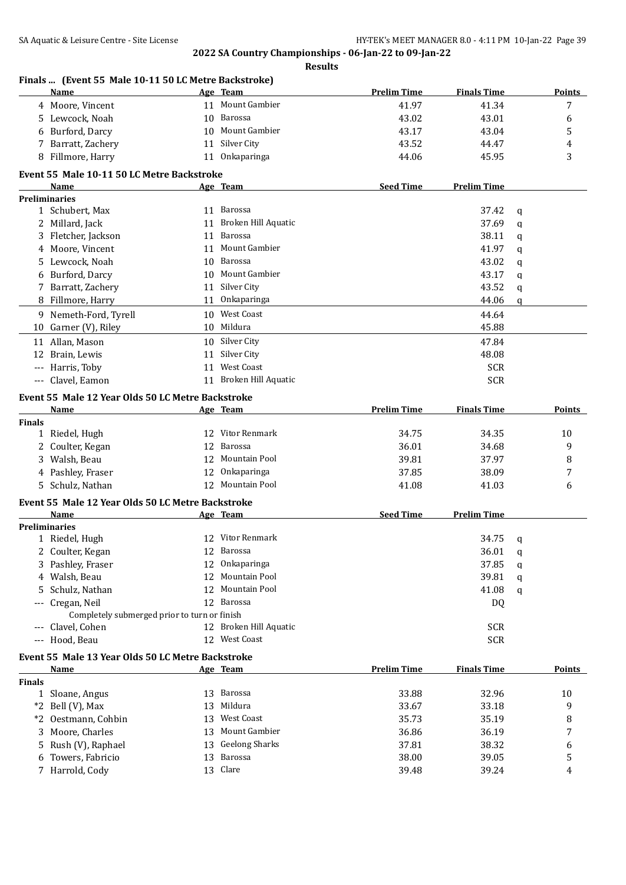**2022 SA Country Championships - 06-Jan-22 to 09-Jan-22**

**Results**

### Finals ... (Event 55 Male 10-11 50 LC Metre Backstroke)

| | Name | Age | Team | Prelim Time | Finals Time | Points |
|---|---|---|---|---|---|---|
| 4 | Moore, Vincent | 11 | Mount Gambier | 41.97 | 41.34 | 7 |
| 5 | Lewcock, Noah | 10 | Barossa | 43.02 | 43.01 | 6 |
| 6 | Burford, Darcy | 10 | Mount Gambier | 43.17 | 43.04 | 5 |
| 7 | Barratt, Zachery | 11 | Silver City | 43.52 | 44.47 | 4 |
| 8 | Fillmore, Harry | 11 | Onkaparinga | 44.06 | 45.95 | 3 |

### Event 55 Male 10-11 50 LC Metre Backstroke

| | Name | Age | Team | Seed Time | Prelim Time | |
|---|---|---|---|---|---|---|
| **Preliminaries** | | | | | | |
| 1 | Schubert, Max | 11 | Barossa | | 37.42 | q |
| 2 | Millard, Jack | 11 | Broken Hill Aquatic | | 37.69 | q |
| 3 | Fletcher, Jackson | 11 | Barossa | | 38.11 | q |
| 4 | Moore, Vincent | 11 | Mount Gambier | | 41.97 | q |
| 5 | Lewcock, Noah | 10 | Barossa | | 43.02 | q |
| 6 | Burford, Darcy | 10 | Mount Gambier | | 43.17 | q |
| 7 | Barratt, Zachery | 11 | Silver City | | 43.52 | q |
| 8 | Fillmore, Harry | 11 | Onkaparinga | | 44.06 | q |
| 9 | Nemeth-Ford, Tyrell | 10 | West Coast | | 44.64 | |
| 10 | Garner (V), Riley | 10 | Mildura | | 45.88 | |
| 11 | Allan, Mason | 10 | Silver City | | 47.84 | |
| 12 | Brain, Lewis | 11 | Silver City | | 48.08 | |
| --- | Harris, Toby | 11 | West Coast | | SCR | |
| --- | Clavel, Eamon | 11 | Broken Hill Aquatic | | SCR | |

### Event 55 Male 12 Year Olds 50 LC Metre Backstroke

| | Name | Age | Team | Prelim Time | Finals Time | Points |
|---|---|---|---|---|---|---|
| **Finals** | | | | | | |
| 1 | Riedel, Hugh | 12 | Vitor Renmark | 34.75 | 34.35 | 10 |
| 2 | Coulter, Kegan | 12 | Barossa | 36.01 | 34.68 | 9 |
| 3 | Walsh, Beau | 12 | Mountain Pool | 39.81 | 37.97 | 8 |
| 4 | Pashley, Fraser | 12 | Onkaparinga | 37.85 | 38.09 | 7 |
| 5 | Schulz, Nathan | 12 | Mountain Pool | 41.08 | 41.03 | 6 |

### Event 55 Male 12 Year Olds 50 LC Metre Backstroke

| | Name | Age | Team | Seed Time | Prelim Time | |
|---|---|---|---|---|---|---|
| **Preliminaries** | | | | | | |
| 1 | Riedel, Hugh | 12 | Vitor Renmark | | 34.75 | q |
| 2 | Coulter, Kegan | 12 | Barossa | | 36.01 | q |
| 3 | Pashley, Fraser | 12 | Onkaparinga | | 37.85 | q |
| 4 | Walsh, Beau | 12 | Mountain Pool | | 39.81 | q |
| 5 | Schulz, Nathan | 12 | Mountain Pool | | 41.08 | q |
| --- | Cregan, Neil | 12 | Barossa | | DQ | |
| | Completely submerged prior to turn or finish | | | | | |
| --- | Clavel, Cohen | 12 | Broken Hill Aquatic | | SCR | |
| --- | Hood, Beau | 12 | West Coast | | SCR | |

### Event 55 Male 13 Year Olds 50 LC Metre Backstroke

| | Name | Age | Team | Prelim Time | Finals Time | Points |
|---|---|---|---|---|---|---|
| **Finals** | | | | | | |
| 1 | Sloane, Angus | 13 | Barossa | 33.88 | 32.96 | 10 |
| *2 | Bell (V), Max | 13 | Mildura | 33.67 | 33.18 | 9 |
| *2 | Oestmann, Cohbin | 13 | West Coast | 35.73 | 35.19 | 8 |
| 3 | Moore, Charles | 13 | Mount Gambier | 36.86 | 36.19 | 7 |
| 5 | Rush (V), Raphael | 13 | Geelong Sharks | 37.81 | 38.32 | 6 |
| 6 | Towers, Fabricio | 13 | Barossa | 38.00 | 39.05 | 5 |
| 7 | Harrold, Cody | 13 | Clare | 39.48 | 39.24 | 4 |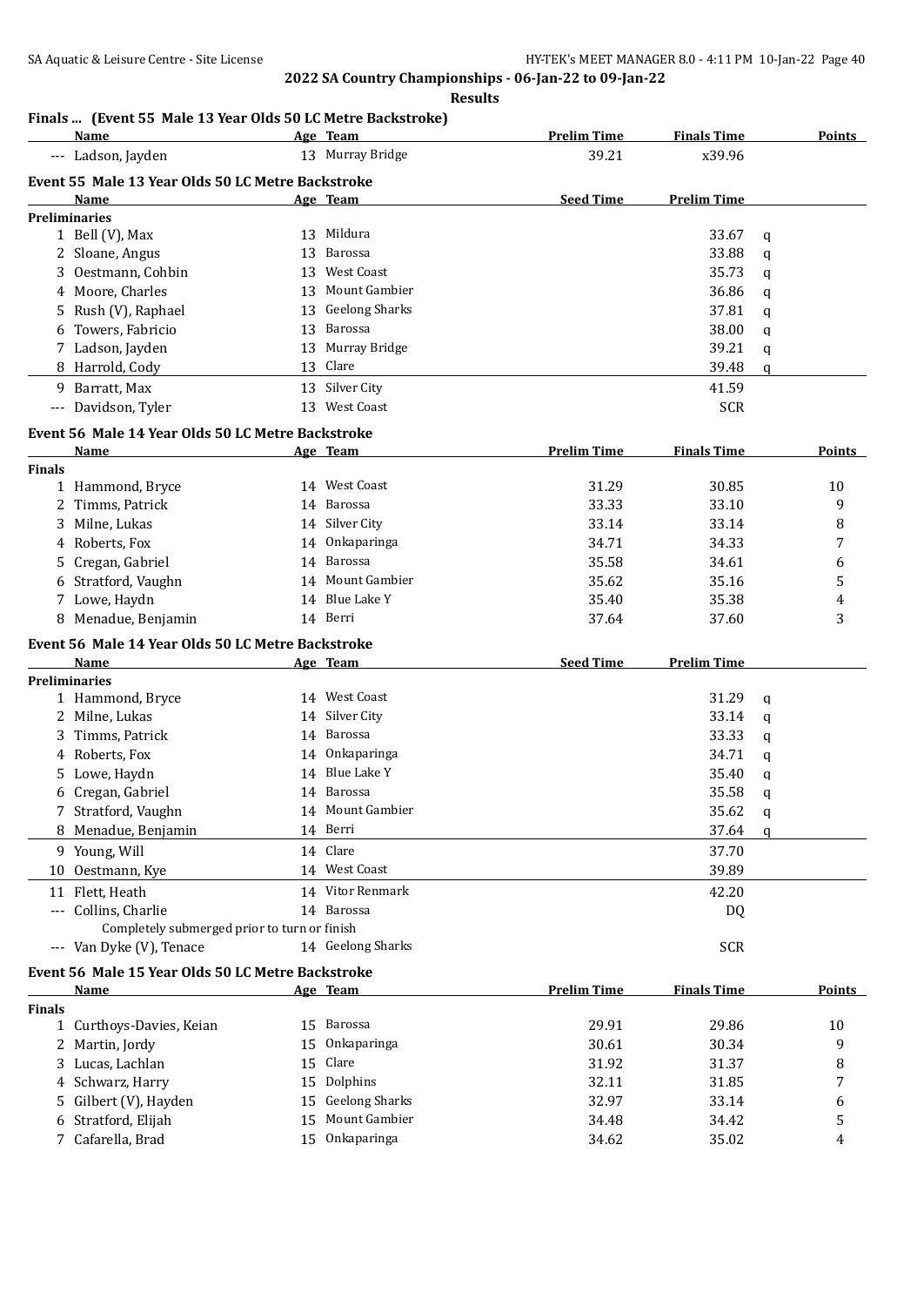**2022 SA Country Championships - 06-Jan-22 to 09-Jan-22**

**Results**

### Finals ... (Event 55 Male 13 Year Olds 50 LC Metre Backstroke)

| | Name | Age | Team | Prelim Time | Finals Time | Points |
|---|---|---|---|---|---|---|
| --- | Ladson, Jayden | 13 | Murray Bridge | 39.21 | x39.96 | |

### Event 55 Male 13 Year Olds 50 LC Metre Backstroke

| | Name | Age | Team | Seed Time | Prelim Time | |
|---|---|---|---|---|---|---|
| **Preliminaries** | | | | | | |
| 1 | Bell (V), Max | 13 | Mildura | | 33.67 | q |
| 2 | Sloane, Angus | 13 | Barossa | | 33.88 | q |
| 3 | Oestmann, Cohbin | 13 | West Coast | | 35.73 | q |
| 4 | Moore, Charles | 13 | Mount Gambier | | 36.86 | q |
| 5 | Rush (V), Raphael | 13 | Geelong Sharks | | 37.81 | q |
| 6 | Towers, Fabricio | 13 | Barossa | | 38.00 | q |
| 7 | Ladson, Jayden | 13 | Murray Bridge | | 39.21 | q |
| 8 | Harrold, Cody | 13 | Clare | | 39.48 | q |
| 9 | Barratt, Max | 13 | Silver City | | 41.59 | |
| --- | Davidson, Tyler | 13 | West Coast | | SCR | |

### Event 56 Male 14 Year Olds 50 LC Metre Backstroke

| | Name | Age | Team | Prelim Time | Finals Time | Points |
|---|---|---|---|---|---|---|
| **Finals** | | | | | | |
| 1 | Hammond, Bryce | 14 | West Coast | 31.29 | 30.85 | 10 |
| 2 | Timms, Patrick | 14 | Barossa | 33.33 | 33.10 | 9 |
| 3 | Milne, Lukas | 14 | Silver City | 33.14 | 33.14 | 8 |
| 4 | Roberts, Fox | 14 | Onkaparinga | 34.71 | 34.33 | 7 |
| 5 | Cregan, Gabriel | 14 | Barossa | 35.58 | 34.61 | 6 |
| 6 | Stratford, Vaughn | 14 | Mount Gambier | 35.62 | 35.16 | 5 |
| 7 | Lowe, Haydn | 14 | Blue Lake Y | 35.40 | 35.38 | 4 |
| 8 | Menadue, Benjamin | 14 | Berri | 37.64 | 37.60 | 3 |

### Event 56 Male 14 Year Olds 50 LC Metre Backstroke

| | Name | Age | Team | Seed Time | Prelim Time | |
|---|---|---|---|---|---|---|
| **Preliminaries** | | | | | | |
| 1 | Hammond, Bryce | 14 | West Coast | | 31.29 | q |
| 2 | Milne, Lukas | 14 | Silver City | | 33.14 | q |
| 3 | Timms, Patrick | 14 | Barossa | | 33.33 | q |
| 4 | Roberts, Fox | 14 | Onkaparinga | | 34.71 | q |
| 5 | Lowe, Haydn | 14 | Blue Lake Y | | 35.40 | q |
| 6 | Cregan, Gabriel | 14 | Barossa | | 35.58 | q |
| 7 | Stratford, Vaughn | 14 | Mount Gambier | | 35.62 | q |
| 8 | Menadue, Benjamin | 14 | Berri | | 37.64 | q |
| 9 | Young, Will | 14 | Clare | | 37.70 | |
| 10 | Oestmann, Kye | 14 | West Coast | | 39.89 | |
| 11 | Flett, Heath | 14 | Vitor Renmark | | 42.20 | |
| --- | Collins, Charlie | 14 | Barossa | | DQ | |
| | Completely submerged prior to turn or finish | | | | | |
| --- | Van Dyke (V), Tenace | 14 | Geelong Sharks | | SCR | |

### Event 56 Male 15 Year Olds 50 LC Metre Backstroke

| | Name | Age | Team | Prelim Time | Finals Time | Points |
|---|---|---|---|---|---|---|
| **Finals** | | | | | | |
| 1 | Curthoys-Davies, Keian | 15 | Barossa | 29.91 | 29.86 | 10 |
| 2 | Martin, Jordy | 15 | Onkaparinga | 30.61 | 30.34 | 9 |
| 3 | Lucas, Lachlan | 15 | Clare | 31.92 | 31.37 | 8 |
| 4 | Schwarz, Harry | 15 | Dolphins | 32.11 | 31.85 | 7 |
| 5 | Gilbert (V), Hayden | 15 | Geelong Sharks | 32.97 | 33.14 | 6 |
| 6 | Stratford, Elijah | 15 | Mount Gambier | 34.48 | 34.42 | 5 |
| 7 | Cafarella, Brad | 15 | Onkaparinga | 34.62 | 35.02 | 4 |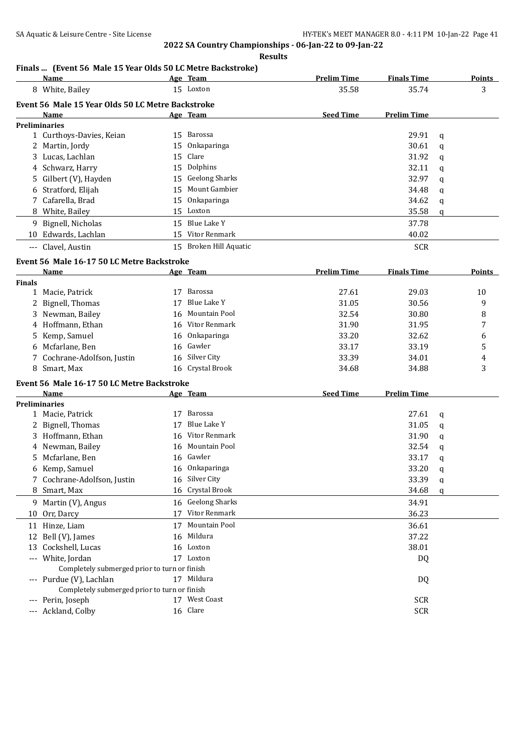## 2022 SA Country Championships - 06-Jan-22 to 09-Jan-22

### Results

### Finals ... (Event 56 Male 15 Year Olds 50 LC Metre Backstroke)

| | Name | Age | Team | Prelim Time | Finals Time | Points |
|---|---|---|---|---|---|---|
| 8 | White, Bailey | 15 | Loxton | 35.58 | 35.74 | 3 |

### Event 56 Male 15 Year Olds 50 LC Metre Backstroke

| | Name | Age | Team | Seed Time | Prelim Time | |
|---|---|---|---|---|---|---|
| **Preliminaries** | | | | | | |
| 1 | Curthoys-Davies, Keian | 15 | Barossa | | 29.91 | q |
| 2 | Martin, Jordy | 15 | Onkaparinga | | 30.61 | q |
| 3 | Lucas, Lachlan | 15 | Clare | | 31.92 | q |
| 4 | Schwarz, Harry | 15 | Dolphins | | 32.11 | q |
| 5 | Gilbert (V), Hayden | 15 | Geelong Sharks | | 32.97 | q |
| 6 | Stratford, Elijah | 15 | Mount Gambier | | 34.48 | q |
| 7 | Cafarella, Brad | 15 | Onkaparinga | | 34.62 | q |
| 8 | White, Bailey | 15 | Loxton | | 35.58 | q |
| 9 | Bignell, Nicholas | 15 | Blue Lake Y | | 37.78 | |
| 10 | Edwards, Lachlan | 15 | Vitor Renmark | | 40.02 | |
| --- | Clavel, Austin | 15 | Broken Hill Aquatic | | SCR | |

### Event 56 Male 16-17 50 LC Metre Backstroke

| | Name | Age | Team | Prelim Time | Finals Time | Points |
|---|---|---|---|---|---|---|
| **Finals** | | | | | | |
| 1 | Macie, Patrick | 17 | Barossa | 27.61 | 29.03 | 10 |
| 2 | Bignell, Thomas | 17 | Blue Lake Y | 31.05 | 30.56 | 9 |
| 3 | Newman, Bailey | 16 | Mountain Pool | 32.54 | 30.80 | 8 |
| 4 | Hoffmann, Ethan | 16 | Vitor Renmark | 31.90 | 31.95 | 7 |
| 5 | Kemp, Samuel | 16 | Onkaparinga | 33.20 | 32.62 | 6 |
| 6 | Mcfarlane, Ben | 16 | Gawler | 33.17 | 33.19 | 5 |
| 7 | Cochrane-Adolfson, Justin | 16 | Silver City | 33.39 | 34.01 | 4 |
| 8 | Smart, Max | 16 | Crystal Brook | 34.68 | 34.88 | 3 |

### Event 56 Male 16-17 50 LC Metre Backstroke

| | Name | Age | Team | Seed Time | Prelim Time | |
|---|---|---|---|---|---|---|
| **Preliminaries** | | | | | | |
| 1 | Macie, Patrick | 17 | Barossa | | 27.61 | q |
| 2 | Bignell, Thomas | 17 | Blue Lake Y | | 31.05 | q |
| 3 | Hoffmann, Ethan | 16 | Vitor Renmark | | 31.90 | q |
| 4 | Newman, Bailey | 16 | Mountain Pool | | 32.54 | q |
| 5 | Mcfarlane, Ben | 16 | Gawler | | 33.17 | q |
| 6 | Kemp, Samuel | 16 | Onkaparinga | | 33.20 | q |
| 7 | Cochrane-Adolfson, Justin | 16 | Silver City | | 33.39 | q |
| 8 | Smart, Max | 16 | Crystal Brook | | 34.68 | q |
| 9 | Martin (V), Angus | 16 | Geelong Sharks | | 34.91 | |
| 10 | Orr, Darcy | 17 | Vitor Renmark | | 36.23 | |
| 11 | Hinze, Liam | 17 | Mountain Pool | | 36.61 | |
| 12 | Bell (V), James | 16 | Mildura | | 37.22 | |
| 13 | Cockshell, Lucas | 16 | Loxton | | 38.01 | |
| --- | White, Jordan | 17 | Loxton | | DQ | |
| | Completely submerged prior to turn or finish | | | | | |
| --- | Purdue (V), Lachlan | 17 | Mildura | | DQ | |
| | Completely submerged prior to turn or finish | | | | | |
| --- | Perin, Joseph | 17 | West Coast | | SCR | |
| --- | Ackland, Colby | 16 | Clare | | SCR | |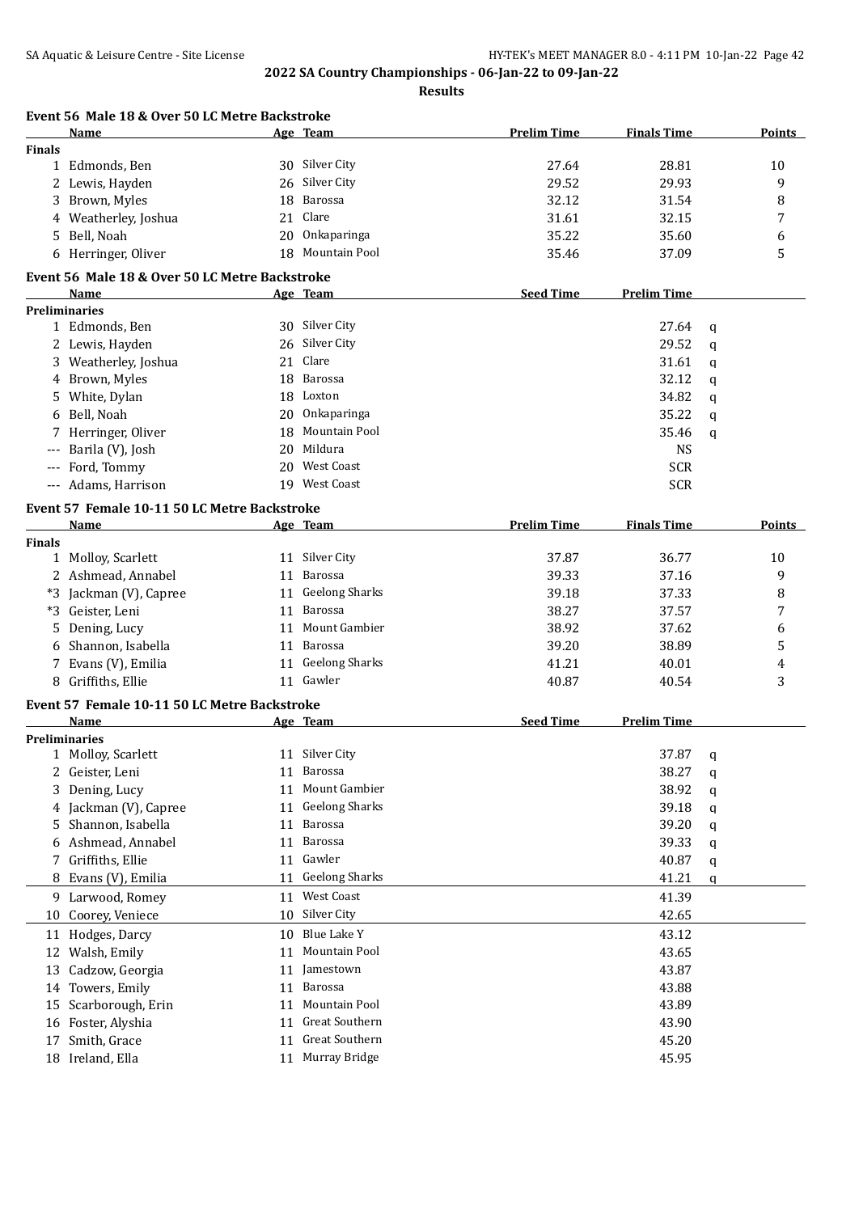## 2022 SA Country Championships - 06-Jan-22 to 09-Jan-22

### Results

### Event 56 Male 18 & Over 50 LC Metre Backstroke

| | Name | Age | Team | Prelim Time | Finals Time | Points |
|---|---|---|---|---|---|---|
| **Finals** | | | | | | |
| 1 | Edmonds, Ben | 30 | Silver City | 27.64 | 28.81 | 10 |
| 2 | Lewis, Hayden | 26 | Silver City | 29.52 | 29.93 | 9 |
| 3 | Brown, Myles | 18 | Barossa | 32.12 | 31.54 | 8 |
| 4 | Weatherley, Joshua | 21 | Clare | 31.61 | 32.15 | 7 |
| 5 | Bell, Noah | 20 | Onkaparinga | 35.22 | 35.60 | 6 |
| 6 | Herringer, Oliver | 18 | Mountain Pool | 35.46 | 37.09 | 5 |

### Event 56 Male 18 & Over 50 LC Metre Backstroke

| | Name | Age | Team | Seed Time | Prelim Time | |
|---|---|---|---|---|---|---|
| **Preliminaries** | | | | | | |
| 1 | Edmonds, Ben | 30 | Silver City | | 27.64 | q |
| 2 | Lewis, Hayden | 26 | Silver City | | 29.52 | q |
| 3 | Weatherley, Joshua | 21 | Clare | | 31.61 | q |
| 4 | Brown, Myles | 18 | Barossa | | 32.12 | q |
| 5 | White, Dylan | 18 | Loxton | | 34.82 | q |
| 6 | Bell, Noah | 20 | Onkaparinga | | 35.22 | q |
| 7 | Herringer, Oliver | 18 | Mountain Pool | | 35.46 | q |
| --- | Barila (V), Josh | 20 | Mildura | | NS | |
| --- | Ford, Tommy | 20 | West Coast | | SCR | |
| --- | Adams, Harrison | 19 | West Coast | | SCR | |

### Event 57 Female 10-11 50 LC Metre Backstroke

| | Name | Age | Team | Prelim Time | Finals Time | Points |
|---|---|---|---|---|---|---|
| **Finals** | | | | | | |
| 1 | Molloy, Scarlett | 11 | Silver City | 37.87 | 36.77 | 10 |
| 2 | Ashmead, Annabel | 11 | Barossa | 39.33 | 37.16 | 9 |
| *3 | Jackman (V), Capree | 11 | Geelong Sharks | 39.18 | 37.33 | 8 |
| *3 | Geister, Leni | 11 | Barossa | 38.27 | 37.57 | 7 |
| 5 | Dening, Lucy | 11 | Mount Gambier | 38.92 | 37.62 | 6 |
| 6 | Shannon, Isabella | 11 | Barossa | 39.20 | 38.89 | 5 |
| 7 | Evans (V), Emilia | 11 | Geelong Sharks | 41.21 | 40.01 | 4 |
| 8 | Griffiths, Ellie | 11 | Gawler | 40.87 | 40.54 | 3 |

### Event 57 Female 10-11 50 LC Metre Backstroke

| | Name | Age | Team | Seed Time | Prelim Time | |
|---|---|---|---|---|---|---|
| **Preliminaries** | | | | | | |
| 1 | Molloy, Scarlett | 11 | Silver City | | 37.87 | q |
| 2 | Geister, Leni | 11 | Barossa | | 38.27 | q |
| 3 | Dening, Lucy | 11 | Mount Gambier | | 38.92 | q |
| 4 | Jackman (V), Capree | 11 | Geelong Sharks | | 39.18 | q |
| 5 | Shannon, Isabella | 11 | Barossa | | 39.20 | q |
| 6 | Ashmead, Annabel | 11 | Barossa | | 39.33 | q |
| 7 | Griffiths, Ellie | 11 | Gawler | | 40.87 | q |
| 8 | Evans (V), Emilia | 11 | Geelong Sharks | | 41.21 | q |
| 9 | Larwood, Romey | 11 | West Coast | | 41.39 | |
| 10 | Coorey, Veniece | 10 | Silver City | | 42.65 | |
| 11 | Hodges, Darcy | 10 | Blue Lake Y | | 43.12 | |
| 12 | Walsh, Emily | 11 | Mountain Pool | | 43.65 | |
| 13 | Cadzow, Georgia | 11 | Jamestown | | 43.87 | |
| 14 | Towers, Emily | 11 | Barossa | | 43.88 | |
| 15 | Scarborough, Erin | 11 | Mountain Pool | | 43.89 | |
| 16 | Foster, Alyshia | 11 | Great Southern | | 43.90 | |
| 17 | Smith, Grace | 11 | Great Southern | | 45.20 | |
| 18 | Ireland, Ella | 11 | Murray Bridge | | 45.95 | |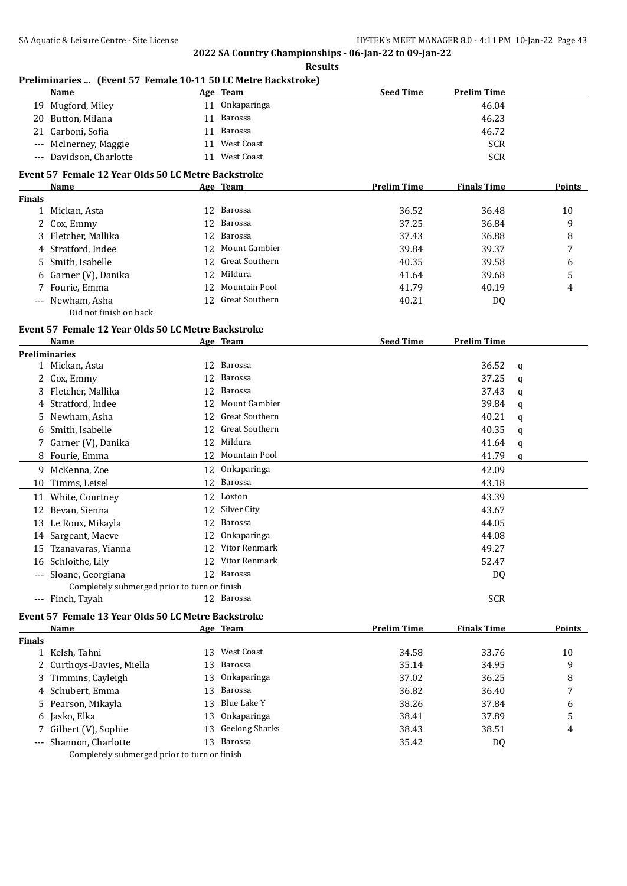## 2022 SA Country Championships - 06-Jan-22 to 09-Jan-22

### Results

### Preliminaries ... (Event 57 Female 10-11 50 LC Metre Backstroke)

| | Name | Age | Team | Seed Time | Prelim Time |
|---|---|---|---|---|---|
| 19 | Mugford, Miley | 11 | Onkaparinga | | 46.04 |
| 20 | Button, Milana | 11 | Barossa | | 46.23 |
| 21 | Carboni, Sofia | 11 | Barossa | | 46.72 |
| --- | McInerney, Maggie | 11 | West Coast | | SCR |
| --- | Davidson, Charlotte | 11 | West Coast | | SCR |

### Event 57 Female 12 Year Olds 50 LC Metre Backstroke

| | Name | Age | Team | Prelim Time | Finals Time | Points |
|---|---|---|---|---|---|---|
| **Finals** | | | | | | |
| 1 | Mickan, Asta | 12 | Barossa | 36.52 | 36.48 | 10 |
| 2 | Cox, Emmy | 12 | Barossa | 37.25 | 36.84 | 9 |
| 3 | Fletcher, Mallika | 12 | Barossa | 37.43 | 36.88 | 8 |
| 4 | Stratford, Indee | 12 | Mount Gambier | 39.84 | 39.37 | 7 |
| 5 | Smith, Isabelle | 12 | Great Southern | 40.35 | 39.58 | 6 |
| 6 | Garner (V), Danika | 12 | Mildura | 41.64 | 39.68 | 5 |
| 7 | Fourie, Emma | 12 | Mountain Pool | 41.79 | 40.19 | 4 |
| --- | Newham, Asha | 12 | Great Southern | 40.21 | DQ | |
| | Did not finish on back | | | | | |

### Event 57 Female 12 Year Olds 50 LC Metre Backstroke

| | Name | Age | Team | Seed Time | Prelim Time | |
|---|---|---|---|---|---|---|
| **Preliminaries** | | | | | | |
| 1 | Mickan, Asta | 12 | Barossa | | 36.52 | q |
| 2 | Cox, Emmy | 12 | Barossa | | 37.25 | q |
| 3 | Fletcher, Mallika | 12 | Barossa | | 37.43 | q |
| 4 | Stratford, Indee | 12 | Mount Gambier | | 39.84 | q |
| 5 | Newham, Asha | 12 | Great Southern | | 40.21 | q |
| 6 | Smith, Isabelle | 12 | Great Southern | | 40.35 | q |
| 7 | Garner (V), Danika | 12 | Mildura | | 41.64 | q |
| 8 | Fourie, Emma | 12 | Mountain Pool | | 41.79 | q |
| 9 | McKenna, Zoe | 12 | Onkaparinga | | 42.09 | |
| 10 | Timms, Leisel | 12 | Barossa | | 43.18 | |
| 11 | White, Courtney | 12 | Loxton | | 43.39 | |
| 12 | Bevan, Sienna | 12 | Silver City | | 43.67 | |
| 13 | Le Roux, Mikayla | 12 | Barossa | | 44.05 | |
| 14 | Sargeant, Maeve | 12 | Onkaparinga | | 44.08 | |
| 15 | Tzanavaras, Yianna | 12 | Vitor Renmark | | 49.27 | |
| 16 | Schloithe, Lily | 12 | Vitor Renmark | | 52.47 | |
| --- | Sloane, Georgiana | 12 | Barossa | | DQ | |
| | Completely submerged prior to turn or finish | | | | | |
| --- | Finch, Tayah | 12 | Barossa | | SCR | |

### Event 57 Female 13 Year Olds 50 LC Metre Backstroke

| | Name | Age | Team | Prelim Time | Finals Time | Points |
|---|---|---|---|---|---|---|
| **Finals** | | | | | | |
| 1 | Kelsh, Tahni | 13 | West Coast | 34.58 | 33.76 | 10 |
| 2 | Curthoys-Davies, Miella | 13 | Barossa | 35.14 | 34.95 | 9 |
| 3 | Timmins, Cayleigh | 13 | Onkaparinga | 37.02 | 36.25 | 8 |
| 4 | Schubert, Emma | 13 | Barossa | 36.82 | 36.40 | 7 |
| 5 | Pearson, Mikayla | 13 | Blue Lake Y | 38.26 | 37.84 | 6 |
| 6 | Jasko, Elka | 13 | Onkaparinga | 38.41 | 37.89 | 5 |
| 7 | Gilbert (V), Sophie | 13 | Geelong Sharks | 38.43 | 38.51 | 4 |
| --- | Shannon, Charlotte | 13 | Barossa | 35.42 | DQ | |
| | Completely submerged prior to turn or finish | | | | | |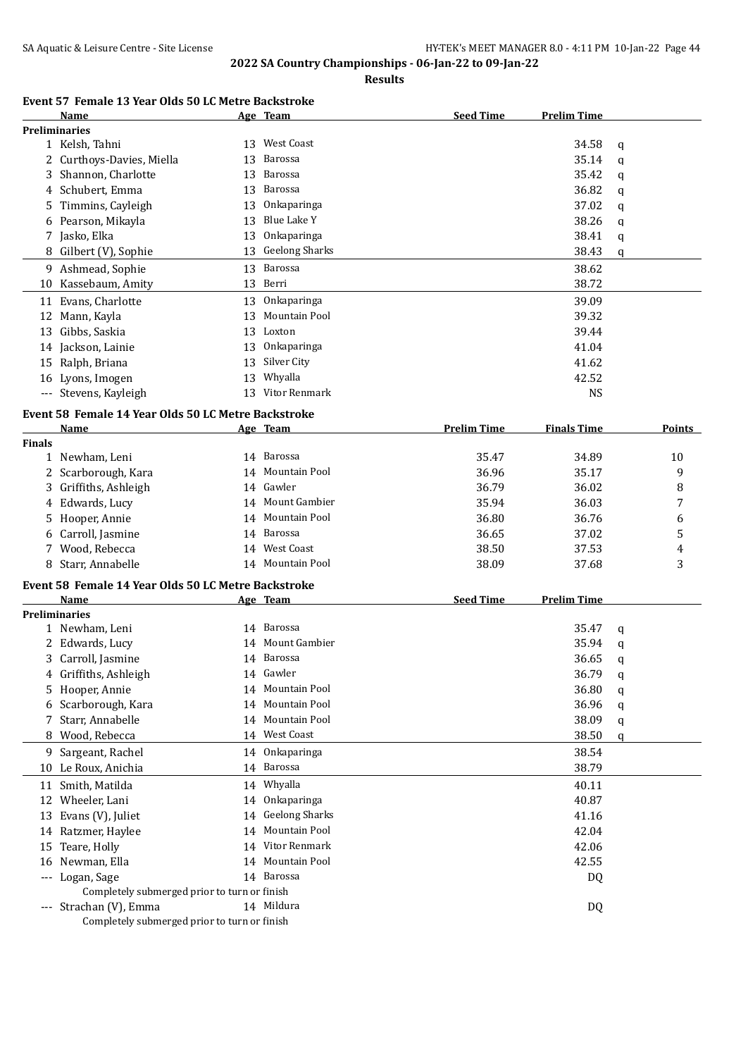## 2022 SA Country Championships - 06-Jan-22 to 09-Jan-22

**Results**

### Event 57 Female 13 Year Olds 50 LC Metre Backstroke

| | Name | Age | Team | Seed Time | Prelim Time | |
|---|---|---|---|---|---|---|
| **Preliminaries** | | | | | | |
| 1 | Kelsh, Tahni | 13 | West Coast | | 34.58 | q |
| 2 | Curthoys-Davies, Miella | 13 | Barossa | | 35.14 | q |
| 3 | Shannon, Charlotte | 13 | Barossa | | 35.42 | q |
| 4 | Schubert, Emma | 13 | Barossa | | 36.82 | q |
| 5 | Timmins, Cayleigh | 13 | Onkaparinga | | 37.02 | q |
| 6 | Pearson, Mikayla | 13 | Blue Lake Y | | 38.26 | q |
| 7 | Jasko, Elka | 13 | Onkaparinga | | 38.41 | q |
| 8 | Gilbert (V), Sophie | 13 | Geelong Sharks | | 38.43 | q |
| 9 | Ashmead, Sophie | 13 | Barossa | | 38.62 | |
| 10 | Kassebaum, Amity | 13 | Berri | | 38.72 | |
| 11 | Evans, Charlotte | 13 | Onkaparinga | | 39.09 | |
| 12 | Mann, Kayla | 13 | Mountain Pool | | 39.32 | |
| 13 | Gibbs, Saskia | 13 | Loxton | | 39.44 | |
| 14 | Jackson, Lainie | 13 | Onkaparinga | | 41.04 | |
| 15 | Ralph, Briana | 13 | Silver City | | 41.62 | |
| 16 | Lyons, Imogen | 13 | Whyalla | | 42.52 | |
| --- | Stevens, Kayleigh | 13 | Vitor Renmark | | NS | |

### Event 58 Female 14 Year Olds 50 LC Metre Backstroke

| | Name | Age | Team | Prelim Time | Finals Time | Points |
|---|---|---|---|---|---|---|
| **Finals** | | | | | | |
| 1 | Newham, Leni | 14 | Barossa | 35.47 | 34.89 | 10 |
| 2 | Scarborough, Kara | 14 | Mountain Pool | 36.96 | 35.17 | 9 |
| 3 | Griffiths, Ashleigh | 14 | Gawler | 36.79 | 36.02 | 8 |
| 4 | Edwards, Lucy | 14 | Mount Gambier | 35.94 | 36.03 | 7 |
| 5 | Hooper, Annie | 14 | Mountain Pool | 36.80 | 36.76 | 6 |
| 6 | Carroll, Jasmine | 14 | Barossa | 36.65 | 37.02 | 5 |
| 7 | Wood, Rebecca | 14 | West Coast | 38.50 | 37.53 | 4 |
| 8 | Starr, Annabelle | 14 | Mountain Pool | 38.09 | 37.68 | 3 |

### Event 58 Female 14 Year Olds 50 LC Metre Backstroke

| | Name | Age | Team | Seed Time | Prelim Time | |
|---|---|---|---|---|---|---|
| **Preliminaries** | | | | | | |
| 1 | Newham, Leni | 14 | Barossa | | 35.47 | q |
| 2 | Edwards, Lucy | 14 | Mount Gambier | | 35.94 | q |
| 3 | Carroll, Jasmine | 14 | Barossa | | 36.65 | q |
| 4 | Griffiths, Ashleigh | 14 | Gawler | | 36.79 | q |
| 5 | Hooper, Annie | 14 | Mountain Pool | | 36.80 | q |
| 6 | Scarborough, Kara | 14 | Mountain Pool | | 36.96 | q |
| 7 | Starr, Annabelle | 14 | Mountain Pool | | 38.09 | q |
| 8 | Wood, Rebecca | 14 | West Coast | | 38.50 | q |
| 9 | Sargeant, Rachel | 14 | Onkaparinga | | 38.54 | |
| 10 | Le Roux, Anichia | 14 | Barossa | | 38.79 | |
| 11 | Smith, Matilda | 14 | Whyalla | | 40.11 | |
| 12 | Wheeler, Lani | 14 | Onkaparinga | | 40.87 | |
| 13 | Evans (V), Juliet | 14 | Geelong Sharks | | 41.16 | |
| 14 | Ratzmer, Haylee | 14 | Mountain Pool | | 42.04 | |
| 15 | Teare, Holly | 14 | Vitor Renmark | | 42.06 | |
| 16 | Newman, Ella | 14 | Mountain Pool | | 42.55 | |
| --- | Logan, Sage | 14 | Barossa | | DQ | |
| | Completely submerged prior to turn or finish | | | | | |
| --- | Strachan (V), Emma | 14 | Mildura | | DQ | |
| | Completely submerged prior to turn or finish | | | | | |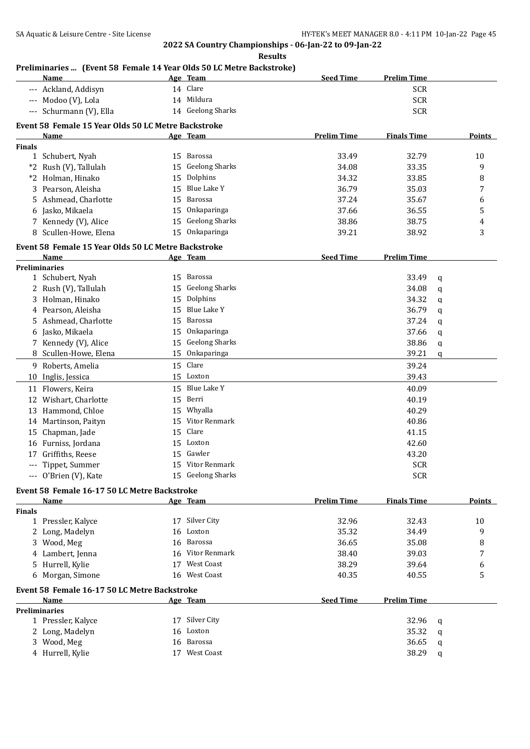## 2022 SA Country Championships - 06-Jan-22 to 09-Jan-22

### Results

### Preliminaries ... (Event 58 Female 14 Year Olds 50 LC Metre Backstroke)

| | Name | Age | Team | Seed Time | Prelim Time |
|---|---|---|---|---|---|
| --- | Ackland, Addisyn | 14 | Clare | | SCR |
| --- | Modoo (V), Lola | 14 | Mildura | | SCR |
| --- | Schurmann (V), Ella | 14 | Geelong Sharks | | SCR |

### Event 58 Female 15 Year Olds 50 LC Metre Backstroke

| | Name | Age | Team | Prelim Time | Finals Time | Points |
|---|---|---|---|---|---|---|
| **Finals** | | | | | | |
| 1 | Schubert, Nyah | 15 | Barossa | 33.49 | 32.79 | 10 |
| *2 | Rush (V), Tallulah | 15 | Geelong Sharks | 34.08 | 33.35 | 9 |
| *2 | Holman, Hinako | 15 | Dolphins | 34.32 | 33.85 | 8 |
| 3 | Pearson, Aleisha | 15 | Blue Lake Y | 36.79 | 35.03 | 7 |
| 5 | Ashmead, Charlotte | 15 | Barossa | 37.24 | 35.67 | 6 |
| 6 | Jasko, Mikaela | 15 | Onkaparinga | 37.66 | 36.55 | 5 |
| 7 | Kennedy (V), Alice | 15 | Geelong Sharks | 38.86 | 38.75 | 4 |
| 8 | Scullen-Howe, Elena | 15 | Onkaparinga | 39.21 | 38.92 | 3 |

### Event 58 Female 15 Year Olds 50 LC Metre Backstroke

| | Name | Age | Team | Seed Time | Prelim Time | |
|---|---|---|---|---|---|---|
| **Preliminaries** | | | | | | |
| 1 | Schubert, Nyah | 15 | Barossa | | 33.49 | q |
| 2 | Rush (V), Tallulah | 15 | Geelong Sharks | | 34.08 | q |
| 3 | Holman, Hinako | 15 | Dolphins | | 34.32 | q |
| 4 | Pearson, Aleisha | 15 | Blue Lake Y | | 36.79 | q |
| 5 | Ashmead, Charlotte | 15 | Barossa | | 37.24 | q |
| 6 | Jasko, Mikaela | 15 | Onkaparinga | | 37.66 | q |
| 7 | Kennedy (V), Alice | 15 | Geelong Sharks | | 38.86 | q |
| 8 | Scullen-Howe, Elena | 15 | Onkaparinga | | 39.21 | q |
| 9 | Roberts, Amelia | 15 | Clare | | 39.24 | |
| 10 | Inglis, Jessica | 15 | Loxton | | 39.43 | |
| 11 | Flowers, Keira | 15 | Blue Lake Y | | 40.09 | |
| 12 | Wishart, Charlotte | 15 | Berri | | 40.19 | |
| 13 | Hammond, Chloe | 15 | Whyalla | | 40.29 | |
| 14 | Martinson, Paityn | 15 | Vitor Renmark | | 40.86 | |
| 15 | Chapman, Jade | 15 | Clare | | 41.15 | |
| 16 | Furniss, Jordana | 15 | Loxton | | 42.60 | |
| 17 | Griffiths, Reese | 15 | Gawler | | 43.20 | |
| --- | Tippet, Summer | 15 | Vitor Renmark | | SCR | |
| --- | O'Brien (V), Kate | 15 | Geelong Sharks | | SCR | |

### Event 58 Female 16-17 50 LC Metre Backstroke

| | Name | Age | Team | Prelim Time | Finals Time | Points |
|---|---|---|---|---|---|---|
| **Finals** | | | | | | |
| 1 | Pressler, Kalyce | 17 | Silver City | 32.96 | 32.43 | 10 |
| 2 | Long, Madelyn | 16 | Loxton | 35.32 | 34.49 | 9 |
| 3 | Wood, Meg | 16 | Barossa | 36.65 | 35.08 | 8 |
| 4 | Lambert, Jenna | 16 | Vitor Renmark | 38.40 | 39.03 | 7 |
| 5 | Hurrell, Kylie | 17 | West Coast | 38.29 | 39.64 | 6 |
| 6 | Morgan, Simone | 16 | West Coast | 40.35 | 40.55 | 5 |

### Event 58 Female 16-17 50 LC Metre Backstroke

| | Name | Age | Team | Seed Time | Prelim Time | |
|---|---|---|---|---|---|---|
| **Preliminaries** | | | | | | |
| 1 | Pressler, Kalyce | 17 | Silver City | | 32.96 | q |
| 2 | Long, Madelyn | 16 | Loxton | | 35.32 | q |
| 3 | Wood, Meg | 16 | Barossa | | 36.65 | q |
| 4 | Hurrell, Kylie | 17 | West Coast | | 38.29 | q |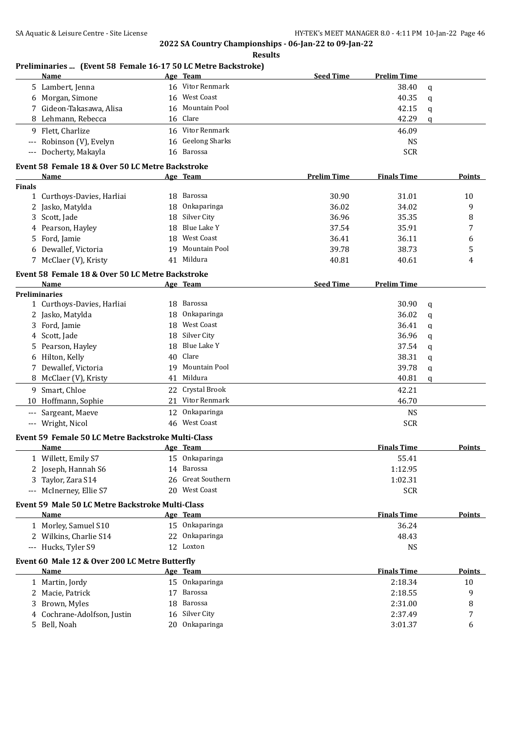## 2022 SA Country Championships - 06-Jan-22 to 09-Jan-22

### Results

### Preliminaries ... (Event 58 Female 16-17 50 LC Metre Backstroke)

| | Name | Age | Team | Seed Time | Prelim Time | |
|---|---|---|---|---|---|---|
| 5 | Lambert, Jenna | 16 | Vitor Renmark | | 38.40 | q |
| 6 | Morgan, Simone | 16 | West Coast | | 40.35 | q |
| 7 | Gideon-Takasawa, Alisa | 16 | Mountain Pool | | 42.15 | q |
| 8 | Lehmann, Rebecca | 16 | Clare | | 42.29 | q |
| 9 | Flett, Charlize | 16 | Vitor Renmark | | 46.09 | |
| --- | Robinson (V), Evelyn | 16 | Geelong Sharks | | NS | |
| --- | Docherty, Makayla | 16 | Barossa | | SCR | |

### Event 58 Female 18 & Over 50 LC Metre Backstroke

| | Name | Age | Team | Prelim Time | Finals Time | Points |
|---|---|---|---|---|---|---|
| **Finals** | | | | | | |
| 1 | Curthoys-Davies, Harliai | 18 | Barossa | 30.90 | 31.01 | 10 |
| 2 | Jasko, Matylda | 18 | Onkaparinga | 36.02 | 34.02 | 9 |
| 3 | Scott, Jade | 18 | Silver City | 36.96 | 35.35 | 8 |
| 4 | Pearson, Hayley | 18 | Blue Lake Y | 37.54 | 35.91 | 7 |
| 5 | Ford, Jamie | 18 | West Coast | 36.41 | 36.11 | 6 |
| 6 | Dewallef, Victoria | 19 | Mountain Pool | 39.78 | 38.73 | 5 |
| 7 | McClaer (V), Kristy | 41 | Mildura | 40.81 | 40.61 | 4 |

### Event 58 Female 18 & Over 50 LC Metre Backstroke

| | Name | Age | Team | Seed Time | Prelim Time | |
|---|---|---|---|---|---|---|
| **Preliminaries** | | | | | | |
| 1 | Curthoys-Davies, Harliai | 18 | Barossa | | 30.90 | q |
| 2 | Jasko, Matylda | 18 | Onkaparinga | | 36.02 | q |
| 3 | Ford, Jamie | 18 | West Coast | | 36.41 | q |
| 4 | Scott, Jade | 18 | Silver City | | 36.96 | q |
| 5 | Pearson, Hayley | 18 | Blue Lake Y | | 37.54 | q |
| 6 | Hilton, Kelly | 40 | Clare | | 38.31 | q |
| 7 | Dewallef, Victoria | 19 | Mountain Pool | | 39.78 | q |
| 8 | McClaer (V), Kristy | 41 | Mildura | | 40.81 | q |
| 9 | Smart, Chloe | 22 | Crystal Brook | | 42.21 | |
| 10 | Hoffmann, Sophie | 21 | Vitor Renmark | | 46.70 | |
| --- | Sargeant, Maeve | 12 | Onkaparinga | | NS | |
| --- | Wright, Nicol | 46 | West Coast | | SCR | |

### Event 59 Female 50 LC Metre Backstroke Multi-Class

| | Name | Age | Team | Finals Time | Points |
|---|---|---|---|---|---|
| 1 | Willett, Emily S7 | 15 | Onkaparinga | 55.41 | |
| 2 | Joseph, Hannah S6 | 14 | Barossa | 1:12.95 | |
| 3 | Taylor, Zara S14 | 26 | Great Southern | 1:02.31 | |
| --- | McInerney, Ellie S7 | 20 | West Coast | SCR | |

### Event 59 Male 50 LC Metre Backstroke Multi-Class

| | Name | Age | Team | Finals Time | Points |
|---|---|---|---|---|---|
| 1 | Morley, Samuel S10 | 15 | Onkaparinga | 36.24 | |
| 2 | Wilkins, Charlie S14 | 22 | Onkaparinga | 48.43 | |
| --- | Hucks, Tyler S9 | 12 | Loxton | NS | |

### Event 60 Male 12 & Over 200 LC Metre Butterfly

| | Name | Age | Team | Finals Time | Points |
|---|---|---|---|---|---|
| 1 | Martin, Jordy | 15 | Onkaparinga | 2:18.34 | 10 |
| 2 | Macie, Patrick | 17 | Barossa | 2:18.55 | 9 |
| 3 | Brown, Myles | 18 | Barossa | 2:31.00 | 8 |
| 4 | Cochrane-Adolfson, Justin | 16 | Silver City | 2:37.49 | 7 |
| 5 | Bell, Noah | 20 | Onkaparinga | 3:01.37 | 6 |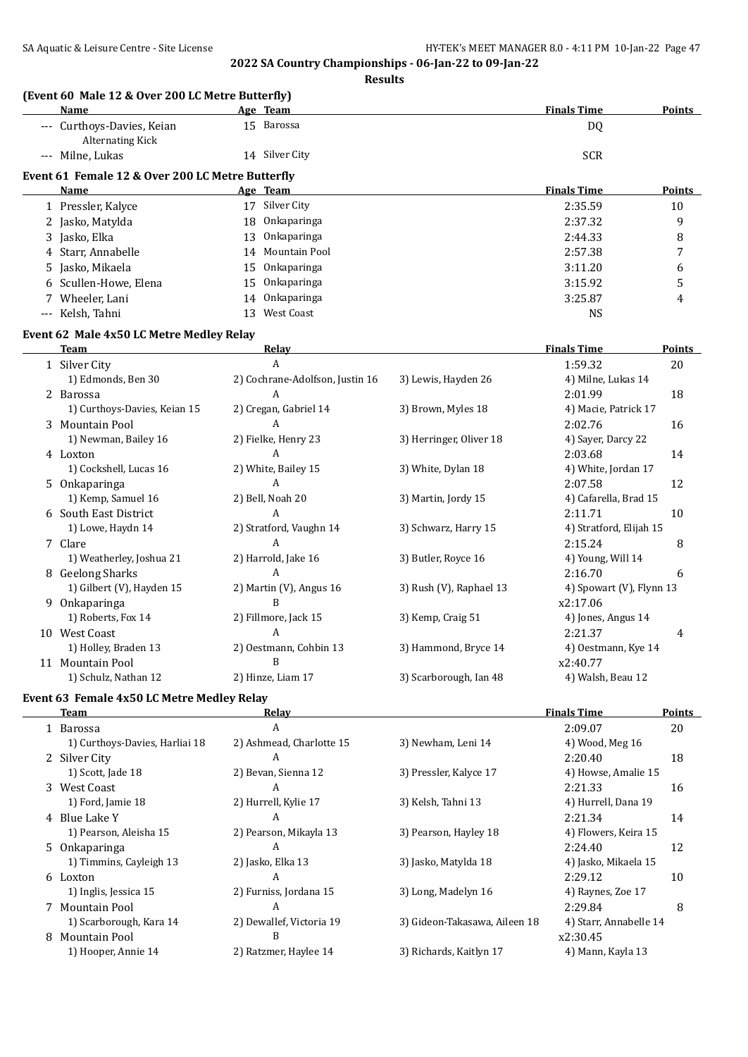2022 SA Country Championships - 06-Jan-22 to 09-Jan-22

**Results**

### (Event 60 Male 12 & Over 200 LC Metre Butterfly)

| | Name | Age | Team | Finals Time | Points |
|---|---|---|---|---|---|
| --- | Curthoys-Davies, Keian | 15 | Barossa | DQ | |
| | Alternating Kick | | | | |
| --- | Milne, Lukas | 14 | Silver City | SCR | |

### Event 61 Female 12 & Over 200 LC Metre Butterfly

| | Name | Age | Team | Finals Time | Points |
|---|---|---|---|---|---|
| 1 | Pressler, Kalyce | 17 | Silver City | 2:35.59 | 10 |
| 2 | Jasko, Matylda | 18 | Onkaparinga | 2:37.32 | 9 |
| 3 | Jasko, Elka | 13 | Onkaparinga | 2:44.33 | 8 |
| 4 | Starr, Annabelle | 14 | Mountain Pool | 2:57.38 | 7 |
| 5 | Jasko, Mikaela | 15 | Onkaparinga | 3:11.20 | 6 |
| 6 | Scullen-Howe, Elena | 15 | Onkaparinga | 3:15.92 | 5 |
| 7 | Wheeler, Lani | 14 | Onkaparinga | 3:25.87 | 4 |
| --- | Kelsh, Tahni | 13 | West Coast | NS | |

### Event 62 Male 4x50 LC Metre Medley Relay

| | Team | Relay | | Finals Time | Points |
|---|---|---|---|---|---|
| 1 | Silver City | A | | 1:59.32 | 20 |
| | 1) Edmonds, Ben 30 | 2) Cochrane-Adolfson, Justin 16 | 3) Lewis, Hayden 26 | 4) Milne, Lukas 14 | |
| 2 | Barossa | A | | 2:01.99 | 18 |
| | 1) Curthoys-Davies, Keian 15 | 2) Cregan, Gabriel 14 | 3) Brown, Myles 18 | 4) Macie, Patrick 17 | |
| 3 | Mountain Pool | A | | 2:02.76 | 16 |
| | 1) Newman, Bailey 16 | 2) Fielke, Henry 23 | 3) Herringer, Oliver 18 | 4) Sayer, Darcy 22 | |
| 4 | Loxton | A | | 2:03.68 | 14 |
| | 1) Cockshell, Lucas 16 | 2) White, Bailey 15 | 3) White, Dylan 18 | 4) White, Jordan 17 | |
| 5 | Onkaparinga | A | | 2:07.58 | 12 |
| | 1) Kemp, Samuel 16 | 2) Bell, Noah 20 | 3) Martin, Jordy 15 | 4) Cafarella, Brad 15 | |
| 6 | South East District | A | | 2:11.71 | 10 |
| | 1) Lowe, Haydn 14 | 2) Stratford, Vaughn 14 | 3) Schwarz, Harry 15 | 4) Stratford, Elijah 15 | |
| 7 | Clare | A | | 2:15.24 | 8 |
| | 1) Weatherley, Joshua 21 | 2) Harrold, Jake 16 | 3) Butler, Royce 16 | 4) Young, Will 14 | |
| 8 | Geelong Sharks | A | | 2:16.70 | 6 |
| | 1) Gilbert (V), Hayden 15 | 2) Martin (V), Angus 16 | 3) Rush (V), Raphael 13 | 4) Spowart (V), Flynn 13 | |
| 9 | Onkaparinga | B | | x2:17.06 | |
| | 1) Roberts, Fox 14 | 2) Fillmore, Jack 15 | 3) Kemp, Craig 51 | 4) Jones, Angus 14 | |
| 10 | West Coast | A | | 2:21.37 | 4 |
| | 1) Holley, Braden 13 | 2) Oestmann, Cohbin 13 | 3) Hammond, Bryce 14 | 4) Oestmann, Kye 14 | |
| 11 | Mountain Pool | B | | x2:40.77 | |
| | 1) Schulz, Nathan 12 | 2) Hinze, Liam 17 | 3) Scarborough, Ian 48 | 4) Walsh, Beau 12 | |

### Event 63 Female 4x50 LC Metre Medley Relay

| | Team | Relay | | Finals Time | Points |
|---|---|---|---|---|---|
| 1 | Barossa | A | | 2:09.07 | 20 |
| | 1) Curthoys-Davies, Harliai 18 | 2) Ashmead, Charlotte 15 | 3) Newham, Leni 14 | 4) Wood, Meg 16 | |
| 2 | Silver City | A | | 2:20.40 | 18 |
| | 1) Scott, Jade 18 | 2) Bevan, Sienna 12 | 3) Pressler, Kalyce 17 | 4) Howse, Amalie 15 | |
| 3 | West Coast | A | | 2:21.33 | 16 |
| | 1) Ford, Jamie 18 | 2) Hurrell, Kylie 17 | 3) Kelsh, Tahni 13 | 4) Hurrell, Dana 19 | |
| 4 | Blue Lake Y | A | | 2:21.34 | 14 |
| | 1) Pearson, Aleisha 15 | 2) Pearson, Mikayla 13 | 3) Pearson, Hayley 18 | 4) Flowers, Keira 15 | |
| 5 | Onkaparinga | A | | 2:24.40 | 12 |
| | 1) Timmins, Cayleigh 13 | 2) Jasko, Elka 13 | 3) Jasko, Matylda 18 | 4) Jasko, Mikaela 15 | |
| 6 | Loxton | A | | 2:29.12 | 10 |
| | 1) Inglis, Jessica 15 | 2) Furniss, Jordana 15 | 3) Long, Madelyn 16 | 4) Raynes, Zoe 17 | |
| 7 | Mountain Pool | A | | 2:29.84 | 8 |
| | 1) Scarborough, Kara 14 | 2) Dewallef, Victoria 19 | 3) Gideon-Takasawa, Aileen 18 | 4) Starr, Annabelle 14 | |
| 8 | Mountain Pool | B | | x2:30.45 | |
| | 1) Hooper, Annie 14 | 2) Ratzmer, Haylee 14 | 3) Richards, Kaitlyn 17 | 4) Mann, Kayla 13 | |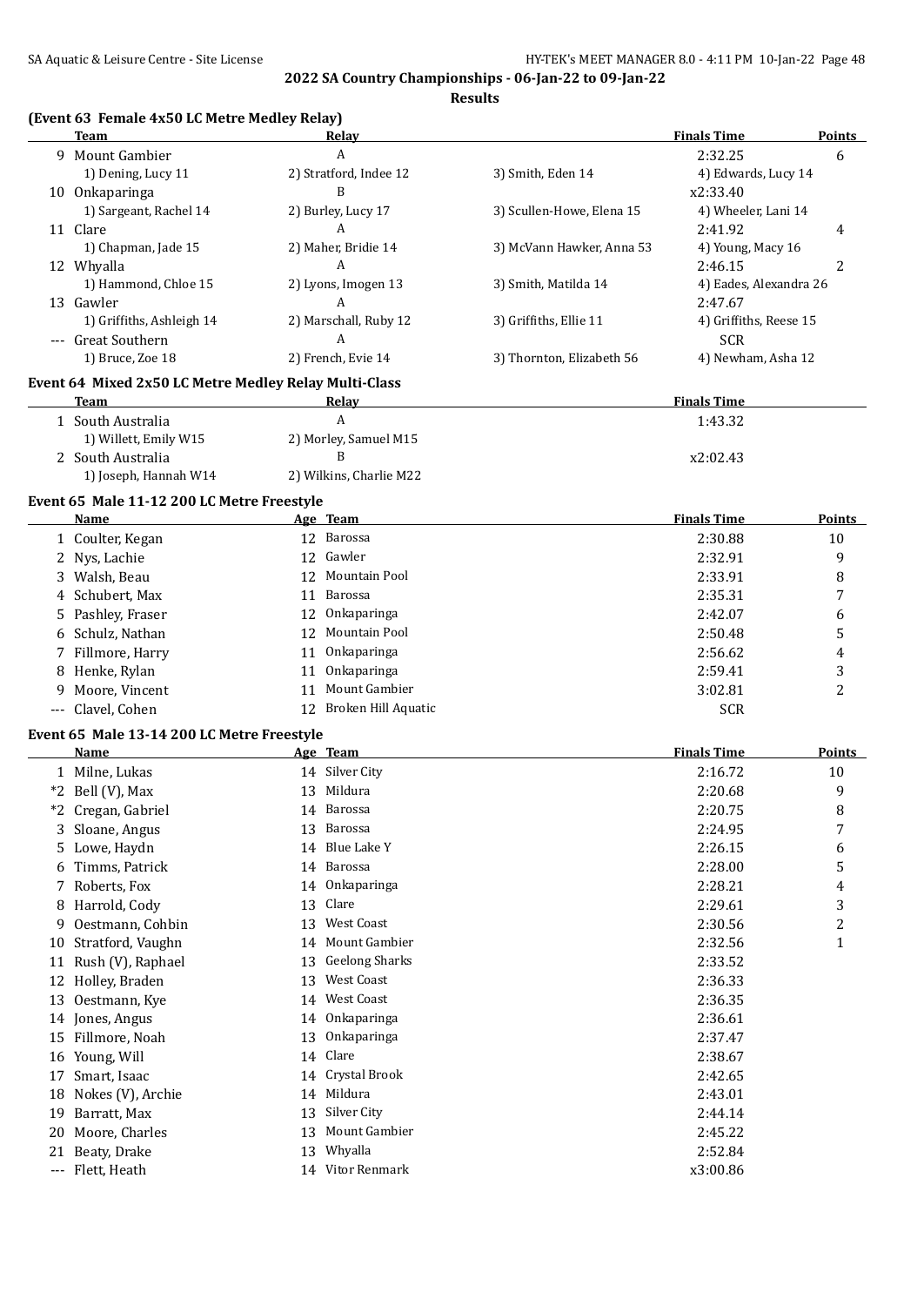**2022 SA Country Championships - 06-Jan-22 to 09-Jan-22**

**Results**

### (Event 63 Female 4x50 LC Metre Medley Relay)

| | Team | Relay | | Finals Time | Points |
|---|---|---|---|---|---|
| 9 | Mount Gambier | A | | 2:32.25 | 6 |
| | 1) Dening, Lucy 11 | 2) Stratford, Indee 12 | 3) Smith, Eden 14 | 4) Edwards, Lucy 14 | |
| 10 | Onkaparinga | B | | x2:33.40 | |
| | 1) Sargeant, Rachel 14 | 2) Burley, Lucy 17 | 3) Scullen-Howe, Elena 15 | 4) Wheeler, Lani 14 | |
| 11 | Clare | A | | 2:41.92 | 4 |
| | 1) Chapman, Jade 15 | 2) Maher, Bridie 14 | 3) McVann Hawker, Anna 53 | 4) Young, Macy 16 | |
| 12 | Whyalla | A | | 2:46.15 | 2 |
| | 1) Hammond, Chloe 15 | 2) Lyons, Imogen 13 | 3) Smith, Matilda 14 | 4) Eades, Alexandra 26 | |
| 13 | Gawler | A | | 2:47.67 | |
| | 1) Griffiths, Ashleigh 14 | 2) Marschall, Ruby 12 | 3) Griffiths, Ellie 11 | 4) Griffiths, Reese 15 | |
| --- | Great Southern | A | | SCR | |
| | 1) Bruce, Zoe 18 | 2) French, Evie 14 | 3) Thornton, Elizabeth 56 | 4) Newham, Asha 12 | |

### Event 64 Mixed 2x50 LC Metre Medley Relay Multi-Class

| | Team | Relay | Finals Time |
|---|---|---|---|
| 1 | South Australia | A | 1:43.32 |
| | 1) Willett, Emily W15 | 2) Morley, Samuel M15 | |
| 2 | South Australia | B | x2:02.43 |
| | 1) Joseph, Hannah W14 | 2) Wilkins, Charlie M22 | |

### Event 65 Male 11-12 200 LC Metre Freestyle

| | Name | Age | Team | Finals Time | Points |
|---|---|---|---|---|---|
| 1 | Coulter, Kegan | 12 | Barossa | 2:30.88 | 10 |
| 2 | Nys, Lachie | 12 | Gawler | 2:32.91 | 9 |
| 3 | Walsh, Beau | 12 | Mountain Pool | 2:33.91 | 8 |
| 4 | Schubert, Max | 11 | Barossa | 2:35.31 | 7 |
| 5 | Pashley, Fraser | 12 | Onkaparinga | 2:42.07 | 6 |
| 6 | Schulz, Nathan | 12 | Mountain Pool | 2:50.48 | 5 |
| 7 | Fillmore, Harry | 11 | Onkaparinga | 2:56.62 | 4 |
| 8 | Henke, Rylan | 11 | Onkaparinga | 2:59.41 | 3 |
| 9 | Moore, Vincent | 11 | Mount Gambier | 3:02.81 | 2 |
| --- | Clavel, Cohen | 12 | Broken Hill Aquatic | SCR | |

### Event 65 Male 13-14 200 LC Metre Freestyle

| | Name | Age | Team | Finals Time | Points |
|---|---|---|---|---|---|
| 1 | Milne, Lukas | 14 | Silver City | 2:16.72 | 10 |
| *2 | Bell (V), Max | 13 | Mildura | 2:20.68 | 9 |
| *2 | Cregan, Gabriel | 14 | Barossa | 2:20.75 | 8 |
| 3 | Sloane, Angus | 13 | Barossa | 2:24.95 | 7 |
| 5 | Lowe, Haydn | 14 | Blue Lake Y | 2:26.15 | 6 |
| 6 | Timms, Patrick | 14 | Barossa | 2:28.00 | 5 |
| 7 | Roberts, Fox | 14 | Onkaparinga | 2:28.21 | 4 |
| 8 | Harrold, Cody | 13 | Clare | 2:29.61 | 3 |
| 9 | Oestmann, Cohbin | 13 | West Coast | 2:30.56 | 2 |
| 10 | Stratford, Vaughn | 14 | Mount Gambier | 2:32.56 | 1 |
| 11 | Rush (V), Raphael | 13 | Geelong Sharks | 2:33.52 | |
| 12 | Holley, Braden | 13 | West Coast | 2:36.33 | |
| 13 | Oestmann, Kye | 14 | West Coast | 2:36.35 | |
| 14 | Jones, Angus | 14 | Onkaparinga | 2:36.61 | |
| 15 | Fillmore, Noah | 13 | Onkaparinga | 2:37.47 | |
| 16 | Young, Will | 14 | Clare | 2:38.67 | |
| 17 | Smart, Isaac | 14 | Crystal Brook | 2:42.65 | |
| 18 | Nokes (V), Archie | 14 | Mildura | 2:43.01 | |
| 19 | Barratt, Max | 13 | Silver City | 2:44.14 | |
| 20 | Moore, Charles | 13 | Mount Gambier | 2:45.22 | |
| 21 | Beaty, Drake | 13 | Whyalla | 2:52.84 | |
| --- | Flett, Heath | 14 | Vitor Renmark | x3:00.86 | |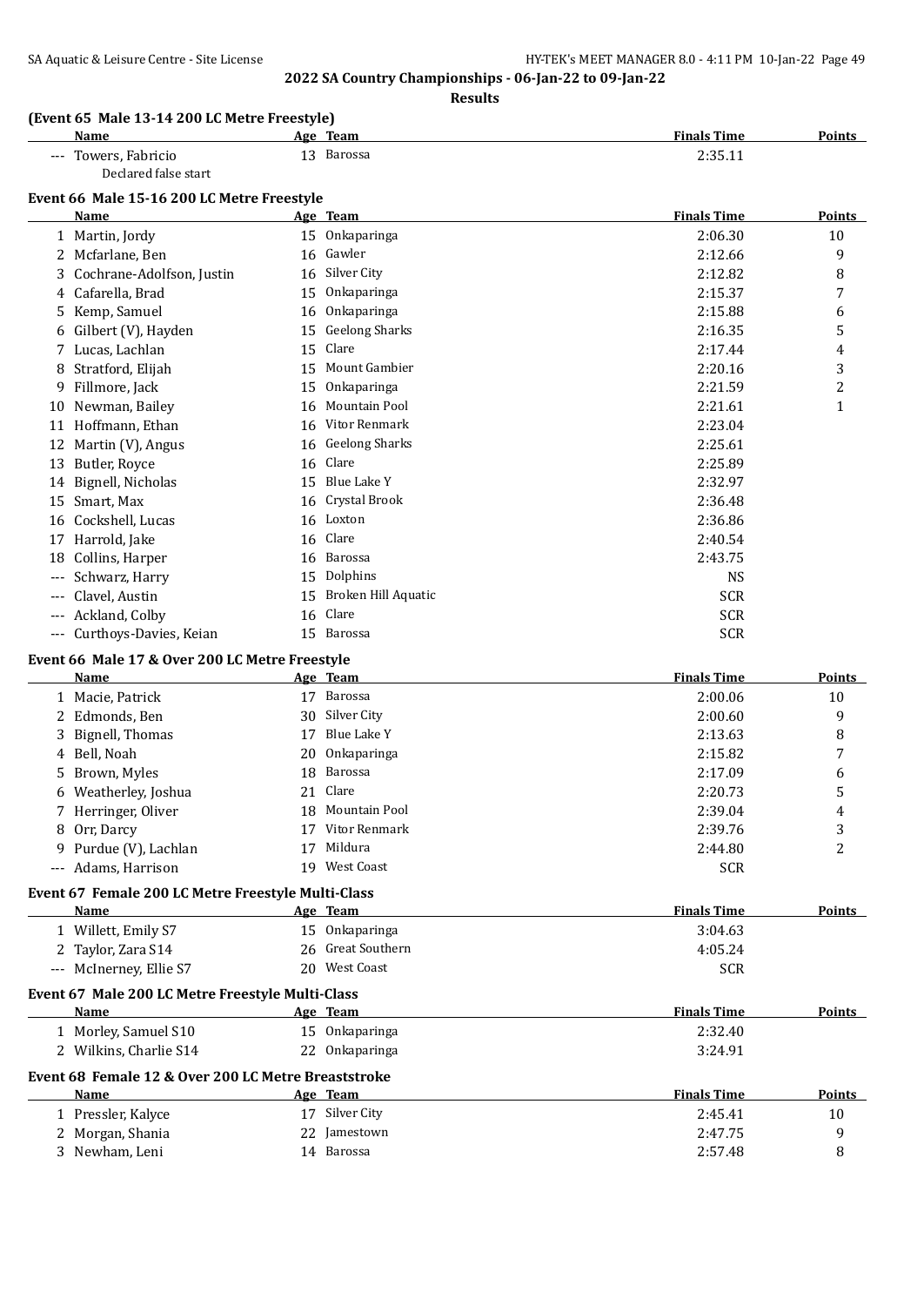**2022 SA Country Championships - 06-Jan-22 to 09-Jan-22**

**Results**

### (Event 65 Male 13-14 200 LC Metre Freestyle)

| | Name | Age | Team | Finals Time | Points |
|---|---|---|---|---|---|
| --- | Towers, Fabricio | 13 | Barossa | 2:35.11 | |
| | Declared false start | | | | |

### Event 66 Male 15-16 200 LC Metre Freestyle

| | Name | Age | Team | Finals Time | Points |
|---|---|---|---|---|---|
| 1 | Martin, Jordy | 15 | Onkaparinga | 2:06.30 | 10 |
| 2 | Mcfarlane, Ben | 16 | Gawler | 2:12.66 | 9 |
| 3 | Cochrane-Adolfson, Justin | 16 | Silver City | 2:12.82 | 8 |
| 4 | Cafarella, Brad | 15 | Onkaparinga | 2:15.37 | 7 |
| 5 | Kemp, Samuel | 16 | Onkaparinga | 2:15.88 | 6 |
| 6 | Gilbert (V), Hayden | 15 | Geelong Sharks | 2:16.35 | 5 |
| 7 | Lucas, Lachlan | 15 | Clare | 2:17.44 | 4 |
| 8 | Stratford, Elijah | 15 | Mount Gambier | 2:20.16 | 3 |
| 9 | Fillmore, Jack | 15 | Onkaparinga | 2:21.59 | 2 |
| 10 | Newman, Bailey | 16 | Mountain Pool | 2:21.61 | 1 |
| 11 | Hoffmann, Ethan | 16 | Vitor Renmark | 2:23.04 | |
| 12 | Martin (V), Angus | 16 | Geelong Sharks | 2:25.61 | |
| 13 | Butler, Royce | 16 | Clare | 2:25.89 | |
| 14 | Bignell, Nicholas | 15 | Blue Lake Y | 2:32.97 | |
| 15 | Smart, Max | 16 | Crystal Brook | 2:36.48 | |
| 16 | Cockshell, Lucas | 16 | Loxton | 2:36.86 | |
| 17 | Harrold, Jake | 16 | Clare | 2:40.54 | |
| 18 | Collins, Harper | 16 | Barossa | 2:43.75 | |
| --- | Schwarz, Harry | 15 | Dolphins | NS | |
| --- | Clavel, Austin | 15 | Broken Hill Aquatic | SCR | |
| --- | Ackland, Colby | 16 | Clare | SCR | |
| --- | Curthoys-Davies, Keian | 15 | Barossa | SCR | |

### Event 66 Male 17 & Over 200 LC Metre Freestyle

| | Name | Age | Team | Finals Time | Points |
|---|---|---|---|---|---|
| 1 | Macie, Patrick | 17 | Barossa | 2:00.06 | 10 |
| 2 | Edmonds, Ben | 30 | Silver City | 2:00.60 | 9 |
| 3 | Bignell, Thomas | 17 | Blue Lake Y | 2:13.63 | 8 |
| 4 | Bell, Noah | 20 | Onkaparinga | 2:15.82 | 7 |
| 5 | Brown, Myles | 18 | Barossa | 2:17.09 | 6 |
| 6 | Weatherley, Joshua | 21 | Clare | 2:20.73 | 5 |
| 7 | Herringer, Oliver | 18 | Mountain Pool | 2:39.04 | 4 |
| 8 | Orr, Darcy | 17 | Vitor Renmark | 2:39.76 | 3 |
| 9 | Purdue (V), Lachlan | 17 | Mildura | 2:44.80 | 2 |
| --- | Adams, Harrison | 19 | West Coast | SCR | |

### Event 67 Female 200 LC Metre Freestyle Multi-Class

| | Name | Age | Team | Finals Time | Points |
|---|---|---|---|---|---|
| 1 | Willett, Emily S7 | 15 | Onkaparinga | 3:04.63 | |
| 2 | Taylor, Zara S14 | 26 | Great Southern | 4:05.24 | |
| --- | McInerney, Ellie S7 | 20 | West Coast | SCR | |

### Event 67 Male 200 LC Metre Freestyle Multi-Class

| | Name | Age | Team | Finals Time | Points |
|---|---|---|---|---|---|
| 1 | Morley, Samuel S10 | 15 | Onkaparinga | 2:32.40 | |
| 2 | Wilkins, Charlie S14 | 22 | Onkaparinga | 3:24.91 | |

### Event 68 Female 12 & Over 200 LC Metre Breaststroke

| | Name | Age | Team | Finals Time | Points |
|---|---|---|---|---|---|
| 1 | Pressler, Kalyce | 17 | Silver City | 2:45.41 | 10 |
| 2 | Morgan, Shania | 22 | Jamestown | 2:47.75 | 9 |
| 3 | Newham, Leni | 14 | Barossa | 2:57.48 | 8 |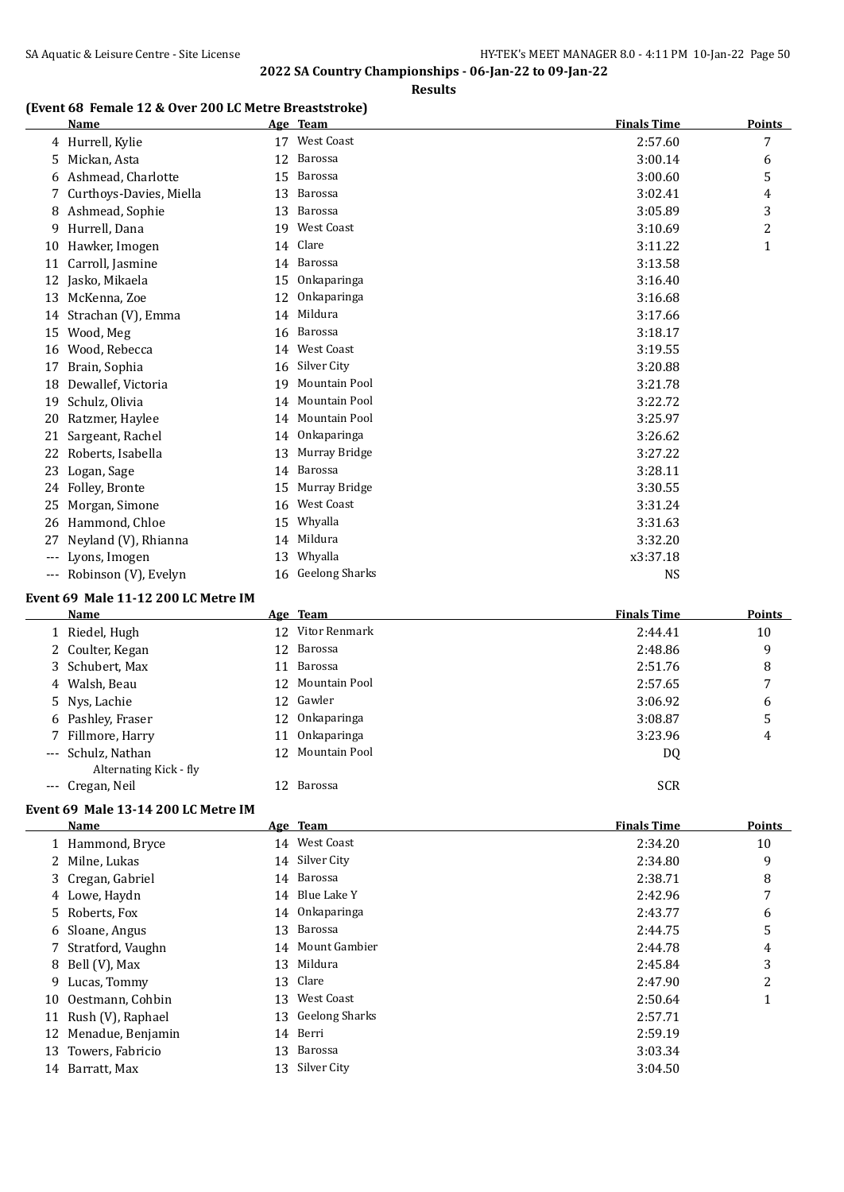## 2022 SA Country Championships - 06-Jan-22 to 09-Jan-22

**Results**

### (Event 68 Female 12 & Over 200 LC Metre Breaststroke)

| | Name | Age | Team | Finals Time | Points |
|---|---|---|---|---|---|
| 4 | Hurrell, Kylie | 17 | West Coast | 2:57.60 | 7 |
| 5 | Mickan, Asta | 12 | Barossa | 3:00.14 | 6 |
| 6 | Ashmead, Charlotte | 15 | Barossa | 3:00.60 | 5 |
| 7 | Curthoys-Davies, Miella | 13 | Barossa | 3:02.41 | 4 |
| 8 | Ashmead, Sophie | 13 | Barossa | 3:05.89 | 3 |
| 9 | Hurrell, Dana | 19 | West Coast | 3:10.69 | 2 |
| 10 | Hawker, Imogen | 14 | Clare | 3:11.22 | 1 |
| 11 | Carroll, Jasmine | 14 | Barossa | 3:13.58 | |
| 12 | Jasko, Mikaela | 15 | Onkaparinga | 3:16.40 | |
| 13 | McKenna, Zoe | 12 | Onkaparinga | 3:16.68 | |
| 14 | Strachan (V), Emma | 14 | Mildura | 3:17.66 | |
| 15 | Wood, Meg | 16 | Barossa | 3:18.17 | |
| 16 | Wood, Rebecca | 14 | West Coast | 3:19.55 | |
| 17 | Brain, Sophia | 16 | Silver City | 3:20.88 | |
| 18 | Dewallef, Victoria | 19 | Mountain Pool | 3:21.78 | |
| 19 | Schulz, Olivia | 14 | Mountain Pool | 3:22.72 | |
| 20 | Ratzmer, Haylee | 14 | Mountain Pool | 3:25.97 | |
| 21 | Sargeant, Rachel | 14 | Onkaparinga | 3:26.62 | |
| 22 | Roberts, Isabella | 13 | Murray Bridge | 3:27.22 | |
| 23 | Logan, Sage | 14 | Barossa | 3:28.11 | |
| 24 | Folley, Bronte | 15 | Murray Bridge | 3:30.55 | |
| 25 | Morgan, Simone | 16 | West Coast | 3:31.24 | |
| 26 | Hammond, Chloe | 15 | Whyalla | 3:31.63 | |
| 27 | Neyland (V), Rhianna | 14 | Mildura | 3:32.20 | |
| --- | Lyons, Imogen | 13 | Whyalla | x3:37.18 | |
| --- | Robinson (V), Evelyn | 16 | Geelong Sharks | NS | |

### Event 69 Male 11-12 200 LC Metre IM

| | Name | Age | Team | Finals Time | Points |
|---|---|---|---|---|---|
| 1 | Riedel, Hugh | 12 | Vitor Renmark | 2:44.41 | 10 |
| 2 | Coulter, Kegan | 12 | Barossa | 2:48.86 | 9 |
| 3 | Schubert, Max | 11 | Barossa | 2:51.76 | 8 |
| 4 | Walsh, Beau | 12 | Mountain Pool | 2:57.65 | 7 |
| 5 | Nys, Lachie | 12 | Gawler | 3:06.92 | 6 |
| 6 | Pashley, Fraser | 12 | Onkaparinga | 3:08.87 | 5 |
| 7 | Fillmore, Harry | 11 | Onkaparinga | 3:23.96 | 4 |
| --- | Schulz, Nathan<br>Alternating Kick - fly | 12 | Mountain Pool | DQ | |
| --- | Cregan, Neil | 12 | Barossa | SCR | |

### Event 69 Male 13-14 200 LC Metre IM

| | Name | Age | Team | Finals Time | Points |
|---|---|---|---|---|---|
| 1 | Hammond, Bryce | 14 | West Coast | 2:34.20 | 10 |
| 2 | Milne, Lukas | 14 | Silver City | 2:34.80 | 9 |
| 3 | Cregan, Gabriel | 14 | Barossa | 2:38.71 | 8 |
| 4 | Lowe, Haydn | 14 | Blue Lake Y | 2:42.96 | 7 |
| 5 | Roberts, Fox | 14 | Onkaparinga | 2:43.77 | 6 |
| 6 | Sloane, Angus | 13 | Barossa | 2:44.75 | 5 |
| 7 | Stratford, Vaughn | 14 | Mount Gambier | 2:44.78 | 4 |
| 8 | Bell (V), Max | 13 | Mildura | 2:45.84 | 3 |
| 9 | Lucas, Tommy | 13 | Clare | 2:47.90 | 2 |
| 10 | Oestmann, Cohbin | 13 | West Coast | 2:50.64 | 1 |
| 11 | Rush (V), Raphael | 13 | Geelong Sharks | 2:57.71 | |
| 12 | Menadue, Benjamin | 14 | Berri | 2:59.19 | |
| 13 | Towers, Fabricio | 13 | Barossa | 3:03.34 | |
| 14 | Barratt, Max | 13 | Silver City | 3:04.50 | |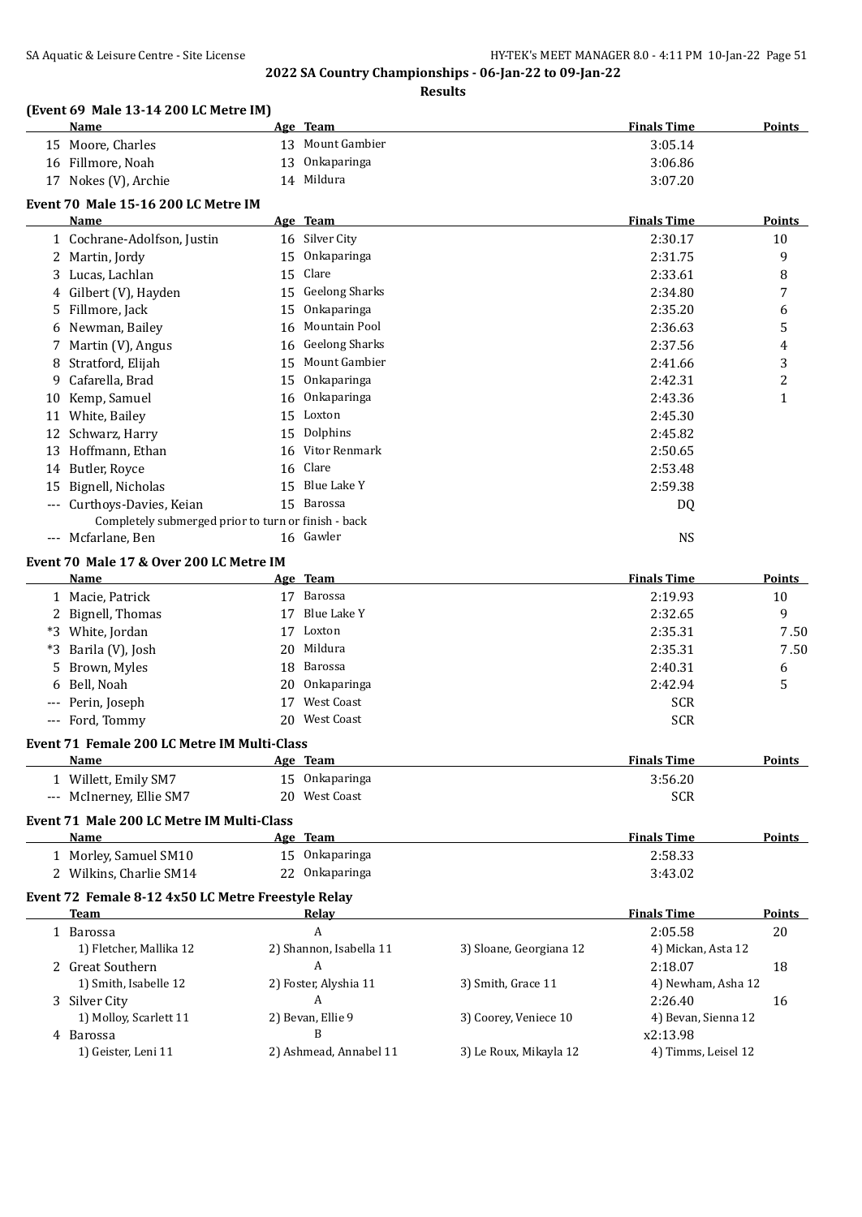## 2022 SA Country Championships - 06-Jan-22 to 09-Jan-22

**Results**

### (Event 69 Male 13-14 200 LC Metre IM)

| | Name | Age | Team | Finals Time | Points |
|---|---|---|---|---|---|
| 15 | Moore, Charles | 13 | Mount Gambier | 3:05.14 | |
| 16 | Fillmore, Noah | 13 | Onkaparinga | 3:06.86 | |
| 17 | Nokes (V), Archie | 14 | Mildura | 3:07.20 | |

### Event 70 Male 15-16 200 LC Metre IM

| | Name | Age | Team | Finals Time | Points |
|---|---|---|---|---|---|
| 1 | Cochrane-Adolfson, Justin | 16 | Silver City | 2:30.17 | 10 |
| 2 | Martin, Jordy | 15 | Onkaparinga | 2:31.75 | 9 |
| 3 | Lucas, Lachlan | 15 | Clare | 2:33.61 | 8 |
| 4 | Gilbert (V), Hayden | 15 | Geelong Sharks | 2:34.80 | 7 |
| 5 | Fillmore, Jack | 15 | Onkaparinga | 2:35.20 | 6 |
| 6 | Newman, Bailey | 16 | Mountain Pool | 2:36.63 | 5 |
| 7 | Martin (V), Angus | 16 | Geelong Sharks | 2:37.56 | 4 |
| 8 | Stratford, Elijah | 15 | Mount Gambier | 2:41.66 | 3 |
| 9 | Cafarella, Brad | 15 | Onkaparinga | 2:42.31 | 2 |
| 10 | Kemp, Samuel | 16 | Onkaparinga | 2:43.36 | 1 |
| 11 | White, Bailey | 15 | Loxton | 2:45.30 | |
| 12 | Schwarz, Harry | 15 | Dolphins | 2:45.82 | |
| 13 | Hoffmann, Ethan | 16 | Vitor Renmark | 2:50.65 | |
| 14 | Butler, Royce | 16 | Clare | 2:53.48 | |
| 15 | Bignell, Nicholas | 15 | Blue Lake Y | 2:59.38 | |
| --- | Curthoys-Davies, Keian | 15 | Barossa | DQ | |
| | Completely submerged prior to turn or finish - back | | | | |
| --- | Mcfarlane, Ben | 16 | Gawler | NS | |

### Event 70 Male 17 & Over 200 LC Metre IM

| | Name | Age | Team | Finals Time | Points |
|---|---|---|---|---|---|
| 1 | Macie, Patrick | 17 | Barossa | 2:19.93 | 10 |
| 2 | Bignell, Thomas | 17 | Blue Lake Y | 2:32.65 | 9 |
| *3 | White, Jordan | 17 | Loxton | 2:35.31 | 7.50 |
| *3 | Barila (V), Josh | 20 | Mildura | 2:35.31 | 7.50 |
| 5 | Brown, Myles | 18 | Barossa | 2:40.31 | 6 |
| 6 | Bell, Noah | 20 | Onkaparinga | 2:42.94 | 5 |
| --- | Perin, Joseph | 17 | West Coast | SCR | |
| --- | Ford, Tommy | 20 | West Coast | SCR | |

### Event 71 Female 200 LC Metre IM Multi-Class

| | Name | Age | Team | Finals Time | Points |
|---|---|---|---|---|---|
| 1 | Willett, Emily SM7 | 15 | Onkaparinga | 3:56.20 | |
| --- | McInerney, Ellie SM7 | 20 | West Coast | SCR | |

### Event 71 Male 200 LC Metre IM Multi-Class

| | Name | Age | Team | Finals Time | Points |
|---|---|---|---|---|---|
| 1 | Morley, Samuel SM10 | 15 | Onkaparinga | 2:58.33 | |
| 2 | Wilkins, Charlie SM14 | 22 | Onkaparinga | 3:43.02 | |

### Event 72 Female 8-12 4x50 LC Metre Freestyle Relay

| | Team | Relay | | Finals Time | Points |
|---|---|---|---|---|---|
| 1 | Barossa | A | | 2:05.58 | 20 |
| | 1) Fletcher, Mallika 12 | 2) Shannon, Isabella 11 | 3) Sloane, Georgiana 12 | 4) Mickan, Asta 12 | |
| 2 | Great Southern | A | | 2:18.07 | 18 |
| | 1) Smith, Isabelle 12 | 2) Foster, Alyshia 11 | 3) Smith, Grace 11 | 4) Newham, Asha 12 | |
| 3 | Silver City | A | | 2:26.40 | 16 |
| | 1) Molloy, Scarlett 11 | 2) Bevan, Ellie 9 | 3) Coorey, Veniece 10 | 4) Bevan, Sienna 12 | |
| 4 | Barossa | B | | x2:13.98 | |
| | 1) Geister, Leni 11 | 2) Ashmead, Annabel 11 | 3) Le Roux, Mikayla 12 | 4) Timms, Leisel 12 | |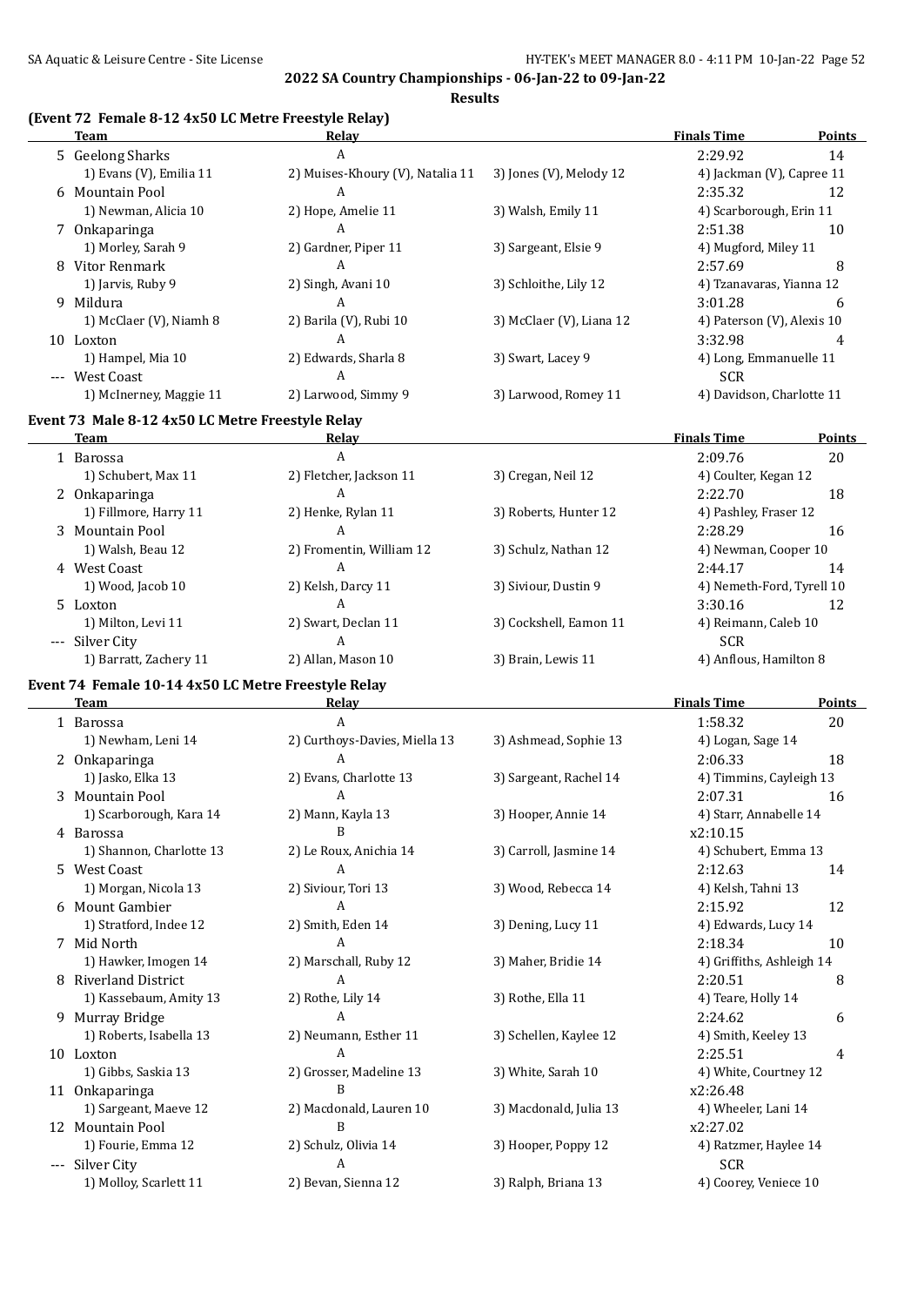**2022 SA Country Championships - 06-Jan-22 to 09-Jan-22**

**Results**

### (Event 72 Female 8-12 4x50 LC Metre Freestyle Relay)

| | Team | Relay | | Finals Time | Points |
|---|---|---|---|---|---|
| 5 | Geelong Sharks | A | | 2:29.92 | 14 |
| | 1) Evans (V), Emilia 11 | 2) Muises-Khoury (V), Natalia 11 | 3) Jones (V), Melody 12 | 4) Jackman (V), Capree 11 | |
| 6 | Mountain Pool | A | | 2:35.32 | 12 |
| | 1) Newman, Alicia 10 | 2) Hope, Amelie 11 | 3) Walsh, Emily 11 | 4) Scarborough, Erin 11 | |
| 7 | Onkaparinga | A | | 2:51.38 | 10 |
| | 1) Morley, Sarah 9 | 2) Gardner, Piper 11 | 3) Sargeant, Elsie 9 | 4) Mugford, Miley 11 | |
| 8 | Vitor Renmark | A | | 2:57.69 | 8 |
| | 1) Jarvis, Ruby 9 | 2) Singh, Avani 10 | 3) Schloithe, Lily 12 | 4) Tzanavaras, Yianna 12 | |
| 9 | Mildura | A | | 3:01.28 | 6 |
| | 1) McClaer (V), Niamh 8 | 2) Barila (V), Rubi 10 | 3) McClaer (V), Liana 12 | 4) Paterson (V), Alexis 10 | |
| 10 | Loxton | A | | 3:32.98 | 4 |
| | 1) Hampel, Mia 10 | 2) Edwards, Sharla 8 | 3) Swart, Lacey 9 | 4) Long, Emmanuelle 11 | |
| --- | West Coast | A | | SCR | |
| | 1) McInerney, Maggie 11 | 2) Larwood, Simmy 9 | 3) Larwood, Romey 11 | 4) Davidson, Charlotte 11 | |

### Event 73 Male 8-12 4x50 LC Metre Freestyle Relay

| | Team | Relay | | Finals Time | Points |
|---|---|---|---|---|---|
| 1 | Barossa | A | | 2:09.76 | 20 |
| | 1) Schubert, Max 11 | 2) Fletcher, Jackson 11 | 3) Cregan, Neil 12 | 4) Coulter, Kegan 12 | |
| 2 | Onkaparinga | A | | 2:22.70 | 18 |
| | 1) Fillmore, Harry 11 | 2) Henke, Rylan 11 | 3) Roberts, Hunter 12 | 4) Pashley, Fraser 12 | |
| 3 | Mountain Pool | A | | 2:28.29 | 16 |
| | 1) Walsh, Beau 12 | 2) Fromentin, William 12 | 3) Schulz, Nathan 12 | 4) Newman, Cooper 10 | |
| 4 | West Coast | A | | 2:44.17 | 14 |
| | 1) Wood, Jacob 10 | 2) Kelsh, Darcy 11 | 3) Siviour, Dustin 9 | 4) Nemeth-Ford, Tyrell 10 | |
| 5 | Loxton | A | | 3:30.16 | 12 |
| | 1) Milton, Levi 11 | 2) Swart, Declan 11 | 3) Cockshell, Eamon 11 | 4) Reimann, Caleb 10 | |
| --- | Silver City | A | | SCR | |
| | 1) Barratt, Zachery 11 | 2) Allan, Mason 10 | 3) Brain, Lewis 11 | 4) Anflous, Hamilton 8 | |

### Event 74 Female 10-14 4x50 LC Metre Freestyle Relay

| | Team | Relay | | Finals Time | Points |
|---|---|---|---|---|---|
| 1 | Barossa | A | | 1:58.32 | 20 |
| | 1) Newham, Leni 14 | 2) Curthoys-Davies, Miella 13 | 3) Ashmead, Sophie 13 | 4) Logan, Sage 14 | |
| 2 | Onkaparinga | A | | 2:06.33 | 18 |
| | 1) Jasko, Elka 13 | 2) Evans, Charlotte 13 | 3) Sargeant, Rachel 14 | 4) Timmins, Cayleigh 13 | |
| 3 | Mountain Pool | A | | 2:07.31 | 16 |
| | 1) Scarborough, Kara 14 | 2) Mann, Kayla 13 | 3) Hooper, Annie 14 | 4) Starr, Annabelle 14 | |
| 4 | Barossa | B | | x2:10.15 | |
| | 1) Shannon, Charlotte 13 | 2) Le Roux, Anichia 14 | 3) Carroll, Jasmine 14 | 4) Schubert, Emma 13 | |
| 5 | West Coast | A | | 2:12.63 | 14 |
| | 1) Morgan, Nicola 13 | 2) Siviour, Tori 13 | 3) Wood, Rebecca 14 | 4) Kelsh, Tahni 13 | |
| 6 | Mount Gambier | A | | 2:15.92 | 12 |
| | 1) Stratford, Indee 12 | 2) Smith, Eden 14 | 3) Dening, Lucy 11 | 4) Edwards, Lucy 14 | |
| 7 | Mid North | A | | 2:18.34 | 10 |
| | 1) Hawker, Imogen 14 | 2) Marschall, Ruby 12 | 3) Maher, Bridie 14 | 4) Griffiths, Ashleigh 14 | |
| 8 | Riverland District | A | | 2:20.51 | 8 |
| | 1) Kassebaum, Amity 13 | 2) Rothe, Lily 14 | 3) Rothe, Ella 11 | 4) Teare, Holly 14 | |
| 9 | Murray Bridge | A | | 2:24.62 | 6 |
| | 1) Roberts, Isabella 13 | 2) Neumann, Esther 11 | 3) Schellen, Kaylee 12 | 4) Smith, Keeley 13 | |
| 10 | Loxton | A | | 2:25.51 | 4 |
| | 1) Gibbs, Saskia 13 | 2) Grosser, Madeline 13 | 3) White, Sarah 10 | 4) White, Courtney 12 | |
| 11 | Onkaparinga | B | | x2:26.48 | |
| | 1) Sargeant, Maeve 12 | 2) Macdonald, Lauren 10 | 3) Macdonald, Julia 13 | 4) Wheeler, Lani 14 | |
| 12 | Mountain Pool | B | | x2:27.02 | |
| | 1) Fourie, Emma 12 | 2) Schulz, Olivia 14 | 3) Hooper, Poppy 12 | 4) Ratzmer, Haylee 14 | |
| --- | Silver City | A | | SCR | |
| | 1) Molloy, Scarlett 11 | 2) Bevan, Sienna 12 | 3) Ralph, Briana 13 | 4) Coorey, Veniece 10 | |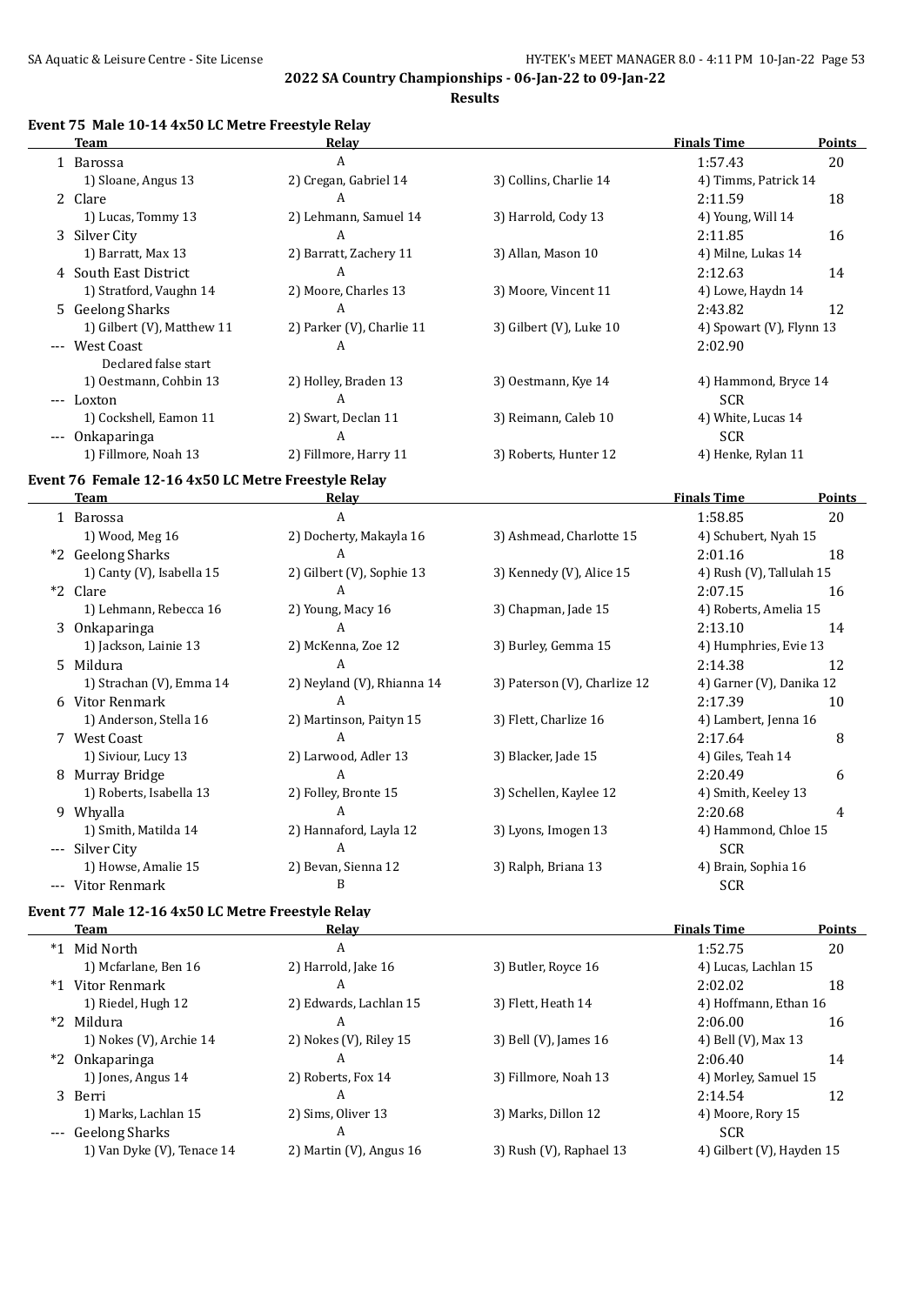## 2022 SA Country Championships - 06-Jan-22 to 09-Jan-22

**Results**

### Event 75 Male 10-14 4x50 LC Metre Freestyle Relay

| | Team | Relay | | Finals Time | Points |
|---|---|---|---|---|---|
| 1 | Barossa | A | | 1:57.43 | 20 |
| | 1) Sloane, Angus 13 | 2) Cregan, Gabriel 14 | 3) Collins, Charlie 14 | 4) Timms, Patrick 14 | |
| 2 | Clare | A | | 2:11.59 | 18 |
| | 1) Lucas, Tommy 13 | 2) Lehmann, Samuel 14 | 3) Harrold, Cody 13 | 4) Young, Will 14 | |
| 3 | Silver City | A | | 2:11.85 | 16 |
| | 1) Barratt, Max 13 | 2) Barratt, Zachery 11 | 3) Allan, Mason 10 | 4) Milne, Lukas 14 | |
| 4 | South East District | A | | 2:12.63 | 14 |
| | 1) Stratford, Vaughn 14 | 2) Moore, Charles 13 | 3) Moore, Vincent 11 | 4) Lowe, Haydn 14 | |
| 5 | Geelong Sharks | A | | 2:43.82 | 12 |
| | 1) Gilbert (V), Matthew 11 | 2) Parker (V), Charlie 11 | 3) Gilbert (V), Luke 10 | 4) Spowart (V), Flynn 13 | |
| --- | West Coast | A | | 2:02.90 | |
| | Declared false start | | | | |
| | 1) Oestmann, Cohbin 13 | 2) Holley, Braden 13 | 3) Oestmann, Kye 14 | 4) Hammond, Bryce 14 | |
| --- | Loxton | A | | SCR | |
| | 1) Cockshell, Eamon 11 | 2) Swart, Declan 11 | 3) Reimann, Caleb 10 | 4) White, Lucas 14 | |
| --- | Onkaparinga | A | | SCR | |
| | 1) Fillmore, Noah 13 | 2) Fillmore, Harry 11 | 3) Roberts, Hunter 12 | 4) Henke, Rylan 11 | |

### Event 76 Female 12-16 4x50 LC Metre Freestyle Relay

| | Team | Relay | | Finals Time | Points |
|---|---|---|---|---|---|
| 1 | Barossa | A | | 1:58.85 | 20 |
| | 1) Wood, Meg 16 | 2) Docherty, Makayla 16 | 3) Ashmead, Charlotte 15 | 4) Schubert, Nyah 15 | |
| *2 | Geelong Sharks | A | | 2:01.16 | 18 |
| | 1) Canty (V), Isabella 15 | 2) Gilbert (V), Sophie 13 | 3) Kennedy (V), Alice 15 | 4) Rush (V), Tallulah 15 | |
| *2 | Clare | A | | 2:07.15 | 16 |
| | 1) Lehmann, Rebecca 16 | 2) Young, Macy 16 | 3) Chapman, Jade 15 | 4) Roberts, Amelia 15 | |
| 3 | Onkaparinga | A | | 2:13.10 | 14 |
| | 1) Jackson, Lainie 13 | 2) McKenna, Zoe 12 | 3) Burley, Gemma 15 | 4) Humphries, Evie 13 | |
| 5 | Mildura | A | | 2:14.38 | 12 |
| | 1) Strachan (V), Emma 14 | 2) Neyland (V), Rhianna 14 | 3) Paterson (V), Charlize 12 | 4) Garner (V), Danika 12 | |
| 6 | Vitor Renmark | A | | 2:17.39 | 10 |
| | 1) Anderson, Stella 16 | 2) Martinson, Paityn 15 | 3) Flett, Charlize 16 | 4) Lambert, Jenna 16 | |
| 7 | West Coast | A | | 2:17.64 | 8 |
| | 1) Siviour, Lucy 13 | 2) Larwood, Adler 13 | 3) Blacker, Jade 15 | 4) Giles, Teah 14 | |
| 8 | Murray Bridge | A | | 2:20.49 | 6 |
| | 1) Roberts, Isabella 13 | 2) Folley, Bronte 15 | 3) Schellen, Kaylee 12 | 4) Smith, Keeley 13 | |
| 9 | Whyalla | A | | 2:20.68 | 4 |
| | 1) Smith, Matilda 14 | 2) Hannaford, Layla 12 | 3) Lyons, Imogen 13 | 4) Hammond, Chloe 15 | |
| --- | Silver City | A | | SCR | |
| | 1) Howse, Amalie 15 | 2) Bevan, Sienna 12 | 3) Ralph, Briana 13 | 4) Brain, Sophia 16 | |
| --- | Vitor Renmark | B | | SCR | |

### Event 77 Male 12-16 4x50 LC Metre Freestyle Relay

| | Team | Relay | | Finals Time | Points |
|---|---|---|---|---|---|
| *1 | Mid North | A | | 1:52.75 | 20 |
| | 1) Mcfarlane, Ben 16 | 2) Harrold, Jake 16 | 3) Butler, Royce 16 | 4) Lucas, Lachlan 15 | |
| *1 | Vitor Renmark | A | | 2:02.02 | 18 |
| | 1) Riedel, Hugh 12 | 2) Edwards, Lachlan 15 | 3) Flett, Heath 14 | 4) Hoffmann, Ethan 16 | |
| *2 | Mildura | A | | 2:06.00 | 16 |
| | 1) Nokes (V), Archie 14 | 2) Nokes (V), Riley 15 | 3) Bell (V), James 16 | 4) Bell (V), Max 13 | |
| *2 | Onkaparinga | A | | 2:06.40 | 14 |
| | 1) Jones, Angus 14 | 2) Roberts, Fox 14 | 3) Fillmore, Noah 13 | 4) Morley, Samuel 15 | |
| 3 | Berri | A | | 2:14.54 | 12 |
| | 1) Marks, Lachlan 15 | 2) Sims, Oliver 13 | 3) Marks, Dillon 12 | 4) Moore, Rory 15 | |
| --- | Geelong Sharks | A | | SCR | |
| | 1) Van Dyke (V), Tenace 14 | 2) Martin (V), Angus 16 | 3) Rush (V), Raphael 13 | 4) Gilbert (V), Hayden 15 | |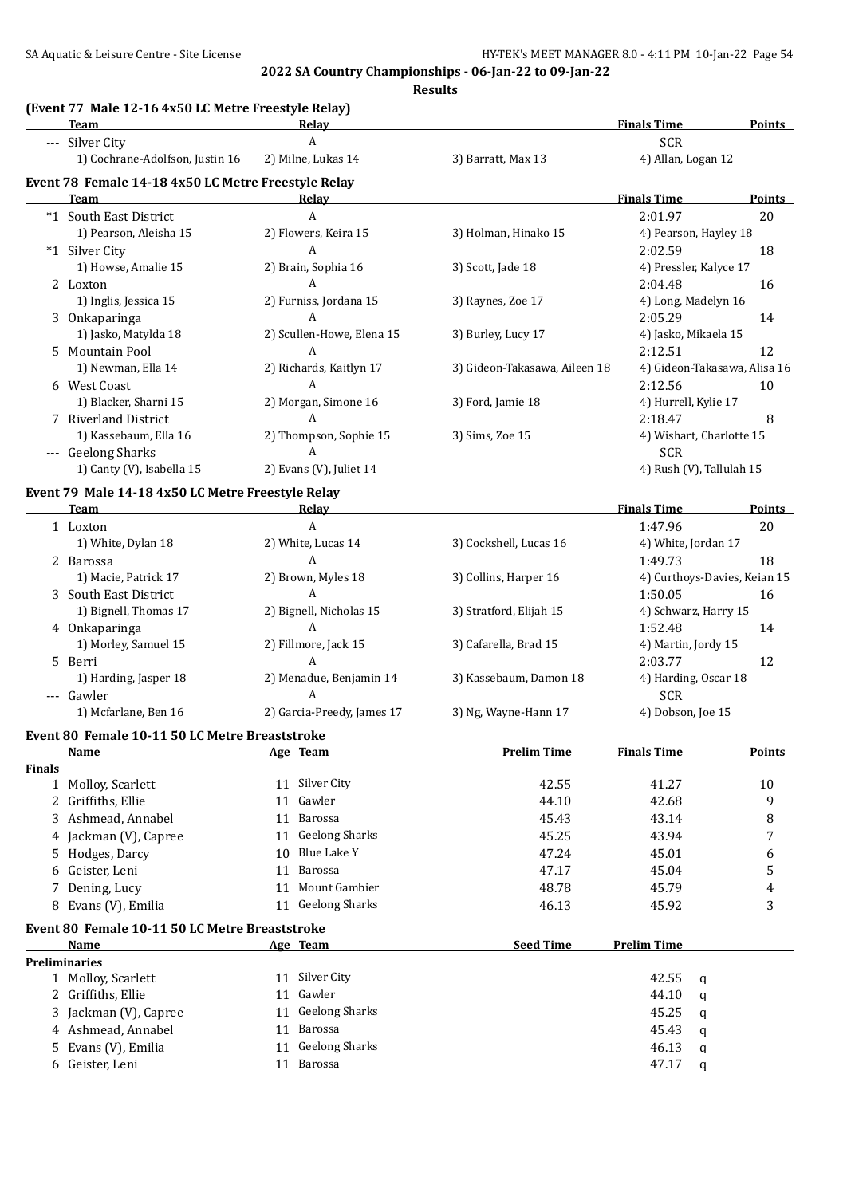## 2022 SA Country Championships - 06-Jan-22 to 09-Jan-22

### Results

#### (Event 77 Male 12-16 4x50 LC Metre Freestyle Relay)

| | Team | Relay | | Finals Time | Points |
|---|---|---|---|---|---|
| --- | Silver City | A | | SCR | |
| | 1) Cochrane-Adolfson, Justin 16 | 2) Milne, Lukas 14 | 3) Barratt, Max 13 | 4) Allan, Logan 12 | |

#### Event 78 Female 14-18 4x50 LC Metre Freestyle Relay

| | Team | Relay | | Finals Time | Points |
|---|---|---|---|---|---|
| *1 | South East District | A | | 2:01.97 | 20 |
| | 1) Pearson, Aleisha 15 | 2) Flowers, Keira 15 | 3) Holman, Hinako 15 | 4) Pearson, Hayley 18 | |
| *1 | Silver City | A | | 2:02.59 | 18 |
| | 1) Howse, Amalie 15 | 2) Brain, Sophia 16 | 3) Scott, Jade 18 | 4) Pressler, Kalyce 17 | |
| 2 | Loxton | A | | 2:04.48 | 16 |
| | 1) Inglis, Jessica 15 | 2) Furniss, Jordana 15 | 3) Raynes, Zoe 17 | 4) Long, Madelyn 16 | |
| 3 | Onkaparinga | A | | 2:05.29 | 14 |
| | 1) Jasko, Matylda 18 | 2) Scullen-Howe, Elena 15 | 3) Burley, Lucy 17 | 4) Jasko, Mikaela 15 | |
| 5 | Mountain Pool | A | | 2:12.51 | 12 |
| | 1) Newman, Ella 14 | 2) Richards, Kaitlyn 17 | 3) Gideon-Takasawa, Aileen 18 | 4) Gideon-Takasawa, Alisa 16 | |
| 6 | West Coast | A | | 2:12.56 | 10 |
| | 1) Blacker, Sharni 15 | 2) Morgan, Simone 16 | 3) Ford, Jamie 18 | 4) Hurrell, Kylie 17 | |
| 7 | Riverland District | A | | 2:18.47 | 8 |
| | 1) Kassebaum, Ella 16 | 2) Thompson, Sophie 15 | 3) Sims, Zoe 15 | 4) Wishart, Charlotte 15 | |
| --- | Geelong Sharks | A | | SCR | |
| | 1) Canty (V), Isabella 15 | 2) Evans (V), Juliet 14 | | 4) Rush (V), Tallulah 15 | |

#### Event 79 Male 14-18 4x50 LC Metre Freestyle Relay

| | Team | Relay | | Finals Time | Points |
|---|---|---|---|---|---|
| 1 | Loxton | A | | 1:47.96 | 20 |
| | 1) White, Dylan 18 | 2) White, Lucas 14 | 3) Cockshell, Lucas 16 | 4) White, Jordan 17 | |
| 2 | Barossa | A | | 1:49.73 | 18 |
| | 1) Macie, Patrick 17 | 2) Brown, Myles 18 | 3) Collins, Harper 16 | 4) Curthoys-Davies, Keian 15 | |
| 3 | South East District | A | | 1:50.05 | 16 |
| | 1) Bignell, Thomas 17 | 2) Bignell, Nicholas 15 | 3) Stratford, Elijah 15 | 4) Schwarz, Harry 15 | |
| 4 | Onkaparinga | A | | 1:52.48 | 14 |
| | 1) Morley, Samuel 15 | 2) Fillmore, Jack 15 | 3) Cafarella, Brad 15 | 4) Martin, Jordy 15 | |
| 5 | Berri | A | | 2:03.77 | 12 |
| | 1) Harding, Jasper 18 | 2) Menadue, Benjamin 14 | 3) Kassebaum, Damon 18 | 4) Harding, Oscar 18 | |
| --- | Gawler | A | | SCR | |
| | 1) Mcfarlane, Ben 16 | 2) Garcia-Preedy, James 17 | 3) Ng, Wayne-Hann 17 | 4) Dobson, Joe 15 | |

#### Event 80 Female 10-11 50 LC Metre Breaststroke

| | Name | Age | Team | Prelim Time | Finals Time | Points |
|---|---|---|---|---|---|---|
| **Finals** | | | | | | |
| 1 | Molloy, Scarlett | 11 | Silver City | 42.55 | 41.27 | 10 |
| 2 | Griffiths, Ellie | 11 | Gawler | 44.10 | 42.68 | 9 |
| 3 | Ashmead, Annabel | 11 | Barossa | 45.43 | 43.14 | 8 |
| 4 | Jackman (V), Capree | 11 | Geelong Sharks | 45.25 | 43.94 | 7 |
| 5 | Hodges, Darcy | 10 | Blue Lake Y | 47.24 | 45.01 | 6 |
| 6 | Geister, Leni | 11 | Barossa | 47.17 | 45.04 | 5 |
| 7 | Dening, Lucy | 11 | Mount Gambier | 48.78 | 45.79 | 4 |
| 8 | Evans (V), Emilia | 11 | Geelong Sharks | 46.13 | 45.92 | 3 |

#### Event 80 Female 10-11 50 LC Metre Breaststroke

| | Name | Age | Team | Seed Time | Prelim Time | |
|---|---|---|---|---|---|---|
| **Preliminaries** | | | | | | |
| 1 | Molloy, Scarlett | 11 | Silver City | | 42.55 | q |
| 2 | Griffiths, Ellie | 11 | Gawler | | 44.10 | q |
| 3 | Jackman (V), Capree | 11 | Geelong Sharks | | 45.25 | q |
| 4 | Ashmead, Annabel | 11 | Barossa | | 45.43 | q |
| 5 | Evans (V), Emilia | 11 | Geelong Sharks | | 46.13 | q |
| 6 | Geister, Leni | 11 | Barossa | | 47.17 | q |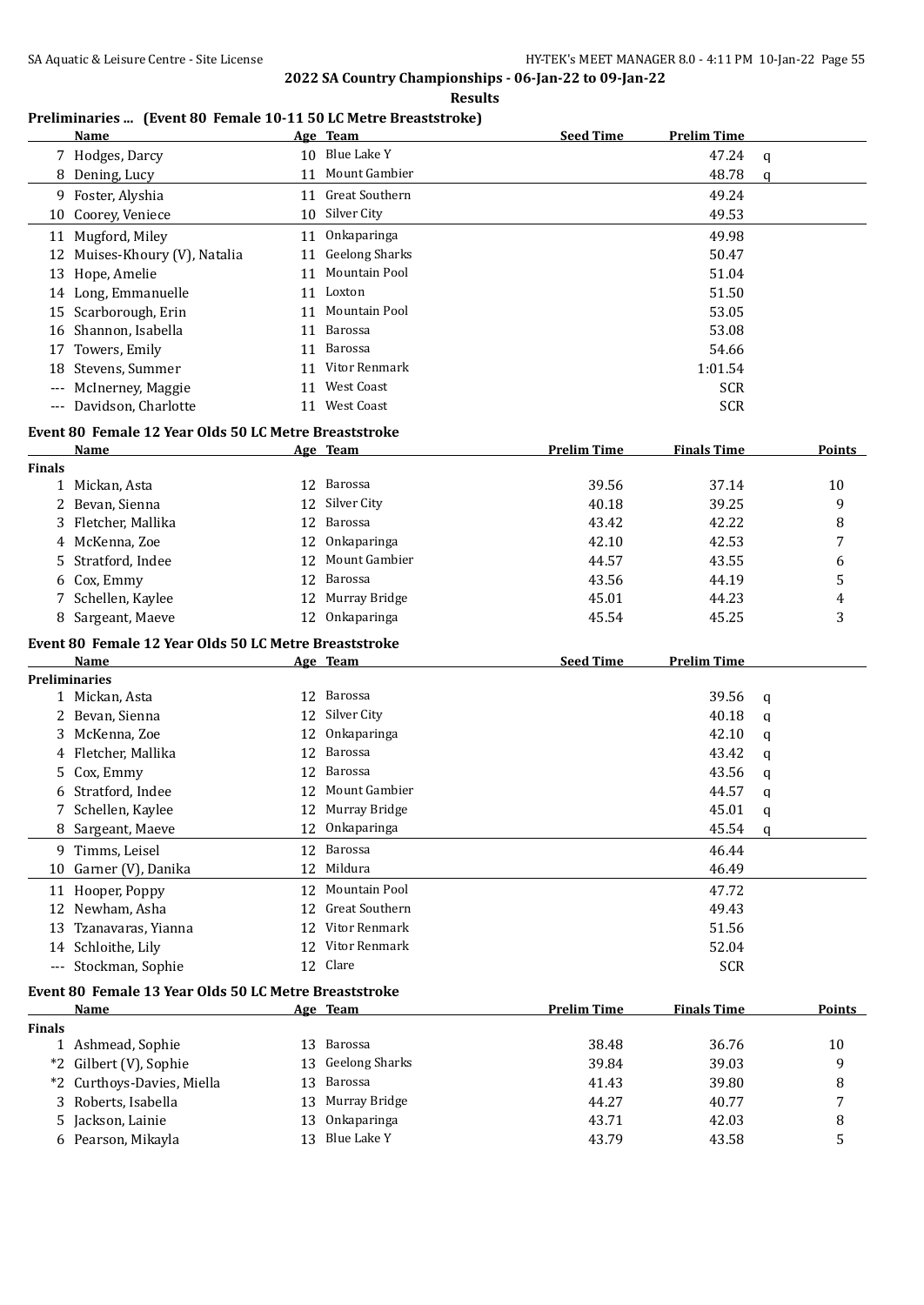## 2022 SA Country Championships - 06-Jan-22 to 09-Jan-22

**Results**

### Preliminaries ... (Event 80 Female 10-11 50 LC Metre Breaststroke)

| | Name | Age | Team | Seed Time | Prelim Time | |
|---|---|---|---|---|---|---|
| 7 | Hodges, Darcy | 10 | Blue Lake Y | | 47.24 | q |
| 8 | Dening, Lucy | 11 | Mount Gambier | | 48.78 | q |
| 9 | Foster, Alyshia | 11 | Great Southern | | 49.24 | |
| 10 | Coorey, Veniece | 10 | Silver City | | 49.53 | |
| 11 | Mugford, Miley | 11 | Onkaparinga | | 49.98 | |
| 12 | Muises-Khoury (V), Natalia | 11 | Geelong Sharks | | 50.47 | |
| 13 | Hope, Amelie | 11 | Mountain Pool | | 51.04 | |
| 14 | Long, Emmanuelle | 11 | Loxton | | 51.50 | |
| 15 | Scarborough, Erin | 11 | Mountain Pool | | 53.05 | |
| 16 | Shannon, Isabella | 11 | Barossa | | 53.08 | |
| 17 | Towers, Emily | 11 | Barossa | | 54.66 | |
| 18 | Stevens, Summer | 11 | Vitor Renmark | | 1:01.54 | |
| --- | McInerney, Maggie | 11 | West Coast | | SCR | |
| --- | Davidson, Charlotte | 11 | West Coast | | SCR | |

### Event 80 Female 12 Year Olds 50 LC Metre Breaststroke

| | Name | Age | Team | Prelim Time | Finals Time | Points |
|---|---|---|---|---|---|---|
| **Finals** | | | | | | |
| 1 | Mickan, Asta | 12 | Barossa | 39.56 | 37.14 | 10 |
| 2 | Bevan, Sienna | 12 | Silver City | 40.18 | 39.25 | 9 |
| 3 | Fletcher, Mallika | 12 | Barossa | 43.42 | 42.22 | 8 |
| 4 | McKenna, Zoe | 12 | Onkaparinga | 42.10 | 42.53 | 7 |
| 5 | Stratford, Indee | 12 | Mount Gambier | 44.57 | 43.55 | 6 |
| 6 | Cox, Emmy | 12 | Barossa | 43.56 | 44.19 | 5 |
| 7 | Schellen, Kaylee | 12 | Murray Bridge | 45.01 | 44.23 | 4 |
| 8 | Sargeant, Maeve | 12 | Onkaparinga | 45.54 | 45.25 | 3 |

### Event 80 Female 12 Year Olds 50 LC Metre Breaststroke

| | Name | Age | Team | Seed Time | Prelim Time | |
|---|---|---|---|---|---|---|
| **Preliminaries** | | | | | | |
| 1 | Mickan, Asta | 12 | Barossa | | 39.56 | q |
| 2 | Bevan, Sienna | 12 | Silver City | | 40.18 | q |
| 3 | McKenna, Zoe | 12 | Onkaparinga | | 42.10 | q |
| 4 | Fletcher, Mallika | 12 | Barossa | | 43.42 | q |
| 5 | Cox, Emmy | 12 | Barossa | | 43.56 | q |
| 6 | Stratford, Indee | 12 | Mount Gambier | | 44.57 | q |
| 7 | Schellen, Kaylee | 12 | Murray Bridge | | 45.01 | q |
| 8 | Sargeant, Maeve | 12 | Onkaparinga | | 45.54 | q |
| 9 | Timms, Leisel | 12 | Barossa | | 46.44 | |
| 10 | Garner (V), Danika | 12 | Mildura | | 46.49 | |
| 11 | Hooper, Poppy | 12 | Mountain Pool | | 47.72 | |
| 12 | Newham, Asha | 12 | Great Southern | | 49.43 | |
| 13 | Tzanavaras, Yianna | 12 | Vitor Renmark | | 51.56 | |
| 14 | Schloithe, Lily | 12 | Vitor Renmark | | 52.04 | |
| --- | Stockman, Sophie | 12 | Clare | | SCR | |

### Event 80 Female 13 Year Olds 50 LC Metre Breaststroke

| | Name | Age | Team | Prelim Time | Finals Time | Points |
|---|---|---|---|---|---|---|
| **Finals** | | | | | | |
| 1 | Ashmead, Sophie | 13 | Barossa | 38.48 | 36.76 | 10 |
| *2 | Gilbert (V), Sophie | 13 | Geelong Sharks | 39.84 | 39.03 | 9 |
| *2 | Curthoys-Davies, Miella | 13 | Barossa | 41.43 | 39.80 | 8 |
| 3 | Roberts, Isabella | 13 | Murray Bridge | 44.27 | 40.77 | 7 |
| 5 | Jackson, Lainie | 13 | Onkaparinga | 43.71 | 42.03 | 8 |
| 6 | Pearson, Mikayla | 13 | Blue Lake Y | 43.79 | 43.58 | 5 |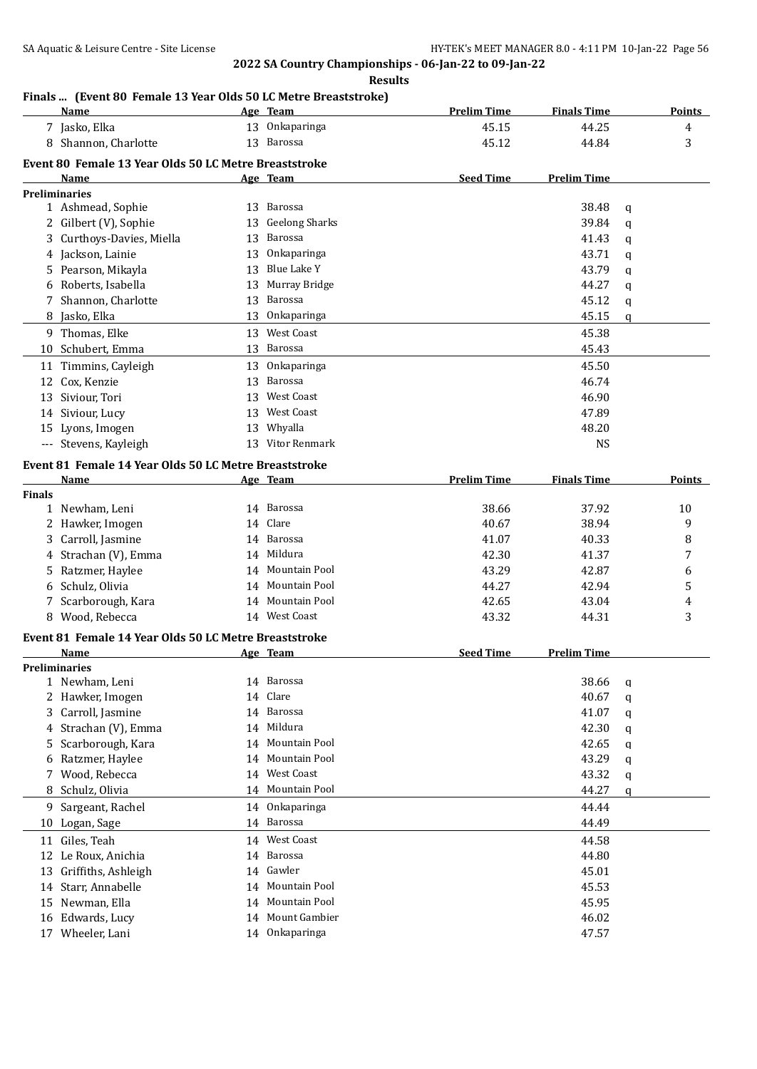## 2022 SA Country Championships - 06-Jan-22 to 09-Jan-22

**Results**

### Finals ... (Event 80 Female 13 Year Olds 50 LC Metre Breaststroke)

| | Name | Age | Team | Prelim Time | Finals Time | Points |
|---|---|---|---|---|---|---|
| 7 | Jasko, Elka | 13 | Onkaparinga | 45.15 | 44.25 | 4 |
| 8 | Shannon, Charlotte | 13 | Barossa | 45.12 | 44.84 | 3 |

### Event 80 Female 13 Year Olds 50 LC Metre Breaststroke

| | Name | Age | Team | Seed Time | Prelim Time | |
|---|---|---|---|---|---|---|
| **Preliminaries** | | | | | | |
| 1 | Ashmead, Sophie | 13 | Barossa | | 38.48 | q |
| 2 | Gilbert (V), Sophie | 13 | Geelong Sharks | | 39.84 | q |
| 3 | Curthoys-Davies, Miella | 13 | Barossa | | 41.43 | q |
| 4 | Jackson, Lainie | 13 | Onkaparinga | | 43.71 | q |
| 5 | Pearson, Mikayla | 13 | Blue Lake Y | | 43.79 | q |
| 6 | Roberts, Isabella | 13 | Murray Bridge | | 44.27 | q |
| 7 | Shannon, Charlotte | 13 | Barossa | | 45.12 | q |
| 8 | Jasko, Elka | 13 | Onkaparinga | | 45.15 | q |
| 9 | Thomas, Elke | 13 | West Coast | | 45.38 | |
| 10 | Schubert, Emma | 13 | Barossa | | 45.43 | |
| 11 | Timmins, Cayleigh | 13 | Onkaparinga | | 45.50 | |
| 12 | Cox, Kenzie | 13 | Barossa | | 46.74 | |
| 13 | Siviour, Tori | 13 | West Coast | | 46.90 | |
| 14 | Siviour, Lucy | 13 | West Coast | | 47.89 | |
| 15 | Lyons, Imogen | 13 | Whyalla | | 48.20 | |
| --- | Stevens, Kayleigh | 13 | Vitor Renmark | | NS | |

### Event 81 Female 14 Year Olds 50 LC Metre Breaststroke

| | Name | Age | Team | Prelim Time | Finals Time | Points |
|---|---|---|---|---|---|---|
| **Finals** | | | | | | |
| 1 | Newham, Leni | 14 | Barossa | 38.66 | 37.92 | 10 |
| 2 | Hawker, Imogen | 14 | Clare | 40.67 | 38.94 | 9 |
| 3 | Carroll, Jasmine | 14 | Barossa | 41.07 | 40.33 | 8 |
| 4 | Strachan (V), Emma | 14 | Mildura | 42.30 | 41.37 | 7 |
| 5 | Ratzmer, Haylee | 14 | Mountain Pool | 43.29 | 42.87 | 6 |
| 6 | Schulz, Olivia | 14 | Mountain Pool | 44.27 | 42.94 | 5 |
| 7 | Scarborough, Kara | 14 | Mountain Pool | 42.65 | 43.04 | 4 |
| 8 | Wood, Rebecca | 14 | West Coast | 43.32 | 44.31 | 3 |

### Event 81 Female 14 Year Olds 50 LC Metre Breaststroke

| | Name | Age | Team | Seed Time | Prelim Time | |
|---|---|---|---|---|---|---|
| **Preliminaries** | | | | | | |
| 1 | Newham, Leni | 14 | Barossa | | 38.66 | q |
| 2 | Hawker, Imogen | 14 | Clare | | 40.67 | q |
| 3 | Carroll, Jasmine | 14 | Barossa | | 41.07 | q |
| 4 | Strachan (V), Emma | 14 | Mildura | | 42.30 | q |
| 5 | Scarborough, Kara | 14 | Mountain Pool | | 42.65 | q |
| 6 | Ratzmer, Haylee | 14 | Mountain Pool | | 43.29 | q |
| 7 | Wood, Rebecca | 14 | West Coast | | 43.32 | q |
| 8 | Schulz, Olivia | 14 | Mountain Pool | | 44.27 | q |
| 9 | Sargeant, Rachel | 14 | Onkaparinga | | 44.44 | |
| 10 | Logan, Sage | 14 | Barossa | | 44.49 | |
| 11 | Giles, Teah | 14 | West Coast | | 44.58 | |
| 12 | Le Roux, Anichia | 14 | Barossa | | 44.80 | |
| 13 | Griffiths, Ashleigh | 14 | Gawler | | 45.01 | |
| 14 | Starr, Annabelle | 14 | Mountain Pool | | 45.53 | |
| 15 | Newman, Ella | 14 | Mountain Pool | | 45.95 | |
| 16 | Edwards, Lucy | 14 | Mount Gambier | | 46.02 | |
| 17 | Wheeler, Lani | 14 | Onkaparinga | | 47.57 | |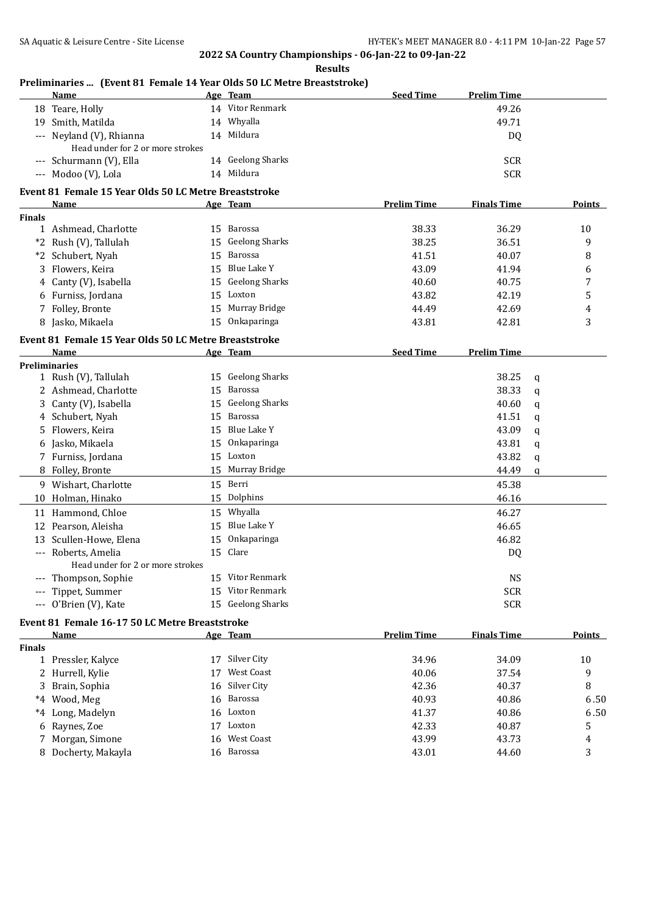## 2022 SA Country Championships - 06-Jan-22 to 09-Jan-22

**Results**

### Preliminaries ... (Event 81 Female 14 Year Olds 50 LC Metre Breaststroke)

| | Name | Age | Team | Seed Time | Prelim Time |
|---|---|---|---|---|---|
| 18 | Teare, Holly | 14 | Vitor Renmark | | 49.26 |
| 19 | Smith, Matilda | 14 | Whyalla | | 49.71 |
| --- | Neyland (V), Rhianna | 14 | Mildura | | DQ |
| | Head under for 2 or more strokes | | | | |
| --- | Schurmann (V), Ella | 14 | Geelong Sharks | | SCR |
| --- | Modoo (V), Lola | 14 | Mildura | | SCR |

### Event 81 Female 15 Year Olds 50 LC Metre Breaststroke

| | Name | Age | Team | Prelim Time | Finals Time | Points |
|---|---|---|---|---|---|---|
| **Finals** | | | | | | |
| 1 | Ashmead, Charlotte | 15 | Barossa | 38.33 | 36.29 | 10 |
| *2 | Rush (V), Tallulah | 15 | Geelong Sharks | 38.25 | 36.51 | 9 |
| *2 | Schubert, Nyah | 15 | Barossa | 41.51 | 40.07 | 8 |
| 3 | Flowers, Keira | 15 | Blue Lake Y | 43.09 | 41.94 | 6 |
| 4 | Canty (V), Isabella | 15 | Geelong Sharks | 40.60 | 40.75 | 7 |
| 6 | Furniss, Jordana | 15 | Loxton | 43.82 | 42.19 | 5 |
| 7 | Folley, Bronte | 15 | Murray Bridge | 44.49 | 42.69 | 4 |
| 8 | Jasko, Mikaela | 15 | Onkaparinga | 43.81 | 42.81 | 3 |

### Event 81 Female 15 Year Olds 50 LC Metre Breaststroke

| | Name | Age | Team | Seed Time | Prelim Time | |
|---|---|---|---|---|---|---|
| **Preliminaries** | | | | | | |
| 1 | Rush (V), Tallulah | 15 | Geelong Sharks | | 38.25 | q |
| 2 | Ashmead, Charlotte | 15 | Barossa | | 38.33 | q |
| 3 | Canty (V), Isabella | 15 | Geelong Sharks | | 40.60 | q |
| 4 | Schubert, Nyah | 15 | Barossa | | 41.51 | q |
| 5 | Flowers, Keira | 15 | Blue Lake Y | | 43.09 | q |
| 6 | Jasko, Mikaela | 15 | Onkaparinga | | 43.81 | q |
| 7 | Furniss, Jordana | 15 | Loxton | | 43.82 | q |
| 8 | Folley, Bronte | 15 | Murray Bridge | | 44.49 | q |
| 9 | Wishart, Charlotte | 15 | Berri | | 45.38 | |
| 10 | Holman, Hinako | 15 | Dolphins | | 46.16 | |
| 11 | Hammond, Chloe | 15 | Whyalla | | 46.27 | |
| 12 | Pearson, Aleisha | 15 | Blue Lake Y | | 46.65 | |
| 13 | Scullen-Howe, Elena | 15 | Onkaparinga | | 46.82 | |
| --- | Roberts, Amelia | 15 | Clare | | DQ | |
| | Head under for 2 or more strokes | | | | | |
| --- | Thompson, Sophie | 15 | Vitor Renmark | | NS | |
| --- | Tippet, Summer | 15 | Vitor Renmark | | SCR | |
| --- | O'Brien (V), Kate | 15 | Geelong Sharks | | SCR | |

### Event 81 Female 16-17 50 LC Metre Breaststroke

| | Name | Age | Team | Prelim Time | Finals Time | Points |
|---|---|---|---|---|---|---|
| **Finals** | | | | | | |
| 1 | Pressler, Kalyce | 17 | Silver City | 34.96 | 34.09 | 10 |
| 2 | Hurrell, Kylie | 17 | West Coast | 40.06 | 37.54 | 9 |
| 3 | Brain, Sophia | 16 | Silver City | 42.36 | 40.37 | 8 |
| *4 | Wood, Meg | 16 | Barossa | 40.93 | 40.86 | 6.50 |
| *4 | Long, Madelyn | 16 | Loxton | 41.37 | 40.86 | 6.50 |
| 6 | Raynes, Zoe | 17 | Loxton | 42.33 | 40.87 | 5 |
| 7 | Morgan, Simone | 16 | West Coast | 43.99 | 43.73 | 4 |
| 8 | Docherty, Makayla | 16 | Barossa | 43.01 | 44.60 | 3 |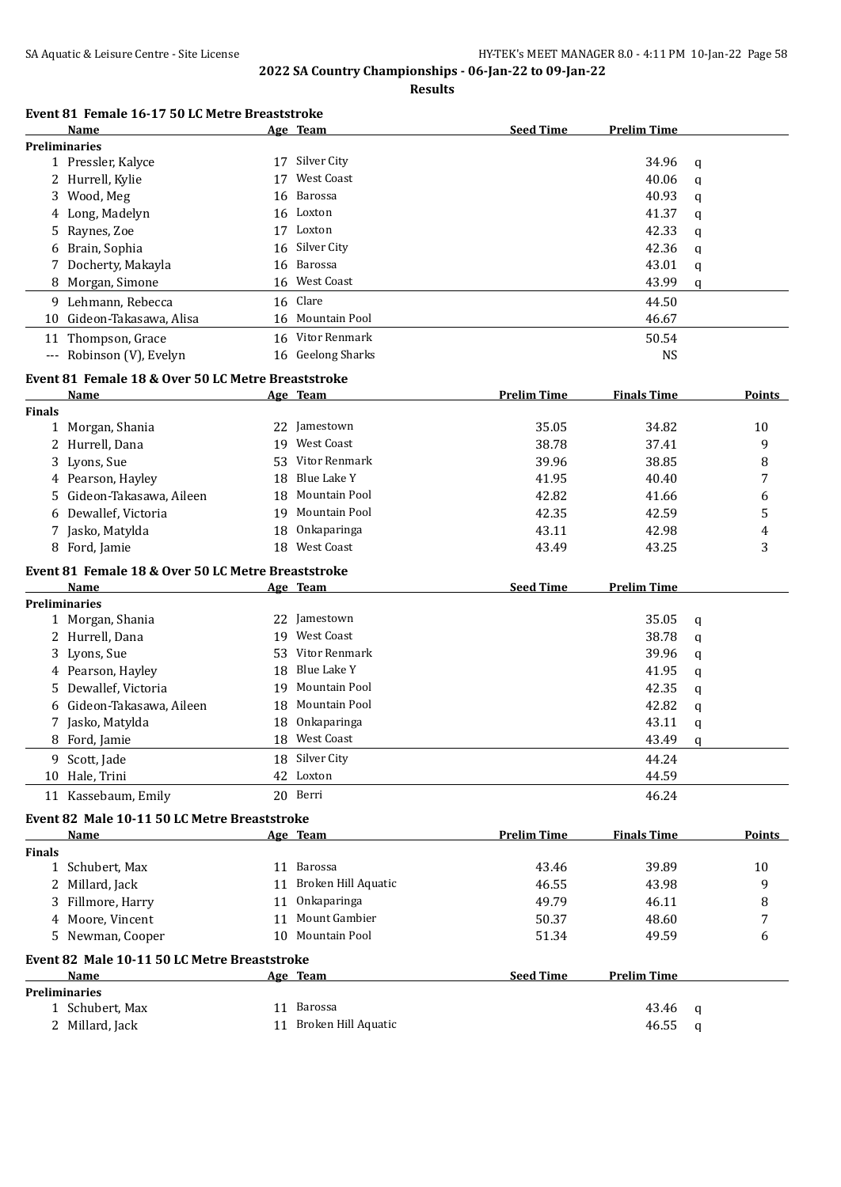**2022 SA Country Championships - 06-Jan-22 to 09-Jan-22**

**Results**

### Event 81 Female 16-17 50 LC Metre Breaststroke

| | Name | Age | Team | Seed Time | Prelim Time | |
|---|---|---|---|---|---|---|
| **Preliminaries** | | | | | | |
| 1 | Pressler, Kalyce | 17 | Silver City | | 34.96 | q |
| 2 | Hurrell, Kylie | 17 | West Coast | | 40.06 | q |
| 3 | Wood, Meg | 16 | Barossa | | 40.93 | q |
| 4 | Long, Madelyn | 16 | Loxton | | 41.37 | q |
| 5 | Raynes, Zoe | 17 | Loxton | | 42.33 | q |
| 6 | Brain, Sophia | 16 | Silver City | | 42.36 | q |
| 7 | Docherty, Makayla | 16 | Barossa | | 43.01 | q |
| 8 | Morgan, Simone | 16 | West Coast | | 43.99 | q |
| 9 | Lehmann, Rebecca | 16 | Clare | | 44.50 | |
| 10 | Gideon-Takasawa, Alisa | 16 | Mountain Pool | | 46.67 | |
| 11 | Thompson, Grace | 16 | Vitor Renmark | | 50.54 | |
| --- | Robinson (V), Evelyn | 16 | Geelong Sharks | | NS | |

### Event 81 Female 18 & Over 50 LC Metre Breaststroke

| | Name | Age | Team | Prelim Time | Finals Time | Points |
|---|---|---|---|---|---|---|
| **Finals** | | | | | | |
| 1 | Morgan, Shania | 22 | Jamestown | 35.05 | 34.82 | 10 |
| 2 | Hurrell, Dana | 19 | West Coast | 38.78 | 37.41 | 9 |
| 3 | Lyons, Sue | 53 | Vitor Renmark | 39.96 | 38.85 | 8 |
| 4 | Pearson, Hayley | 18 | Blue Lake Y | 41.95 | 40.40 | 7 |
| 5 | Gideon-Takasawa, Aileen | 18 | Mountain Pool | 42.82 | 41.66 | 6 |
| 6 | Dewallef, Victoria | 19 | Mountain Pool | 42.35 | 42.59 | 5 |
| 7 | Jasko, Matylda | 18 | Onkaparinga | 43.11 | 42.98 | 4 |
| 8 | Ford, Jamie | 18 | West Coast | 43.49 | 43.25 | 3 |

### Event 81 Female 18 & Over 50 LC Metre Breaststroke

| | Name | Age | Team | Seed Time | Prelim Time | |
|---|---|---|---|---|---|---|
| **Preliminaries** | | | | | | |
| 1 | Morgan, Shania | 22 | Jamestown | | 35.05 | q |
| 2 | Hurrell, Dana | 19 | West Coast | | 38.78 | q |
| 3 | Lyons, Sue | 53 | Vitor Renmark | | 39.96 | q |
| 4 | Pearson, Hayley | 18 | Blue Lake Y | | 41.95 | q |
| 5 | Dewallef, Victoria | 19 | Mountain Pool | | 42.35 | q |
| 6 | Gideon-Takasawa, Aileen | 18 | Mountain Pool | | 42.82 | q |
| 7 | Jasko, Matylda | 18 | Onkaparinga | | 43.11 | q |
| 8 | Ford, Jamie | 18 | West Coast | | 43.49 | q |
| 9 | Scott, Jade | 18 | Silver City | | 44.24 | |
| 10 | Hale, Trini | 42 | Loxton | | 44.59 | |
| 11 | Kassebaum, Emily | 20 | Berri | | 46.24 | |

### Event 82 Male 10-11 50 LC Metre Breaststroke

| | Name | Age | Team | Prelim Time | Finals Time | Points |
|---|---|---|---|---|---|---|
| **Finals** | | | | | | |
| 1 | Schubert, Max | 11 | Barossa | 43.46 | 39.89 | 10 |
| 2 | Millard, Jack | 11 | Broken Hill Aquatic | 46.55 | 43.98 | 9 |
| 3 | Fillmore, Harry | 11 | Onkaparinga | 49.79 | 46.11 | 8 |
| 4 | Moore, Vincent | 11 | Mount Gambier | 50.37 | 48.60 | 7 |
| 5 | Newman, Cooper | 10 | Mountain Pool | 51.34 | 49.59 | 6 |

### Event 82 Male 10-11 50 LC Metre Breaststroke

| | Name | Age | Team | Seed Time | Prelim Time | |
|---|---|---|---|---|---|---|
| **Preliminaries** | | | | | | |
| 1 | Schubert, Max | 11 | Barossa | | 43.46 | q |
| 2 | Millard, Jack | 11 | Broken Hill Aquatic | | 46.55 | q |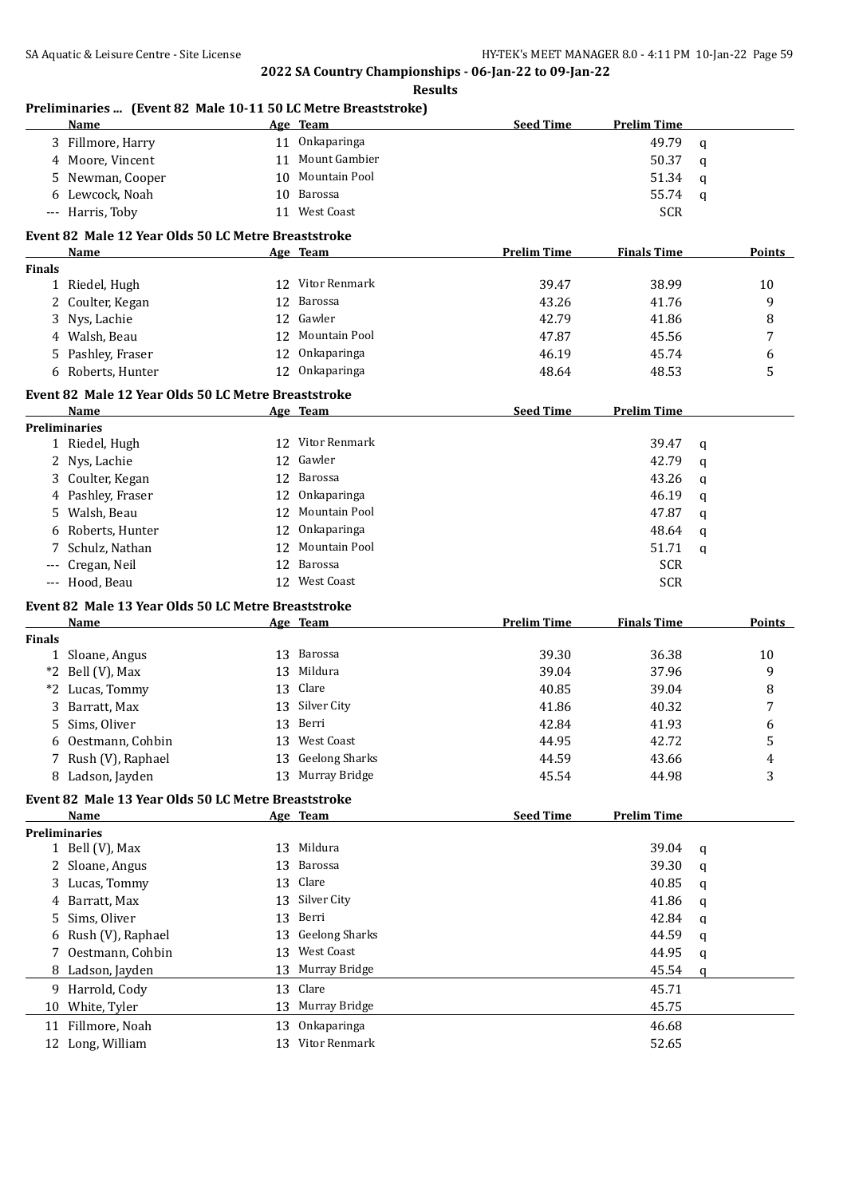## 2022 SA Country Championships - 06-Jan-22 to 09-Jan-22

### Results

**Preliminaries ... (Event 82 Male 10-11 50 LC Metre Breaststroke)**

| | Name | Age | Team | Seed Time | Prelim Time | |
|---|---|---|---|---|---|---|
| 3 | Fillmore, Harry | 11 | Onkaparinga | | 49.79 | q |
| 4 | Moore, Vincent | 11 | Mount Gambier | | 50.37 | q |
| 5 | Newman, Cooper | 10 | Mountain Pool | | 51.34 | q |
| 6 | Lewcock, Noah | 10 | Barossa | | 55.74 | q |
| --- | Harris, Toby | 11 | West Coast | | SCR | |

**Event 82 Male 12 Year Olds 50 LC Metre Breaststroke**

| | Name | Age | Team | Prelim Time | Finals Time | Points |
|---|---|---|---|---|---|---|
| **Finals** | | | | | | |
| 1 | Riedel, Hugh | 12 | Vitor Renmark | 39.47 | 38.99 | 10 |
| 2 | Coulter, Kegan | 12 | Barossa | 43.26 | 41.76 | 9 |
| 3 | Nys, Lachie | 12 | Gawler | 42.79 | 41.86 | 8 |
| 4 | Walsh, Beau | 12 | Mountain Pool | 47.87 | 45.56 | 7 |
| 5 | Pashley, Fraser | 12 | Onkaparinga | 46.19 | 45.74 | 6 |
| 6 | Roberts, Hunter | 12 | Onkaparinga | 48.64 | 48.53 | 5 |

**Event 82 Male 12 Year Olds 50 LC Metre Breaststroke**

| | Name | Age | Team | Seed Time | Prelim Time | |
|---|---|---|---|---|---|---|
| **Preliminaries** | | | | | | |
| 1 | Riedel, Hugh | 12 | Vitor Renmark | | 39.47 | q |
| 2 | Nys, Lachie | 12 | Gawler | | 42.79 | q |
| 3 | Coulter, Kegan | 12 | Barossa | | 43.26 | q |
| 4 | Pashley, Fraser | 12 | Onkaparinga | | 46.19 | q |
| 5 | Walsh, Beau | 12 | Mountain Pool | | 47.87 | q |
| 6 | Roberts, Hunter | 12 | Onkaparinga | | 48.64 | q |
| 7 | Schulz, Nathan | 12 | Mountain Pool | | 51.71 | q |
| --- | Cregan, Neil | 12 | Barossa | | SCR | |
| --- | Hood, Beau | 12 | West Coast | | SCR | |

**Event 82 Male 13 Year Olds 50 LC Metre Breaststroke**

| | Name | Age | Team | Prelim Time | Finals Time | Points |
|---|---|---|---|---|---|---|
| **Finals** | | | | | | |
| 1 | Sloane, Angus | 13 | Barossa | 39.30 | 36.38 | 10 |
| *2 | Bell (V), Max | 13 | Mildura | 39.04 | 37.96 | 9 |
| *2 | Lucas, Tommy | 13 | Clare | 40.85 | 39.04 | 8 |
| 3 | Barratt, Max | 13 | Silver City | 41.86 | 40.32 | 7 |
| 5 | Sims, Oliver | 13 | Berri | 42.84 | 41.93 | 6 |
| 6 | Oestmann, Cohbin | 13 | West Coast | 44.95 | 42.72 | 5 |
| 7 | Rush (V), Raphael | 13 | Geelong Sharks | 44.59 | 43.66 | 4 |
| 8 | Ladson, Jayden | 13 | Murray Bridge | 45.54 | 44.98 | 3 |

**Event 82 Male 13 Year Olds 50 LC Metre Breaststroke**

| | Name | Age | Team | Seed Time | Prelim Time | |
|---|---|---|---|---|---|---|
| **Preliminaries** | | | | | | |
| 1 | Bell (V), Max | 13 | Mildura | | 39.04 | q |
| 2 | Sloane, Angus | 13 | Barossa | | 39.30 | q |
| 3 | Lucas, Tommy | 13 | Clare | | 40.85 | q |
| 4 | Barratt, Max | 13 | Silver City | | 41.86 | q |
| 5 | Sims, Oliver | 13 | Berri | | 42.84 | q |
| 6 | Rush (V), Raphael | 13 | Geelong Sharks | | 44.59 | q |
| 7 | Oestmann, Cohbin | 13 | West Coast | | 44.95 | q |
| 8 | Ladson, Jayden | 13 | Murray Bridge | | 45.54 | q |
| 9 | Harrold, Cody | 13 | Clare | | 45.71 | |
| 10 | White, Tyler | 13 | Murray Bridge | | 45.75 | |
| 11 | Fillmore, Noah | 13 | Onkaparinga | | 46.68 | |
| 12 | Long, William | 13 | Vitor Renmark | | 52.65 | |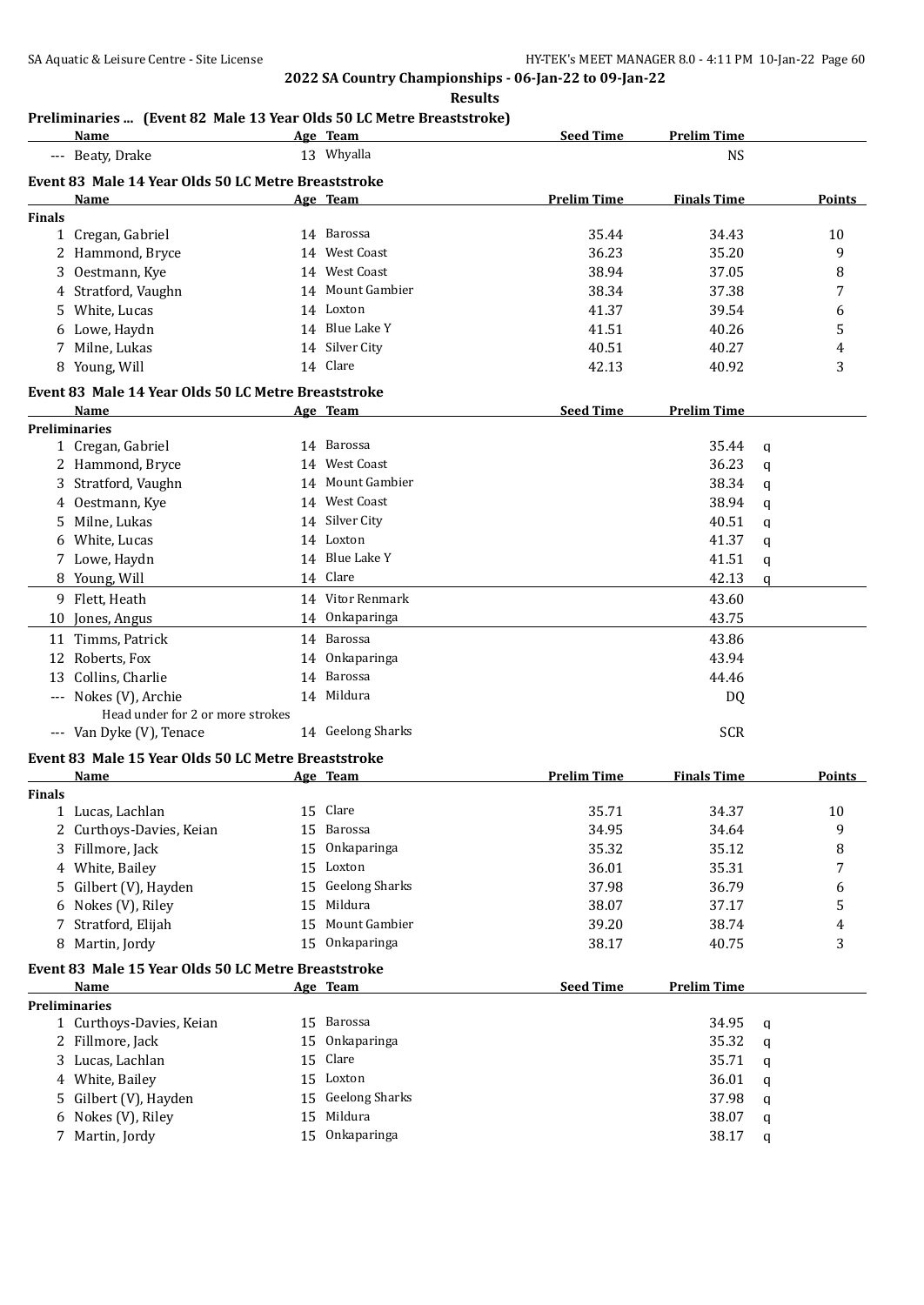**2022 SA Country Championships - 06-Jan-22 to 09-Jan-22**

**Results**

### Preliminaries ... (Event 82 Male 13 Year Olds 50 LC Metre Breaststroke)

| | Name | Age | Team | Seed Time | Prelim Time |
|---|---|---|---|---|---|
| --- | Beaty, Drake | 13 | Whyalla | | NS |

### Event 83 Male 14 Year Olds 50 LC Metre Breaststroke

| | Name | Age | Team | Prelim Time | Finals Time | Points |
|---|---|---|---|---|---|---|
| **Finals** | | | | | | |
| 1 | Cregan, Gabriel | 14 | Barossa | 35.44 | 34.43 | 10 |
| 2 | Hammond, Bryce | 14 | West Coast | 36.23 | 35.20 | 9 |
| 3 | Oestmann, Kye | 14 | West Coast | 38.94 | 37.05 | 8 |
| 4 | Stratford, Vaughn | 14 | Mount Gambier | 38.34 | 37.38 | 7 |
| 5 | White, Lucas | 14 | Loxton | 41.37 | 39.54 | 6 |
| 6 | Lowe, Haydn | 14 | Blue Lake Y | 41.51 | 40.26 | 5 |
| 7 | Milne, Lukas | 14 | Silver City | 40.51 | 40.27 | 4 |
| 8 | Young, Will | 14 | Clare | 42.13 | 40.92 | 3 |

### Event 83 Male 14 Year Olds 50 LC Metre Breaststroke

| | Name | Age | Team | Seed Time | Prelim Time | |
|---|---|---|---|---|---|---|
| **Preliminaries** | | | | | | |
| 1 | Cregan, Gabriel | 14 | Barossa | | 35.44 | q |
| 2 | Hammond, Bryce | 14 | West Coast | | 36.23 | q |
| 3 | Stratford, Vaughn | 14 | Mount Gambier | | 38.34 | q |
| 4 | Oestmann, Kye | 14 | West Coast | | 38.94 | q |
| 5 | Milne, Lukas | 14 | Silver City | | 40.51 | q |
| 6 | White, Lucas | 14 | Loxton | | 41.37 | q |
| 7 | Lowe, Haydn | 14 | Blue Lake Y | | 41.51 | q |
| 8 | Young, Will | 14 | Clare | | 42.13 | q |
| 9 | Flett, Heath | 14 | Vitor Renmark | | 43.60 | |
| 10 | Jones, Angus | 14 | Onkaparinga | | 43.75 | |
| 11 | Timms, Patrick | 14 | Barossa | | 43.86 | |
| 12 | Roberts, Fox | 14 | Onkaparinga | | 43.94 | |
| 13 | Collins, Charlie | 14 | Barossa | | 44.46 | |
| --- | Nokes (V), Archie | 14 | Mildura | | DQ | |
| | Head under for 2 or more strokes | | | | | |
| --- | Van Dyke (V), Tenace | 14 | Geelong Sharks | | SCR | |

### Event 83 Male 15 Year Olds 50 LC Metre Breaststroke

| | Name | Age | Team | Prelim Time | Finals Time | Points |
|---|---|---|---|---|---|---|
| **Finals** | | | | | | |
| 1 | Lucas, Lachlan | 15 | Clare | 35.71 | 34.37 | 10 |
| 2 | Curthoys-Davies, Keian | 15 | Barossa | 34.95 | 34.64 | 9 |
| 3 | Fillmore, Jack | 15 | Onkaparinga | 35.32 | 35.12 | 8 |
| 4 | White, Bailey | 15 | Loxton | 36.01 | 35.31 | 7 |
| 5 | Gilbert (V), Hayden | 15 | Geelong Sharks | 37.98 | 36.79 | 6 |
| 6 | Nokes (V), Riley | 15 | Mildura | 38.07 | 37.17 | 5 |
| 7 | Stratford, Elijah | 15 | Mount Gambier | 39.20 | 38.74 | 4 |
| 8 | Martin, Jordy | 15 | Onkaparinga | 38.17 | 40.75 | 3 |

### Event 83 Male 15 Year Olds 50 LC Metre Breaststroke

| | Name | Age | Team | Seed Time | Prelim Time | |
|---|---|---|---|---|---|---|
| **Preliminaries** | | | | | | |
| 1 | Curthoys-Davies, Keian | 15 | Barossa | | 34.95 | q |
| 2 | Fillmore, Jack | 15 | Onkaparinga | | 35.32 | q |
| 3 | Lucas, Lachlan | 15 | Clare | | 35.71 | q |
| 4 | White, Bailey | 15 | Loxton | | 36.01 | q |
| 5 | Gilbert (V), Hayden | 15 | Geelong Sharks | | 37.98 | q |
| 6 | Nokes (V), Riley | 15 | Mildura | | 38.07 | q |
| 7 | Martin, Jordy | 15 | Onkaparinga | | 38.17 | q |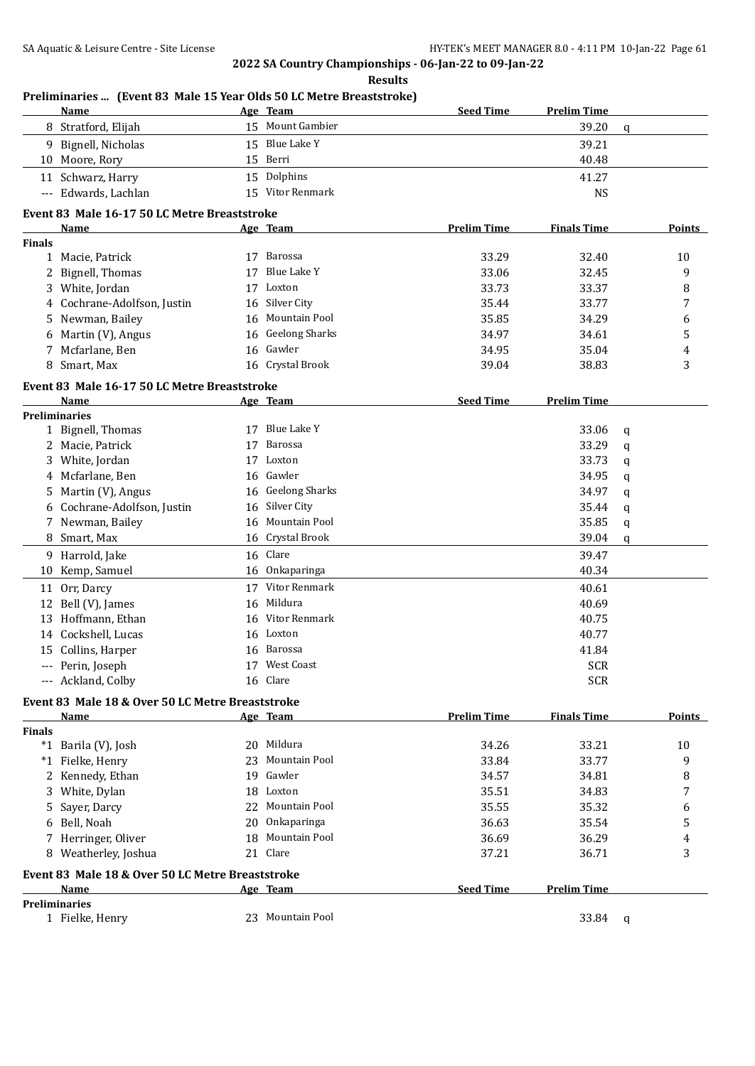## 2022 SA Country Championships - 06-Jan-22 to 09-Jan-22

### Results

### Preliminaries ... (Event 83 Male 15 Year Olds 50 LC Metre Breaststroke)

| | Name | Age | Team | Seed Time | Prelim Time | |
|---|---|---|---|---|---|---|
| 8 | Stratford, Elijah | 15 | Mount Gambier | | 39.20 | q |
| 9 | Bignell, Nicholas | 15 | Blue Lake Y | | 39.21 | |
| 10 | Moore, Rory | 15 | Berri | | 40.48 | |
| 11 | Schwarz, Harry | 15 | Dolphins | | 41.27 | |
| --- | Edwards, Lachlan | 15 | Vitor Renmark | | NS | |

### Event 83 Male 16-17 50 LC Metre Breaststroke

| | Name | Age | Team | Prelim Time | Finals Time | Points |
|---|---|---|---|---|---|---|
| **Finals** | | | | | | |
| 1 | Macie, Patrick | 17 | Barossa | 33.29 | 32.40 | 10 |
| 2 | Bignell, Thomas | 17 | Blue Lake Y | 33.06 | 32.45 | 9 |
| 3 | White, Jordan | 17 | Loxton | 33.73 | 33.37 | 8 |
| 4 | Cochrane-Adolfson, Justin | 16 | Silver City | 35.44 | 33.77 | 7 |
| 5 | Newman, Bailey | 16 | Mountain Pool | 35.85 | 34.29 | 6 |
| 6 | Martin (V), Angus | 16 | Geelong Sharks | 34.97 | 34.61 | 5 |
| 7 | Mcfarlane, Ben | 16 | Gawler | 34.95 | 35.04 | 4 |
| 8 | Smart, Max | 16 | Crystal Brook | 39.04 | 38.83 | 3 |

### Event 83 Male 16-17 50 LC Metre Breaststroke

| | Name | Age | Team | Seed Time | Prelim Time | |
|---|---|---|---|---|---|---|
| **Preliminaries** | | | | | | |
| 1 | Bignell, Thomas | 17 | Blue Lake Y | | 33.06 | q |
| 2 | Macie, Patrick | 17 | Barossa | | 33.29 | q |
| 3 | White, Jordan | 17 | Loxton | | 33.73 | q |
| 4 | Mcfarlane, Ben | 16 | Gawler | | 34.95 | q |
| 5 | Martin (V), Angus | 16 | Geelong Sharks | | 34.97 | q |
| 6 | Cochrane-Adolfson, Justin | 16 | Silver City | | 35.44 | q |
| 7 | Newman, Bailey | 16 | Mountain Pool | | 35.85 | q |
| 8 | Smart, Max | 16 | Crystal Brook | | 39.04 | q |
| 9 | Harrold, Jake | 16 | Clare | | 39.47 | |
| 10 | Kemp, Samuel | 16 | Onkaparinga | | 40.34 | |
| 11 | Orr, Darcy | 17 | Vitor Renmark | | 40.61 | |
| 12 | Bell (V), James | 16 | Mildura | | 40.69 | |
| 13 | Hoffmann, Ethan | 16 | Vitor Renmark | | 40.75 | |
| 14 | Cockshell, Lucas | 16 | Loxton | | 40.77 | |
| 15 | Collins, Harper | 16 | Barossa | | 41.84 | |
| --- | Perin, Joseph | 17 | West Coast | | SCR | |
| --- | Ackland, Colby | 16 | Clare | | SCR | |

### Event 83 Male 18 & Over 50 LC Metre Breaststroke

| | Name | Age | Team | Prelim Time | Finals Time | Points |
|---|---|---|---|---|---|---|
| **Finals** | | | | | | |
| *1 | Barila (V), Josh | 20 | Mildura | 34.26 | 33.21 | 10 |
| *1 | Fielke, Henry | 23 | Mountain Pool | 33.84 | 33.77 | 9 |
| 2 | Kennedy, Ethan | 19 | Gawler | 34.57 | 34.81 | 8 |
| 3 | White, Dylan | 18 | Loxton | 35.51 | 34.83 | 7 |
| 5 | Sayer, Darcy | 22 | Mountain Pool | 35.55 | 35.32 | 6 |
| 6 | Bell, Noah | 20 | Onkaparinga | 36.63 | 35.54 | 5 |
| 7 | Herringer, Oliver | 18 | Mountain Pool | 36.69 | 36.29 | 4 |
| 8 | Weatherley, Joshua | 21 | Clare | 37.21 | 36.71 | 3 |

### Event 83 Male 18 & Over 50 LC Metre Breaststroke

| | Name | Age | Team | Seed Time | Prelim Time | |
|---|---|---|---|---|---|---|
| **Preliminaries** | | | | | | |
| 1 | Fielke, Henry | 23 | Mountain Pool | | 33.84 | q |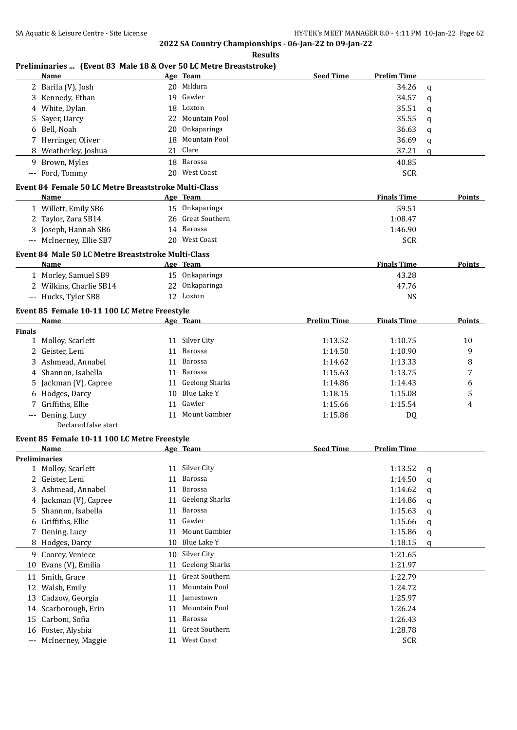**2022 SA Country Championships - 06-Jan-22 to 09-Jan-22**

**Results**

### Preliminaries ... (Event 83 Male 18 & Over 50 LC Metre Breaststroke)

| | Name | Age | Team | Seed Time | Prelim Time | |
|---|---|---|---|---|---|---|
| 2 | Barila (V), Josh | 20 | Mildura | | 34.26 | q |
| 3 | Kennedy, Ethan | 19 | Gawler | | 34.57 | q |
| 4 | White, Dylan | 18 | Loxton | | 35.51 | q |
| 5 | Sayer, Darcy | 22 | Mountain Pool | | 35.55 | q |
| 6 | Bell, Noah | 20 | Onkaparinga | | 36.63 | q |
| 7 | Herringer, Oliver | 18 | Mountain Pool | | 36.69 | q |
| 8 | Weatherley, Joshua | 21 | Clare | | 37.21 | q |
| 9 | Brown, Myles | 18 | Barossa | | 40.85 | |
| --- | Ford, Tommy | 20 | West Coast | | SCR | |

### Event 84 Female 50 LC Metre Breaststroke Multi-Class

| | Name | Age | Team | Finals Time | Points |
|---|---|---|---|---|---|
| 1 | Willett, Emily SB6 | 15 | Onkaparinga | 59.51 | |
| 2 | Taylor, Zara SB14 | 26 | Great Southern | 1:08.47 | |
| 3 | Joseph, Hannah SB6 | 14 | Barossa | 1:46.90 | |
| --- | McInerney, Ellie SB7 | 20 | West Coast | SCR | |

### Event 84 Male 50 LC Metre Breaststroke Multi-Class

| | Name | Age | Team | Finals Time | Points |
|---|---|---|---|---|---|
| 1 | Morley, Samuel SB9 | 15 | Onkaparinga | 43.28 | |
| 2 | Wilkins, Charlie SB14 | 22 | Onkaparinga | 47.76 | |
| --- | Hucks, Tyler SB8 | 12 | Loxton | NS | |

### Event 85 Female 10-11 100 LC Metre Freestyle

| | Name | Age | Team | Prelim Time | Finals Time | Points |
|---|---|---|---|---|---|---|
| **Finals** | | | | | | |
| 1 | Molloy, Scarlett | 11 | Silver City | 1:13.52 | 1:10.75 | 10 |
| 2 | Geister, Leni | 11 | Barossa | 1:14.50 | 1:10.90 | 9 |
| 3 | Ashmead, Annabel | 11 | Barossa | 1:14.62 | 1:13.33 | 8 |
| 4 | Shannon, Isabella | 11 | Barossa | 1:15.63 | 1:13.75 | 7 |
| 5 | Jackman (V), Capree | 11 | Geelong Sharks | 1:14.86 | 1:14.43 | 6 |
| 6 | Hodges, Darcy | 10 | Blue Lake Y | 1:18.15 | 1:15.08 | 5 |
| 7 | Griffiths, Ellie | 11 | Gawler | 1:15.66 | 1:15.54 | 4 |
| --- | Dening, Lucy | 11 | Mount Gambier | 1:15.86 | DQ | |
| | Declared false start | | | | | |

### Event 85 Female 10-11 100 LC Metre Freestyle

| | Name | Age | Team | Seed Time | Prelim Time | |
|---|---|---|---|---|---|---|
| **Preliminaries** | | | | | | |
| 1 | Molloy, Scarlett | 11 | Silver City | | 1:13.52 | q |
| 2 | Geister, Leni | 11 | Barossa | | 1:14.50 | q |
| 3 | Ashmead, Annabel | 11 | Barossa | | 1:14.62 | q |
| 4 | Jackman (V), Capree | 11 | Geelong Sharks | | 1:14.86 | q |
| 5 | Shannon, Isabella | 11 | Barossa | | 1:15.63 | q |
| 6 | Griffiths, Ellie | 11 | Gawler | | 1:15.66 | q |
| 7 | Dening, Lucy | 11 | Mount Gambier | | 1:15.86 | q |
| 8 | Hodges, Darcy | 10 | Blue Lake Y | | 1:18.15 | q |
| 9 | Coorey, Veniece | 10 | Silver City | | 1:21.65 | |
| 10 | Evans (V), Emilia | 11 | Geelong Sharks | | 1:21.97 | |
| 11 | Smith, Grace | 11 | Great Southern | | 1:22.79 | |
| 12 | Walsh, Emily | 11 | Mountain Pool | | 1:24.72 | |
| 13 | Cadzow, Georgia | 11 | Jamestown | | 1:25.97 | |
| 14 | Scarborough, Erin | 11 | Mountain Pool | | 1:26.24 | |
| 15 | Carboni, Sofia | 11 | Barossa | | 1:26.43 | |
| 16 | Foster, Alyshia | 11 | Great Southern | | 1:28.78 | |
| --- | McInerney, Maggie | 11 | West Coast | | SCR | |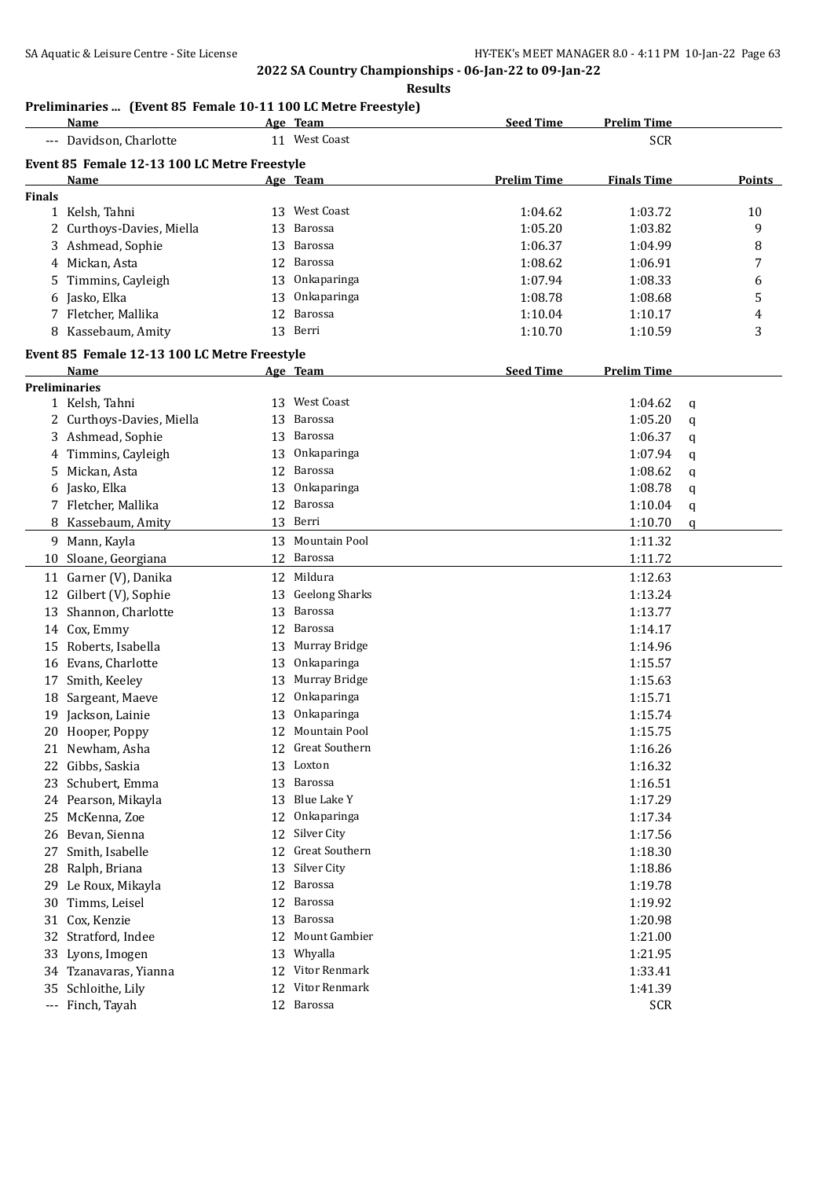**2022 SA Country Championships - 06-Jan-22 to 09-Jan-22**

**Results**

## Preliminaries ... (Event 85 Female 10-11 100 LC Metre Freestyle)

| | Name | Age | Team | Seed Time | Prelim Time |
|---|---|---|---|---|---|
| --- | Davidson, Charlotte | 11 | West Coast | | SCR |

## Event 85 Female 12-13 100 LC Metre Freestyle

| | Name | Age | Team | Prelim Time | Finals Time | Points |
|---|---|---|---|---|---|---|
| **Finals** | | | | | | |
| 1 | Kelsh, Tahni | 13 | West Coast | 1:04.62 | 1:03.72 | 10 |
| 2 | Curthoys-Davies, Miella | 13 | Barossa | 1:05.20 | 1:03.82 | 9 |
| 3 | Ashmead, Sophie | 13 | Barossa | 1:06.37 | 1:04.99 | 8 |
| 4 | Mickan, Asta | 12 | Barossa | 1:08.62 | 1:06.91 | 7 |
| 5 | Timmins, Cayleigh | 13 | Onkaparinga | 1:07.94 | 1:08.33 | 6 |
| 6 | Jasko, Elka | 13 | Onkaparinga | 1:08.78 | 1:08.68 | 5 |
| 7 | Fletcher, Mallika | 12 | Barossa | 1:10.04 | 1:10.17 | 4 |
| 8 | Kassebaum, Amity | 13 | Berri | 1:10.70 | 1:10.59 | 3 |

## Event 85 Female 12-13 100 LC Metre Freestyle

| | Name | Age | Team | Seed Time | Prelim Time | |
|---|---|---|---|---|---|---|
| **Preliminaries** | | | | | | |
| 1 | Kelsh, Tahni | 13 | West Coast | | 1:04.62 | q |
| 2 | Curthoys-Davies, Miella | 13 | Barossa | | 1:05.20 | q |
| 3 | Ashmead, Sophie | 13 | Barossa | | 1:06.37 | q |
| 4 | Timmins, Cayleigh | 13 | Onkaparinga | | 1:07.94 | q |
| 5 | Mickan, Asta | 12 | Barossa | | 1:08.62 | q |
| 6 | Jasko, Elka | 13 | Onkaparinga | | 1:08.78 | q |
| 7 | Fletcher, Mallika | 12 | Barossa | | 1:10.04 | q |
| 8 | Kassebaum, Amity | 13 | Berri | | 1:10.70 | q |
| 9 | Mann, Kayla | 13 | Mountain Pool | | 1:11.32 | |
| 10 | Sloane, Georgiana | 12 | Barossa | | 1:11.72 | |
| 11 | Garner (V), Danika | 12 | Mildura | | 1:12.63 | |
| 12 | Gilbert (V), Sophie | 13 | Geelong Sharks | | 1:13.24 | |
| 13 | Shannon, Charlotte | 13 | Barossa | | 1:13.77 | |
| 14 | Cox, Emmy | 12 | Barossa | | 1:14.17 | |
| 15 | Roberts, Isabella | 13 | Murray Bridge | | 1:14.96 | |
| 16 | Evans, Charlotte | 13 | Onkaparinga | | 1:15.57 | |
| 17 | Smith, Keeley | 13 | Murray Bridge | | 1:15.63 | |
| 18 | Sargeant, Maeve | 12 | Onkaparinga | | 1:15.71 | |
| 19 | Jackson, Lainie | 13 | Onkaparinga | | 1:15.74 | |
| 20 | Hooper, Poppy | 12 | Mountain Pool | | 1:15.75 | |
| 21 | Newham, Asha | 12 | Great Southern | | 1:16.26 | |
| 22 | Gibbs, Saskia | 13 | Loxton | | 1:16.32 | |
| 23 | Schubert, Emma | 13 | Barossa | | 1:16.51 | |
| 24 | Pearson, Mikayla | 13 | Blue Lake Y | | 1:17.29 | |
| 25 | McKenna, Zoe | 12 | Onkaparinga | | 1:17.34 | |
| 26 | Bevan, Sienna | 12 | Silver City | | 1:17.56 | |
| 27 | Smith, Isabelle | 12 | Great Southern | | 1:18.30 | |
| 28 | Ralph, Briana | 13 | Silver City | | 1:18.86 | |
| 29 | Le Roux, Mikayla | 12 | Barossa | | 1:19.78 | |
| 30 | Timms, Leisel | 12 | Barossa | | 1:19.92 | |
| 31 | Cox, Kenzie | 13 | Barossa | | 1:20.98 | |
| 32 | Stratford, Indee | 12 | Mount Gambier | | 1:21.00 | |
| 33 | Lyons, Imogen | 13 | Whyalla | | 1:21.95 | |
| 34 | Tzanavaras, Yianna | 12 | Vitor Renmark | | 1:33.41 | |
| 35 | Schloithe, Lily | 12 | Vitor Renmark | | 1:41.39 | |
| --- | Finch, Tayah | 12 | Barossa | | SCR | |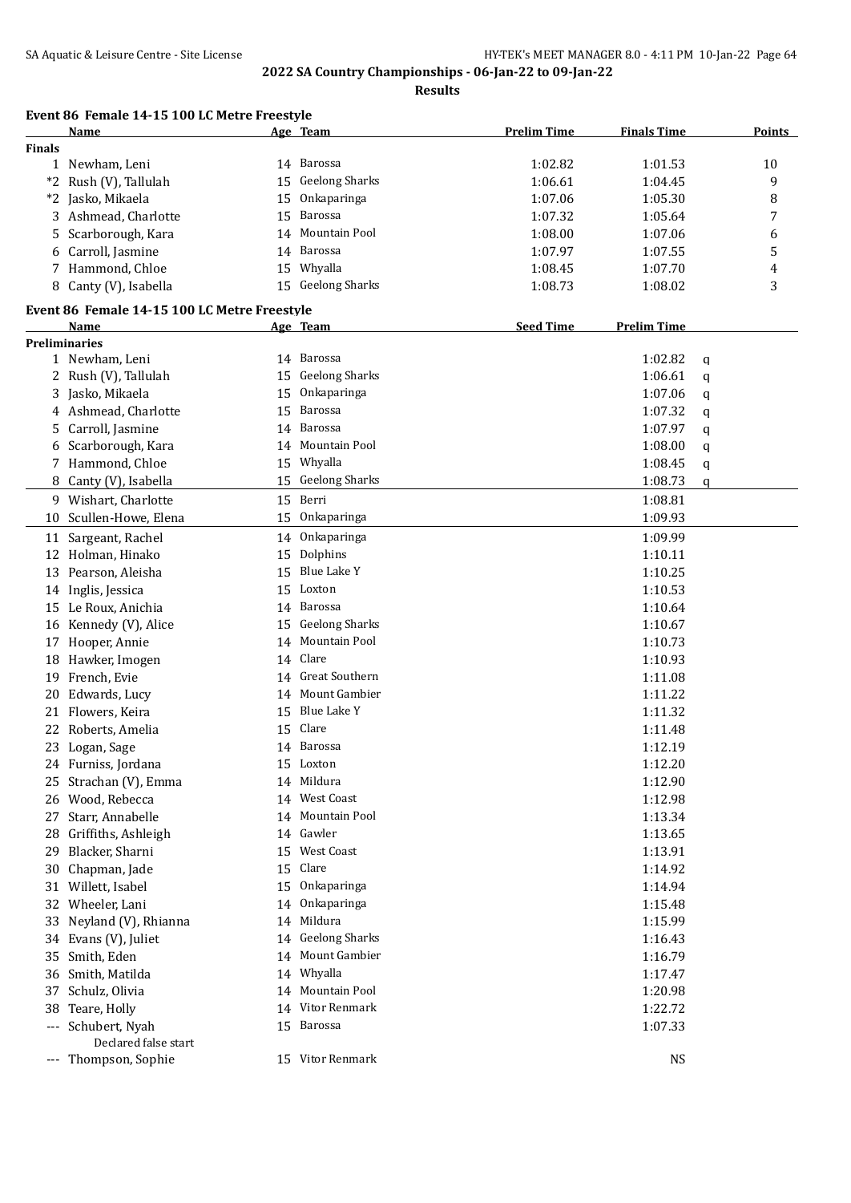**2022 SA Country Championships - 06-Jan-22 to 09-Jan-22**

**Results**

### Event 86 Female 14-15 100 LC Metre Freestyle

| | Name | Age | Team | Prelim Time | Finals Time | Points |
|---|---|---|---|---|---|---|
| **Finals** | | | | | | |
| 1 | Newham, Leni | 14 | Barossa | 1:02.82 | 1:01.53 | 10 |
| *2 | Rush (V), Tallulah | 15 | Geelong Sharks | 1:06.61 | 1:04.45 | 9 |
| *2 | Jasko, Mikaela | 15 | Onkaparinga | 1:07.06 | 1:05.30 | 8 |
| 3 | Ashmead, Charlotte | 15 | Barossa | 1:07.32 | 1:05.64 | 7 |
| 5 | Scarborough, Kara | 14 | Mountain Pool | 1:08.00 | 1:07.06 | 6 |
| 6 | Carroll, Jasmine | 14 | Barossa | 1:07.97 | 1:07.55 | 5 |
| 7 | Hammond, Chloe | 15 | Whyalla | 1:08.45 | 1:07.70 | 4 |
| 8 | Canty (V), Isabella | 15 | Geelong Sharks | 1:08.73 | 1:08.02 | 3 |

### Event 86 Female 14-15 100 LC Metre Freestyle

| | Name | Age | Team | Seed Time | Prelim Time | |
|---|---|---|---|---|---|---|
| **Preliminaries** | | | | | | |
| 1 | Newham, Leni | 14 | Barossa | | 1:02.82 | q |
| 2 | Rush (V), Tallulah | 15 | Geelong Sharks | | 1:06.61 | q |
| 3 | Jasko, Mikaela | 15 | Onkaparinga | | 1:07.06 | q |
| 4 | Ashmead, Charlotte | 15 | Barossa | | 1:07.32 | q |
| 5 | Carroll, Jasmine | 14 | Barossa | | 1:07.97 | q |
| 6 | Scarborough, Kara | 14 | Mountain Pool | | 1:08.00 | q |
| 7 | Hammond, Chloe | 15 | Whyalla | | 1:08.45 | q |
| 8 | Canty (V), Isabella | 15 | Geelong Sharks | | 1:08.73 | q |
| 9 | Wishart, Charlotte | 15 | Berri | | 1:08.81 | |
| 10 | Scullen-Howe, Elena | 15 | Onkaparinga | | 1:09.93 | |
| 11 | Sargeant, Rachel | 14 | Onkaparinga | | 1:09.99 | |
| 12 | Holman, Hinako | 15 | Dolphins | | 1:10.11 | |
| 13 | Pearson, Aleisha | 15 | Blue Lake Y | | 1:10.25 | |
| 14 | Inglis, Jessica | 15 | Loxton | | 1:10.53 | |
| 15 | Le Roux, Anichia | 14 | Barossa | | 1:10.64 | |
| 16 | Kennedy (V), Alice | 15 | Geelong Sharks | | 1:10.67 | |
| 17 | Hooper, Annie | 14 | Mountain Pool | | 1:10.73 | |
| 18 | Hawker, Imogen | 14 | Clare | | 1:10.93 | |
| 19 | French, Evie | 14 | Great Southern | | 1:11.08 | |
| 20 | Edwards, Lucy | 14 | Mount Gambier | | 1:11.22 | |
| 21 | Flowers, Keira | 15 | Blue Lake Y | | 1:11.32 | |
| 22 | Roberts, Amelia | 15 | Clare | | 1:11.48 | |
| 23 | Logan, Sage | 14 | Barossa | | 1:12.19 | |
| 24 | Furniss, Jordana | 15 | Loxton | | 1:12.20 | |
| 25 | Strachan (V), Emma | 14 | Mildura | | 1:12.90 | |
| 26 | Wood, Rebecca | 14 | West Coast | | 1:12.98 | |
| 27 | Starr, Annabelle | 14 | Mountain Pool | | 1:13.34 | |
| 28 | Griffiths, Ashleigh | 14 | Gawler | | 1:13.65 | |
| 29 | Blacker, Sharni | 15 | West Coast | | 1:13.91 | |
| 30 | Chapman, Jade | 15 | Clare | | 1:14.92 | |
| 31 | Willett, Isabel | 15 | Onkaparinga | | 1:14.94 | |
| 32 | Wheeler, Lani | 14 | Onkaparinga | | 1:15.48 | |
| 33 | Neyland (V), Rhianna | 14 | Mildura | | 1:15.99 | |
| 34 | Evans (V), Juliet | 14 | Geelong Sharks | | 1:16.43 | |
| 35 | Smith, Eden | 14 | Mount Gambier | | 1:16.79 | |
| 36 | Smith, Matilda | 14 | Whyalla | | 1:17.47 | |
| 37 | Schulz, Olivia | 14 | Mountain Pool | | 1:20.98 | |
| 38 | Teare, Holly | 14 | Vitor Renmark | | 1:22.72 | |
| --- | Schubert, Nyah<br>Declared false start | 15 | Barossa | | 1:07.33 | |
| --- | Thompson, Sophie | 15 | Vitor Renmark | | NS | |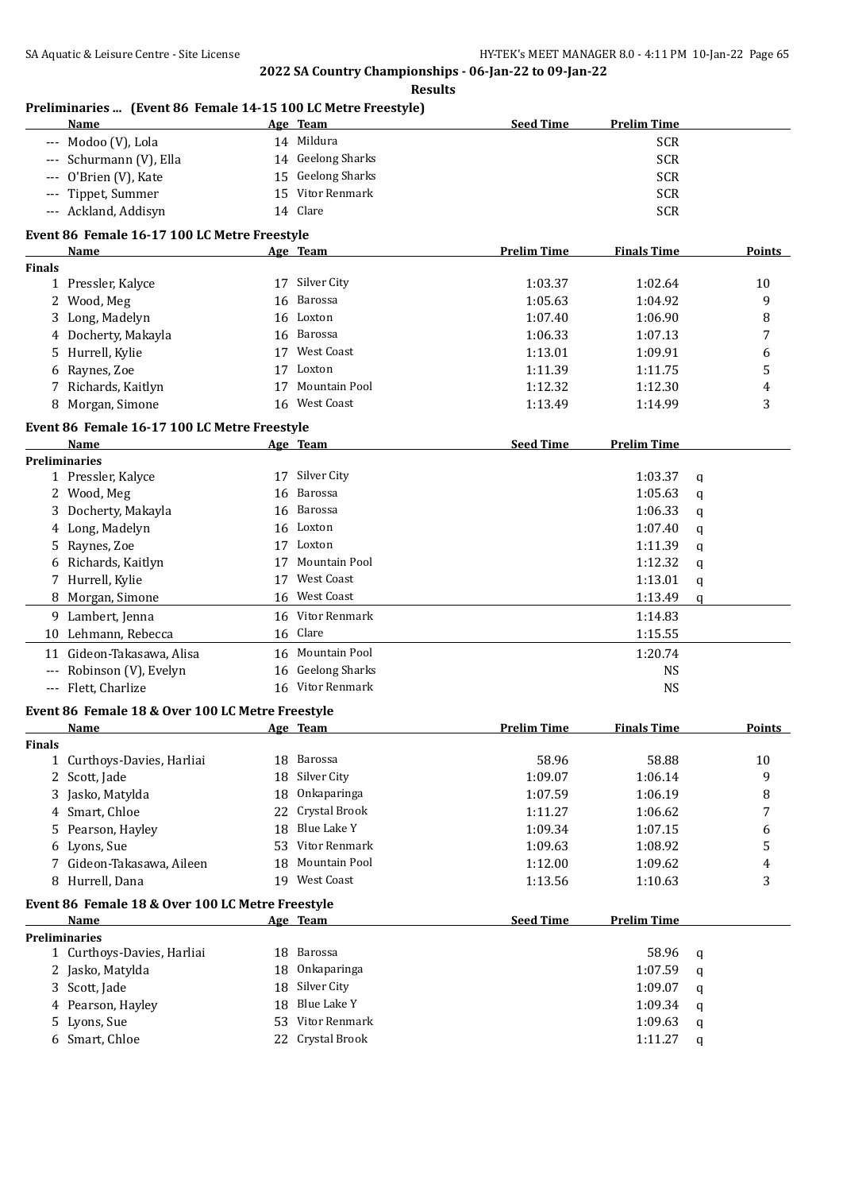## 2022 SA Country Championships - 06-Jan-22 to 09-Jan-22

### Results

### Preliminaries ... (Event 86 Female 14-15 100 LC Metre Freestyle)

| | Name | Age | Team | Seed Time | Prelim Time |
|---|---|---|---|---|---|
| --- | Modoo (V), Lola | 14 | Mildura | | SCR |
| --- | Schurmann (V), Ella | 14 | Geelong Sharks | | SCR |
| --- | O'Brien (V), Kate | 15 | Geelong Sharks | | SCR |
| --- | Tippet, Summer | 15 | Vitor Renmark | | SCR |
| --- | Ackland, Addisyn | 14 | Clare | | SCR |

### Event 86 Female 16-17 100 LC Metre Freestyle

| | Name | Age | Team | Prelim Time | Finals Time | Points |
|---|---|---|---|---|---|---|
| **Finals** | | | | | | |
| 1 | Pressler, Kalyce | 17 | Silver City | 1:03.37 | 1:02.64 | 10 |
| 2 | Wood, Meg | 16 | Barossa | 1:05.63 | 1:04.92 | 9 |
| 3 | Long, Madelyn | 16 | Loxton | 1:07.40 | 1:06.90 | 8 |
| 4 | Docherty, Makayla | 16 | Barossa | 1:06.33 | 1:07.13 | 7 |
| 5 | Hurrell, Kylie | 17 | West Coast | 1:13.01 | 1:09.91 | 6 |
| 6 | Raynes, Zoe | 17 | Loxton | 1:11.39 | 1:11.75 | 5 |
| 7 | Richards, Kaitlyn | 17 | Mountain Pool | 1:12.32 | 1:12.30 | 4 |
| 8 | Morgan, Simone | 16 | West Coast | 1:13.49 | 1:14.99 | 3 |

### Event 86 Female 16-17 100 LC Metre Freestyle

| | Name | Age | Team | Seed Time | Prelim Time | |
|---|---|---|---|---|---|---|
| **Preliminaries** | | | | | | |
| 1 | Pressler, Kalyce | 17 | Silver City | | 1:03.37 | q |
| 2 | Wood, Meg | 16 | Barossa | | 1:05.63 | q |
| 3 | Docherty, Makayla | 16 | Barossa | | 1:06.33 | q |
| 4 | Long, Madelyn | 16 | Loxton | | 1:07.40 | q |
| 5 | Raynes, Zoe | 17 | Loxton | | 1:11.39 | q |
| 6 | Richards, Kaitlyn | 17 | Mountain Pool | | 1:12.32 | q |
| 7 | Hurrell, Kylie | 17 | West Coast | | 1:13.01 | q |
| 8 | Morgan, Simone | 16 | West Coast | | 1:13.49 | q |
| 9 | Lambert, Jenna | 16 | Vitor Renmark | | 1:14.83 | |
| 10 | Lehmann, Rebecca | 16 | Clare | | 1:15.55 | |
| 11 | Gideon-Takasawa, Alisa | 16 | Mountain Pool | | 1:20.74 | |
| --- | Robinson (V), Evelyn | 16 | Geelong Sharks | | NS | |
| --- | Flett, Charlize | 16 | Vitor Renmark | | NS | |

### Event 86 Female 18 & Over 100 LC Metre Freestyle

| | Name | Age | Team | Prelim Time | Finals Time | Points |
|---|---|---|---|---|---|---|
| **Finals** | | | | | | |
| 1 | Curthoys-Davies, Harliai | 18 | Barossa | 58.96 | 58.88 | 10 |
| 2 | Scott, Jade | 18 | Silver City | 1:09.07 | 1:06.14 | 9 |
| 3 | Jasko, Matylda | 18 | Onkaparinga | 1:07.59 | 1:06.19 | 8 |
| 4 | Smart, Chloe | 22 | Crystal Brook | 1:11.27 | 1:06.62 | 7 |
| 5 | Pearson, Hayley | 18 | Blue Lake Y | 1:09.34 | 1:07.15 | 6 |
| 6 | Lyons, Sue | 53 | Vitor Renmark | 1:09.63 | 1:08.92 | 5 |
| 7 | Gideon-Takasawa, Aileen | 18 | Mountain Pool | 1:12.00 | 1:09.62 | 4 |
| 8 | Hurrell, Dana | 19 | West Coast | 1:13.56 | 1:10.63 | 3 |

### Event 86 Female 18 & Over 100 LC Metre Freestyle

| | Name | Age | Team | Seed Time | Prelim Time | |
|---|---|---|---|---|---|---|
| **Preliminaries** | | | | | | |
| 1 | Curthoys-Davies, Harliai | 18 | Barossa | | 58.96 | q |
| 2 | Jasko, Matylda | 18 | Onkaparinga | | 1:07.59 | q |
| 3 | Scott, Jade | 18 | Silver City | | 1:09.07 | q |
| 4 | Pearson, Hayley | 18 | Blue Lake Y | | 1:09.34 | q |
| 5 | Lyons, Sue | 53 | Vitor Renmark | | 1:09.63 | q |
| 6 | Smart, Chloe | 22 | Crystal Brook | | 1:11.27 | q |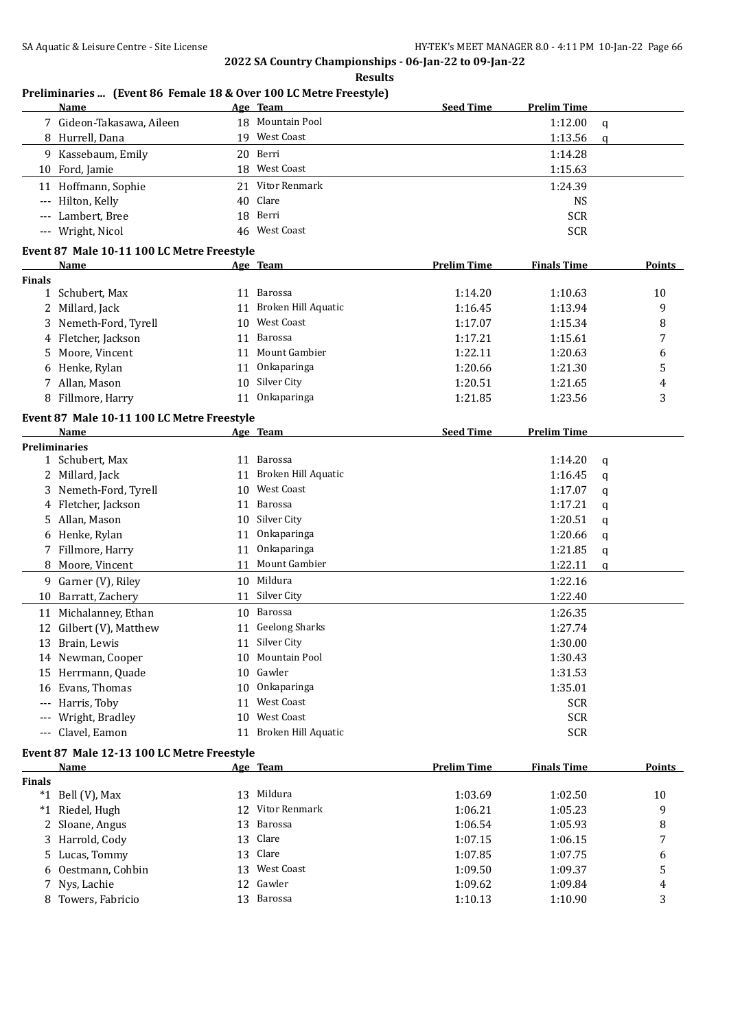**2022 SA Country Championships - 06-Jan-22 to 09-Jan-22**

**Results**

### Preliminaries ... (Event 86 Female 18 & Over 100 LC Metre Freestyle)

| | Name | Age | Team | Seed Time | Prelim Time | |
|---|---|---|---|---|---|---|
| 7 | Gideon-Takasawa, Aileen | 18 | Mountain Pool | | 1:12.00 | q |
| 8 | Hurrell, Dana | 19 | West Coast | | 1:13.56 | q |
| 9 | Kassebaum, Emily | 20 | Berri | | 1:14.28 | |
| 10 | Ford, Jamie | 18 | West Coast | | 1:15.63 | |
| 11 | Hoffmann, Sophie | 21 | Vitor Renmark | | 1:24.39 | |
| --- | Hilton, Kelly | 40 | Clare | | NS | |
| --- | Lambert, Bree | 18 | Berri | | SCR | |
| --- | Wright, Nicol | 46 | West Coast | | SCR | |

### Event 87 Male 10-11 100 LC Metre Freestyle

| | Name | Age | Team | Prelim Time | Finals Time | Points |
|---|---|---|---|---|---|---|
| **Finals** | | | | | | |
| 1 | Schubert, Max | 11 | Barossa | 1:14.20 | 1:10.63 | 10 |
| 2 | Millard, Jack | 11 | Broken Hill Aquatic | 1:16.45 | 1:13.94 | 9 |
| 3 | Nemeth-Ford, Tyrell | 10 | West Coast | 1:17.07 | 1:15.34 | 8 |
| 4 | Fletcher, Jackson | 11 | Barossa | 1:17.21 | 1:15.61 | 7 |
| 5 | Moore, Vincent | 11 | Mount Gambier | 1:22.11 | 1:20.63 | 6 |
| 6 | Henke, Rylan | 11 | Onkaparinga | 1:20.66 | 1:21.30 | 5 |
| 7 | Allan, Mason | 10 | Silver City | 1:20.51 | 1:21.65 | 4 |
| 8 | Fillmore, Harry | 11 | Onkaparinga | 1:21.85 | 1:23.56 | 3 |

### Event 87 Male 10-11 100 LC Metre Freestyle

| | Name | Age | Team | Seed Time | Prelim Time | |
|---|---|---|---|---|---|---|
| **Preliminaries** | | | | | | |
| 1 | Schubert, Max | 11 | Barossa | | 1:14.20 | q |
| 2 | Millard, Jack | 11 | Broken Hill Aquatic | | 1:16.45 | q |
| 3 | Nemeth-Ford, Tyrell | 10 | West Coast | | 1:17.07 | q |
| 4 | Fletcher, Jackson | 11 | Barossa | | 1:17.21 | q |
| 5 | Allan, Mason | 10 | Silver City | | 1:20.51 | q |
| 6 | Henke, Rylan | 11 | Onkaparinga | | 1:20.66 | q |
| 7 | Fillmore, Harry | 11 | Onkaparinga | | 1:21.85 | q |
| 8 | Moore, Vincent | 11 | Mount Gambier | | 1:22.11 | q |
| 9 | Garner (V), Riley | 10 | Mildura | | 1:22.16 | |
| 10 | Barratt, Zachery | 11 | Silver City | | 1:22.40 | |
| 11 | Michalanney, Ethan | 10 | Barossa | | 1:26.35 | |
| 12 | Gilbert (V), Matthew | 11 | Geelong Sharks | | 1:27.74 | |
| 13 | Brain, Lewis | 11 | Silver City | | 1:30.00 | |
| 14 | Newman, Cooper | 10 | Mountain Pool | | 1:30.43 | |
| 15 | Herrmann, Quade | 10 | Gawler | | 1:31.53 | |
| 16 | Evans, Thomas | 10 | Onkaparinga | | 1:35.01 | |
| --- | Harris, Toby | 11 | West Coast | | SCR | |
| --- | Wright, Bradley | 10 | West Coast | | SCR | |
| --- | Clavel, Eamon | 11 | Broken Hill Aquatic | | SCR | |

### Event 87 Male 12-13 100 LC Metre Freestyle

| | Name | Age | Team | Prelim Time | Finals Time | Points |
|---|---|---|---|---|---|---|
| **Finals** | | | | | | |
| *1 | Bell (V), Max | 13 | Mildura | 1:03.69 | 1:02.50 | 10 |
| *1 | Riedel, Hugh | 12 | Vitor Renmark | 1:06.21 | 1:05.23 | 9 |
| 2 | Sloane, Angus | 13 | Barossa | 1:06.54 | 1:05.93 | 8 |
| 3 | Harrold, Cody | 13 | Clare | 1:07.15 | 1:06.15 | 7 |
| 5 | Lucas, Tommy | 13 | Clare | 1:07.85 | 1:07.75 | 6 |
| 6 | Oestmann, Cohbin | 13 | West Coast | 1:09.50 | 1:09.37 | 5 |
| 7 | Nys, Lachie | 12 | Gawler | 1:09.62 | 1:09.84 | 4 |
| 8 | Towers, Fabricio | 13 | Barossa | 1:10.13 | 1:10.90 | 3 |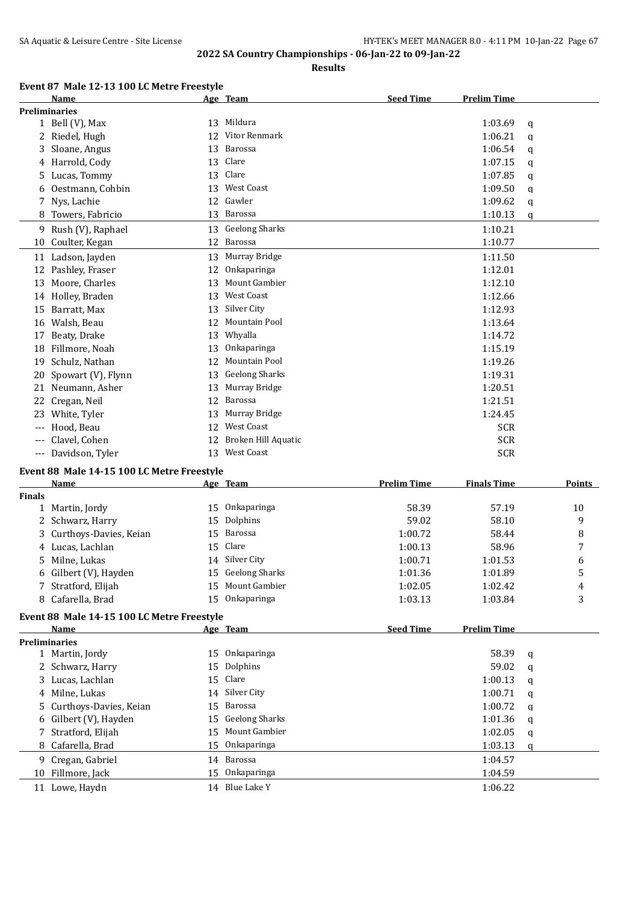## 2022 SA Country Championships - 06-Jan-22 to 09-Jan-22

### Results

### Event 87 Male 12-13 100 LC Metre Freestyle

| | Name | Age | Team | Seed Time | Prelim Time | |
|---|---|---|---|---|---|---|
| **Preliminaries** | | | | | | |
| 1 | Bell (V), Max | 13 | Mildura | | 1:03.69 | q |
| 2 | Riedel, Hugh | 12 | Vitor Renmark | | 1:06.21 | q |
| 3 | Sloane, Angus | 13 | Barossa | | 1:06.54 | q |
| 4 | Harrold, Cody | 13 | Clare | | 1:07.15 | q |
| 5 | Lucas, Tommy | 13 | Clare | | 1:07.85 | q |
| 6 | Oestmann, Cohbin | 13 | West Coast | | 1:09.50 | q |
| 7 | Nys, Lachie | 12 | Gawler | | 1:09.62 | q |
| 8 | Towers, Fabricio | 13 | Barossa | | 1:10.13 | q |
| 9 | Rush (V), Raphael | 13 | Geelong Sharks | | 1:10.21 | |
| 10 | Coulter, Kegan | 12 | Barossa | | 1:10.77 | |
| 11 | Ladson, Jayden | 13 | Murray Bridge | | 1:11.50 | |
| 12 | Pashley, Fraser | 12 | Onkaparinga | | 1:12.01 | |
| 13 | Moore, Charles | 13 | Mount Gambier | | 1:12.10 | |
| 14 | Holley, Braden | 13 | West Coast | | 1:12.66 | |
| 15 | Barratt, Max | 13 | Silver City | | 1:12.93 | |
| 16 | Walsh, Beau | 12 | Mountain Pool | | 1:13.64 | |
| 17 | Beaty, Drake | 13 | Whyalla | | 1:14.72 | |
| 18 | Fillmore, Noah | 13 | Onkaparinga | | 1:15.19 | |
| 19 | Schulz, Nathan | 12 | Mountain Pool | | 1:19.26 | |
| 20 | Spowart (V), Flynn | 13 | Geelong Sharks | | 1:19.31 | |
| 21 | Neumann, Asher | 13 | Murray Bridge | | 1:20.51 | |
| 22 | Cregan, Neil | 12 | Barossa | | 1:21.51 | |
| 23 | White, Tyler | 13 | Murray Bridge | | 1:24.45 | |
| --- | Hood, Beau | 12 | West Coast | | SCR | |
| --- | Clavel, Cohen | 12 | Broken Hill Aquatic | | SCR | |
| --- | Davidson, Tyler | 13 | West Coast | | SCR | |

### Event 88 Male 14-15 100 LC Metre Freestyle

| | Name | Age | Team | Prelim Time | Finals Time | Points |
|---|---|---|---|---|---|---|
| **Finals** | | | | | | |
| 1 | Martin, Jordy | 15 | Onkaparinga | 58.39 | 57.19 | 10 |
| 2 | Schwarz, Harry | 15 | Dolphins | 59.02 | 58.10 | 9 |
| 3 | Curthoys-Davies, Keian | 15 | Barossa | 1:00.72 | 58.44 | 8 |
| 4 | Lucas, Lachlan | 15 | Clare | 1:00.13 | 58.96 | 7 |
| 5 | Milne, Lukas | 14 | Silver City | 1:00.71 | 1:01.53 | 6 |
| 6 | Gilbert (V), Hayden | 15 | Geelong Sharks | 1:01.36 | 1:01.89 | 5 |
| 7 | Stratford, Elijah | 15 | Mount Gambier | 1:02.05 | 1:02.42 | 4 |
| 8 | Cafarella, Brad | 15 | Onkaparinga | 1:03.13 | 1:03.84 | 3 |

### Event 88 Male 14-15 100 LC Metre Freestyle

| | Name | Age | Team | Seed Time | Prelim Time | |
|---|---|---|---|---|---|---|
| **Preliminaries** | | | | | | |
| 1 | Martin, Jordy | 15 | Onkaparinga | | 58.39 | q |
| 2 | Schwarz, Harry | 15 | Dolphins | | 59.02 | q |
| 3 | Lucas, Lachlan | 15 | Clare | | 1:00.13 | q |
| 4 | Milne, Lukas | 14 | Silver City | | 1:00.71 | q |
| 5 | Curthoys-Davies, Keian | 15 | Barossa | | 1:00.72 | q |
| 6 | Gilbert (V), Hayden | 15 | Geelong Sharks | | 1:01.36 | q |
| 7 | Stratford, Elijah | 15 | Mount Gambier | | 1:02.05 | q |
| 8 | Cafarella, Brad | 15 | Onkaparinga | | 1:03.13 | q |
| 9 | Cregan, Gabriel | 14 | Barossa | | 1:04.57 | |
| 10 | Fillmore, Jack | 15 | Onkaparinga | | 1:04.59 | |
| 11 | Lowe, Haydn | 14 | Blue Lake Y | | 1:06.22 | |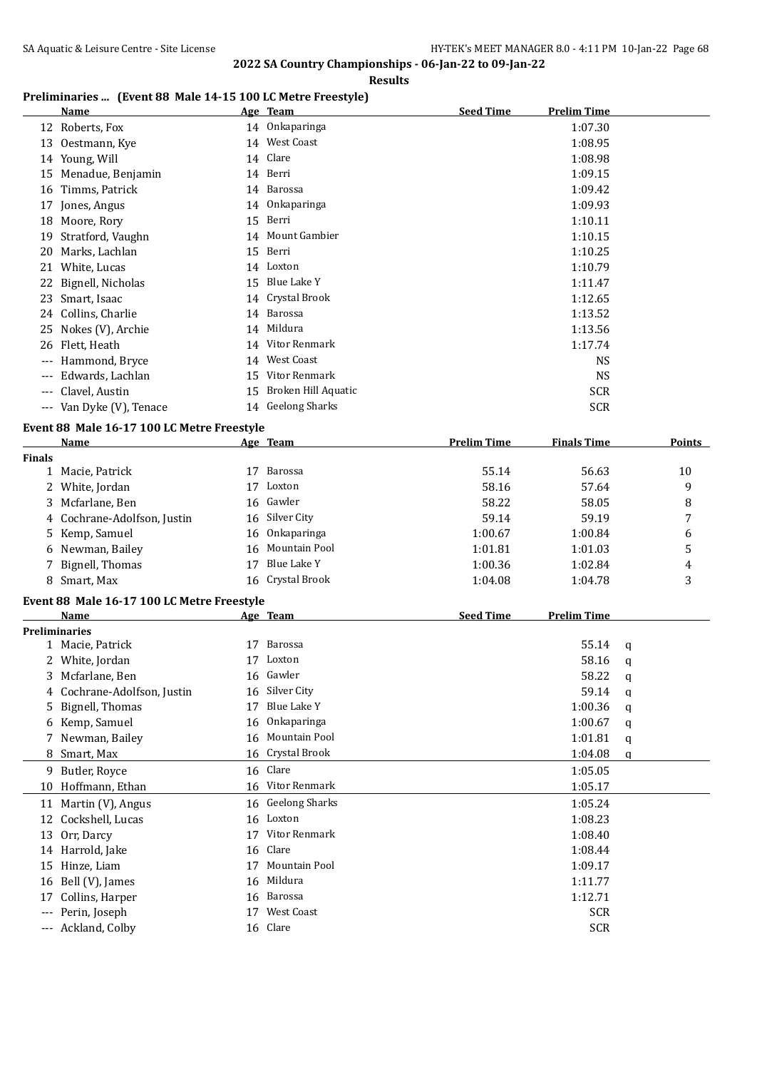**2022 SA Country Championships - 06-Jan-22 to 09-Jan-22**

**Results**

### Preliminaries ... (Event 88 Male 14-15 100 LC Metre Freestyle)

| | Name | Age | Team | Seed Time | Prelim Time |
|---|---|---|---|---|---|
| 12 | Roberts, Fox | 14 | Onkaparinga | | 1:07.30 |
| 13 | Oestmann, Kye | 14 | West Coast | | 1:08.95 |
| 14 | Young, Will | 14 | Clare | | 1:08.98 |
| 15 | Menadue, Benjamin | 14 | Berri | | 1:09.15 |
| 16 | Timms, Patrick | 14 | Barossa | | 1:09.42 |
| 17 | Jones, Angus | 14 | Onkaparinga | | 1:09.93 |
| 18 | Moore, Rory | 15 | Berri | | 1:10.11 |
| 19 | Stratford, Vaughn | 14 | Mount Gambier | | 1:10.15 |
| 20 | Marks, Lachlan | 15 | Berri | | 1:10.25 |
| 21 | White, Lucas | 14 | Loxton | | 1:10.79 |
| 22 | Bignell, Nicholas | 15 | Blue Lake Y | | 1:11.47 |
| 23 | Smart, Isaac | 14 | Crystal Brook | | 1:12.65 |
| 24 | Collins, Charlie | 14 | Barossa | | 1:13.52 |
| 25 | Nokes (V), Archie | 14 | Mildura | | 1:13.56 |
| 26 | Flett, Heath | 14 | Vitor Renmark | | 1:17.74 |
| --- | Hammond, Bryce | 14 | West Coast | | NS |
| --- | Edwards, Lachlan | 15 | Vitor Renmark | | NS |
| --- | Clavel, Austin | 15 | Broken Hill Aquatic | | SCR |
| --- | Van Dyke (V), Tenace | 14 | Geelong Sharks | | SCR |

### Event 88 Male 16-17 100 LC Metre Freestyle

| | Name | Age | Team | Prelim Time | Finals Time | Points |
|---|---|---|---|---|---|---|
| **Finals** | | | | | | |
| 1 | Macie, Patrick | 17 | Barossa | 55.14 | 56.63 | 10 |
| 2 | White, Jordan | 17 | Loxton | 58.16 | 57.64 | 9 |
| 3 | Mcfarlane, Ben | 16 | Gawler | 58.22 | 58.05 | 8 |
| 4 | Cochrane-Adolfson, Justin | 16 | Silver City | 59.14 | 59.19 | 7 |
| 5 | Kemp, Samuel | 16 | Onkaparinga | 1:00.67 | 1:00.84 | 6 |
| 6 | Newman, Bailey | 16 | Mountain Pool | 1:01.81 | 1:01.03 | 5 |
| 7 | Bignell, Thomas | 17 | Blue Lake Y | 1:00.36 | 1:02.84 | 4 |
| 8 | Smart, Max | 16 | Crystal Brook | 1:04.08 | 1:04.78 | 3 |

### Event 88 Male 16-17 100 LC Metre Freestyle

| | Name | Age | Team | Seed Time | Prelim Time | |
|---|---|---|---|---|---|---|
| **Preliminaries** | | | | | | |
| 1 | Macie, Patrick | 17 | Barossa | | 55.14 | q |
| 2 | White, Jordan | 17 | Loxton | | 58.16 | q |
| 3 | Mcfarlane, Ben | 16 | Gawler | | 58.22 | q |
| 4 | Cochrane-Adolfson, Justin | 16 | Silver City | | 59.14 | q |
| 5 | Bignell, Thomas | 17 | Blue Lake Y | | 1:00.36 | q |
| 6 | Kemp, Samuel | 16 | Onkaparinga | | 1:00.67 | q |
| 7 | Newman, Bailey | 16 | Mountain Pool | | 1:01.81 | q |
| 8 | Smart, Max | 16 | Crystal Brook | | 1:04.08 | q |
| 9 | Butler, Royce | 16 | Clare | | 1:05.05 | |
| 10 | Hoffmann, Ethan | 16 | Vitor Renmark | | 1:05.17 | |
| 11 | Martin (V), Angus | 16 | Geelong Sharks | | 1:05.24 | |
| 12 | Cockshell, Lucas | 16 | Loxton | | 1:08.23 | |
| 13 | Orr, Darcy | 17 | Vitor Renmark | | 1:08.40 | |
| 14 | Harrold, Jake | 16 | Clare | | 1:08.44 | |
| 15 | Hinze, Liam | 17 | Mountain Pool | | 1:09.17 | |
| 16 | Bell (V), James | 16 | Mildura | | 1:11.77 | |
| 17 | Collins, Harper | 16 | Barossa | | 1:12.71 | |
| --- | Perin, Joseph | 17 | West Coast | | SCR | |
| --- | Ackland, Colby | 16 | Clare | | SCR | |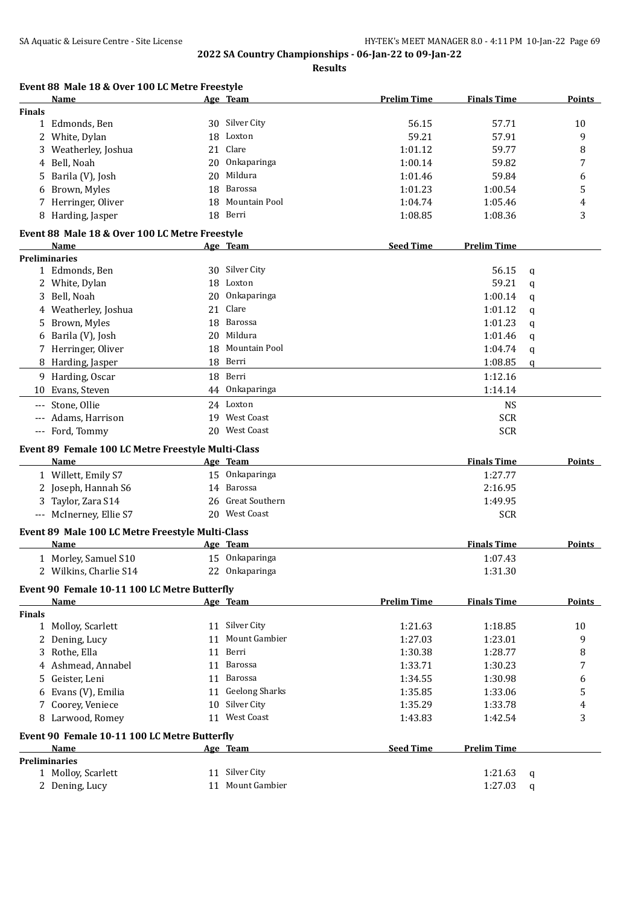# 2022 SA Country Championships - 06-Jan-22 to 09-Jan-22

**Results**

### Event 88 Male 18 & Over 100 LC Metre Freestyle

| | Name | Age | Team | Prelim Time | Finals Time | Points |
|---|---|---|---|---|---|---|
| **Finals** | | | | | | |
| 1 | Edmonds, Ben | 30 | Silver City | 56.15 | 57.71 | 10 |
| 2 | White, Dylan | 18 | Loxton | 59.21 | 57.91 | 9 |
| 3 | Weatherley, Joshua | 21 | Clare | 1:01.12 | 59.77 | 8 |
| 4 | Bell, Noah | 20 | Onkaparinga | 1:00.14 | 59.82 | 7 |
| 5 | Barila (V), Josh | 20 | Mildura | 1:01.46 | 59.84 | 6 |
| 6 | Brown, Myles | 18 | Barossa | 1:01.23 | 1:00.54 | 5 |
| 7 | Herringer, Oliver | 18 | Mountain Pool | 1:04.74 | 1:05.46 | 4 |
| 8 | Harding, Jasper | 18 | Berri | 1:08.85 | 1:08.36 | 3 |

### Event 88 Male 18 & Over 100 LC Metre Freestyle

| | Name | Age | Team | Seed Time | Prelim Time | |
|---|---|---|---|---|---|---|
| **Preliminaries** | | | | | | |
| 1 | Edmonds, Ben | 30 | Silver City | | 56.15 | q |
| 2 | White, Dylan | 18 | Loxton | | 59.21 | q |
| 3 | Bell, Noah | 20 | Onkaparinga | | 1:00.14 | q |
| 4 | Weatherley, Joshua | 21 | Clare | | 1:01.12 | q |
| 5 | Brown, Myles | 18 | Barossa | | 1:01.23 | q |
| 6 | Barila (V), Josh | 20 | Mildura | | 1:01.46 | q |
| 7 | Herringer, Oliver | 18 | Mountain Pool | | 1:04.74 | q |
| 8 | Harding, Jasper | 18 | Berri | | 1:08.85 | q |
| 9 | Harding, Oscar | 18 | Berri | | 1:12.16 | |
| 10 | Evans, Steven | 44 | Onkaparinga | | 1:14.14 | |
| --- | Stone, Ollie | 24 | Loxton | | NS | |
| --- | Adams, Harrison | 19 | West Coast | | SCR | |
| --- | Ford, Tommy | 20 | West Coast | | SCR | |

### Event 89 Female 100 LC Metre Freestyle Multi-Class

| | Name | Age | Team | Finals Time | Points |
|---|---|---|---|---|---|
| 1 | Willett, Emily S7 | 15 | Onkaparinga | 1:27.77 | |
| 2 | Joseph, Hannah S6 | 14 | Barossa | 2:16.95 | |
| 3 | Taylor, Zara S14 | 26 | Great Southern | 1:49.95 | |
| --- | McInerney, Ellie S7 | 20 | West Coast | SCR | |

### Event 89 Male 100 LC Metre Freestyle Multi-Class

| | Name | Age | Team | Finals Time | Points |
|---|---|---|---|---|---|
| 1 | Morley, Samuel S10 | 15 | Onkaparinga | 1:07.43 | |
| 2 | Wilkins, Charlie S14 | 22 | Onkaparinga | 1:31.30 | |

### Event 90 Female 10-11 100 LC Metre Butterfly

| | Name | Age | Team | Prelim Time | Finals Time | Points |
|---|---|---|---|---|---|---|
| **Finals** | | | | | | |
| 1 | Molloy, Scarlett | 11 | Silver City | 1:21.63 | 1:18.85 | 10 |
| 2 | Dening, Lucy | 11 | Mount Gambier | 1:27.03 | 1:23.01 | 9 |
| 3 | Rothe, Ella | 11 | Berri | 1:30.38 | 1:28.77 | 8 |
| 4 | Ashmead, Annabel | 11 | Barossa | 1:33.71 | 1:30.23 | 7 |
| 5 | Geister, Leni | 11 | Barossa | 1:34.55 | 1:30.98 | 6 |
| 6 | Evans (V), Emilia | 11 | Geelong Sharks | 1:35.85 | 1:33.06 | 5 |
| 7 | Coorey, Veniece | 10 | Silver City | 1:35.29 | 1:33.78 | 4 |
| 8 | Larwood, Romey | 11 | West Coast | 1:43.83 | 1:42.54 | 3 |

### Event 90 Female 10-11 100 LC Metre Butterfly

| | Name | Age | Team | Seed Time | Prelim Time | |
|---|---|---|---|---|---|---|
| **Preliminaries** | | | | | | |
| 1 | Molloy, Scarlett | 11 | Silver City | | 1:21.63 | q |
| 2 | Dening, Lucy | 11 | Mount Gambier | | 1:27.03 | q |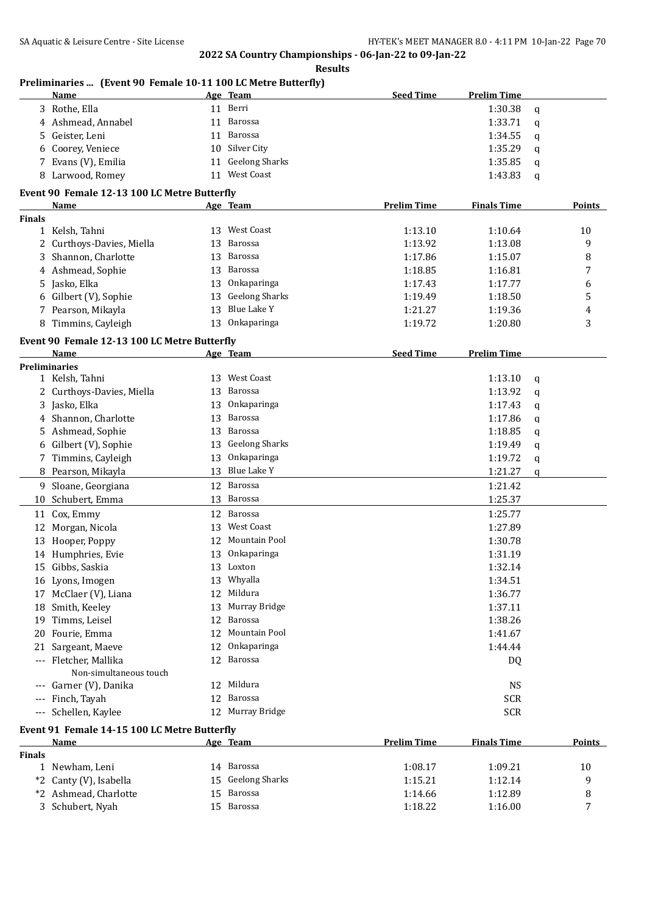## 2022 SA Country Championships - 06-Jan-22 to 09-Jan-22

**Results**

### Preliminaries ... (Event 90 Female 10-11 100 LC Metre Butterfly)

| | Name | Age | Team | Seed Time | Prelim Time | |
|---|---|---|---|---|---|---|
| 3 | Rothe, Ella | 11 | Berri | | 1:30.38 | q |
| 4 | Ashmead, Annabel | 11 | Barossa | | 1:33.71 | q |
| 5 | Geister, Leni | 11 | Barossa | | 1:34.55 | q |
| 6 | Coorey, Veniece | 10 | Silver City | | 1:35.29 | q |
| 7 | Evans (V), Emilia | 11 | Geelong Sharks | | 1:35.85 | q |
| 8 | Larwood, Romey | 11 | West Coast | | 1:43.83 | q |

### Event 90 Female 12-13 100 LC Metre Butterfly

| | Name | Age | Team | Prelim Time | Finals Time | Points |
|---|---|---|---|---|---|---|
| **Finals** | | | | | | |
| 1 | Kelsh, Tahni | 13 | West Coast | 1:13.10 | 1:10.64 | 10 |
| 2 | Curthoys-Davies, Miella | 13 | Barossa | 1:13.92 | 1:13.08 | 9 |
| 3 | Shannon, Charlotte | 13 | Barossa | 1:17.86 | 1:15.07 | 8 |
| 4 | Ashmead, Sophie | 13 | Barossa | 1:18.85 | 1:16.81 | 7 |
| 5 | Jasko, Elka | 13 | Onkaparinga | 1:17.43 | 1:17.77 | 6 |
| 6 | Gilbert (V), Sophie | 13 | Geelong Sharks | 1:19.49 | 1:18.50 | 5 |
| 7 | Pearson, Mikayla | 13 | Blue Lake Y | 1:21.27 | 1:19.36 | 4 |
| 8 | Timmins, Cayleigh | 13 | Onkaparinga | 1:19.72 | 1:20.80 | 3 |

### Event 90 Female 12-13 100 LC Metre Butterfly

| | Name | Age | Team | Seed Time | Prelim Time | |
|---|---|---|---|---|---|---|
| **Preliminaries** | | | | | | |
| 1 | Kelsh, Tahni | 13 | West Coast | | 1:13.10 | q |
| 2 | Curthoys-Davies, Miella | 13 | Barossa | | 1:13.92 | q |
| 3 | Jasko, Elka | 13 | Onkaparinga | | 1:17.43 | q |
| 4 | Shannon, Charlotte | 13 | Barossa | | 1:17.86 | q |
| 5 | Ashmead, Sophie | 13 | Barossa | | 1:18.85 | q |
| 6 | Gilbert (V), Sophie | 13 | Geelong Sharks | | 1:19.49 | q |
| 7 | Timmins, Cayleigh | 13 | Onkaparinga | | 1:19.72 | q |
| 8 | Pearson, Mikayla | 13 | Blue Lake Y | | 1:21.27 | q |
| 9 | Sloane, Georgiana | 12 | Barossa | | 1:21.42 | |
| 10 | Schubert, Emma | 13 | Barossa | | 1:25.37 | |
| 11 | Cox, Emmy | 12 | Barossa | | 1:25.77 | |
| 12 | Morgan, Nicola | 13 | West Coast | | 1:27.89 | |
| 13 | Hooper, Poppy | 12 | Mountain Pool | | 1:30.78 | |
| 14 | Humphries, Evie | 13 | Onkaparinga | | 1:31.19 | |
| 15 | Gibbs, Saskia | 13 | Loxton | | 1:32.14 | |
| 16 | Lyons, Imogen | 13 | Whyalla | | 1:34.51 | |
| 17 | McClaer (V), Liana | 12 | Mildura | | 1:36.77 | |
| 18 | Smith, Keeley | 13 | Murray Bridge | | 1:37.11 | |
| 19 | Timms, Leisel | 12 | Barossa | | 1:38.26 | |
| 20 | Fourie, Emma | 12 | Mountain Pool | | 1:41.67 | |
| 21 | Sargeant, Maeve | 12 | Onkaparinga | | 1:44.44 | |
| --- | Fletcher, Mallika | 12 | Barossa | | DQ | |
| | Non-simultaneous touch | | | | | |
| --- | Garner (V), Danika | 12 | Mildura | | NS | |
| --- | Finch, Tayah | 12 | Barossa | | SCR | |
| --- | Schellen, Kaylee | 12 | Murray Bridge | | SCR | |

### Event 91 Female 14-15 100 LC Metre Butterfly

| | Name | Age | Team | Prelim Time | Finals Time | Points |
|---|---|---|---|---|---|---|
| **Finals** | | | | | | |
| 1 | Newham, Leni | 14 | Barossa | 1:08.17 | 1:09.21 | 10 |
| *2 | Canty (V), Isabella | 15 | Geelong Sharks | 1:15.21 | 1:12.14 | 9 |
| *2 | Ashmead, Charlotte | 15 | Barossa | 1:14.66 | 1:12.89 | 8 |
| 3 | Schubert, Nyah | 15 | Barossa | 1:18.22 | 1:16.00 | 7 |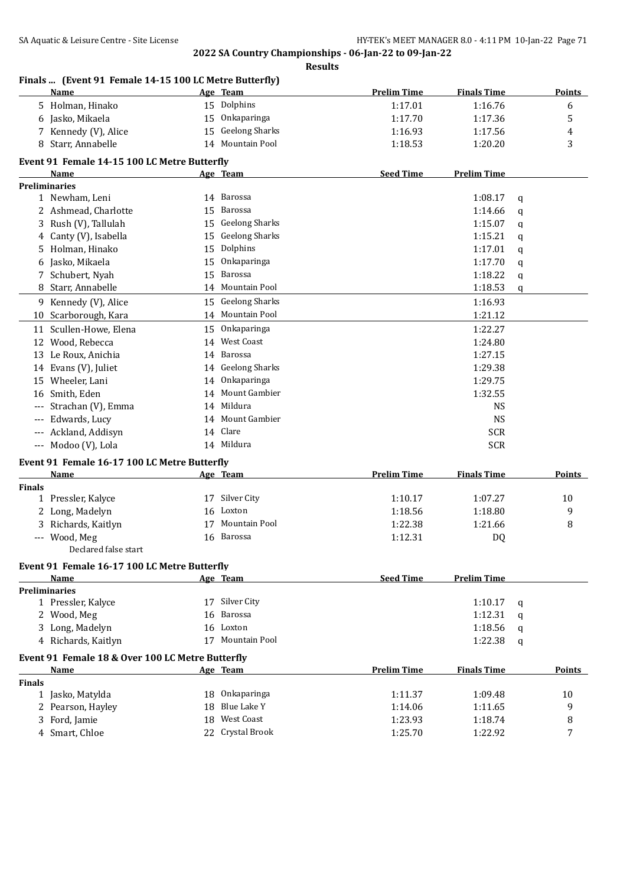## 2022 SA Country Championships - 06-Jan-22 to 09-Jan-22

**Results**

### Finals ... (Event 91 Female 14-15 100 LC Metre Butterfly)

| | Name | Age | Team | Prelim Time | Finals Time | Points |
|---|---|---|---|---|---|---|
| 5 | Holman, Hinako | 15 | Dolphins | 1:17.01 | 1:16.76 | 6 |
| 6 | Jasko, Mikaela | 15 | Onkaparinga | 1:17.70 | 1:17.36 | 5 |
| 7 | Kennedy (V), Alice | 15 | Geelong Sharks | 1:16.93 | 1:17.56 | 4 |
| 8 | Starr, Annabelle | 14 | Mountain Pool | 1:18.53 | 1:20.20 | 3 |

### Event 91 Female 14-15 100 LC Metre Butterfly

| | Name | Age | Team | Seed Time | Prelim Time | |
|---|---|---|---|---|---|---|
| **Preliminaries** | | | | | | |
| 1 | Newham, Leni | 14 | Barossa | | 1:08.17 | q |
| 2 | Ashmead, Charlotte | 15 | Barossa | | 1:14.66 | q |
| 3 | Rush (V), Tallulah | 15 | Geelong Sharks | | 1:15.07 | q |
| 4 | Canty (V), Isabella | 15 | Geelong Sharks | | 1:15.21 | q |
| 5 | Holman, Hinako | 15 | Dolphins | | 1:17.01 | q |
| 6 | Jasko, Mikaela | 15 | Onkaparinga | | 1:17.70 | q |
| 7 | Schubert, Nyah | 15 | Barossa | | 1:18.22 | q |
| 8 | Starr, Annabelle | 14 | Mountain Pool | | 1:18.53 | q |
| 9 | Kennedy (V), Alice | 15 | Geelong Sharks | | 1:16.93 | |
| 10 | Scarborough, Kara | 14 | Mountain Pool | | 1:21.12 | |
| 11 | Scullen-Howe, Elena | 15 | Onkaparinga | | 1:22.27 | |
| 12 | Wood, Rebecca | 14 | West Coast | | 1:24.80 | |
| 13 | Le Roux, Anichia | 14 | Barossa | | 1:27.15 | |
| 14 | Evans (V), Juliet | 14 | Geelong Sharks | | 1:29.38 | |
| 15 | Wheeler, Lani | 14 | Onkaparinga | | 1:29.75 | |
| 16 | Smith, Eden | 14 | Mount Gambier | | 1:32.55 | |
| --- | Strachan (V), Emma | 14 | Mildura | | NS | |
| --- | Edwards, Lucy | 14 | Mount Gambier | | NS | |
| --- | Ackland, Addisyn | 14 | Clare | | SCR | |
| --- | Modoo (V), Lola | 14 | Mildura | | SCR | |

### Event 91 Female 16-17 100 LC Metre Butterfly

| | Name | Age | Team | Prelim Time | Finals Time | Points |
|---|---|---|---|---|---|---|
| **Finals** | | | | | | |
| 1 | Pressler, Kalyce | 17 | Silver City | 1:10.17 | 1:07.27 | 10 |
| 2 | Long, Madelyn | 16 | Loxton | 1:18.56 | 1:18.80 | 9 |
| 3 | Richards, Kaitlyn | 17 | Mountain Pool | 1:22.38 | 1:21.66 | 8 |
| --- | Wood, Meg | 16 | Barossa | 1:12.31 | DQ | |
| | Declared false start | | | | | |

### Event 91 Female 16-17 100 LC Metre Butterfly

| | Name | Age | Team | Seed Time | Prelim Time | |
|---|---|---|---|---|---|---|
| **Preliminaries** | | | | | | |
| 1 | Pressler, Kalyce | 17 | Silver City | | 1:10.17 | q |
| 2 | Wood, Meg | 16 | Barossa | | 1:12.31 | q |
| 3 | Long, Madelyn | 16 | Loxton | | 1:18.56 | q |
| 4 | Richards, Kaitlyn | 17 | Mountain Pool | | 1:22.38 | q |

### Event 91 Female 18 & Over 100 LC Metre Butterfly

| | Name | Age | Team | Prelim Time | Finals Time | Points |
|---|---|---|---|---|---|---|
| **Finals** | | | | | | |
| 1 | Jasko, Matylda | 18 | Onkaparinga | 1:11.37 | 1:09.48 | 10 |
| 2 | Pearson, Hayley | 18 | Blue Lake Y | 1:14.06 | 1:11.65 | 9 |
| 3 | Ford, Jamie | 18 | West Coast | 1:23.93 | 1:18.74 | 8 |
| 4 | Smart, Chloe | 22 | Crystal Brook | 1:25.70 | 1:22.92 | 7 |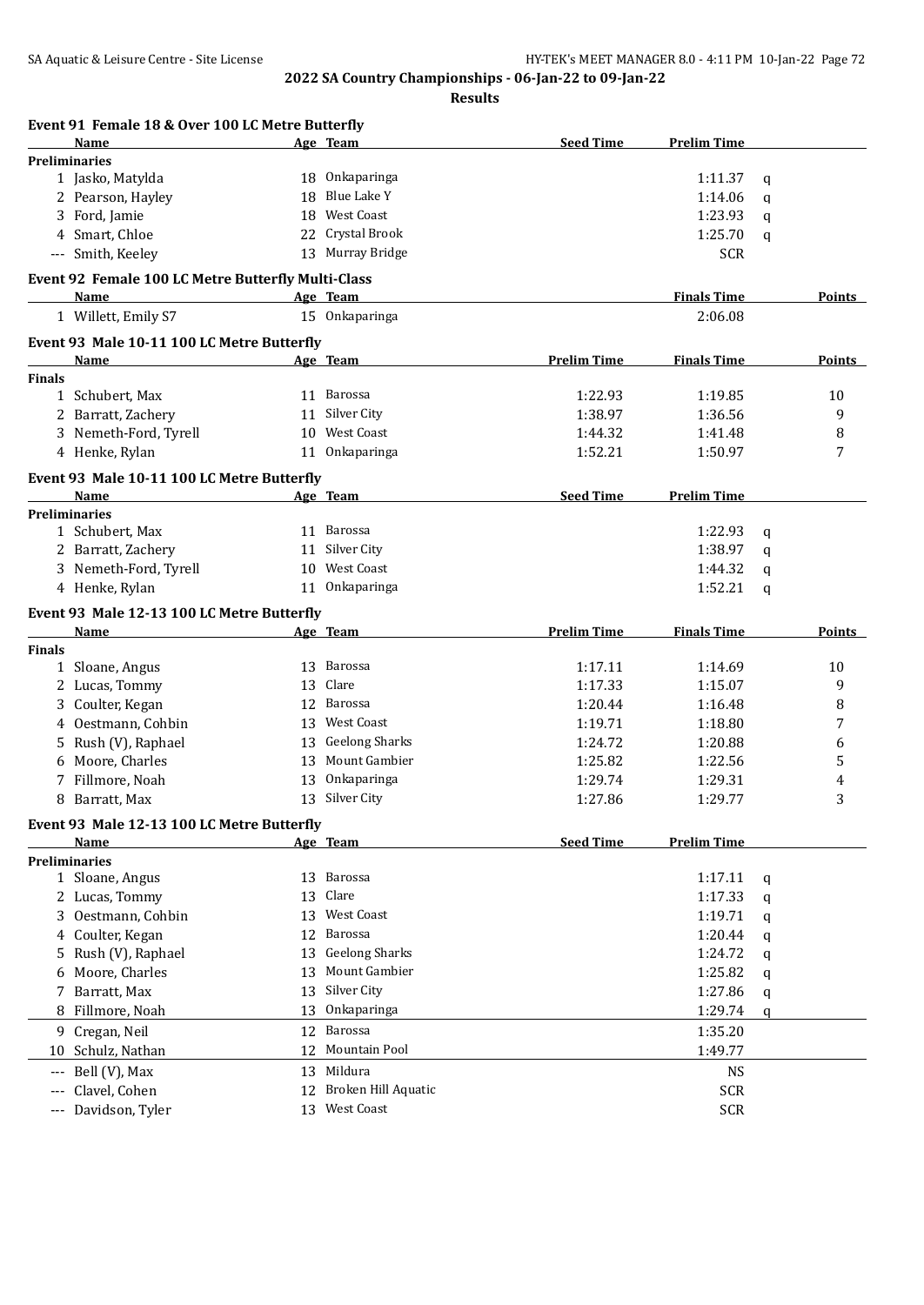## 2022 SA Country Championships - 06-Jan-22 to 09-Jan-22

**Results**

### Event 91 Female 18 & Over 100 LC Metre Butterfly

| | Name | Age | Team | Seed Time | Prelim Time | |
|---|---|---|---|---|---|---|
| **Preliminaries** | | | | | | |
| 1 | Jasko, Matylda | 18 | Onkaparinga | | 1:11.37 | q |
| 2 | Pearson, Hayley | 18 | Blue Lake Y | | 1:14.06 | q |
| 3 | Ford, Jamie | 18 | West Coast | | 1:23.93 | q |
| 4 | Smart, Chloe | 22 | Crystal Brook | | 1:25.70 | q |
| --- | Smith, Keeley | 13 | Murray Bridge | | SCR | |

### Event 92 Female 100 LC Metre Butterfly Multi-Class

| | Name | Age | Team | Finals Time | Points |
|---|---|---|---|---|---|
| 1 | Willett, Emily S7 | 15 | Onkaparinga | 2:06.08 | |

### Event 93 Male 10-11 100 LC Metre Butterfly

| | Name | Age | Team | Prelim Time | Finals Time | Points |
|---|---|---|---|---|---|---|
| **Finals** | | | | | | |
| 1 | Schubert, Max | 11 | Barossa | 1:22.93 | 1:19.85 | 10 |
| 2 | Barratt, Zachery | 11 | Silver City | 1:38.97 | 1:36.56 | 9 |
| 3 | Nemeth-Ford, Tyrell | 10 | West Coast | 1:44.32 | 1:41.48 | 8 |
| 4 | Henke, Rylan | 11 | Onkaparinga | 1:52.21 | 1:50.97 | 7 |

### Event 93 Male 10-11 100 LC Metre Butterfly

| | Name | Age | Team | Seed Time | Prelim Time | |
|---|---|---|---|---|---|---|
| **Preliminaries** | | | | | | |
| 1 | Schubert, Max | 11 | Barossa | | 1:22.93 | q |
| 2 | Barratt, Zachery | 11 | Silver City | | 1:38.97 | q |
| 3 | Nemeth-Ford, Tyrell | 10 | West Coast | | 1:44.32 | q |
| 4 | Henke, Rylan | 11 | Onkaparinga | | 1:52.21 | q |

### Event 93 Male 12-13 100 LC Metre Butterfly

| | Name | Age | Team | Prelim Time | Finals Time | Points |
|---|---|---|---|---|---|---|
| **Finals** | | | | | | |
| 1 | Sloane, Angus | 13 | Barossa | 1:17.11 | 1:14.69 | 10 |
| 2 | Lucas, Tommy | 13 | Clare | 1:17.33 | 1:15.07 | 9 |
| 3 | Coulter, Kegan | 12 | Barossa | 1:20.44 | 1:16.48 | 8 |
| 4 | Oestmann, Cohbin | 13 | West Coast | 1:19.71 | 1:18.80 | 7 |
| 5 | Rush (V), Raphael | 13 | Geelong Sharks | 1:24.72 | 1:20.88 | 6 |
| 6 | Moore, Charles | 13 | Mount Gambier | 1:25.82 | 1:22.56 | 5 |
| 7 | Fillmore, Noah | 13 | Onkaparinga | 1:29.74 | 1:29.31 | 4 |
| 8 | Barratt, Max | 13 | Silver City | 1:27.86 | 1:29.77 | 3 |

### Event 93 Male 12-13 100 LC Metre Butterfly

| | Name | Age | Team | Seed Time | Prelim Time | |
|---|---|---|---|---|---|---|
| **Preliminaries** | | | | | | |
| 1 | Sloane, Angus | 13 | Barossa | | 1:17.11 | q |
| 2 | Lucas, Tommy | 13 | Clare | | 1:17.33 | q |
| 3 | Oestmann, Cohbin | 13 | West Coast | | 1:19.71 | q |
| 4 | Coulter, Kegan | 12 | Barossa | | 1:20.44 | q |
| 5 | Rush (V), Raphael | 13 | Geelong Sharks | | 1:24.72 | q |
| 6 | Moore, Charles | 13 | Mount Gambier | | 1:25.82 | q |
| 7 | Barratt, Max | 13 | Silver City | | 1:27.86 | q |
| 8 | Fillmore, Noah | 13 | Onkaparinga | | 1:29.74 | q |
| 9 | Cregan, Neil | 12 | Barossa | | 1:35.20 | |
| 10 | Schulz, Nathan | 12 | Mountain Pool | | 1:49.77 | |
| --- | Bell (V), Max | 13 | Mildura | | NS | |
| --- | Clavel, Cohen | 12 | Broken Hill Aquatic | | SCR | |
| --- | Davidson, Tyler | 13 | West Coast | | SCR | |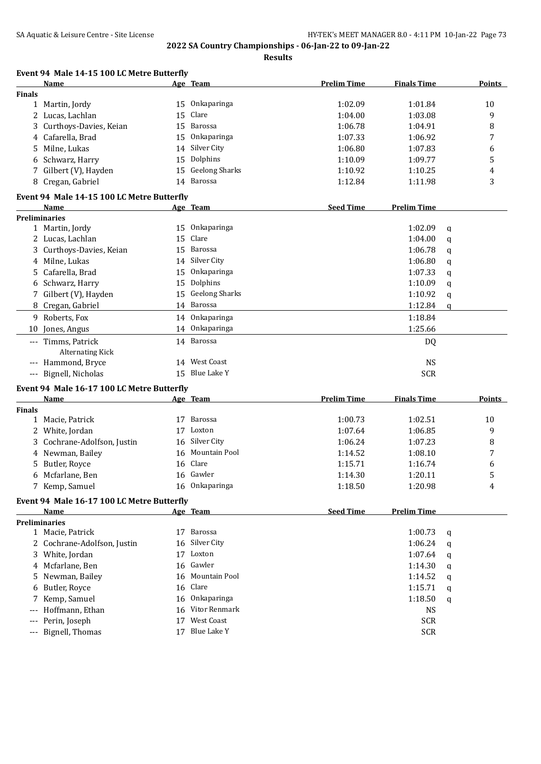## 2022 SA Country Championships - 06-Jan-22 to 09-Jan-22

**Results**

### Event 94 Male 14-15 100 LC Metre Butterfly

| | Name | Age | Team | Prelim Time | Finals Time | Points |
|---|---|---|---|---|---|---|
| **Finals** | | | | | | |
| 1 | Martin, Jordy | 15 | Onkaparinga | 1:02.09 | 1:01.84 | 10 |
| 2 | Lucas, Lachlan | 15 | Clare | 1:04.00 | 1:03.08 | 9 |
| 3 | Curthoys-Davies, Keian | 15 | Barossa | 1:06.78 | 1:04.91 | 8 |
| 4 | Cafarella, Brad | 15 | Onkaparinga | 1:07.33 | 1:06.92 | 7 |
| 5 | Milne, Lukas | 14 | Silver City | 1:06.80 | 1:07.83 | 6 |
| 6 | Schwarz, Harry | 15 | Dolphins | 1:10.09 | 1:09.77 | 5 |
| 7 | Gilbert (V), Hayden | 15 | Geelong Sharks | 1:10.92 | 1:10.25 | 4 |
| 8 | Cregan, Gabriel | 14 | Barossa | 1:12.84 | 1:11.98 | 3 |

### Event 94 Male 14-15 100 LC Metre Butterfly

| | Name | Age | Team | Seed Time | Prelim Time | |
|---|---|---|---|---|---|---|
| **Preliminaries** | | | | | | |
| 1 | Martin, Jordy | 15 | Onkaparinga | | 1:02.09 | q |
| 2 | Lucas, Lachlan | 15 | Clare | | 1:04.00 | q |
| 3 | Curthoys-Davies, Keian | 15 | Barossa | | 1:06.78 | q |
| 4 | Milne, Lukas | 14 | Silver City | | 1:06.80 | q |
| 5 | Cafarella, Brad | 15 | Onkaparinga | | 1:07.33 | q |
| 6 | Schwarz, Harry | 15 | Dolphins | | 1:10.09 | q |
| 7 | Gilbert (V), Hayden | 15 | Geelong Sharks | | 1:10.92 | q |
| 8 | Cregan, Gabriel | 14 | Barossa | | 1:12.84 | q |
| 9 | Roberts, Fox | 14 | Onkaparinga | | 1:18.84 | |
| 10 | Jones, Angus | 14 | Onkaparinga | | 1:25.66 | |
| --- | Timms, Patrick<br>Alternating Kick | 14 | Barossa | | DQ | |
| --- | Hammond, Bryce | 14 | West Coast | | NS | |
| --- | Bignell, Nicholas | 15 | Blue Lake Y | | SCR | |

### Event 94 Male 16-17 100 LC Metre Butterfly

| | Name | Age | Team | Prelim Time | Finals Time | Points |
|---|---|---|---|---|---|---|
| **Finals** | | | | | | |
| 1 | Macie, Patrick | 17 | Barossa | 1:00.73 | 1:02.51 | 10 |
| 2 | White, Jordan | 17 | Loxton | 1:07.64 | 1:06.85 | 9 |
| 3 | Cochrane-Adolfson, Justin | 16 | Silver City | 1:06.24 | 1:07.23 | 8 |
| 4 | Newman, Bailey | 16 | Mountain Pool | 1:14.52 | 1:08.10 | 7 |
| 5 | Butler, Royce | 16 | Clare | 1:15.71 | 1:16.74 | 6 |
| 6 | Mcfarlane, Ben | 16 | Gawler | 1:14.30 | 1:20.11 | 5 |
| 7 | Kemp, Samuel | 16 | Onkaparinga | 1:18.50 | 1:20.98 | 4 |

### Event 94 Male 16-17 100 LC Metre Butterfly

| | Name | Age | Team | Seed Time | Prelim Time | |
|---|---|---|---|---|---|---|
| **Preliminaries** | | | | | | |
| 1 | Macie, Patrick | 17 | Barossa | | 1:00.73 | q |
| 2 | Cochrane-Adolfson, Justin | 16 | Silver City | | 1:06.24 | q |
| 3 | White, Jordan | 17 | Loxton | | 1:07.64 | q |
| 4 | Mcfarlane, Ben | 16 | Gawler | | 1:14.30 | q |
| 5 | Newman, Bailey | 16 | Mountain Pool | | 1:14.52 | q |
| 6 | Butler, Royce | 16 | Clare | | 1:15.71 | q |
| 7 | Kemp, Samuel | 16 | Onkaparinga | | 1:18.50 | q |
| --- | Hoffmann, Ethan | 16 | Vitor Renmark | | NS | |
| --- | Perin, Joseph | 17 | West Coast | | SCR | |
| --- | Bignell, Thomas | 17 | Blue Lake Y | | SCR | |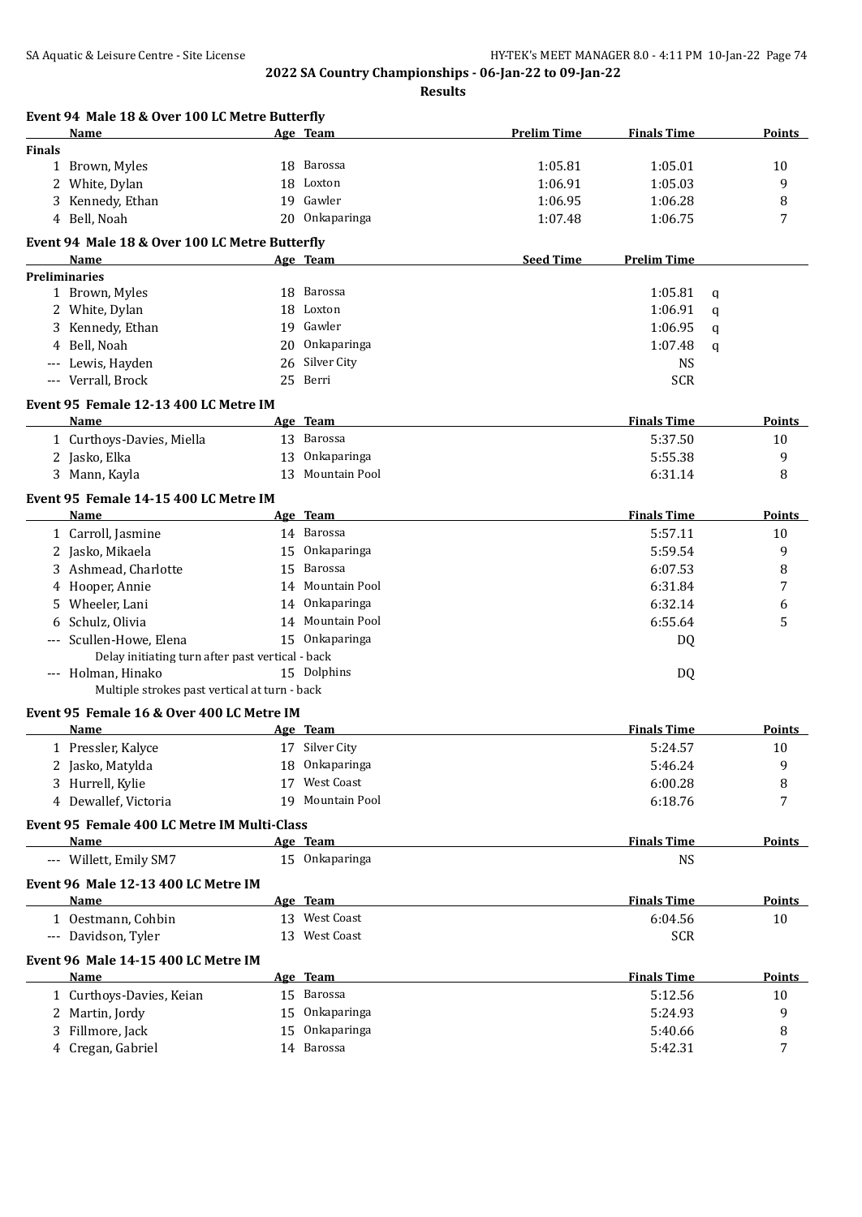**2022 SA Country Championships - 06-Jan-22 to 09-Jan-22**

**Results**

### Event 94 Male 18 & Over 100 LC Metre Butterfly

| | Name | Age | Team | Prelim Time | Finals Time | Points |
|---|---|---|---|---|---|---|
| **Finals** | | | | | | |
| 1 | Brown, Myles | 18 | Barossa | 1:05.81 | 1:05.01 | 10 |
| 2 | White, Dylan | 18 | Loxton | 1:06.91 | 1:05.03 | 9 |
| 3 | Kennedy, Ethan | 19 | Gawler | 1:06.95 | 1:06.28 | 8 |
| 4 | Bell, Noah | 20 | Onkaparinga | 1:07.48 | 1:06.75 | 7 |

### Event 94 Male 18 & Over 100 LC Metre Butterfly

| | Name | Age | Team | Seed Time | Prelim Time | |
|---|---|---|---|---|---|---|
| **Preliminaries** | | | | | | |
| 1 | Brown, Myles | 18 | Barossa | | 1:05.81 | q |
| 2 | White, Dylan | 18 | Loxton | | 1:06.91 | q |
| 3 | Kennedy, Ethan | 19 | Gawler | | 1:06.95 | q |
| 4 | Bell, Noah | 20 | Onkaparinga | | 1:07.48 | q |
| --- | Lewis, Hayden | 26 | Silver City | | NS | |
| --- | Verrall, Brock | 25 | Berri | | SCR | |

### Event 95 Female 12-13 400 LC Metre IM

| | Name | Age | Team | Finals Time | Points |
|---|---|---|---|---|---|
| 1 | Curthoys-Davies, Miella | 13 | Barossa | 5:37.50 | 10 |
| 2 | Jasko, Elka | 13 | Onkaparinga | 5:55.38 | 9 |
| 3 | Mann, Kayla | 13 | Mountain Pool | 6:31.14 | 8 |

### Event 95 Female 14-15 400 LC Metre IM

| | Name | Age | Team | Finals Time | Points |
|---|---|---|---|---|---|
| 1 | Carroll, Jasmine | 14 | Barossa | 5:57.11 | 10 |
| 2 | Jasko, Mikaela | 15 | Onkaparinga | 5:59.54 | 9 |
| 3 | Ashmead, Charlotte | 15 | Barossa | 6:07.53 | 8 |
| 4 | Hooper, Annie | 14 | Mountain Pool | 6:31.84 | 7 |
| 5 | Wheeler, Lani | 14 | Onkaparinga | 6:32.14 | 6 |
| 6 | Schulz, Olivia | 14 | Mountain Pool | 6:55.64 | 5 |
| --- | Scullen-Howe, Elena | 15 | Onkaparinga | DQ | |
| | Delay initiating turn after past vertical - back | | | | |
| --- | Holman, Hinako | 15 | Dolphins | DQ | |
| | Multiple strokes past vertical at turn - back | | | | |

### Event 95 Female 16 & Over 400 LC Metre IM

| | Name | Age | Team | Finals Time | Points |
|---|---|---|---|---|---|
| 1 | Pressler, Kalyce | 17 | Silver City | 5:24.57 | 10 |
| 2 | Jasko, Matylda | 18 | Onkaparinga | 5:46.24 | 9 |
| 3 | Hurrell, Kylie | 17 | West Coast | 6:00.28 | 8 |
| 4 | Dewallef, Victoria | 19 | Mountain Pool | 6:18.76 | 7 |

### Event 95 Female 400 LC Metre IM Multi-Class

| | Name | Age | Team | Finals Time | Points |
|---|---|---|---|---|---|
| --- | Willett, Emily SM7 | 15 | Onkaparinga | NS | |

### Event 96 Male 12-13 400 LC Metre IM

| | Name | Age | Team | Finals Time | Points |
|---|---|---|---|---|---|
| 1 | Oestmann, Cohbin | 13 | West Coast | 6:04.56 | 10 |
| --- | Davidson, Tyler | 13 | West Coast | SCR | |

### Event 96 Male 14-15 400 LC Metre IM

| | Name | Age | Team | Finals Time | Points |
|---|---|---|---|---|---|
| 1 | Curthoys-Davies, Keian | 15 | Barossa | 5:12.56 | 10 |
| 2 | Martin, Jordy | 15 | Onkaparinga | 5:24.93 | 9 |
| 3 | Fillmore, Jack | 15 | Onkaparinga | 5:40.66 | 8 |
| 4 | Cregan, Gabriel | 14 | Barossa | 5:42.31 | 7 |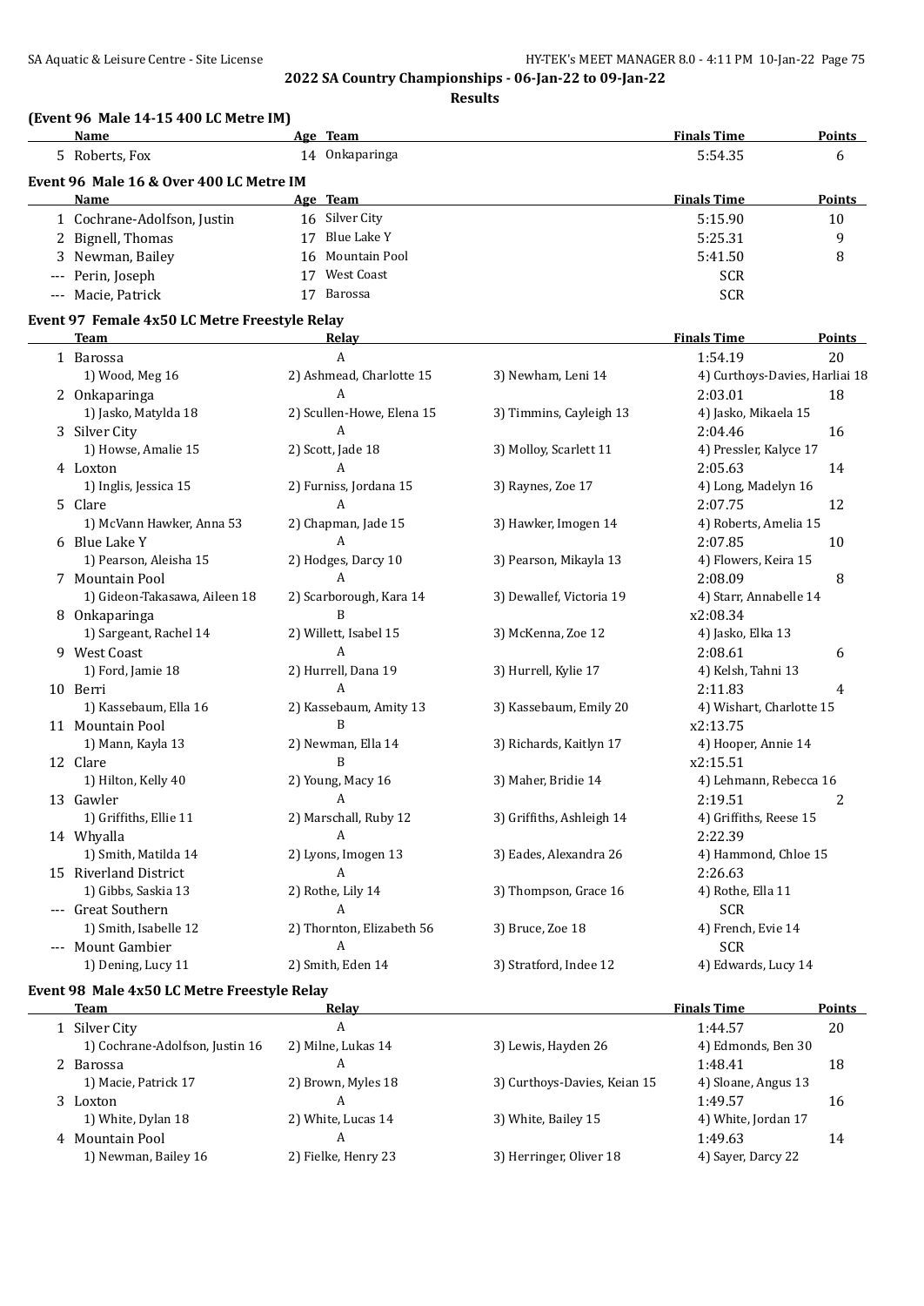# 2022 SA Country Championships - 06-Jan-22 to 09-Jan-22

## Results

### (Event 96 Male 14-15 400 LC Metre IM)

| | Name | Age | Team | Finals Time | Points |
|---|---|---|---|---|---|
| 5 | Roberts, Fox | 14 | Onkaparinga | 5:54.35 | 6 |

### Event 96 Male 16 & Over 400 LC Metre IM

| | Name | Age | Team | Finals Time | Points |
|---|---|---|---|---|---|
| 1 | Cochrane-Adolfson, Justin | 16 | Silver City | 5:15.90 | 10 |
| 2 | Bignell, Thomas | 17 | Blue Lake Y | 5:25.31 | 9 |
| 3 | Newman, Bailey | 16 | Mountain Pool | 5:41.50 | 8 |
| --- | Perin, Joseph | 17 | West Coast | SCR | |
| --- | Macie, Patrick | 17 | Barossa | SCR | |

### Event 97 Female 4x50 LC Metre Freestyle Relay

| | Team | Relay | | Finals Time | Points |
|---|---|---|---|---|---|
| 1 | Barossa | A | | 1:54.19 | 20 |
| | 1) Wood, Meg 16 | 2) Ashmead, Charlotte 15 | 3) Newham, Leni 14 | 4) Curthoys-Davies, Harliai 18 | |
| 2 | Onkaparinga | A | | 2:03.01 | 18 |
| | 1) Jasko, Matylda 18 | 2) Scullen-Howe, Elena 15 | 3) Timmins, Cayleigh 13 | 4) Jasko, Mikaela 15 | |
| 3 | Silver City | A | | 2:04.46 | 16 |
| | 1) Howse, Amalie 15 | 2) Scott, Jade 18 | 3) Molloy, Scarlett 11 | 4) Pressler, Kalyce 17 | |
| 4 | Loxton | A | | 2:05.63 | 14 |
| | 1) Inglis, Jessica 15 | 2) Furniss, Jordana 15 | 3) Raynes, Zoe 17 | 4) Long, Madelyn 16 | |
| 5 | Clare | A | | 2:07.75 | 12 |
| | 1) McVann Hawker, Anna 53 | 2) Chapman, Jade 15 | 3) Hawker, Imogen 14 | 4) Roberts, Amelia 15 | |
| 6 | Blue Lake Y | A | | 2:07.85 | 10 |
| | 1) Pearson, Aleisha 15 | 2) Hodges, Darcy 10 | 3) Pearson, Mikayla 13 | 4) Flowers, Keira 15 | |
| 7 | Mountain Pool | A | | 2:08.09 | 8 |
| | 1) Gideon-Takasawa, Aileen 18 | 2) Scarborough, Kara 14 | 3) Dewallef, Victoria 19 | 4) Starr, Annabelle 14 | |
| 8 | Onkaparinga | B | | x2:08.34 | |
| | 1) Sargeant, Rachel 14 | 2) Willett, Isabel 15 | 3) McKenna, Zoe 12 | 4) Jasko, Elka 13 | |
| 9 | West Coast | A | | 2:08.61 | 6 |
| | 1) Ford, Jamie 18 | 2) Hurrell, Dana 19 | 3) Hurrell, Kylie 17 | 4) Kelsh, Tahni 13 | |
| 10 | Berri | A | | 2:11.83 | 4 |
| | 1) Kassebaum, Ella 16 | 2) Kassebaum, Amity 13 | 3) Kassebaum, Emily 20 | 4) Wishart, Charlotte 15 | |
| 11 | Mountain Pool | B | | x2:13.75 | |
| | 1) Mann, Kayla 13 | 2) Newman, Ella 14 | 3) Richards, Kaitlyn 17 | 4) Hooper, Annie 14 | |
| 12 | Clare | B | | x2:15.51 | |
| | 1) Hilton, Kelly 40 | 2) Young, Macy 16 | 3) Maher, Bridie 14 | 4) Lehmann, Rebecca 16 | |
| 13 | Gawler | A | | 2:19.51 | 2 |
| | 1) Griffiths, Ellie 11 | 2) Marschall, Ruby 12 | 3) Griffiths, Ashleigh 14 | 4) Griffiths, Reese 15 | |
| 14 | Whyalla | A | | 2:22.39 | |
| | 1) Smith, Matilda 14 | 2) Lyons, Imogen 13 | 3) Eades, Alexandra 26 | 4) Hammond, Chloe 15 | |
| 15 | Riverland District | A | | 2:26.63 | |
| | 1) Gibbs, Saskia 13 | 2) Rothe, Lily 14 | 3) Thompson, Grace 16 | 4) Rothe, Ella 11 | |
| --- | Great Southern | A | | SCR | |
| | 1) Smith, Isabelle 12 | 2) Thornton, Elizabeth 56 | 3) Bruce, Zoe 18 | 4) French, Evie 14 | |
| --- | Mount Gambier | A | | SCR | |
| | 1) Dening, Lucy 11 | 2) Smith, Eden 14 | 3) Stratford, Indee 12 | 4) Edwards, Lucy 14 | |

### Event 98 Male 4x50 LC Metre Freestyle Relay

| | Team | Relay | | Finals Time | Points |
|---|---|---|---|---|---|
| 1 | Silver City | A | | 1:44.57 | 20 |
| | 1) Cochrane-Adolfson, Justin 16 | 2) Milne, Lukas 14 | 3) Lewis, Hayden 26 | 4) Edmonds, Ben 30 | |
| 2 | Barossa | A | | 1:48.41 | 18 |
| | 1) Macie, Patrick 17 | 2) Brown, Myles 18 | 3) Curthoys-Davies, Keian 15 | 4) Sloane, Angus 13 | |
| 3 | Loxton | A | | 1:49.57 | 16 |
| | 1) White, Dylan 18 | 2) White, Lucas 14 | 3) White, Bailey 15 | 4) White, Jordan 17 | |
| 4 | Mountain Pool | A | | 1:49.63 | 14 |
| | 1) Newman, Bailey 16 | 2) Fielke, Henry 23 | 3) Herringer, Oliver 18 | 4) Sayer, Darcy 22 | |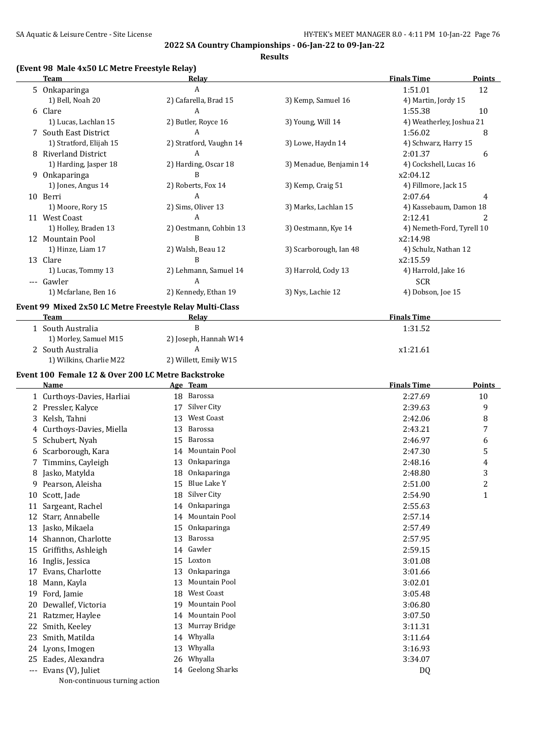**2022 SA Country Championships - 06-Jan-22 to 09-Jan-22**

**Results**

### (Event 98 Male 4x50 LC Metre Freestyle Relay)

| | Team | Relay | | Finals Time | Points |
|---|---|---|---|---|---|
| 5 | Onkaparinga | A | | 1:51.01 | 12 |
| | 1) Bell, Noah 20 | 2) Cafarella, Brad 15 | 3) Kemp, Samuel 16 | 4) Martin, Jordy 15 | |
| 6 | Clare | A | | 1:55.38 | 10 |
| | 1) Lucas, Lachlan 15 | 2) Butler, Royce 16 | 3) Young, Will 14 | 4) Weatherley, Joshua 21 | |
| 7 | South East District | A | | 1:56.02 | 8 |
| | 1) Stratford, Elijah 15 | 2) Stratford, Vaughn 14 | 3) Lowe, Haydn 14 | 4) Schwarz, Harry 15 | |
| 8 | Riverland District | A | | 2:01.37 | 6 |
| | 1) Harding, Jasper 18 | 2) Harding, Oscar 18 | 3) Menadue, Benjamin 14 | 4) Cockshell, Lucas 16 | |
| 9 | Onkaparinga | B | | x2:04.12 | |
| | 1) Jones, Angus 14 | 2) Roberts, Fox 14 | 3) Kemp, Craig 51 | 4) Fillmore, Jack 15 | |
| 10 | Berri | A | | 2:07.64 | 4 |
| | 1) Moore, Rory 15 | 2) Sims, Oliver 13 | 3) Marks, Lachlan 15 | 4) Kassebaum, Damon 18 | |
| 11 | West Coast | A | | 2:12.41 | 2 |
| | 1) Holley, Braden 13 | 2) Oestmann, Cohbin 13 | 3) Oestmann, Kye 14 | 4) Nemeth-Ford, Tyrell 10 | |
| 12 | Mountain Pool | B | | x2:14.98 | |
| | 1) Hinze, Liam 17 | 2) Walsh, Beau 12 | 3) Scarborough, Ian 48 | 4) Schulz, Nathan 12 | |
| 13 | Clare | B | | x2:15.59 | |
| | 1) Lucas, Tommy 13 | 2) Lehmann, Samuel 14 | 3) Harrold, Cody 13 | 4) Harrold, Jake 16 | |
| --- | Gawler | A | | SCR | |
| | 1) Mcfarlane, Ben 16 | 2) Kennedy, Ethan 19 | 3) Nys, Lachie 12 | 4) Dobson, Joe 15 | |

### Event 99 Mixed 2x50 LC Metre Freestyle Relay Multi-Class

| | Team | Relay | Finals Time |
|---|---|---|---|
| 1 | South Australia | B | 1:31.52 |
| | 1) Morley, Samuel M15 | 2) Joseph, Hannah W14 | |
| 2 | South Australia | A | x1:21.61 |
| | 1) Wilkins, Charlie M22 | 2) Willett, Emily W15 | |

### Event 100 Female 12 & Over 200 LC Metre Backstroke

| | Name | Age | Team | Finals Time | Points |
|---|---|---|---|---|---|
| 1 | Curthoys-Davies, Harliai | 18 | Barossa | 2:27.69 | 10 |
| 2 | Pressler, Kalyce | 17 | Silver City | 2:39.63 | 9 |
| 3 | Kelsh, Tahni | 13 | West Coast | 2:42.06 | 8 |
| 4 | Curthoys-Davies, Miella | 13 | Barossa | 2:43.21 | 7 |
| 5 | Schubert, Nyah | 15 | Barossa | 2:46.97 | 6 |
| 6 | Scarborough, Kara | 14 | Mountain Pool | 2:47.30 | 5 |
| 7 | Timmins, Cayleigh | 13 | Onkaparinga | 2:48.16 | 4 |
| 8 | Jasko, Matylda | 18 | Onkaparinga | 2:48.80 | 3 |
| 9 | Pearson, Aleisha | 15 | Blue Lake Y | 2:51.00 | 2 |
| 10 | Scott, Jade | 18 | Silver City | 2:54.90 | 1 |
| 11 | Sargeant, Rachel | 14 | Onkaparinga | 2:55.63 | |
| 12 | Starr, Annabelle | 14 | Mountain Pool | 2:57.14 | |
| 13 | Jasko, Mikaela | 15 | Onkaparinga | 2:57.49 | |
| 14 | Shannon, Charlotte | 13 | Barossa | 2:57.95 | |
| 15 | Griffiths, Ashleigh | 14 | Gawler | 2:59.15 | |
| 16 | Inglis, Jessica | 15 | Loxton | 3:01.08 | |
| 17 | Evans, Charlotte | 13 | Onkaparinga | 3:01.66 | |
| 18 | Mann, Kayla | 13 | Mountain Pool | 3:02.01 | |
| 19 | Ford, Jamie | 18 | West Coast | 3:05.48 | |
| 20 | Dewallef, Victoria | 19 | Mountain Pool | 3:06.80 | |
| 21 | Ratzmer, Haylee | 14 | Mountain Pool | 3:07.50 | |
| 22 | Smith, Keeley | 13 | Murray Bridge | 3:11.31 | |
| 23 | Smith, Matilda | 14 | Whyalla | 3:11.64 | |
| 24 | Lyons, Imogen | 13 | Whyalla | 3:16.93 | |
| 25 | Eades, Alexandra | 26 | Whyalla | 3:34.07 | |
| --- | Evans (V), Juliet | 14 | Geelong Sharks | DQ | |
| | Non-continuous turning action | | | | |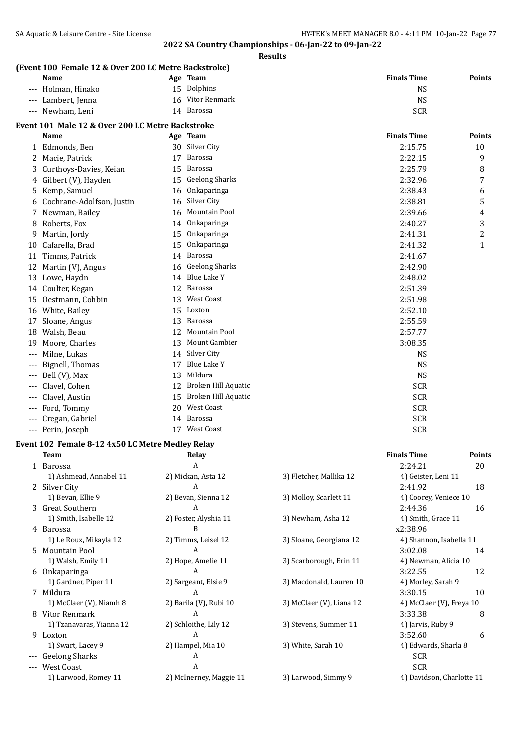## 2022 SA Country Championships - 06-Jan-22 to 09-Jan-22

### Results

#### (Event 100 Female 12 & Over 200 LC Metre Backstroke)

| | Name | Age | Team | Finals Time | Points |
|---|---|---|---|---|---|
| --- | Holman, Hinako | 15 | Dolphins | NS | |
| --- | Lambert, Jenna | 16 | Vitor Renmark | NS | |
| --- | Newham, Leni | 14 | Barossa | SCR | |

#### Event 101 Male 12 & Over 200 LC Metre Backstroke

| | Name | Age | Team | Finals Time | Points |
|---|---|---|---|---|---|
| 1 | Edmonds, Ben | 30 | Silver City | 2:15.75 | 10 |
| 2 | Macie, Patrick | 17 | Barossa | 2:22.15 | 9 |
| 3 | Curthoys-Davies, Keian | 15 | Barossa | 2:25.79 | 8 |
| 4 | Gilbert (V), Hayden | 15 | Geelong Sharks | 2:32.96 | 7 |
| 5 | Kemp, Samuel | 16 | Onkaparinga | 2:38.43 | 6 |
| 6 | Cochrane-Adolfson, Justin | 16 | Silver City | 2:38.81 | 5 |
| 7 | Newman, Bailey | 16 | Mountain Pool | 2:39.66 | 4 |
| 8 | Roberts, Fox | 14 | Onkaparinga | 2:40.27 | 3 |
| 9 | Martin, Jordy | 15 | Onkaparinga | 2:41.31 | 2 |
| 10 | Cafarella, Brad | 15 | Onkaparinga | 2:41.32 | 1 |
| 11 | Timms, Patrick | 14 | Barossa | 2:41.67 | |
| 12 | Martin (V), Angus | 16 | Geelong Sharks | 2:42.90 | |
| 13 | Lowe, Haydn | 14 | Blue Lake Y | 2:48.02 | |
| 14 | Coulter, Kegan | 12 | Barossa | 2:51.39 | |
| 15 | Oestmann, Cohbin | 13 | West Coast | 2:51.98 | |
| 16 | White, Bailey | 15 | Loxton | 2:52.10 | |
| 17 | Sloane, Angus | 13 | Barossa | 2:55.59 | |
| 18 | Walsh, Beau | 12 | Mountain Pool | 2:57.77 | |
| 19 | Moore, Charles | 13 | Mount Gambier | 3:08.35 | |
| --- | Milne, Lukas | 14 | Silver City | NS | |
| --- | Bignell, Thomas | 17 | Blue Lake Y | NS | |
| --- | Bell (V), Max | 13 | Mildura | NS | |
| --- | Clavel, Cohen | 12 | Broken Hill Aquatic | SCR | |
| --- | Clavel, Austin | 15 | Broken Hill Aquatic | SCR | |
| --- | Ford, Tommy | 20 | West Coast | SCR | |
| --- | Cregan, Gabriel | 14 | Barossa | SCR | |
| --- | Perin, Joseph | 17 | West Coast | SCR | |

#### Event 102 Female 8-12 4x50 LC Metre Medley Relay

| | Team | Relay | | Finals Time | Points |
|---|---|---|---|---|---|
| 1 | Barossa | A | | 2:24.21 | 20 |
| | 1) Ashmead, Annabel 11 | 2) Mickan, Asta 12 | 3) Fletcher, Mallika 12 | 4) Geister, Leni 11 | |
| 2 | Silver City | A | | 2:41.92 | 18 |
| | 1) Bevan, Ellie 9 | 2) Bevan, Sienna 12 | 3) Molloy, Scarlett 11 | 4) Coorey, Veniece 10 | |
| 3 | Great Southern | A | | 2:44.36 | 16 |
| | 1) Smith, Isabelle 12 | 2) Foster, Alyshia 11 | 3) Newham, Asha 12 | 4) Smith, Grace 11 | |
| 4 | Barossa | B | | x2:38.96 | |
| | 1) Le Roux, Mikayla 12 | 2) Timms, Leisel 12 | 3) Sloane, Georgiana 12 | 4) Shannon, Isabella 11 | |
| 5 | Mountain Pool | A | | 3:02.08 | 14 |
| | 1) Walsh, Emily 11 | 2) Hope, Amelie 11 | 3) Scarborough, Erin 11 | 4) Newman, Alicia 10 | |
| 6 | Onkaparinga | A | | 3:22.55 | 12 |
| | 1) Gardner, Piper 11 | 2) Sargeant, Elsie 9 | 3) Macdonald, Lauren 10 | 4) Morley, Sarah 9 | |
| 7 | Mildura | A | | 3:30.15 | 10 |
| | 1) McClaer (V), Niamh 8 | 2) Barila (V), Rubi 10 | 3) McClaer (V), Liana 12 | 4) McClaer (V), Freya 10 | |
| 8 | Vitor Renmark | A | | 3:33.38 | 8 |
| | 1) Tzanavaras, Yianna 12 | 2) Schloithe, Lily 12 | 3) Stevens, Summer 11 | 4) Jarvis, Ruby 9 | |
| 9 | Loxton | A | | 3:52.60 | 6 |
| | 1) Swart, Lacey 9 | 2) Hampel, Mia 10 | 3) White, Sarah 10 | 4) Edwards, Sharla 8 | |
| --- | Geelong Sharks | A | | SCR | |
| --- | West Coast | A | | SCR | |
| | 1) Larwood, Romey 11 | 2) McInerney, Maggie 11 | 3) Larwood, Simmy 9 | 4) Davidson, Charlotte 11 | |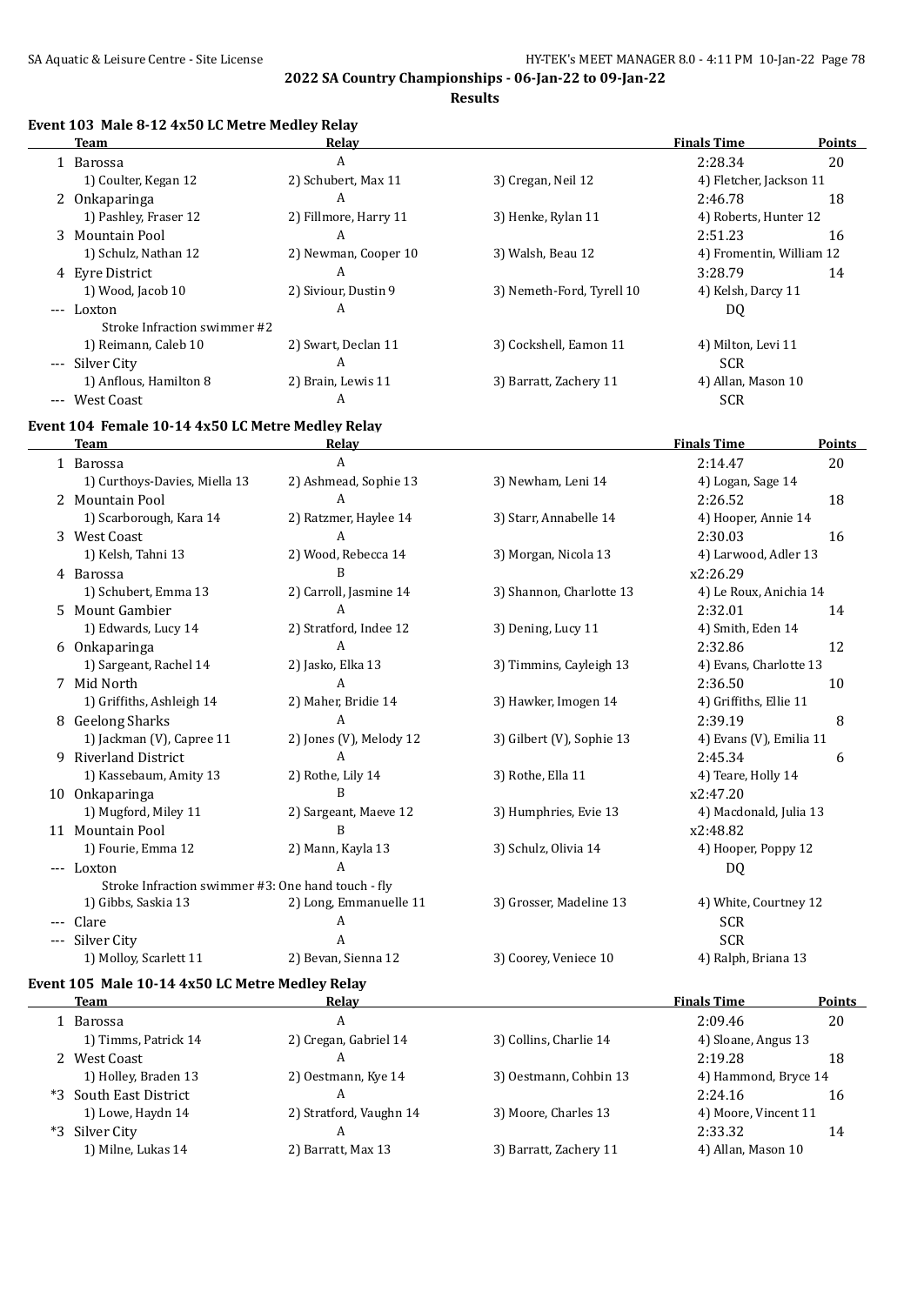**2022 SA Country Championships - 06-Jan-22 to 09-Jan-22**

**Results**

### Event 103 Male 8-12 4x50 LC Metre Medley Relay

| | Team | Relay | | Finals Time | Points |
|---|---|---|---|---|---|
| 1 | Barossa | A | | 2:28.34 | 20 |
| | 1) Coulter, Kegan 12 | 2) Schubert, Max 11 | 3) Cregan, Neil 12 | 4) Fletcher, Jackson 11 | |
| 2 | Onkaparinga | A | | 2:46.78 | 18 |
| | 1) Pashley, Fraser 12 | 2) Fillmore, Harry 11 | 3) Henke, Rylan 11 | 4) Roberts, Hunter 12 | |
| 3 | Mountain Pool | A | | 2:51.23 | 16 |
| | 1) Schulz, Nathan 12 | 2) Newman, Cooper 10 | 3) Walsh, Beau 12 | 4) Fromentin, William 12 | |
| 4 | Eyre District | A | | 3:28.79 | 14 |
| | 1) Wood, Jacob 10 | 2) Siviour, Dustin 9 | 3) Nemeth-Ford, Tyrell 10 | 4) Kelsh, Darcy 11 | |
| --- | Loxton | A | | DQ | |
| | Stroke Infraction swimmer #2 | | | | |
| | 1) Reimann, Caleb 10 | 2) Swart, Declan 11 | 3) Cockshell, Eamon 11 | 4) Milton, Levi 11 | |
| --- | Silver City | A | | SCR | |
| | 1) Anflous, Hamilton 8 | 2) Brain, Lewis 11 | 3) Barratt, Zachery 11 | 4) Allan, Mason 10 | |
| --- | West Coast | A | | SCR | |

### Event 104 Female 10-14 4x50 LC Metre Medley Relay

| | Team | Relay | | Finals Time | Points |
|---|---|---|---|---|---|
| 1 | Barossa | A | | 2:14.47 | 20 |
| | 1) Curthoys-Davies, Miella 13 | 2) Ashmead, Sophie 13 | 3) Newham, Leni 14 | 4) Logan, Sage 14 | |
| 2 | Mountain Pool | A | | 2:26.52 | 18 |
| | 1) Scarborough, Kara 14 | 2) Ratzmer, Haylee 14 | 3) Starr, Annabelle 14 | 4) Hooper, Annie 14 | |
| 3 | West Coast | A | | 2:30.03 | 16 |
| | 1) Kelsh, Tahni 13 | 2) Wood, Rebecca 14 | 3) Morgan, Nicola 13 | 4) Larwood, Adler 13 | |
| 4 | Barossa | B | | x2:26.29 | |
| | 1) Schubert, Emma 13 | 2) Carroll, Jasmine 14 | 3) Shannon, Charlotte 13 | 4) Le Roux, Anichia 14 | |
| 5 | Mount Gambier | A | | 2:32.01 | 14 |
| | 1) Edwards, Lucy 14 | 2) Stratford, Indee 12 | 3) Dening, Lucy 11 | 4) Smith, Eden 14 | |
| 6 | Onkaparinga | A | | 2:32.86 | 12 |
| | 1) Sargeant, Rachel 14 | 2) Jasko, Elka 13 | 3) Timmins, Cayleigh 13 | 4) Evans, Charlotte 13 | |
| 7 | Mid North | A | | 2:36.50 | 10 |
| | 1) Griffiths, Ashleigh 14 | 2) Maher, Bridie 14 | 3) Hawker, Imogen 14 | 4) Griffiths, Ellie 11 | |
| 8 | Geelong Sharks | A | | 2:39.19 | 8 |
| | 1) Jackman (V), Capree 11 | 2) Jones (V), Melody 12 | 3) Gilbert (V), Sophie 13 | 4) Evans (V), Emilia 11 | |
| 9 | Riverland District | A | | 2:45.34 | 6 |
| | 1) Kassebaum, Amity 13 | 2) Rothe, Lily 14 | 3) Rothe, Ella 11 | 4) Teare, Holly 14 | |
| 10 | Onkaparinga | B | | x2:47.20 | |
| | 1) Mugford, Miley 11 | 2) Sargeant, Maeve 12 | 3) Humphries, Evie 13 | 4) Macdonald, Julia 13 | |
| 11 | Mountain Pool | B | | x2:48.82 | |
| | 1) Fourie, Emma 12 | 2) Mann, Kayla 13 | 3) Schulz, Olivia 14 | 4) Hooper, Poppy 12 | |
| --- | Loxton | A | | DQ | |
| | Stroke Infraction swimmer #3: One hand touch - fly | | | | |
| | 1) Gibbs, Saskia 13 | 2) Long, Emmanuelle 11 | 3) Grosser, Madeline 13 | 4) White, Courtney 12 | |
| --- | Clare | A | | SCR | |
| --- | Silver City | A | | SCR | |
| | 1) Molloy, Scarlett 11 | 2) Bevan, Sienna 12 | 3) Coorey, Veniece 10 | 4) Ralph, Briana 13 | |

### Event 105 Male 10-14 4x50 LC Metre Medley Relay

| | Team | Relay | | Finals Time | Points |
|---|---|---|---|---|---|
| 1 | Barossa | A | | 2:09.46 | 20 |
| | 1) Timms, Patrick 14 | 2) Cregan, Gabriel 14 | 3) Collins, Charlie 14 | 4) Sloane, Angus 13 | |
| 2 | West Coast | A | | 2:19.28 | 18 |
| | 1) Holley, Braden 13 | 2) Oestmann, Kye 14 | 3) Oestmann, Cohbin 13 | 4) Hammond, Bryce 14 | |
| *3 | South East District | A | | 2:24.16 | 16 |
| | 1) Lowe, Haydn 14 | 2) Stratford, Vaughn 14 | 3) Moore, Charles 13 | 4) Moore, Vincent 11 | |
| *3 | Silver City | A | | 2:33.32 | 14 |
| | 1) Milne, Lukas 14 | 2) Barratt, Max 13 | 3) Barratt, Zachery 11 | 4) Allan, Mason 10 | |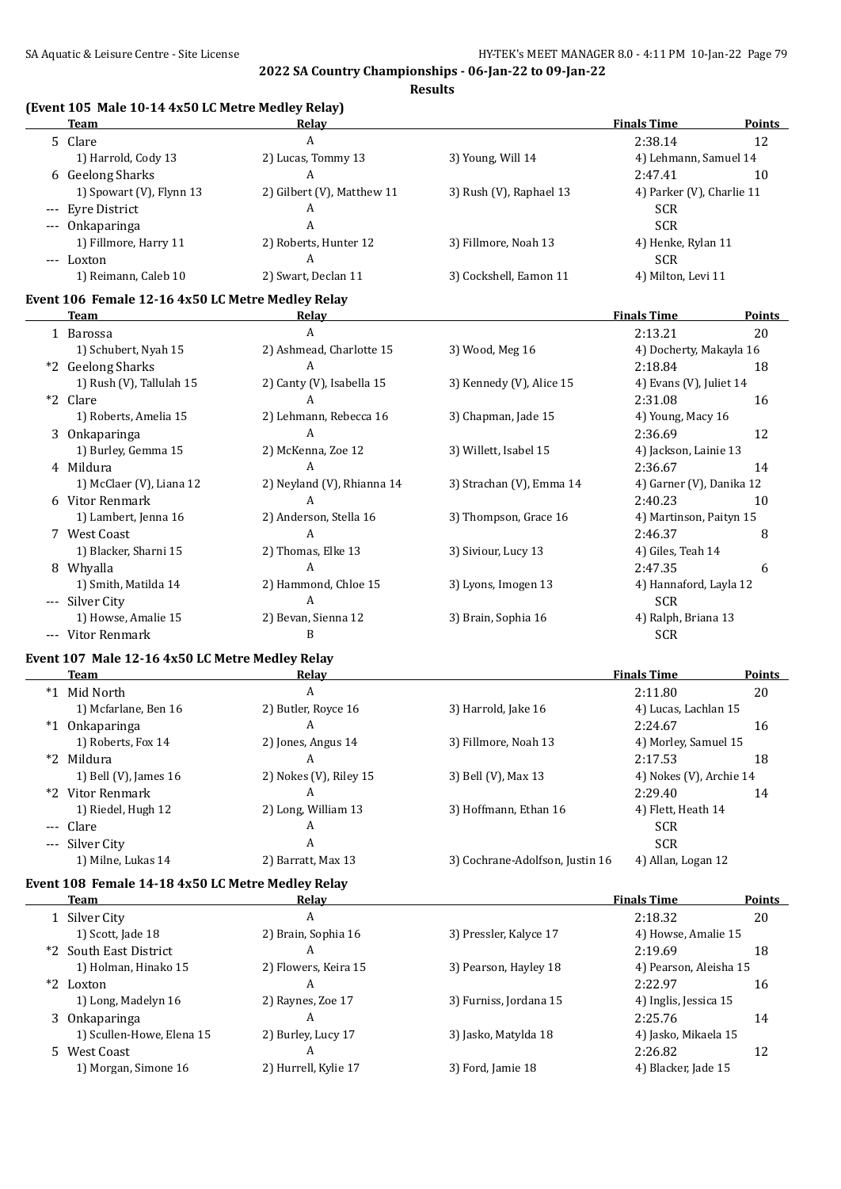**2022 SA Country Championships - 06-Jan-22 to 09-Jan-22**

**Results**

### (Event 105 Male 10-14 4x50 LC Metre Medley Relay)

| | Team | Relay | | Finals Time | Points |
|---|---|---|---|---|---|
| 5 | Clare | A | | 2:38.14 | 12 |
| | 1) Harrold, Cody 13 | 2) Lucas, Tommy 13 | 3) Young, Will 14 | 4) Lehmann, Samuel 14 | |
| 6 | Geelong Sharks | A | | 2:47.41 | 10 |
| | 1) Spowart (V), Flynn 13 | 2) Gilbert (V), Matthew 11 | 3) Rush (V), Raphael 13 | 4) Parker (V), Charlie 11 | |
| --- | Eyre District | A | | SCR | |
| --- | Onkaparinga | A | | SCR | |
| | 1) Fillmore, Harry 11 | 2) Roberts, Hunter 12 | 3) Fillmore, Noah 13 | 4) Henke, Rylan 11 | |
| --- | Loxton | A | | SCR | |
| | 1) Reimann, Caleb 10 | 2) Swart, Declan 11 | 3) Cockshell, Eamon 11 | 4) Milton, Levi 11 | |

### Event 106 Female 12-16 4x50 LC Metre Medley Relay

| | Team | Relay | | Finals Time | Points |
|---|---|---|---|---|---|
| 1 | Barossa | A | | 2:13.21 | 20 |
| | 1) Schubert, Nyah 15 | 2) Ashmead, Charlotte 15 | 3) Wood, Meg 16 | 4) Docherty, Makayla 16 | |
| *2 | Geelong Sharks | A | | 2:18.84 | 18 |
| | 1) Rush (V), Tallulah 15 | 2) Canty (V), Isabella 15 | 3) Kennedy (V), Alice 15 | 4) Evans (V), Juliet 14 | |
| *2 | Clare | A | | 2:31.08 | 16 |
| | 1) Roberts, Amelia 15 | 2) Lehmann, Rebecca 16 | 3) Chapman, Jade 15 | 4) Young, Macy 16 | |
| 3 | Onkaparinga | A | | 2:36.69 | 12 |
| | 1) Burley, Gemma 15 | 2) McKenna, Zoe 12 | 3) Willett, Isabel 15 | 4) Jackson, Lainie 13 | |
| 4 | Mildura | A | | 2:36.67 | 14 |
| | 1) McClaer (V), Liana 12 | 2) Neyland (V), Rhianna 14 | 3) Strachan (V), Emma 14 | 4) Garner (V), Danika 12 | |
| 6 | Vitor Renmark | A | | 2:40.23 | 10 |
| | 1) Lambert, Jenna 16 | 2) Anderson, Stella 16 | 3) Thompson, Grace 16 | 4) Martinson, Paityn 15 | |
| 7 | West Coast | A | | 2:46.37 | 8 |
| | 1) Blacker, Sharni 15 | 2) Thomas, Elke 13 | 3) Siviour, Lucy 13 | 4) Giles, Teah 14 | |
| 8 | Whyalla | A | | 2:47.35 | 6 |
| | 1) Smith, Matilda 14 | 2) Hammond, Chloe 15 | 3) Lyons, Imogen 13 | 4) Hannaford, Layla 12 | |
| --- | Silver City | A | | SCR | |
| | 1) Howse, Amalie 15 | 2) Bevan, Sienna 12 | 3) Brain, Sophia 16 | 4) Ralph, Briana 13 | |
| --- | Vitor Renmark | B | | SCR | |

### Event 107 Male 12-16 4x50 LC Metre Medley Relay

| | Team | Relay | | Finals Time | Points |
|---|---|---|---|---|---|
| *1 | Mid North | A | | 2:11.80 | 20 |
| | 1) Mcfarlane, Ben 16 | 2) Butler, Royce 16 | 3) Harrold, Jake 16 | 4) Lucas, Lachlan 15 | |
| *1 | Onkaparinga | A | | 2:24.67 | 16 |
| | 1) Roberts, Fox 14 | 2) Jones, Angus 14 | 3) Fillmore, Noah 13 | 4) Morley, Samuel 15 | |
| *2 | Mildura | A | | 2:17.53 | 18 |
| | 1) Bell (V), James 16 | 2) Nokes (V), Riley 15 | 3) Bell (V), Max 13 | 4) Nokes (V), Archie 14 | |
| *2 | Vitor Renmark | A | | 2:29.40 | 14 |
| | 1) Riedel, Hugh 12 | 2) Long, William 13 | 3) Hoffmann, Ethan 16 | 4) Flett, Heath 14 | |
| --- | Clare | A | | SCR | |
| --- | Silver City | A | | SCR | |
| | 1) Milne, Lukas 14 | 2) Barratt, Max 13 | 3) Cochrane-Adolfson, Justin 16 | 4) Allan, Logan 12 | |

### Event 108 Female 14-18 4x50 LC Metre Medley Relay

| | Team | Relay | | Finals Time | Points |
|---|---|---|---|---|---|
| 1 | Silver City | A | | 2:18.32 | 20 |
| | 1) Scott, Jade 18 | 2) Brain, Sophia 16 | 3) Pressler, Kalyce 17 | 4) Howse, Amalie 15 | |
| *2 | South East District | A | | 2:19.69 | 18 |
| | 1) Holman, Hinako 15 | 2) Flowers, Keira 15 | 3) Pearson, Hayley 18 | 4) Pearson, Aleisha 15 | |
| *2 | Loxton | A | | 2:22.97 | 16 |
| | 1) Long, Madelyn 16 | 2) Raynes, Zoe 17 | 3) Furniss, Jordana 15 | 4) Inglis, Jessica 15 | |
| 3 | Onkaparinga | A | | 2:25.76 | 14 |
| | 1) Scullen-Howe, Elena 15 | 2) Burley, Lucy 17 | 3) Jasko, Matylda 18 | 4) Jasko, Mikaela 15 | |
| 5 | West Coast | A | | 2:26.82 | 12 |
| | 1) Morgan, Simone 16 | 2) Hurrell, Kylie 17 | 3) Ford, Jamie 18 | 4) Blacker, Jade 15 | |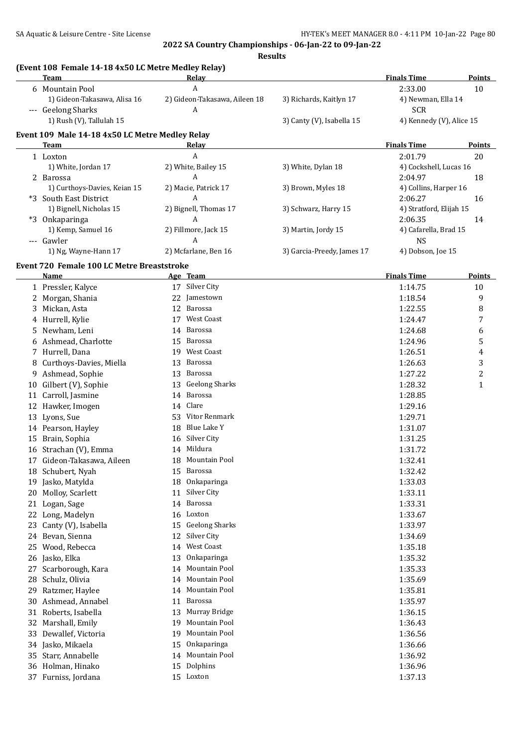**2022 SA Country Championships - 06-Jan-22 to 09-Jan-22**

**Results**

### (Event 108 Female 14-18 4x50 LC Metre Medley Relay)

| | Team | Relay | | Finals Time | Points |
|---|---|---|---|---|---|
| 6 | Mountain Pool | A | | 2:33.00 | 10 |
| | 1) Gideon-Takasawa, Alisa 16 | 2) Gideon-Takasawa, Aileen 18 | 3) Richards, Kaitlyn 17 | 4) Newman, Ella 14 | |
| --- | Geelong Sharks | A | | SCR | |
| | 1) Rush (V), Tallulah 15 | | 3) Canty (V), Isabella 15 | 4) Kennedy (V), Alice 15 | |

### Event 109 Male 14-18 4x50 LC Metre Medley Relay

| | Team | Relay | | Finals Time | Points |
|---|---|---|---|---|---|
| 1 | Loxton | A | | 2:01.79 | 20 |
| | 1) White, Jordan 17 | 2) White, Bailey 15 | 3) White, Dylan 18 | 4) Cockshell, Lucas 16 | |
| 2 | Barossa | A | | 2:04.97 | 18 |
| | 1) Curthoys-Davies, Keian 15 | 2) Macie, Patrick 17 | 3) Brown, Myles 18 | 4) Collins, Harper 16 | |
| *3 | South East District | A | | 2:06.27 | 16 |
| | 1) Bignell, Nicholas 15 | 2) Bignell, Thomas 17 | 3) Schwarz, Harry 15 | 4) Stratford, Elijah 15 | |
| *3 | Onkaparinga | A | | 2:06.35 | 14 |
| | 1) Kemp, Samuel 16 | 2) Fillmore, Jack 15 | 3) Martin, Jordy 15 | 4) Cafarella, Brad 15 | |
| --- | Gawler | A | | NS | |
| | 1) Ng, Wayne-Hann 17 | 2) Mcfarlane, Ben 16 | 3) Garcia-Preedy, James 17 | 4) Dobson, Joe 15 | |

### Event 720 Female 100 LC Metre Breaststroke

| | Name | Age | Team | Finals Time | Points |
|---|---|---|---|---|---|
| 1 | Pressler, Kalyce | 17 | Silver City | 1:14.75 | 10 |
| 2 | Morgan, Shania | 22 | Jamestown | 1:18.54 | 9 |
| 3 | Mickan, Asta | 12 | Barossa | 1:22.55 | 8 |
| 4 | Hurrell, Kylie | 17 | West Coast | 1:24.47 | 7 |
| 5 | Newham, Leni | 14 | Barossa | 1:24.68 | 6 |
| 6 | Ashmead, Charlotte | 15 | Barossa | 1:24.96 | 5 |
| 7 | Hurrell, Dana | 19 | West Coast | 1:26.51 | 4 |
| 8 | Curthoys-Davies, Miella | 13 | Barossa | 1:26.63 | 3 |
| 9 | Ashmead, Sophie | 13 | Barossa | 1:27.22 | 2 |
| 10 | Gilbert (V), Sophie | 13 | Geelong Sharks | 1:28.32 | 1 |
| 11 | Carroll, Jasmine | 14 | Barossa | 1:28.85 | |
| 12 | Hawker, Imogen | 14 | Clare | 1:29.16 | |
| 13 | Lyons, Sue | 53 | Vitor Renmark | 1:29.71 | |
| 14 | Pearson, Hayley | 18 | Blue Lake Y | 1:31.07 | |
| 15 | Brain, Sophia | 16 | Silver City | 1:31.25 | |
| 16 | Strachan (V), Emma | 14 | Mildura | 1:31.72 | |
| 17 | Gideon-Takasawa, Aileen | 18 | Mountain Pool | 1:32.41 | |
| 18 | Schubert, Nyah | 15 | Barossa | 1:32.42 | |
| 19 | Jasko, Matylda | 18 | Onkaparinga | 1:33.03 | |
| 20 | Molloy, Scarlett | 11 | Silver City | 1:33.11 | |
| 21 | Logan, Sage | 14 | Barossa | 1:33.31 | |
| 22 | Long, Madelyn | 16 | Loxton | 1:33.67 | |
| 23 | Canty (V), Isabella | 15 | Geelong Sharks | 1:33.97 | |
| 24 | Bevan, Sienna | 12 | Silver City | 1:34.69 | |
| 25 | Wood, Rebecca | 14 | West Coast | 1:35.18 | |
| 26 | Jasko, Elka | 13 | Onkaparinga | 1:35.32 | |
| 27 | Scarborough, Kara | 14 | Mountain Pool | 1:35.33 | |
| 28 | Schulz, Olivia | 14 | Mountain Pool | 1:35.69 | |
| 29 | Ratzmer, Haylee | 14 | Mountain Pool | 1:35.81 | |
| 30 | Ashmead, Annabel | 11 | Barossa | 1:35.97 | |
| 31 | Roberts, Isabella | 13 | Murray Bridge | 1:36.15 | |
| 32 | Marshall, Emily | 19 | Mountain Pool | 1:36.43 | |
| 33 | Dewallef, Victoria | 19 | Mountain Pool | 1:36.56 | |
| 34 | Jasko, Mikaela | 15 | Onkaparinga | 1:36.66 | |
| 35 | Starr, Annabelle | 14 | Mountain Pool | 1:36.92 | |
| 36 | Holman, Hinako | 15 | Dolphins | 1:36.96 | |
| 37 | Furniss, Jordana | 15 | Loxton | 1:37.13 | |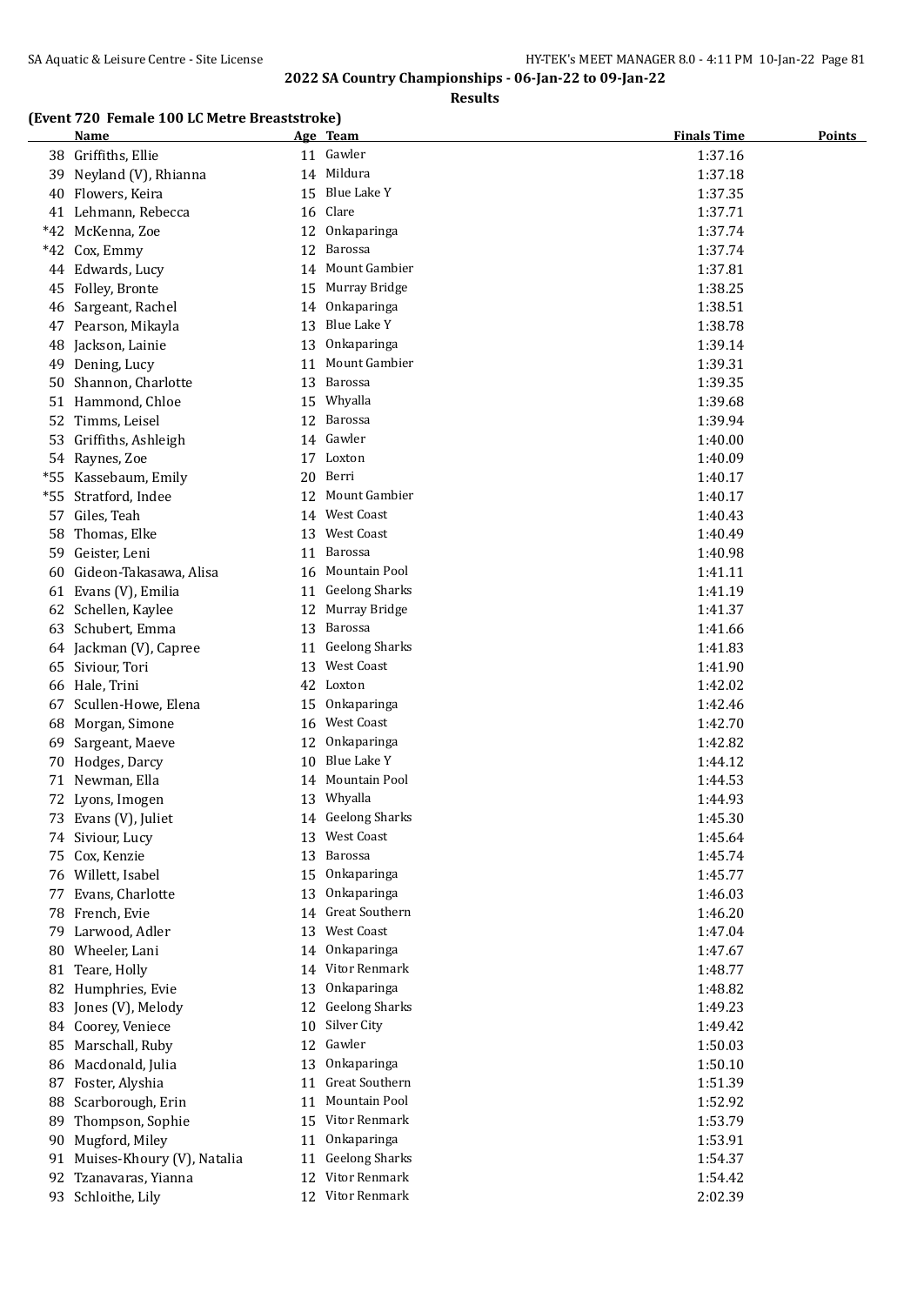## 2022 SA Country Championships - 06-Jan-22 to 09-Jan-22

**Results**

### (Event 720 Female 100 LC Metre Breaststroke)

| | Name | Age | Team | Finals Time | Points |
|---|---|---|---|---|---|
| 38 | Griffiths, Ellie | 11 | Gawler | 1:37.16 | |
| 39 | Neyland (V), Rhianna | 14 | Mildura | 1:37.18 | |
| 40 | Flowers, Keira | 15 | Blue Lake Y | 1:37.35 | |
| 41 | Lehmann, Rebecca | 16 | Clare | 1:37.71 | |
| *42 | McKenna, Zoe | 12 | Onkaparinga | 1:37.74 | |
| *42 | Cox, Emmy | 12 | Barossa | 1:37.74 | |
| 44 | Edwards, Lucy | 14 | Mount Gambier | 1:37.81 | |
| 45 | Folley, Bronte | 15 | Murray Bridge | 1:38.25 | |
| 46 | Sargeant, Rachel | 14 | Onkaparinga | 1:38.51 | |
| 47 | Pearson, Mikayla | 13 | Blue Lake Y | 1:38.78 | |
| 48 | Jackson, Lainie | 13 | Onkaparinga | 1:39.14 | |
| 49 | Dening, Lucy | 11 | Mount Gambier | 1:39.31 | |
| 50 | Shannon, Charlotte | 13 | Barossa | 1:39.35 | |
| 51 | Hammond, Chloe | 15 | Whyalla | 1:39.68 | |
| 52 | Timms, Leisel | 12 | Barossa | 1:39.94 | |
| 53 | Griffiths, Ashleigh | 14 | Gawler | 1:40.00 | |
| 54 | Raynes, Zoe | 17 | Loxton | 1:40.09 | |
| *55 | Kassebaum, Emily | 20 | Berri | 1:40.17 | |
| *55 | Stratford, Indee | 12 | Mount Gambier | 1:40.17 | |
| 57 | Giles, Teah | 14 | West Coast | 1:40.43 | |
| 58 | Thomas, Elke | 13 | West Coast | 1:40.49 | |
| 59 | Geister, Leni | 11 | Barossa | 1:40.98 | |
| 60 | Gideon-Takasawa, Alisa | 16 | Mountain Pool | 1:41.11 | |
| 61 | Evans (V), Emilia | 11 | Geelong Sharks | 1:41.19 | |
| 62 | Schellen, Kaylee | 12 | Murray Bridge | 1:41.37 | |
| 63 | Schubert, Emma | 13 | Barossa | 1:41.66 | |
| 64 | Jackman (V), Capree | 11 | Geelong Sharks | 1:41.83 | |
| 65 | Siviour, Tori | 13 | West Coast | 1:41.90 | |
| 66 | Hale, Trini | 42 | Loxton | 1:42.02 | |
| 67 | Scullen-Howe, Elena | 15 | Onkaparinga | 1:42.46 | |
| 68 | Morgan, Simone | 16 | West Coast | 1:42.70 | |
| 69 | Sargeant, Maeve | 12 | Onkaparinga | 1:42.82 | |
| 70 | Hodges, Darcy | 10 | Blue Lake Y | 1:44.12 | |
| 71 | Newman, Ella | 14 | Mountain Pool | 1:44.53 | |
| 72 | Lyons, Imogen | 13 | Whyalla | 1:44.93 | |
| 73 | Evans (V), Juliet | 14 | Geelong Sharks | 1:45.30 | |
| 74 | Siviour, Lucy | 13 | West Coast | 1:45.64 | |
| 75 | Cox, Kenzie | 13 | Barossa | 1:45.74 | |
| 76 | Willett, Isabel | 15 | Onkaparinga | 1:45.77 | |
| 77 | Evans, Charlotte | 13 | Onkaparinga | 1:46.03 | |
| 78 | French, Evie | 14 | Great Southern | 1:46.20 | |
| 79 | Larwood, Adler | 13 | West Coast | 1:47.04 | |
| 80 | Wheeler, Lani | 14 | Onkaparinga | 1:47.67 | |
| 81 | Teare, Holly | 14 | Vitor Renmark | 1:48.77 | |
| 82 | Humphries, Evie | 13 | Onkaparinga | 1:48.82 | |
| 83 | Jones (V), Melody | 12 | Geelong Sharks | 1:49.23 | |
| 84 | Coorey, Veniece | 10 | Silver City | 1:49.42 | |
| 85 | Marschall, Ruby | 12 | Gawler | 1:50.03 | |
| 86 | Macdonald, Julia | 13 | Onkaparinga | 1:50.10 | |
| 87 | Foster, Alyshia | 11 | Great Southern | 1:51.39 | |
| 88 | Scarborough, Erin | 11 | Mountain Pool | 1:52.92 | |
| 89 | Thompson, Sophie | 15 | Vitor Renmark | 1:53.79 | |
| 90 | Mugford, Miley | 11 | Onkaparinga | 1:53.91 | |
| 91 | Muises-Khoury (V), Natalia | 11 | Geelong Sharks | 1:54.37 | |
| 92 | Tzanavaras, Yianna | 12 | Vitor Renmark | 1:54.42 | |
| 93 | Schloithe, Lily | 12 | Vitor Renmark | 2:02.39 | |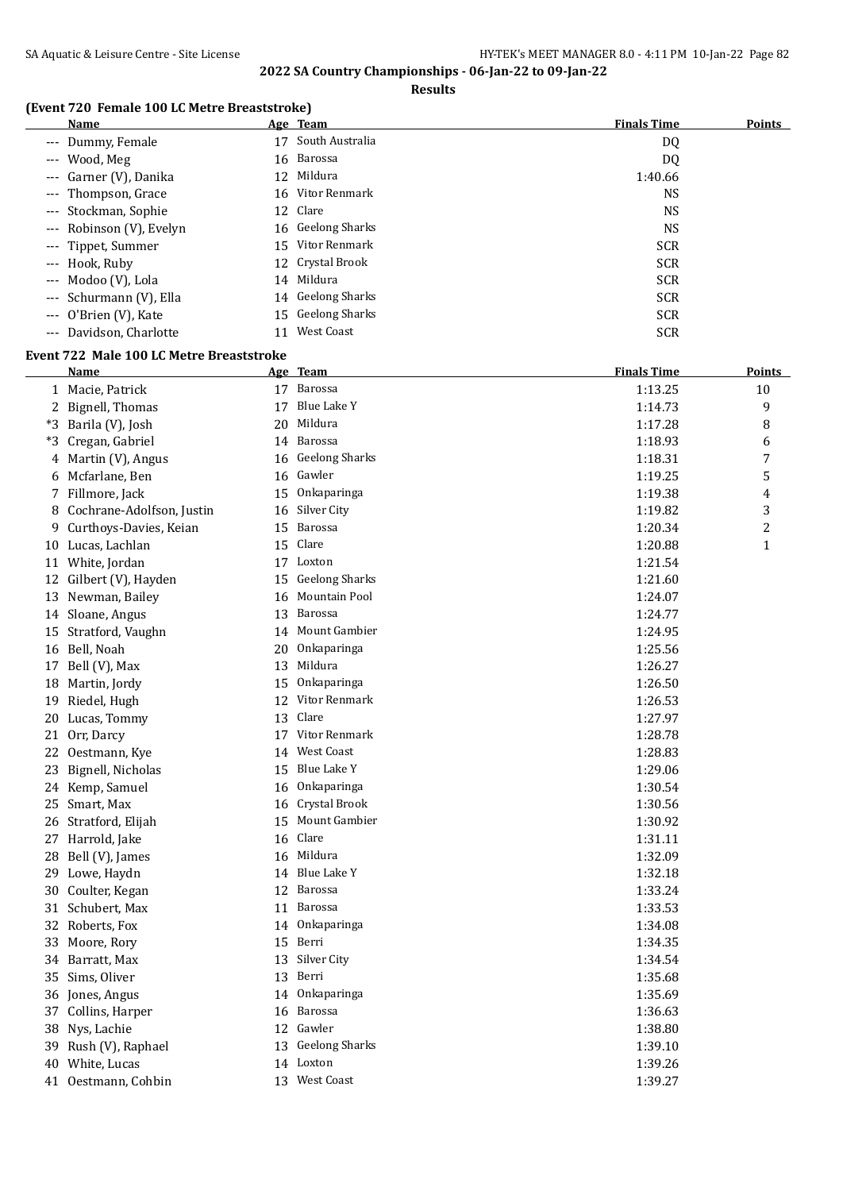## 2022 SA Country Championships - 06-Jan-22 to 09-Jan-22

### Results

### (Event 720 Female 100 LC Metre Breaststroke)

| | Name | Age | Team | Finals Time | Points |
|---|---|---|---|---|---|
| --- | Dummy, Female | 17 | South Australia | DQ | |
| --- | Wood, Meg | 16 | Barossa | DQ | |
| --- | Garner (V), Danika | 12 | Mildura | 1:40.66 | |
| --- | Thompson, Grace | 16 | Vitor Renmark | NS | |
| --- | Stockman, Sophie | 12 | Clare | NS | |
| --- | Robinson (V), Evelyn | 16 | Geelong Sharks | NS | |
| --- | Tippet, Summer | 15 | Vitor Renmark | SCR | |
| --- | Hook, Ruby | 12 | Crystal Brook | SCR | |
| --- | Modoo (V), Lola | 14 | Mildura | SCR | |
| --- | Schurmann (V), Ella | 14 | Geelong Sharks | SCR | |
| --- | O'Brien (V), Kate | 15 | Geelong Sharks | SCR | |
| --- | Davidson, Charlotte | 11 | West Coast | SCR | |

### Event 722 Male 100 LC Metre Breaststroke

| | Name | Age | Team | Finals Time | Points |
|---|---|---|---|---|---|
| 1 | Macie, Patrick | 17 | Barossa | 1:13.25 | 10 |
| 2 | Bignell, Thomas | 17 | Blue Lake Y | 1:14.73 | 9 |
| *3 | Barila (V), Josh | 20 | Mildura | 1:17.28 | 8 |
| *3 | Cregan, Gabriel | 14 | Barossa | 1:18.93 | 6 |
| 4 | Martin (V), Angus | 16 | Geelong Sharks | 1:18.31 | 7 |
| 6 | Mcfarlane, Ben | 16 | Gawler | 1:19.25 | 5 |
| 7 | Fillmore, Jack | 15 | Onkaparinga | 1:19.38 | 4 |
| 8 | Cochrane-Adolfson, Justin | 16 | Silver City | 1:19.82 | 3 |
| 9 | Curthoys-Davies, Keian | 15 | Barossa | 1:20.34 | 2 |
| 10 | Lucas, Lachlan | 15 | Clare | 1:20.88 | 1 |
| 11 | White, Jordan | 17 | Loxton | 1:21.54 | |
| 12 | Gilbert (V), Hayden | 15 | Geelong Sharks | 1:21.60 | |
| 13 | Newman, Bailey | 16 | Mountain Pool | 1:24.07 | |
| 14 | Sloane, Angus | 13 | Barossa | 1:24.77 | |
| 15 | Stratford, Vaughn | 14 | Mount Gambier | 1:24.95 | |
| 16 | Bell, Noah | 20 | Onkaparinga | 1:25.56 | |
| 17 | Bell (V), Max | 13 | Mildura | 1:26.27 | |
| 18 | Martin, Jordy | 15 | Onkaparinga | 1:26.50 | |
| 19 | Riedel, Hugh | 12 | Vitor Renmark | 1:26.53 | |
| 20 | Lucas, Tommy | 13 | Clare | 1:27.97 | |
| 21 | Orr, Darcy | 17 | Vitor Renmark | 1:28.78 | |
| 22 | Oestmann, Kye | 14 | West Coast | 1:28.83 | |
| 23 | Bignell, Nicholas | 15 | Blue Lake Y | 1:29.06 | |
| 24 | Kemp, Samuel | 16 | Onkaparinga | 1:30.54 | |
| 25 | Smart, Max | 16 | Crystal Brook | 1:30.56 | |
| 26 | Stratford, Elijah | 15 | Mount Gambier | 1:30.92 | |
| 27 | Harrold, Jake | 16 | Clare | 1:31.11 | |
| 28 | Bell (V), James | 16 | Mildura | 1:32.09 | |
| 29 | Lowe, Haydn | 14 | Blue Lake Y | 1:32.18 | |
| 30 | Coulter, Kegan | 12 | Barossa | 1:33.24 | |
| 31 | Schubert, Max | 11 | Barossa | 1:33.53 | |
| 32 | Roberts, Fox | 14 | Onkaparinga | 1:34.08 | |
| 33 | Moore, Rory | 15 | Berri | 1:34.35 | |
| 34 | Barratt, Max | 13 | Silver City | 1:34.54 | |
| 35 | Sims, Oliver | 13 | Berri | 1:35.68 | |
| 36 | Jones, Angus | 14 | Onkaparinga | 1:35.69 | |
| 37 | Collins, Harper | 16 | Barossa | 1:36.63 | |
| 38 | Nys, Lachie | 12 | Gawler | 1:38.80 | |
| 39 | Rush (V), Raphael | 13 | Geelong Sharks | 1:39.10 | |
| 40 | White, Lucas | 14 | Loxton | 1:39.26 | |
| 41 | Oestmann, Cohbin | 13 | West Coast | 1:39.27 | |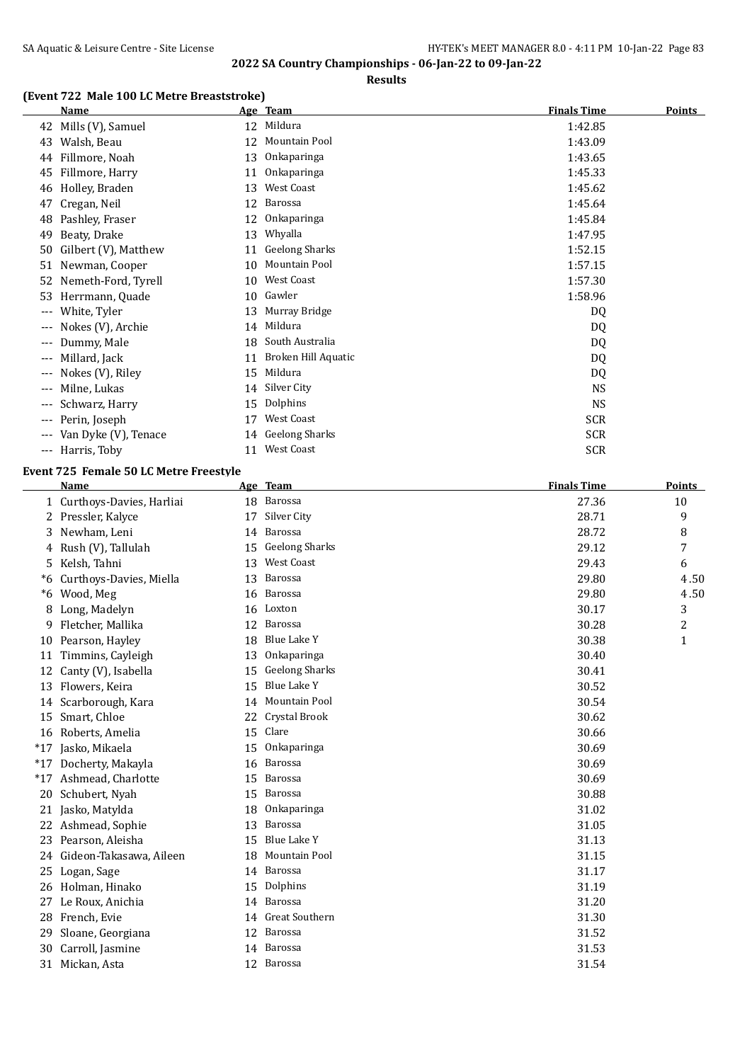**2022 SA Country Championships - 06-Jan-22 to 09-Jan-22**

**Results**

### (Event 722 Male 100 LC Metre Breaststroke)

| | Name | Age | Team | Finals Time | Points |
|---|---|---|---|---|---|
| 42 | Mills (V), Samuel | 12 | Mildura | 1:42.85 | |
| 43 | Walsh, Beau | 12 | Mountain Pool | 1:43.09 | |
| 44 | Fillmore, Noah | 13 | Onkaparinga | 1:43.65 | |
| 45 | Fillmore, Harry | 11 | Onkaparinga | 1:45.33 | |
| 46 | Holley, Braden | 13 | West Coast | 1:45.62 | |
| 47 | Cregan, Neil | 12 | Barossa | 1:45.64 | |
| 48 | Pashley, Fraser | 12 | Onkaparinga | 1:45.84 | |
| 49 | Beaty, Drake | 13 | Whyalla | 1:47.95 | |
| 50 | Gilbert (V), Matthew | 11 | Geelong Sharks | 1:52.15 | |
| 51 | Newman, Cooper | 10 | Mountain Pool | 1:57.15 | |
| 52 | Nemeth-Ford, Tyrell | 10 | West Coast | 1:57.30 | |
| 53 | Herrmann, Quade | 10 | Gawler | 1:58.96 | |
| --- | White, Tyler | 13 | Murray Bridge | DQ | |
| --- | Nokes (V), Archie | 14 | Mildura | DQ | |
| --- | Dummy, Male | 18 | South Australia | DQ | |
| --- | Millard, Jack | 11 | Broken Hill Aquatic | DQ | |
| --- | Nokes (V), Riley | 15 | Mildura | DQ | |
| --- | Milne, Lukas | 14 | Silver City | NS | |
| --- | Schwarz, Harry | 15 | Dolphins | NS | |
| --- | Perin, Joseph | 17 | West Coast | SCR | |
| --- | Van Dyke (V), Tenace | 14 | Geelong Sharks | SCR | |
| --- | Harris, Toby | 11 | West Coast | SCR | |

### Event 725 Female 50 LC Metre Freestyle

| | Name | Age | Team | Finals Time | Points |
|---|---|---|---|---|---|
| 1 | Curthoys-Davies, Harliai | 18 | Barossa | 27.36 | 10 |
| 2 | Pressler, Kalyce | 17 | Silver City | 28.71 | 9 |
| 3 | Newham, Leni | 14 | Barossa | 28.72 | 8 |
| 4 | Rush (V), Tallulah | 15 | Geelong Sharks | 29.12 | 7 |
| 5 | Kelsh, Tahni | 13 | West Coast | 29.43 | 6 |
| *6 | Curthoys-Davies, Miella | 13 | Barossa | 29.80 | 4.50 |
| *6 | Wood, Meg | 16 | Barossa | 29.80 | 4.50 |
| 8 | Long, Madelyn | 16 | Loxton | 30.17 | 3 |
| 9 | Fletcher, Mallika | 12 | Barossa | 30.28 | 2 |
| 10 | Pearson, Hayley | 18 | Blue Lake Y | 30.38 | 1 |
| 11 | Timmins, Cayleigh | 13 | Onkaparinga | 30.40 | |
| 12 | Canty (V), Isabella | 15 | Geelong Sharks | 30.41 | |
| 13 | Flowers, Keira | 15 | Blue Lake Y | 30.52 | |
| 14 | Scarborough, Kara | 14 | Mountain Pool | 30.54 | |
| 15 | Smart, Chloe | 22 | Crystal Brook | 30.62 | |
| 16 | Roberts, Amelia | 15 | Clare | 30.66 | |
| *17 | Jasko, Mikaela | 15 | Onkaparinga | 30.69 | |
| *17 | Docherty, Makayla | 16 | Barossa | 30.69 | |
| *17 | Ashmead, Charlotte | 15 | Barossa | 30.69 | |
| 20 | Schubert, Nyah | 15 | Barossa | 30.88 | |
| 21 | Jasko, Matylda | 18 | Onkaparinga | 31.02 | |
| 22 | Ashmead, Sophie | 13 | Barossa | 31.05 | |
| 23 | Pearson, Aleisha | 15 | Blue Lake Y | 31.13 | |
| 24 | Gideon-Takasawa, Aileen | 18 | Mountain Pool | 31.15 | |
| 25 | Logan, Sage | 14 | Barossa | 31.17 | |
| 26 | Holman, Hinako | 15 | Dolphins | 31.19 | |
| 27 | Le Roux, Anichia | 14 | Barossa | 31.20 | |
| 28 | French, Evie | 14 | Great Southern | 31.30 | |
| 29 | Sloane, Georgiana | 12 | Barossa | 31.52 | |
| 30 | Carroll, Jasmine | 14 | Barossa | 31.53 | |
| 31 | Mickan, Asta | 12 | Barossa | 31.54 | |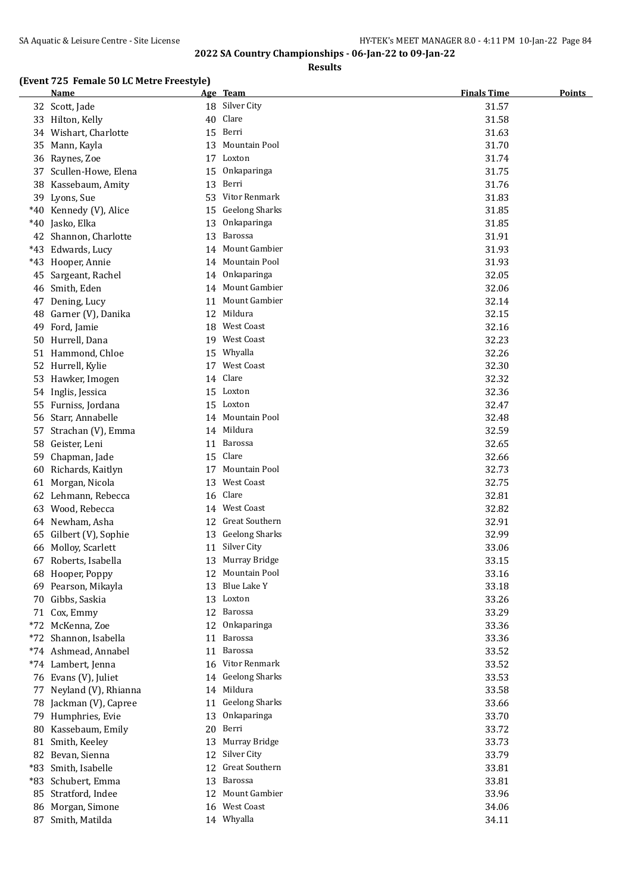## 2022 SA Country Championships - 06-Jan-22 to 09-Jan-22

### Results

#### (Event 725 Female 50 LC Metre Freestyle)

| | Name | Age | Team | Finals Time | Points |
|---|---|---|---|---|---|
| 32 | Scott, Jade | 18 | Silver City | 31.57 | |
| 33 | Hilton, Kelly | 40 | Clare | 31.58 | |
| 34 | Wishart, Charlotte | 15 | Berri | 31.63 | |
| 35 | Mann, Kayla | 13 | Mountain Pool | 31.70 | |
| 36 | Raynes, Zoe | 17 | Loxton | 31.74 | |
| 37 | Scullen-Howe, Elena | 15 | Onkaparinga | 31.75 | |
| 38 | Kassebaum, Amity | 13 | Berri | 31.76 | |
| 39 | Lyons, Sue | 53 | Vitor Renmark | 31.83 | |
| *40 | Kennedy (V), Alice | 15 | Geelong Sharks | 31.85 | |
| *40 | Jasko, Elka | 13 | Onkaparinga | 31.85 | |
| 42 | Shannon, Charlotte | 13 | Barossa | 31.91 | |
| *43 | Edwards, Lucy | 14 | Mount Gambier | 31.93 | |
| *43 | Hooper, Annie | 14 | Mountain Pool | 31.93 | |
| 45 | Sargeant, Rachel | 14 | Onkaparinga | 32.05 | |
| 46 | Smith, Eden | 14 | Mount Gambier | 32.06 | |
| 47 | Dening, Lucy | 11 | Mount Gambier | 32.14 | |
| 48 | Garner (V), Danika | 12 | Mildura | 32.15 | |
| 49 | Ford, Jamie | 18 | West Coast | 32.16 | |
| 50 | Hurrell, Dana | 19 | West Coast | 32.23 | |
| 51 | Hammond, Chloe | 15 | Whyalla | 32.26 | |
| 52 | Hurrell, Kylie | 17 | West Coast | 32.30 | |
| 53 | Hawker, Imogen | 14 | Clare | 32.32 | |
| 54 | Inglis, Jessica | 15 | Loxton | 32.36 | |
| 55 | Furniss, Jordana | 15 | Loxton | 32.47 | |
| 56 | Starr, Annabelle | 14 | Mountain Pool | 32.48 | |
| 57 | Strachan (V), Emma | 14 | Mildura | 32.59 | |
| 58 | Geister, Leni | 11 | Barossa | 32.65 | |
| 59 | Chapman, Jade | 15 | Clare | 32.66 | |
| 60 | Richards, Kaitlyn | 17 | Mountain Pool | 32.73 | |
| 61 | Morgan, Nicola | 13 | West Coast | 32.75 | |
| 62 | Lehmann, Rebecca | 16 | Clare | 32.81 | |
| 63 | Wood, Rebecca | 14 | West Coast | 32.82 | |
| 64 | Newham, Asha | 12 | Great Southern | 32.91 | |
| 65 | Gilbert (V), Sophie | 13 | Geelong Sharks | 32.99 | |
| 66 | Molloy, Scarlett | 11 | Silver City | 33.06 | |
| 67 | Roberts, Isabella | 13 | Murray Bridge | 33.15 | |
| 68 | Hooper, Poppy | 12 | Mountain Pool | 33.16 | |
| 69 | Pearson, Mikayla | 13 | Blue Lake Y | 33.18 | |
| 70 | Gibbs, Saskia | 13 | Loxton | 33.26 | |
| 71 | Cox, Emmy | 12 | Barossa | 33.29 | |
| *72 | McKenna, Zoe | 12 | Onkaparinga | 33.36 | |
| *72 | Shannon, Isabella | 11 | Barossa | 33.36 | |
| *74 | Ashmead, Annabel | 11 | Barossa | 33.52 | |
| *74 | Lambert, Jenna | 16 | Vitor Renmark | 33.52 | |
| 76 | Evans (V), Juliet | 14 | Geelong Sharks | 33.53 | |
| 77 | Neyland (V), Rhianna | 14 | Mildura | 33.58 | |
| 78 | Jackman (V), Capree | 11 | Geelong Sharks | 33.66 | |
| 79 | Humphries, Evie | 13 | Onkaparinga | 33.70 | |
| 80 | Kassebaum, Emily | 20 | Berri | 33.72 | |
| 81 | Smith, Keeley | 13 | Murray Bridge | 33.73 | |
| 82 | Bevan, Sienna | 12 | Silver City | 33.79 | |
| *83 | Smith, Isabelle | 12 | Great Southern | 33.81 | |
| *83 | Schubert, Emma | 13 | Barossa | 33.81 | |
| 85 | Stratford, Indee | 12 | Mount Gambier | 33.96 | |
| 86 | Morgan, Simone | 16 | West Coast | 34.06 | |
| 87 | Smith, Matilda | 14 | Whyalla | 34.11 | |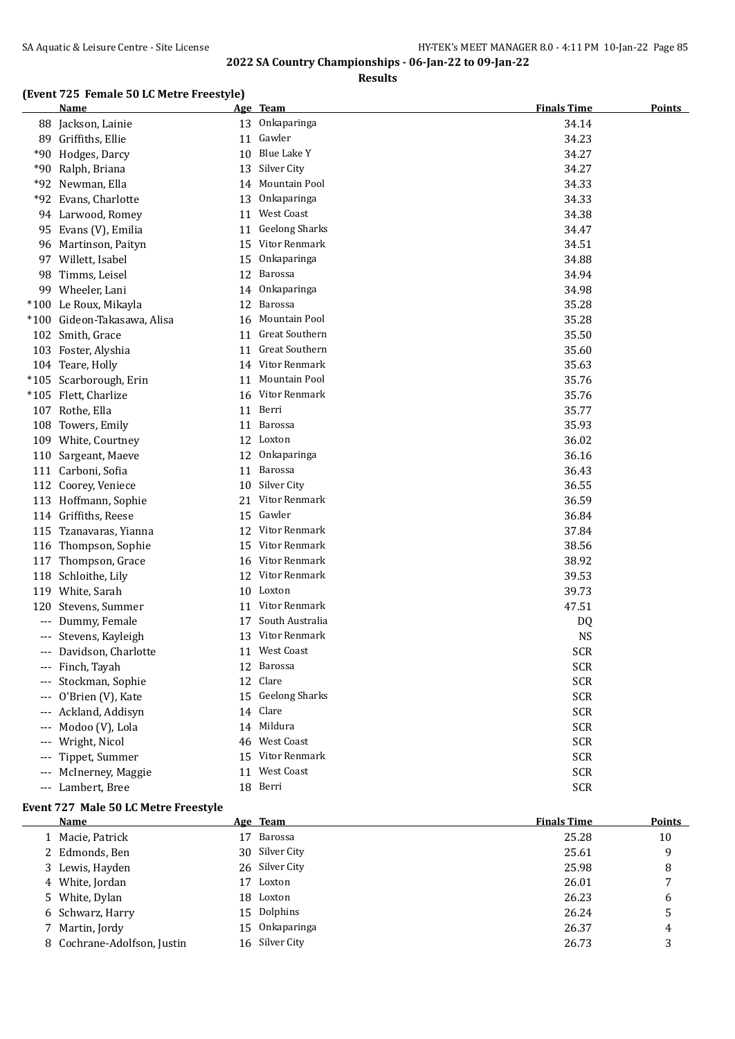## 2022 SA Country Championships - 06-Jan-22 to 09-Jan-22

**Results**

### (Event 725 Female 50 LC Metre Freestyle)

| | Name | Age | Team | Finals Time | Points |
|---|---|---|---|---|---|
| 88 | Jackson, Lainie | 13 | Onkaparinga | 34.14 | |
| 89 | Griffiths, Ellie | 11 | Gawler | 34.23 | |
| *90 | Hodges, Darcy | 10 | Blue Lake Y | 34.27 | |
| *90 | Ralph, Briana | 13 | Silver City | 34.27 | |
| *92 | Newman, Ella | 14 | Mountain Pool | 34.33 | |
| *92 | Evans, Charlotte | 13 | Onkaparinga | 34.33 | |
| 94 | Larwood, Romey | 11 | West Coast | 34.38 | |
| 95 | Evans (V), Emilia | 11 | Geelong Sharks | 34.47 | |
| 96 | Martinson, Paityn | 15 | Vitor Renmark | 34.51 | |
| 97 | Willett, Isabel | 15 | Onkaparinga | 34.88 | |
| 98 | Timms, Leisel | 12 | Barossa | 34.94 | |
| 99 | Wheeler, Lani | 14 | Onkaparinga | 34.98 | |
| *100 | Le Roux, Mikayla | 12 | Barossa | 35.28 | |
| *100 | Gideon-Takasawa, Alisa | 16 | Mountain Pool | 35.28 | |
| 102 | Smith, Grace | 11 | Great Southern | 35.50 | |
| 103 | Foster, Alyshia | 11 | Great Southern | 35.60 | |
| 104 | Teare, Holly | 14 | Vitor Renmark | 35.63 | |
| *105 | Scarborough, Erin | 11 | Mountain Pool | 35.76 | |
| *105 | Flett, Charlize | 16 | Vitor Renmark | 35.76 | |
| 107 | Rothe, Ella | 11 | Berri | 35.77 | |
| 108 | Towers, Emily | 11 | Barossa | 35.93 | |
| 109 | White, Courtney | 12 | Loxton | 36.02 | |
| 110 | Sargeant, Maeve | 12 | Onkaparinga | 36.16 | |
| 111 | Carboni, Sofia | 11 | Barossa | 36.43 | |
| 112 | Coorey, Veniece | 10 | Silver City | 36.55 | |
| 113 | Hoffmann, Sophie | 21 | Vitor Renmark | 36.59 | |
| 114 | Griffiths, Reese | 15 | Gawler | 36.84 | |
| 115 | Tzanavaras, Yianna | 12 | Vitor Renmark | 37.84 | |
| 116 | Thompson, Sophie | 15 | Vitor Renmark | 38.56 | |
| 117 | Thompson, Grace | 16 | Vitor Renmark | 38.92 | |
| 118 | Schloithe, Lily | 12 | Vitor Renmark | 39.53 | |
| 119 | White, Sarah | 10 | Loxton | 39.73 | |
| 120 | Stevens, Summer | 11 | Vitor Renmark | 47.51 | |
| --- | Dummy, Female | 17 | South Australia | DQ | |
| --- | Stevens, Kayleigh | 13 | Vitor Renmark | NS | |
| --- | Davidson, Charlotte | 11 | West Coast | SCR | |
| --- | Finch, Tayah | 12 | Barossa | SCR | |
| --- | Stockman, Sophie | 12 | Clare | SCR | |
| --- | O'Brien (V), Kate | 15 | Geelong Sharks | SCR | |
| --- | Ackland, Addisyn | 14 | Clare | SCR | |
| --- | Modoo (V), Lola | 14 | Mildura | SCR | |
| --- | Wright, Nicol | 46 | West Coast | SCR | |
| --- | Tippet, Summer | 15 | Vitor Renmark | SCR | |
| --- | McInerney, Maggie | 11 | West Coast | SCR | |
| --- | Lambert, Bree | 18 | Berri | SCR | |

### Event 727 Male 50 LC Metre Freestyle

| | Name | Age | Team | Finals Time | Points |
|---|---|---|---|---|---|
| 1 | Macie, Patrick | 17 | Barossa | 25.28 | 10 |
| 2 | Edmonds, Ben | 30 | Silver City | 25.61 | 9 |
| 3 | Lewis, Hayden | 26 | Silver City | 25.98 | 8 |
| 4 | White, Jordan | 17 | Loxton | 26.01 | 7 |
| 5 | White, Dylan | 18 | Loxton | 26.23 | 6 |
| 6 | Schwarz, Harry | 15 | Dolphins | 26.24 | 5 |
| 7 | Martin, Jordy | 15 | Onkaparinga | 26.37 | 4 |
| 8 | Cochrane-Adolfson, Justin | 16 | Silver City | 26.73 | 3 |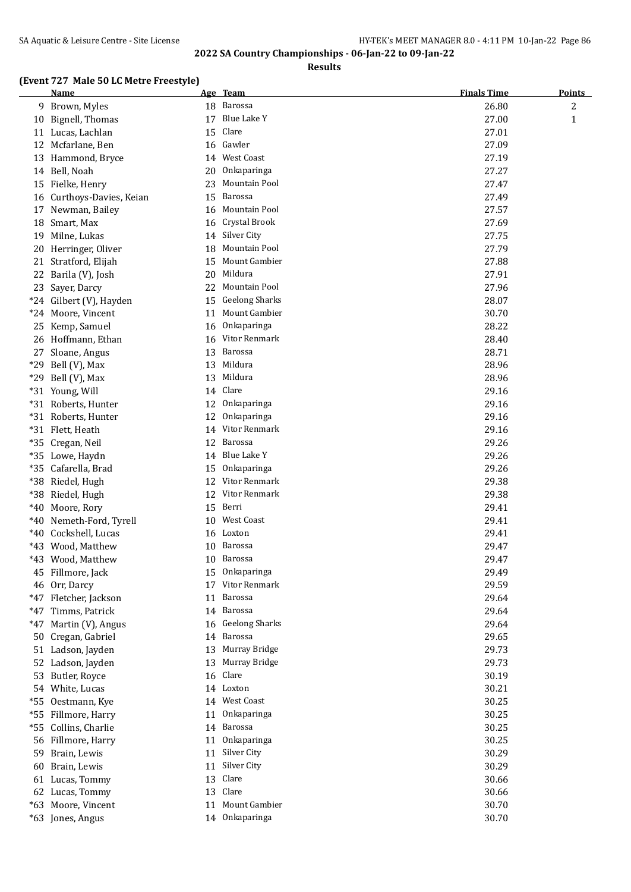## 2022 SA Country Championships - 06-Jan-22 to 09-Jan-22

### Results

#### (Event 727 Male 50 LC Metre Freestyle)

| | Name | Age | Team | Finals Time | Points |
|---|---|---|---|---|---|
| 9 | Brown, Myles | 18 | Barossa | 26.80 | 2 |
| 10 | Bignell, Thomas | 17 | Blue Lake Y | 27.00 | 1 |
| 11 | Lucas, Lachlan | 15 | Clare | 27.01 | |
| 12 | Mcfarlane, Ben | 16 | Gawler | 27.09 | |
| 13 | Hammond, Bryce | 14 | West Coast | 27.19 | |
| 14 | Bell, Noah | 20 | Onkaparinga | 27.27 | |
| 15 | Fielke, Henry | 23 | Mountain Pool | 27.47 | |
| 16 | Curthoys-Davies, Keian | 15 | Barossa | 27.49 | |
| 17 | Newman, Bailey | 16 | Mountain Pool | 27.57 | |
| 18 | Smart, Max | 16 | Crystal Brook | 27.69 | |
| 19 | Milne, Lukas | 14 | Silver City | 27.75 | |
| 20 | Herringer, Oliver | 18 | Mountain Pool | 27.79 | |
| 21 | Stratford, Elijah | 15 | Mount Gambier | 27.88 | |
| 22 | Barila (V), Josh | 20 | Mildura | 27.91 | |
| 23 | Sayer, Darcy | 22 | Mountain Pool | 27.96 | |
| *24 | Gilbert (V), Hayden | 15 | Geelong Sharks | 28.07 | |
| *24 | Moore, Vincent | 11 | Mount Gambier | 30.70 | |
| 25 | Kemp, Samuel | 16 | Onkaparinga | 28.22 | |
| 26 | Hoffmann, Ethan | 16 | Vitor Renmark | 28.40 | |
| 27 | Sloane, Angus | 13 | Barossa | 28.71 | |
| *29 | Bell (V), Max | 13 | Mildura | 28.96 | |
| *29 | Bell (V), Max | 13 | Mildura | 28.96 | |
| *31 | Young, Will | 14 | Clare | 29.16 | |
| *31 | Roberts, Hunter | 12 | Onkaparinga | 29.16 | |
| *31 | Roberts, Hunter | 12 | Onkaparinga | 29.16 | |
| *31 | Flett, Heath | 14 | Vitor Renmark | 29.16 | |
| *35 | Cregan, Neil | 12 | Barossa | 29.26 | |
| *35 | Lowe, Haydn | 14 | Blue Lake Y | 29.26 | |
| *35 | Cafarella, Brad | 15 | Onkaparinga | 29.26 | |
| *38 | Riedel, Hugh | 12 | Vitor Renmark | 29.38 | |
| *38 | Riedel, Hugh | 12 | Vitor Renmark | 29.38 | |
| *40 | Moore, Rory | 15 | Berri | 29.41 | |
| *40 | Nemeth-Ford, Tyrell | 10 | West Coast | 29.41 | |
| *40 | Cockshell, Lucas | 16 | Loxton | 29.41 | |
| *43 | Wood, Matthew | 10 | Barossa | 29.47 | |
| *43 | Wood, Matthew | 10 | Barossa | 29.47 | |
| 45 | Fillmore, Jack | 15 | Onkaparinga | 29.49 | |
| 46 | Orr, Darcy | 17 | Vitor Renmark | 29.59 | |
| *47 | Fletcher, Jackson | 11 | Barossa | 29.64 | |
| *47 | Timms, Patrick | 14 | Barossa | 29.64 | |
| *47 | Martin (V), Angus | 16 | Geelong Sharks | 29.64 | |
| 50 | Cregan, Gabriel | 14 | Barossa | 29.65 | |
| 51 | Ladson, Jayden | 13 | Murray Bridge | 29.73 | |
| 52 | Ladson, Jayden | 13 | Murray Bridge | 29.73 | |
| 53 | Butler, Royce | 16 | Clare | 30.19 | |
| 54 | White, Lucas | 14 | Loxton | 30.21 | |
| *55 | Oestmann, Kye | 14 | West Coast | 30.25 | |
| *55 | Fillmore, Harry | 11 | Onkaparinga | 30.25 | |
| *55 | Collins, Charlie | 14 | Barossa | 30.25 | |
| 56 | Fillmore, Harry | 11 | Onkaparinga | 30.25 | |
| 59 | Brain, Lewis | 11 | Silver City | 30.29 | |
| 60 | Brain, Lewis | 11 | Silver City | 30.29 | |
| 61 | Lucas, Tommy | 13 | Clare | 30.66 | |
| 62 | Lucas, Tommy | 13 | Clare | 30.66 | |
| *63 | Moore, Vincent | 11 | Mount Gambier | 30.70 | |
| *63 | Jones, Angus | 14 | Onkaparinga | 30.70 | |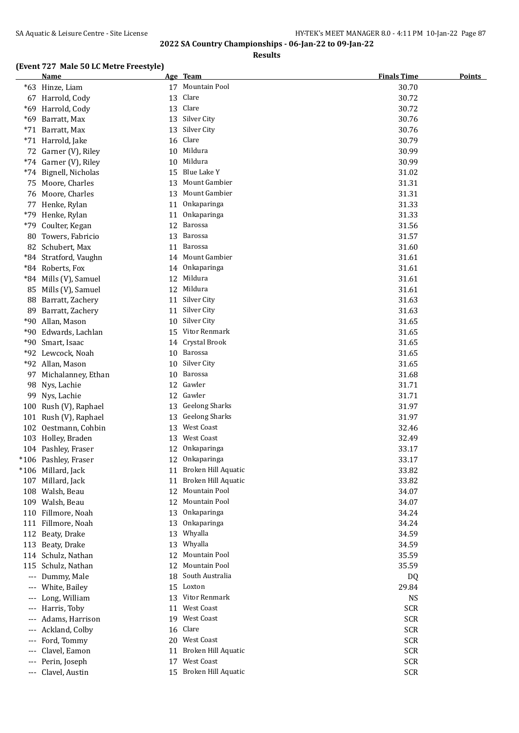**2022 SA Country Championships - 06-Jan-22 to 09-Jan-22**

**Results**

### (Event 727 Male 50 LC Metre Freestyle)

| | Name | Age | Team | Finals Time | Points |
|---|---|---|---|---|---|
| *63 | Hinze, Liam | 17 | Mountain Pool | 30.70 | |
| 67 | Harrold, Cody | 13 | Clare | 30.72 | |
| *69 | Harrold, Cody | 13 | Clare | 30.72 | |
| *69 | Barratt, Max | 13 | Silver City | 30.76 | |
| *71 | Barratt, Max | 13 | Silver City | 30.76 | |
| *71 | Harrold, Jake | 16 | Clare | 30.79 | |
| 72 | Garner (V), Riley | 10 | Mildura | 30.99 | |
| *74 | Garner (V), Riley | 10 | Mildura | 30.99 | |
| *74 | Bignell, Nicholas | 15 | Blue Lake Y | 31.02 | |
| 75 | Moore, Charles | 13 | Mount Gambier | 31.31 | |
| 76 | Moore, Charles | 13 | Mount Gambier | 31.31 | |
| 77 | Henke, Rylan | 11 | Onkaparinga | 31.33 | |
| *79 | Henke, Rylan | 11 | Onkaparinga | 31.33 | |
| *79 | Coulter, Kegan | 12 | Barossa | 31.56 | |
| 80 | Towers, Fabricio | 13 | Barossa | 31.57 | |
| 82 | Schubert, Max | 11 | Barossa | 31.60 | |
| *84 | Stratford, Vaughn | 14 | Mount Gambier | 31.61 | |
| *84 | Roberts, Fox | 14 | Onkaparinga | 31.61 | |
| *84 | Mills (V), Samuel | 12 | Mildura | 31.61 | |
| 85 | Mills (V), Samuel | 12 | Mildura | 31.61 | |
| 88 | Barratt, Zachery | 11 | Silver City | 31.63 | |
| 89 | Barratt, Zachery | 11 | Silver City | 31.63 | |
| *90 | Allan, Mason | 10 | Silver City | 31.65 | |
| *90 | Edwards, Lachlan | 15 | Vitor Renmark | 31.65 | |
| *90 | Smart, Isaac | 14 | Crystal Brook | 31.65 | |
| *92 | Lewcock, Noah | 10 | Barossa | 31.65 | |
| *92 | Allan, Mason | 10 | Silver City | 31.65 | |
| 97 | Michalanney, Ethan | 10 | Barossa | 31.68 | |
| 98 | Nys, Lachie | 12 | Gawler | 31.71 | |
| 99 | Nys, Lachie | 12 | Gawler | 31.71 | |
| 100 | Rush (V), Raphael | 13 | Geelong Sharks | 31.97 | |
| 101 | Rush (V), Raphael | 13 | Geelong Sharks | 31.97 | |
| 102 | Oestmann, Cohbin | 13 | West Coast | 32.46 | |
| 103 | Holley, Braden | 13 | West Coast | 32.49 | |
| 104 | Pashley, Fraser | 12 | Onkaparinga | 33.17 | |
| *106 | Pashley, Fraser | 12 | Onkaparinga | 33.17 | |
| *106 | Millard, Jack | 11 | Broken Hill Aquatic | 33.82 | |
| 107 | Millard, Jack | 11 | Broken Hill Aquatic | 33.82 | |
| 108 | Walsh, Beau | 12 | Mountain Pool | 34.07 | |
| 109 | Walsh, Beau | 12 | Mountain Pool | 34.07 | |
| 110 | Fillmore, Noah | 13 | Onkaparinga | 34.24 | |
| 111 | Fillmore, Noah | 13 | Onkaparinga | 34.24 | |
| 112 | Beaty, Drake | 13 | Whyalla | 34.59 | |
| 113 | Beaty, Drake | 13 | Whyalla | 34.59 | |
| 114 | Schulz, Nathan | 12 | Mountain Pool | 35.59 | |
| 115 | Schulz, Nathan | 12 | Mountain Pool | 35.59 | |
| --- | Dummy, Male | 18 | South Australia | DQ | |
| --- | White, Bailey | 15 | Loxton | 29.84 | |
| --- | Long, William | 13 | Vitor Renmark | NS | |
| --- | Harris, Toby | 11 | West Coast | SCR | |
| --- | Adams, Harrison | 19 | West Coast | SCR | |
| --- | Ackland, Colby | 16 | Clare | SCR | |
| --- | Ford, Tommy | 20 | West Coast | SCR | |
| --- | Clavel, Eamon | 11 | Broken Hill Aquatic | SCR | |
| --- | Perin, Joseph | 17 | West Coast | SCR | |
| --- | Clavel, Austin | 15 | Broken Hill Aquatic | SCR | |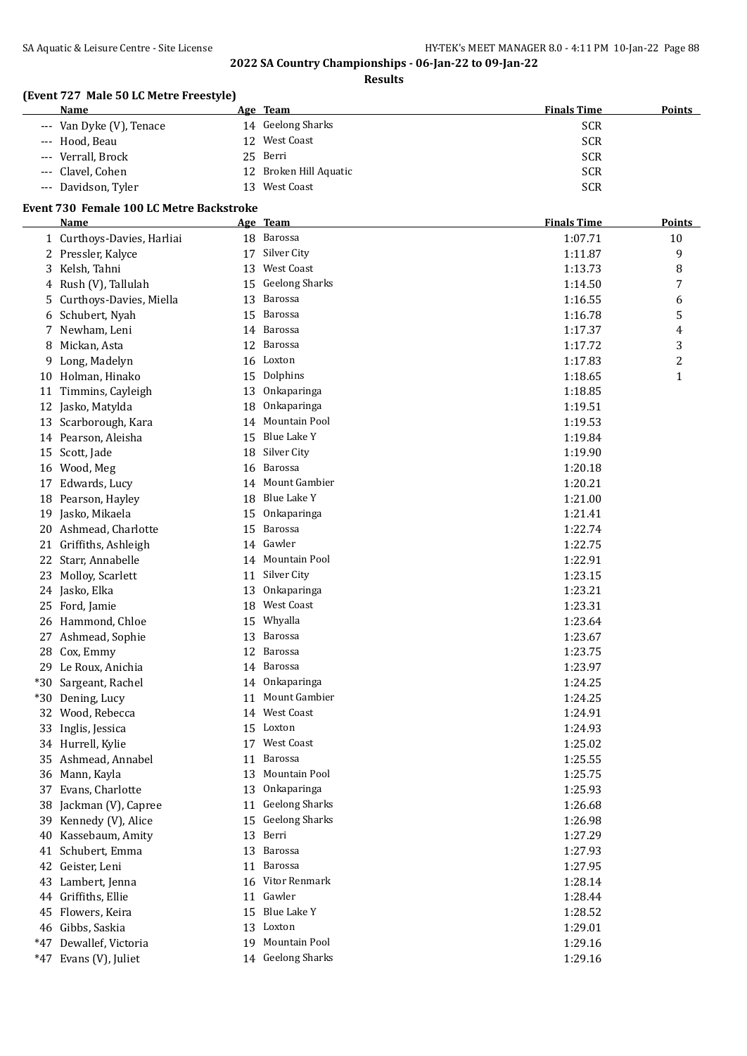**2022 SA Country Championships - 06-Jan-22 to 09-Jan-22**

**Results**

### (Event 727 Male 50 LC Metre Freestyle)

| | Name | Age | Team | Finals Time | Points |
|---|---|---|---|---|---|
| --- | Van Dyke (V), Tenace | 14 | Geelong Sharks | SCR | |
| --- | Hood, Beau | 12 | West Coast | SCR | |
| --- | Verrall, Brock | 25 | Berri | SCR | |
| --- | Clavel, Cohen | 12 | Broken Hill Aquatic | SCR | |
| --- | Davidson, Tyler | 13 | West Coast | SCR | |

### Event 730 Female 100 LC Metre Backstroke

| | Name | Age | Team | Finals Time | Points |
|---|---|---|---|---|---|
| 1 | Curthoys-Davies, Harliai | 18 | Barossa | 1:07.71 | 10 |
| 2 | Pressler, Kalyce | 17 | Silver City | 1:11.87 | 9 |
| 3 | Kelsh, Tahni | 13 | West Coast | 1:13.73 | 8 |
| 4 | Rush (V), Tallulah | 15 | Geelong Sharks | 1:14.50 | 7 |
| 5 | Curthoys-Davies, Miella | 13 | Barossa | 1:16.55 | 6 |
| 6 | Schubert, Nyah | 15 | Barossa | 1:16.78 | 5 |
| 7 | Newham, Leni | 14 | Barossa | 1:17.37 | 4 |
| 8 | Mickan, Asta | 12 | Barossa | 1:17.72 | 3 |
| 9 | Long, Madelyn | 16 | Loxton | 1:17.83 | 2 |
| 10 | Holman, Hinako | 15 | Dolphins | 1:18.65 | 1 |
| 11 | Timmins, Cayleigh | 13 | Onkaparinga | 1:18.85 | |
| 12 | Jasko, Matylda | 18 | Onkaparinga | 1:19.51 | |
| 13 | Scarborough, Kara | 14 | Mountain Pool | 1:19.53 | |
| 14 | Pearson, Aleisha | 15 | Blue Lake Y | 1:19.84 | |
| 15 | Scott, Jade | 18 | Silver City | 1:19.90 | |
| 16 | Wood, Meg | 16 | Barossa | 1:20.18 | |
| 17 | Edwards, Lucy | 14 | Mount Gambier | 1:20.21 | |
| 18 | Pearson, Hayley | 18 | Blue Lake Y | 1:21.00 | |
| 19 | Jasko, Mikaela | 15 | Onkaparinga | 1:21.41 | |
| 20 | Ashmead, Charlotte | 15 | Barossa | 1:22.74 | |
| 21 | Griffiths, Ashleigh | 14 | Gawler | 1:22.75 | |
| 22 | Starr, Annabelle | 14 | Mountain Pool | 1:22.91 | |
| 23 | Molloy, Scarlett | 11 | Silver City | 1:23.15 | |
| 24 | Jasko, Elka | 13 | Onkaparinga | 1:23.21 | |
| 25 | Ford, Jamie | 18 | West Coast | 1:23.31 | |
| 26 | Hammond, Chloe | 15 | Whyalla | 1:23.64 | |
| 27 | Ashmead, Sophie | 13 | Barossa | 1:23.67 | |
| 28 | Cox, Emmy | 12 | Barossa | 1:23.75 | |
| 29 | Le Roux, Anichia | 14 | Barossa | 1:23.97 | |
| *30 | Sargeant, Rachel | 14 | Onkaparinga | 1:24.25 | |
| *30 | Dening, Lucy | 11 | Mount Gambier | 1:24.25 | |
| 32 | Wood, Rebecca | 14 | West Coast | 1:24.91 | |
| 33 | Inglis, Jessica | 15 | Loxton | 1:24.93 | |
| 34 | Hurrell, Kylie | 17 | West Coast | 1:25.02 | |
| 35 | Ashmead, Annabel | 11 | Barossa | 1:25.55 | |
| 36 | Mann, Kayla | 13 | Mountain Pool | 1:25.75 | |
| 37 | Evans, Charlotte | 13 | Onkaparinga | 1:25.93 | |
| 38 | Jackman (V), Capree | 11 | Geelong Sharks | 1:26.68 | |
| 39 | Kennedy (V), Alice | 15 | Geelong Sharks | 1:26.98 | |
| 40 | Kassebaum, Amity | 13 | Berri | 1:27.29 | |
| 41 | Schubert, Emma | 13 | Barossa | 1:27.93 | |
| 42 | Geister, Leni | 11 | Barossa | 1:27.95 | |
| 43 | Lambert, Jenna | 16 | Vitor Renmark | 1:28.14 | |
| 44 | Griffiths, Ellie | 11 | Gawler | 1:28.44 | |
| 45 | Flowers, Keira | 15 | Blue Lake Y | 1:28.52 | |
| 46 | Gibbs, Saskia | 13 | Loxton | 1:29.01 | |
| *47 | Dewallef, Victoria | 19 | Mountain Pool | 1:29.16 | |
| *47 | Evans (V), Juliet | 14 | Geelong Sharks | 1:29.16 | |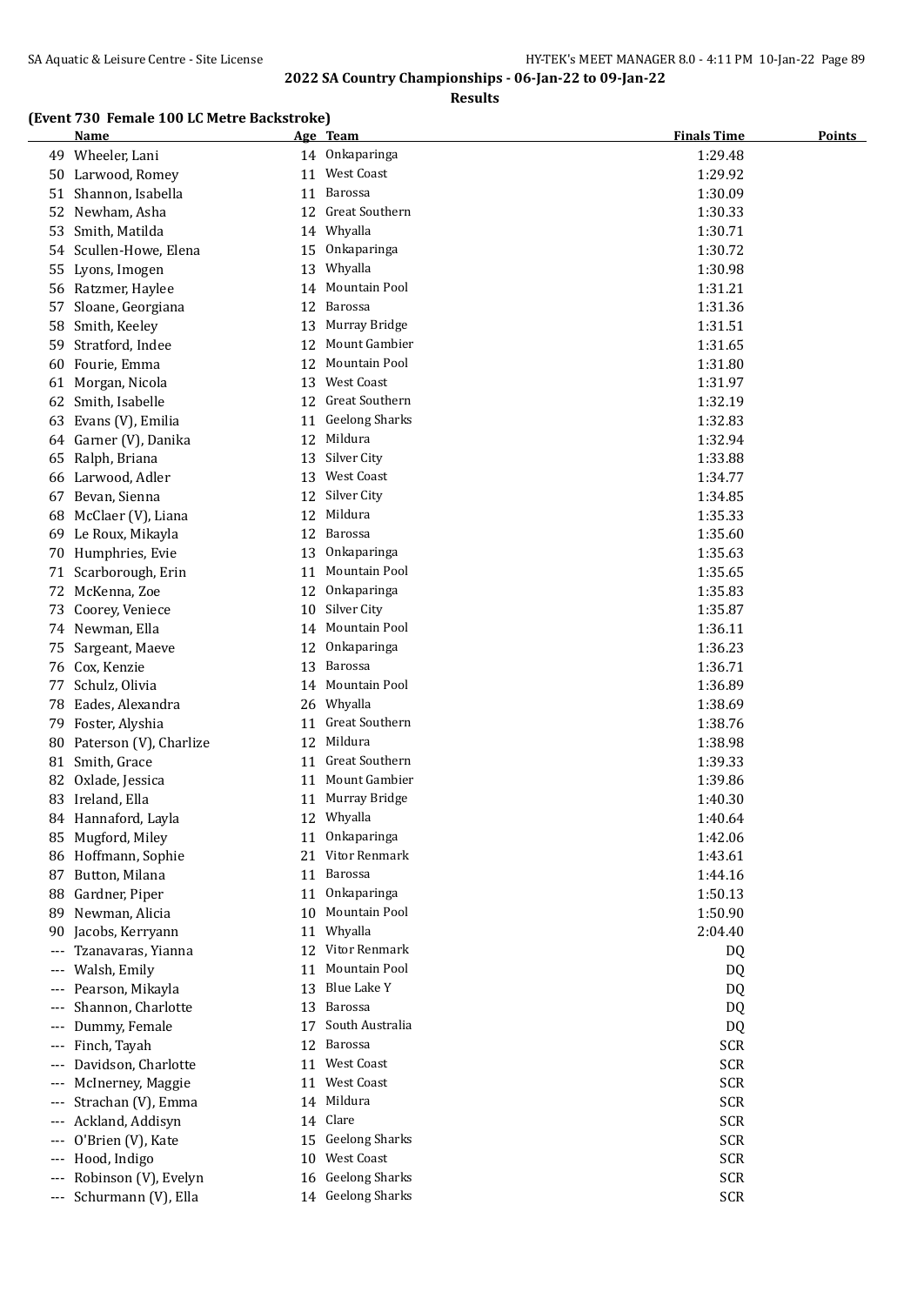**2022 SA Country Championships - 06-Jan-22 to 09-Jan-22**

**Results**

### (Event 730 Female 100 LC Metre Backstroke)

| | Name | Age | Team | Finals Time | Points |
|---|---|---|---|---|---|
| 49 | Wheeler, Lani | 14 | Onkaparinga | 1:29.48 | |
| 50 | Larwood, Romey | 11 | West Coast | 1:29.92 | |
| 51 | Shannon, Isabella | 11 | Barossa | 1:30.09 | |
| 52 | Newham, Asha | 12 | Great Southern | 1:30.33 | |
| 53 | Smith, Matilda | 14 | Whyalla | 1:30.71 | |
| 54 | Scullen-Howe, Elena | 15 | Onkaparinga | 1:30.72 | |
| 55 | Lyons, Imogen | 13 | Whyalla | 1:30.98 | |
| 56 | Ratzmer, Haylee | 14 | Mountain Pool | 1:31.21 | |
| 57 | Sloane, Georgiana | 12 | Barossa | 1:31.36 | |
| 58 | Smith, Keeley | 13 | Murray Bridge | 1:31.51 | |
| 59 | Stratford, Indee | 12 | Mount Gambier | 1:31.65 | |
| 60 | Fourie, Emma | 12 | Mountain Pool | 1:31.80 | |
| 61 | Morgan, Nicola | 13 | West Coast | 1:31.97 | |
| 62 | Smith, Isabelle | 12 | Great Southern | 1:32.19 | |
| 63 | Evans (V), Emilia | 11 | Geelong Sharks | 1:32.83 | |
| 64 | Garner (V), Danika | 12 | Mildura | 1:32.94 | |
| 65 | Ralph, Briana | 13 | Silver City | 1:33.88 | |
| 66 | Larwood, Adler | 13 | West Coast | 1:34.77 | |
| 67 | Bevan, Sienna | 12 | Silver City | 1:34.85 | |
| 68 | McClaer (V), Liana | 12 | Mildura | 1:35.33 | |
| 69 | Le Roux, Mikayla | 12 | Barossa | 1:35.60 | |
| 70 | Humphries, Evie | 13 | Onkaparinga | 1:35.63 | |
| 71 | Scarborough, Erin | 11 | Mountain Pool | 1:35.65 | |
| 72 | McKenna, Zoe | 12 | Onkaparinga | 1:35.83 | |
| 73 | Coorey, Veniece | 10 | Silver City | 1:35.87 | |
| 74 | Newman, Ella | 14 | Mountain Pool | 1:36.11 | |
| 75 | Sargeant, Maeve | 12 | Onkaparinga | 1:36.23 | |
| 76 | Cox, Kenzie | 13 | Barossa | 1:36.71 | |
| 77 | Schulz, Olivia | 14 | Mountain Pool | 1:36.89 | |
| 78 | Eades, Alexandra | 26 | Whyalla | 1:38.69 | |
| 79 | Foster, Alyshia | 11 | Great Southern | 1:38.76 | |
| 80 | Paterson (V), Charlize | 12 | Mildura | 1:38.98 | |
| 81 | Smith, Grace | 11 | Great Southern | 1:39.33 | |
| 82 | Oxlade, Jessica | 11 | Mount Gambier | 1:39.86 | |
| 83 | Ireland, Ella | 11 | Murray Bridge | 1:40.30 | |
| 84 | Hannaford, Layla | 12 | Whyalla | 1:40.64 | |
| 85 | Mugford, Miley | 11 | Onkaparinga | 1:42.06 | |
| 86 | Hoffmann, Sophie | 21 | Vitor Renmark | 1:43.61 | |
| 87 | Button, Milana | 11 | Barossa | 1:44.16 | |
| 88 | Gardner, Piper | 11 | Onkaparinga | 1:50.13 | |
| 89 | Newman, Alicia | 10 | Mountain Pool | 1:50.90 | |
| 90 | Jacobs, Kerryann | 11 | Whyalla | 2:04.40 | |
| --- | Tzanavaras, Yianna | 12 | Vitor Renmark | DQ | |
| --- | Walsh, Emily | 11 | Mountain Pool | DQ | |
| --- | Pearson, Mikayla | 13 | Blue Lake Y | DQ | |
| --- | Shannon, Charlotte | 13 | Barossa | DQ | |
| --- | Dummy, Female | 17 | South Australia | DQ | |
| --- | Finch, Tayah | 12 | Barossa | SCR | |
| --- | Davidson, Charlotte | 11 | West Coast | SCR | |
| --- | McInerney, Maggie | 11 | West Coast | SCR | |
| --- | Strachan (V), Emma | 14 | Mildura | SCR | |
| --- | Ackland, Addisyn | 14 | Clare | SCR | |
| --- | O'Brien (V), Kate | 15 | Geelong Sharks | SCR | |
| --- | Hood, Indigo | 10 | West Coast | SCR | |
| --- | Robinson (V), Evelyn | 16 | Geelong Sharks | SCR | |
| --- | Schurmann (V), Ella | 14 | Geelong Sharks | SCR | |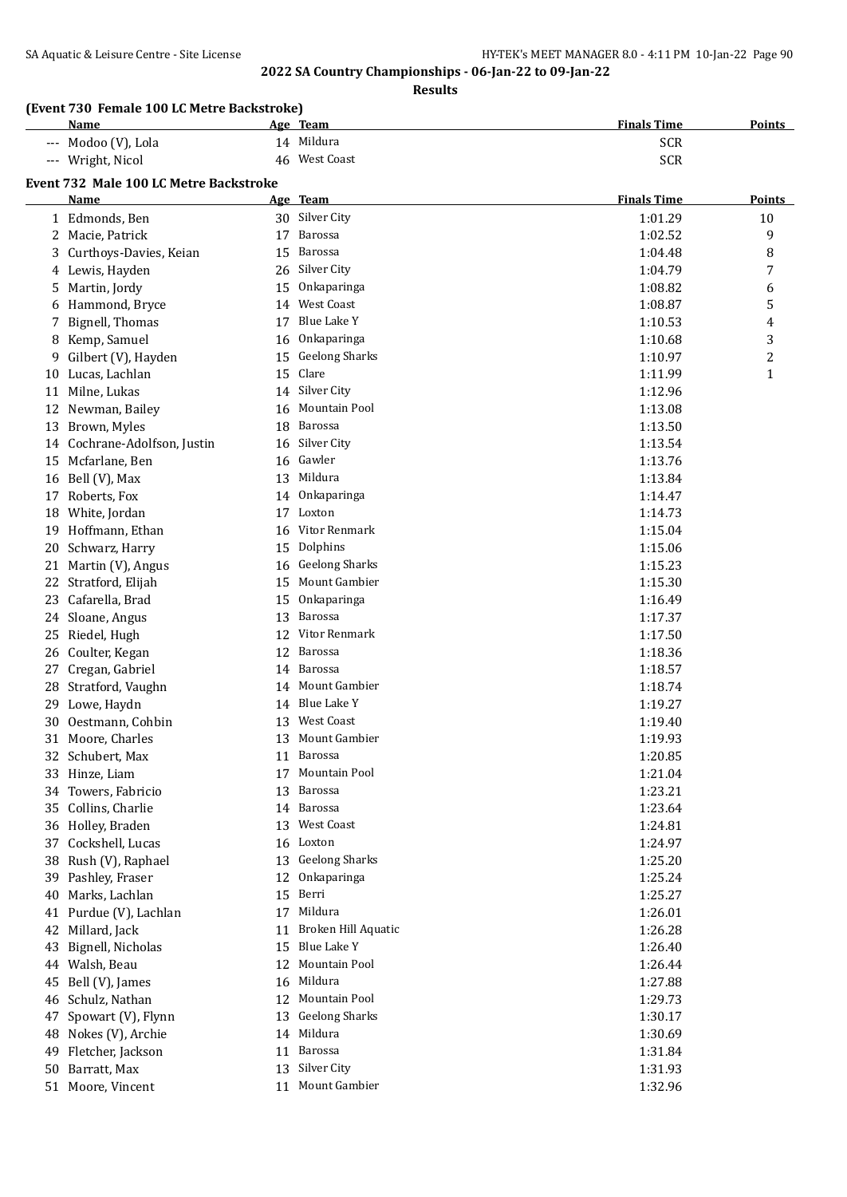**2022 SA Country Championships - 06-Jan-22 to 09-Jan-22**

**Results**

### (Event 730 Female 100 LC Metre Backstroke)

| | Name | Age | Team | Finals Time | Points |
|---|---|---|---|---|---|
| --- | Modoo (V), Lola | 14 | Mildura | SCR | |
| --- | Wright, Nicol | 46 | West Coast | SCR | |

### Event 732 Male 100 LC Metre Backstroke

| | Name | Age | Team | Finals Time | Points |
|---|---|---|---|---|---|
| 1 | Edmonds, Ben | 30 | Silver City | 1:01.29 | 10 |
| 2 | Macie, Patrick | 17 | Barossa | 1:02.52 | 9 |
| 3 | Curthoys-Davies, Keian | 15 | Barossa | 1:04.48 | 8 |
| 4 | Lewis, Hayden | 26 | Silver City | 1:04.79 | 7 |
| 5 | Martin, Jordy | 15 | Onkaparinga | 1:08.82 | 6 |
| 6 | Hammond, Bryce | 14 | West Coast | 1:08.87 | 5 |
| 7 | Bignell, Thomas | 17 | Blue Lake Y | 1:10.53 | 4 |
| 8 | Kemp, Samuel | 16 | Onkaparinga | 1:10.68 | 3 |
| 9 | Gilbert (V), Hayden | 15 | Geelong Sharks | 1:10.97 | 2 |
| 10 | Lucas, Lachlan | 15 | Clare | 1:11.99 | 1 |
| 11 | Milne, Lukas | 14 | Silver City | 1:12.96 | |
| 12 | Newman, Bailey | 16 | Mountain Pool | 1:13.08 | |
| 13 | Brown, Myles | 18 | Barossa | 1:13.50 | |
| 14 | Cochrane-Adolfson, Justin | 16 | Silver City | 1:13.54 | |
| 15 | Mcfarlane, Ben | 16 | Gawler | 1:13.76 | |
| 16 | Bell (V), Max | 13 | Mildura | 1:13.84 | |
| 17 | Roberts, Fox | 14 | Onkaparinga | 1:14.47 | |
| 18 | White, Jordan | 17 | Loxton | 1:14.73 | |
| 19 | Hoffmann, Ethan | 16 | Vitor Renmark | 1:15.04 | |
| 20 | Schwarz, Harry | 15 | Dolphins | 1:15.06 | |
| 21 | Martin (V), Angus | 16 | Geelong Sharks | 1:15.23 | |
| 22 | Stratford, Elijah | 15 | Mount Gambier | 1:15.30 | |
| 23 | Cafarella, Brad | 15 | Onkaparinga | 1:16.49 | |
| 24 | Sloane, Angus | 13 | Barossa | 1:17.37 | |
| 25 | Riedel, Hugh | 12 | Vitor Renmark | 1:17.50 | |
| 26 | Coulter, Kegan | 12 | Barossa | 1:18.36 | |
| 27 | Cregan, Gabriel | 14 | Barossa | 1:18.57 | |
| 28 | Stratford, Vaughn | 14 | Mount Gambier | 1:18.74 | |
| 29 | Lowe, Haydn | 14 | Blue Lake Y | 1:19.27 | |
| 30 | Oestmann, Cohbin | 13 | West Coast | 1:19.40 | |
| 31 | Moore, Charles | 13 | Mount Gambier | 1:19.93 | |
| 32 | Schubert, Max | 11 | Barossa | 1:20.85 | |
| 33 | Hinze, Liam | 17 | Mountain Pool | 1:21.04 | |
| 34 | Towers, Fabricio | 13 | Barossa | 1:23.21 | |
| 35 | Collins, Charlie | 14 | Barossa | 1:23.64 | |
| 36 | Holley, Braden | 13 | West Coast | 1:24.81 | |
| 37 | Cockshell, Lucas | 16 | Loxton | 1:24.97 | |
| 38 | Rush (V), Raphael | 13 | Geelong Sharks | 1:25.20 | |
| 39 | Pashley, Fraser | 12 | Onkaparinga | 1:25.24 | |
| 40 | Marks, Lachlan | 15 | Berri | 1:25.27 | |
| 41 | Purdue (V), Lachlan | 17 | Mildura | 1:26.01 | |
| 42 | Millard, Jack | 11 | Broken Hill Aquatic | 1:26.28 | |
| 43 | Bignell, Nicholas | 15 | Blue Lake Y | 1:26.40 | |
| 44 | Walsh, Beau | 12 | Mountain Pool | 1:26.44 | |
| 45 | Bell (V), James | 16 | Mildura | 1:27.88 | |
| 46 | Schulz, Nathan | 12 | Mountain Pool | 1:29.73 | |
| 47 | Spowart (V), Flynn | 13 | Geelong Sharks | 1:30.17 | |
| 48 | Nokes (V), Archie | 14 | Mildura | 1:30.69 | |
| 49 | Fletcher, Jackson | 11 | Barossa | 1:31.84 | |
| 50 | Barratt, Max | 13 | Silver City | 1:31.93 | |
| 51 | Moore, Vincent | 11 | Mount Gambier | 1:32.96 | |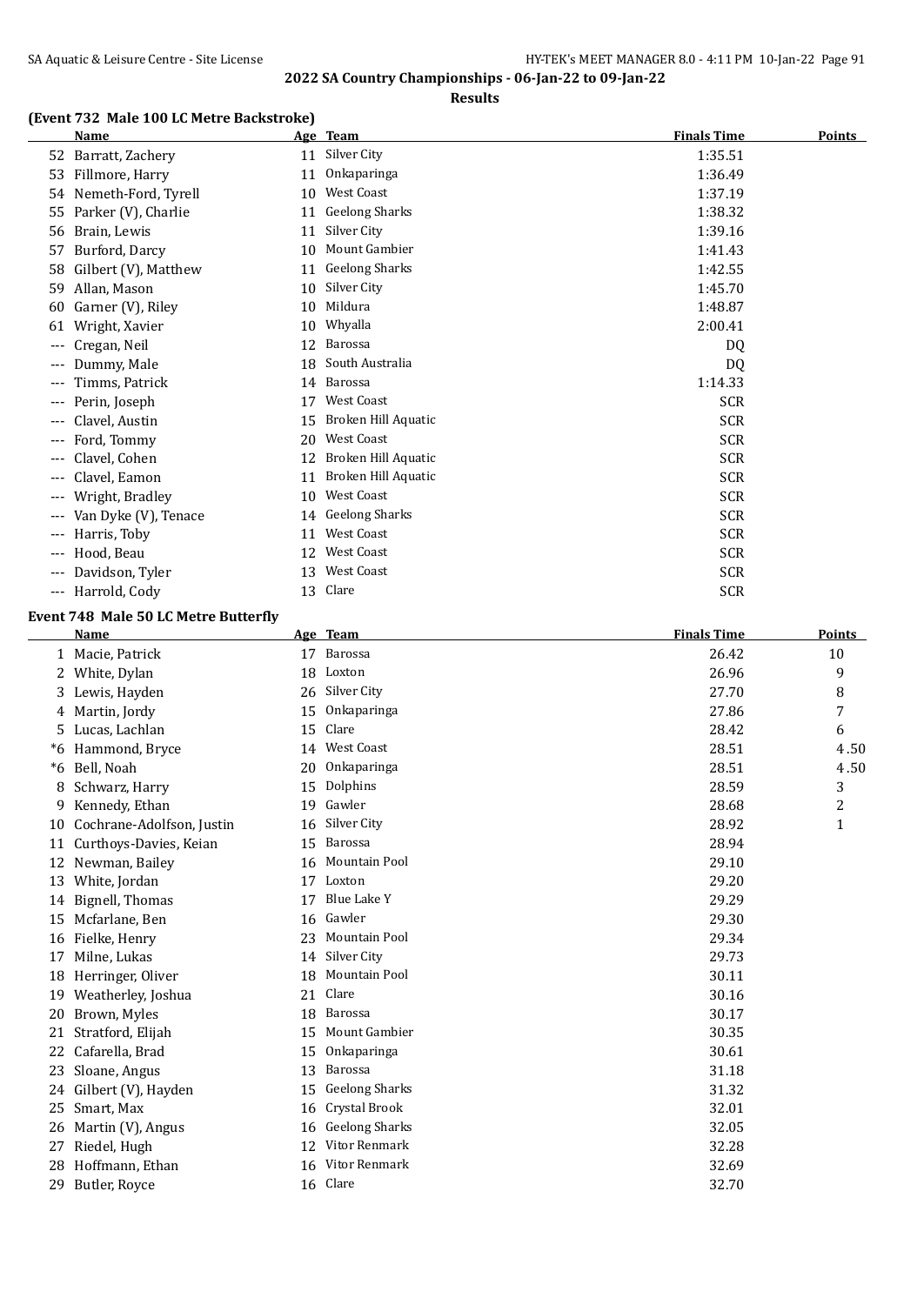**2022 SA Country Championships - 06-Jan-22 to 09-Jan-22**

**Results**

### (Event 732 Male 100 LC Metre Backstroke)

| | Name | Age | Team | Finals Time | Points |
|---|---|---|---|---|---|
| 52 | Barratt, Zachery | 11 | Silver City | 1:35.51 | |
| 53 | Fillmore, Harry | 11 | Onkaparinga | 1:36.49 | |
| 54 | Nemeth-Ford, Tyrell | 10 | West Coast | 1:37.19 | |
| 55 | Parker (V), Charlie | 11 | Geelong Sharks | 1:38.32 | |
| 56 | Brain, Lewis | 11 | Silver City | 1:39.16 | |
| 57 | Burford, Darcy | 10 | Mount Gambier | 1:41.43 | |
| 58 | Gilbert (V), Matthew | 11 | Geelong Sharks | 1:42.55 | |
| 59 | Allan, Mason | 10 | Silver City | 1:45.70 | |
| 60 | Garner (V), Riley | 10 | Mildura | 1:48.87 | |
| 61 | Wright, Xavier | 10 | Whyalla | 2:00.41 | |
| --- | Cregan, Neil | 12 | Barossa | DQ | |
| --- | Dummy, Male | 18 | South Australia | DQ | |
| --- | Timms, Patrick | 14 | Barossa | 1:14.33 | |
| --- | Perin, Joseph | 17 | West Coast | SCR | |
| --- | Clavel, Austin | 15 | Broken Hill Aquatic | SCR | |
| --- | Ford, Tommy | 20 | West Coast | SCR | |
| --- | Clavel, Cohen | 12 | Broken Hill Aquatic | SCR | |
| --- | Clavel, Eamon | 11 | Broken Hill Aquatic | SCR | |
| --- | Wright, Bradley | 10 | West Coast | SCR | |
| --- | Van Dyke (V), Tenace | 14 | Geelong Sharks | SCR | |
| --- | Harris, Toby | 11 | West Coast | SCR | |
| --- | Hood, Beau | 12 | West Coast | SCR | |
| --- | Davidson, Tyler | 13 | West Coast | SCR | |
| --- | Harrold, Cody | 13 | Clare | SCR | |

### Event 748 Male 50 LC Metre Butterfly

| | Name | Age | Team | Finals Time | Points |
|---|---|---|---|---|---|
| 1 | Macie, Patrick | 17 | Barossa | 26.42 | 10 |
| 2 | White, Dylan | 18 | Loxton | 26.96 | 9 |
| 3 | Lewis, Hayden | 26 | Silver City | 27.70 | 8 |
| 4 | Martin, Jordy | 15 | Onkaparinga | 27.86 | 7 |
| 5 | Lucas, Lachlan | 15 | Clare | 28.42 | 6 |
| *6 | Hammond, Bryce | 14 | West Coast | 28.51 | 4.50 |
| *6 | Bell, Noah | 20 | Onkaparinga | 28.51 | 4.50 |
| 8 | Schwarz, Harry | 15 | Dolphins | 28.59 | 3 |
| 9 | Kennedy, Ethan | 19 | Gawler | 28.68 | 2 |
| 10 | Cochrane-Adolfson, Justin | 16 | Silver City | 28.92 | 1 |
| 11 | Curthoys-Davies, Keian | 15 | Barossa | 28.94 | |
| 12 | Newman, Bailey | 16 | Mountain Pool | 29.10 | |
| 13 | White, Jordan | 17 | Loxton | 29.20 | |
| 14 | Bignell, Thomas | 17 | Blue Lake Y | 29.29 | |
| 15 | Mcfarlane, Ben | 16 | Gawler | 29.30 | |
| 16 | Fielke, Henry | 23 | Mountain Pool | 29.34 | |
| 17 | Milne, Lukas | 14 | Silver City | 29.73 | |
| 18 | Herringer, Oliver | 18 | Mountain Pool | 30.11 | |
| 19 | Weatherley, Joshua | 21 | Clare | 30.16 | |
| 20 | Brown, Myles | 18 | Barossa | 30.17 | |
| 21 | Stratford, Elijah | 15 | Mount Gambier | 30.35 | |
| 22 | Cafarella, Brad | 15 | Onkaparinga | 30.61 | |
| 23 | Sloane, Angus | 13 | Barossa | 31.18 | |
| 24 | Gilbert (V), Hayden | 15 | Geelong Sharks | 31.32 | |
| 25 | Smart, Max | 16 | Crystal Brook | 32.01 | |
| 26 | Martin (V), Angus | 16 | Geelong Sharks | 32.05 | |
| 27 | Riedel, Hugh | 12 | Vitor Renmark | 32.28 | |
| 28 | Hoffmann, Ethan | 16 | Vitor Renmark | 32.69 | |
| 29 | Butler, Royce | 16 | Clare | 32.70 | |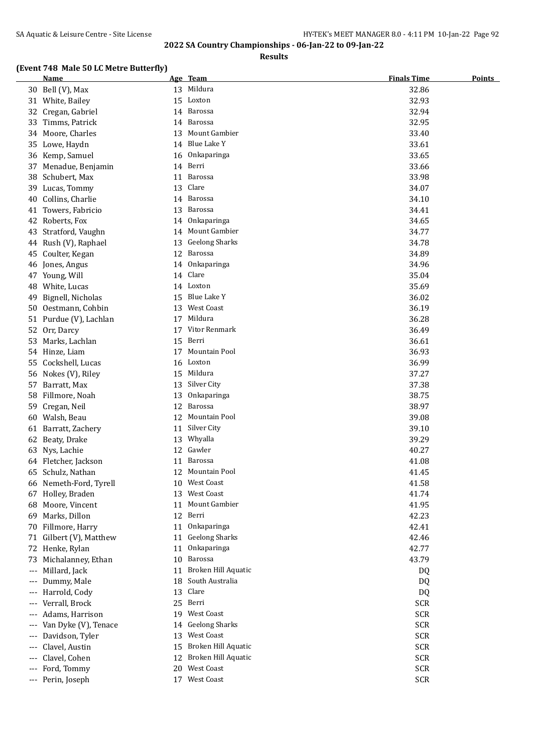## 2022 SA Country Championships - 06-Jan-22 to 09-Jan-22

### Results

#### (Event 748 Male 50 LC Metre Butterfly)

| | Name | Age | Team | Finals Time | Points |
|---|---|---|---|---|---|
| 30 | Bell (V), Max | 13 | Mildura | 32.86 | |
| 31 | White, Bailey | 15 | Loxton | 32.93 | |
| 32 | Cregan, Gabriel | 14 | Barossa | 32.94 | |
| 33 | Timms, Patrick | 14 | Barossa | 32.95 | |
| 34 | Moore, Charles | 13 | Mount Gambier | 33.40 | |
| 35 | Lowe, Haydn | 14 | Blue Lake Y | 33.61 | |
| 36 | Kemp, Samuel | 16 | Onkaparinga | 33.65 | |
| 37 | Menadue, Benjamin | 14 | Berri | 33.66 | |
| 38 | Schubert, Max | 11 | Barossa | 33.98 | |
| 39 | Lucas, Tommy | 13 | Clare | 34.07 | |
| 40 | Collins, Charlie | 14 | Barossa | 34.10 | |
| 41 | Towers, Fabricio | 13 | Barossa | 34.41 | |
| 42 | Roberts, Fox | 14 | Onkaparinga | 34.65 | |
| 43 | Stratford, Vaughn | 14 | Mount Gambier | 34.77 | |
| 44 | Rush (V), Raphael | 13 | Geelong Sharks | 34.78 | |
| 45 | Coulter, Kegan | 12 | Barossa | 34.89 | |
| 46 | Jones, Angus | 14 | Onkaparinga | 34.96 | |
| 47 | Young, Will | 14 | Clare | 35.04 | |
| 48 | White, Lucas | 14 | Loxton | 35.69 | |
| 49 | Bignell, Nicholas | 15 | Blue Lake Y | 36.02 | |
| 50 | Oestmann, Cohbin | 13 | West Coast | 36.19 | |
| 51 | Purdue (V), Lachlan | 17 | Mildura | 36.28 | |
| 52 | Orr, Darcy | 17 | Vitor Renmark | 36.49 | |
| 53 | Marks, Lachlan | 15 | Berri | 36.61 | |
| 54 | Hinze, Liam | 17 | Mountain Pool | 36.93 | |
| 55 | Cockshell, Lucas | 16 | Loxton | 36.99 | |
| 56 | Nokes (V), Riley | 15 | Mildura | 37.27 | |
| 57 | Barratt, Max | 13 | Silver City | 37.38 | |
| 58 | Fillmore, Noah | 13 | Onkaparinga | 38.75 | |
| 59 | Cregan, Neil | 12 | Barossa | 38.97 | |
| 60 | Walsh, Beau | 12 | Mountain Pool | 39.08 | |
| 61 | Barratt, Zachery | 11 | Silver City | 39.10 | |
| 62 | Beaty, Drake | 13 | Whyalla | 39.29 | |
| 63 | Nys, Lachie | 12 | Gawler | 40.27 | |
| 64 | Fletcher, Jackson | 11 | Barossa | 41.08 | |
| 65 | Schulz, Nathan | 12 | Mountain Pool | 41.45 | |
| 66 | Nemeth-Ford, Tyrell | 10 | West Coast | 41.58 | |
| 67 | Holley, Braden | 13 | West Coast | 41.74 | |
| 68 | Moore, Vincent | 11 | Mount Gambier | 41.95 | |
| 69 | Marks, Dillon | 12 | Berri | 42.23 | |
| 70 | Fillmore, Harry | 11 | Onkaparinga | 42.41 | |
| 71 | Gilbert (V), Matthew | 11 | Geelong Sharks | 42.46 | |
| 72 | Henke, Rylan | 11 | Onkaparinga | 42.77 | |
| 73 | Michalanney, Ethan | 10 | Barossa | 43.79 | |
| --- | Millard, Jack | 11 | Broken Hill Aquatic | DQ | |
| --- | Dummy, Male | 18 | South Australia | DQ | |
| --- | Harrold, Cody | 13 | Clare | DQ | |
| --- | Verrall, Brock | 25 | Berri | SCR | |
| --- | Adams, Harrison | 19 | West Coast | SCR | |
| --- | Van Dyke (V), Tenace | 14 | Geelong Sharks | SCR | |
| --- | Davidson, Tyler | 13 | West Coast | SCR | |
| --- | Clavel, Austin | 15 | Broken Hill Aquatic | SCR | |
| --- | Clavel, Cohen | 12 | Broken Hill Aquatic | SCR | |
| --- | Ford, Tommy | 20 | West Coast | SCR | |
| --- | Perin, Joseph | 17 | West Coast | SCR | |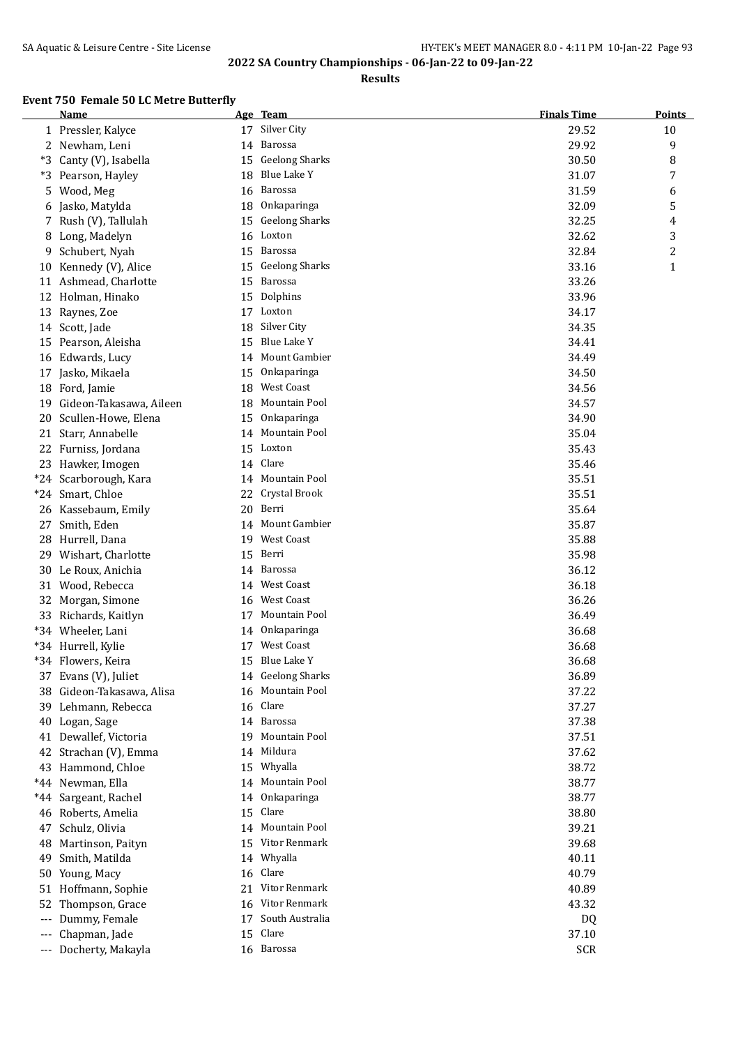## 2022 SA Country Championships - 06-Jan-22 to 09-Jan-22

### Results

#### Event 750 Female 50 LC Metre Butterfly

| | Name | Age | Team | Finals Time | Points |
|---|---|---|---|---|---|
| 1 | Pressler, Kalyce | 17 | Silver City | 29.52 | 10 |
| 2 | Newham, Leni | 14 | Barossa | 29.92 | 9 |
| *3 | Canty (V), Isabella | 15 | Geelong Sharks | 30.50 | 8 |
| *3 | Pearson, Hayley | 18 | Blue Lake Y | 31.07 | 7 |
| 5 | Wood, Meg | 16 | Barossa | 31.59 | 6 |
| 6 | Jasko, Matylda | 18 | Onkaparinga | 32.09 | 5 |
| 7 | Rush (V), Tallulah | 15 | Geelong Sharks | 32.25 | 4 |
| 8 | Long, Madelyn | 16 | Loxton | 32.62 | 3 |
| 9 | Schubert, Nyah | 15 | Barossa | 32.84 | 2 |
| 10 | Kennedy (V), Alice | 15 | Geelong Sharks | 33.16 | 1 |
| 11 | Ashmead, Charlotte | 15 | Barossa | 33.26 | |
| 12 | Holman, Hinako | 15 | Dolphins | 33.96 | |
| 13 | Raynes, Zoe | 17 | Loxton | 34.17 | |
| 14 | Scott, Jade | 18 | Silver City | 34.35 | |
| 15 | Pearson, Aleisha | 15 | Blue Lake Y | 34.41 | |
| 16 | Edwards, Lucy | 14 | Mount Gambier | 34.49 | |
| 17 | Jasko, Mikaela | 15 | Onkaparinga | 34.50 | |
| 18 | Ford, Jamie | 18 | West Coast | 34.56 | |
| 19 | Gideon-Takasawa, Aileen | 18 | Mountain Pool | 34.57 | |
| 20 | Scullen-Howe, Elena | 15 | Onkaparinga | 34.90 | |
| 21 | Starr, Annabelle | 14 | Mountain Pool | 35.04 | |
| 22 | Furniss, Jordana | 15 | Loxton | 35.43 | |
| 23 | Hawker, Imogen | 14 | Clare | 35.46 | |
| *24 | Scarborough, Kara | 14 | Mountain Pool | 35.51 | |
| *24 | Smart, Chloe | 22 | Crystal Brook | 35.51 | |
| 26 | Kassebaum, Emily | 20 | Berri | 35.64 | |
| 27 | Smith, Eden | 14 | Mount Gambier | 35.87 | |
| 28 | Hurrell, Dana | 19 | West Coast | 35.88 | |
| 29 | Wishart, Charlotte | 15 | Berri | 35.98 | |
| 30 | Le Roux, Anichia | 14 | Barossa | 36.12 | |
| 31 | Wood, Rebecca | 14 | West Coast | 36.18 | |
| 32 | Morgan, Simone | 16 | West Coast | 36.26 | |
| 33 | Richards, Kaitlyn | 17 | Mountain Pool | 36.49 | |
| *34 | Wheeler, Lani | 14 | Onkaparinga | 36.68 | |
| *34 | Hurrell, Kylie | 17 | West Coast | 36.68 | |
| *34 | Flowers, Keira | 15 | Blue Lake Y | 36.68 | |
| 37 | Evans (V), Juliet | 14 | Geelong Sharks | 36.89 | |
| 38 | Gideon-Takasawa, Alisa | 16 | Mountain Pool | 37.22 | |
| 39 | Lehmann, Rebecca | 16 | Clare | 37.27 | |
| 40 | Logan, Sage | 14 | Barossa | 37.38 | |
| 41 | Dewallef, Victoria | 19 | Mountain Pool | 37.51 | |
| 42 | Strachan (V), Emma | 14 | Mildura | 37.62 | |
| 43 | Hammond, Chloe | 15 | Whyalla | 38.72 | |
| *44 | Newman, Ella | 14 | Mountain Pool | 38.77 | |
| *44 | Sargeant, Rachel | 14 | Onkaparinga | 38.77 | |
| 46 | Roberts, Amelia | 15 | Clare | 38.80 | |
| 47 | Schulz, Olivia | 14 | Mountain Pool | 39.21 | |
| 48 | Martinson, Paityn | 15 | Vitor Renmark | 39.68 | |
| 49 | Smith, Matilda | 14 | Whyalla | 40.11 | |
| 50 | Young, Macy | 16 | Clare | 40.79 | |
| 51 | Hoffmann, Sophie | 21 | Vitor Renmark | 40.89 | |
| 52 | Thompson, Grace | 16 | Vitor Renmark | 43.32 | |
| --- | Dummy, Female | 17 | South Australia | DQ | |
| --- | Chapman, Jade | 15 | Clare | 37.10 | |
| --- | Docherty, Makayla | 16 | Barossa | SCR | |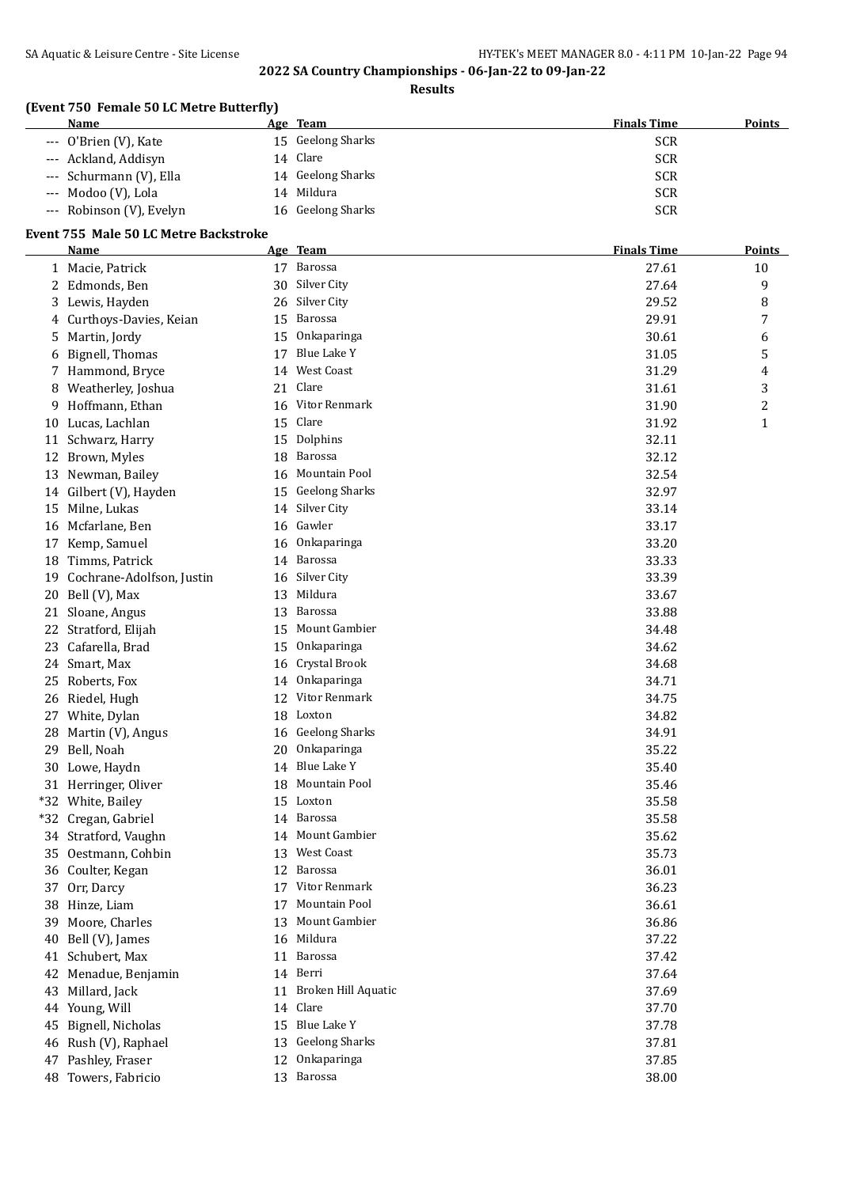## 2022 SA Country Championships - 06-Jan-22 to 09-Jan-22

### Results

#### (Event 750 Female 50 LC Metre Butterfly)

| | Name | Age | Team | Finals Time | Points |
|---|---|---|---|---|---|
| --- | O'Brien (V), Kate | 15 | Geelong Sharks | SCR | |
| --- | Ackland, Addisyn | 14 | Clare | SCR | |
| --- | Schurmann (V), Ella | 14 | Geelong Sharks | SCR | |
| --- | Modoo (V), Lola | 14 | Mildura | SCR | |
| --- | Robinson (V), Evelyn | 16 | Geelong Sharks | SCR | |

#### Event 755 Male 50 LC Metre Backstroke

| | Name | Age | Team | Finals Time | Points |
|---|---|---|---|---|---|
| 1 | Macie, Patrick | 17 | Barossa | 27.61 | 10 |
| 2 | Edmonds, Ben | 30 | Silver City | 27.64 | 9 |
| 3 | Lewis, Hayden | 26 | Silver City | 29.52 | 8 |
| 4 | Curthoys-Davies, Keian | 15 | Barossa | 29.91 | 7 |
| 5 | Martin, Jordy | 15 | Onkaparinga | 30.61 | 6 |
| 6 | Bignell, Thomas | 17 | Blue Lake Y | 31.05 | 5 |
| 7 | Hammond, Bryce | 14 | West Coast | 31.29 | 4 |
| 8 | Weatherley, Joshua | 21 | Clare | 31.61 | 3 |
| 9 | Hoffmann, Ethan | 16 | Vitor Renmark | 31.90 | 2 |
| 10 | Lucas, Lachlan | 15 | Clare | 31.92 | 1 |
| 11 | Schwarz, Harry | 15 | Dolphins | 32.11 | |
| 12 | Brown, Myles | 18 | Barossa | 32.12 | |
| 13 | Newman, Bailey | 16 | Mountain Pool | 32.54 | |
| 14 | Gilbert (V), Hayden | 15 | Geelong Sharks | 32.97 | |
| 15 | Milne, Lukas | 14 | Silver City | 33.14 | |
| 16 | Mcfarlane, Ben | 16 | Gawler | 33.17 | |
| 17 | Kemp, Samuel | 16 | Onkaparinga | 33.20 | |
| 18 | Timms, Patrick | 14 | Barossa | 33.33 | |
| 19 | Cochrane-Adolfson, Justin | 16 | Silver City | 33.39 | |
| 20 | Bell (V), Max | 13 | Mildura | 33.67 | |
| 21 | Sloane, Angus | 13 | Barossa | 33.88 | |
| 22 | Stratford, Elijah | 15 | Mount Gambier | 34.48 | |
| 23 | Cafarella, Brad | 15 | Onkaparinga | 34.62 | |
| 24 | Smart, Max | 16 | Crystal Brook | 34.68 | |
| 25 | Roberts, Fox | 14 | Onkaparinga | 34.71 | |
| 26 | Riedel, Hugh | 12 | Vitor Renmark | 34.75 | |
| 27 | White, Dylan | 18 | Loxton | 34.82 | |
| 28 | Martin (V), Angus | 16 | Geelong Sharks | 34.91 | |
| 29 | Bell, Noah | 20 | Onkaparinga | 35.22 | |
| 30 | Lowe, Haydn | 14 | Blue Lake Y | 35.40 | |
| 31 | Herringer, Oliver | 18 | Mountain Pool | 35.46 | |
| *32 | White, Bailey | 15 | Loxton | 35.58 | |
| *32 | Cregan, Gabriel | 14 | Barossa | 35.58 | |
| 34 | Stratford, Vaughn | 14 | Mount Gambier | 35.62 | |
| 35 | Oestmann, Cohbin | 13 | West Coast | 35.73 | |
| 36 | Coulter, Kegan | 12 | Barossa | 36.01 | |
| 37 | Orr, Darcy | 17 | Vitor Renmark | 36.23 | |
| 38 | Hinze, Liam | 17 | Mountain Pool | 36.61 | |
| 39 | Moore, Charles | 13 | Mount Gambier | 36.86 | |
| 40 | Bell (V), James | 16 | Mildura | 37.22 | |
| 41 | Schubert, Max | 11 | Barossa | 37.42 | |
| 42 | Menadue, Benjamin | 14 | Berri | 37.64 | |
| 43 | Millard, Jack | 11 | Broken Hill Aquatic | 37.69 | |
| 44 | Young, Will | 14 | Clare | 37.70 | |
| 45 | Bignell, Nicholas | 15 | Blue Lake Y | 37.78 | |
| 46 | Rush (V), Raphael | 13 | Geelong Sharks | 37.81 | |
| 47 | Pashley, Fraser | 12 | Onkaparinga | 37.85 | |
| 48 | Towers, Fabricio | 13 | Barossa | 38.00 | |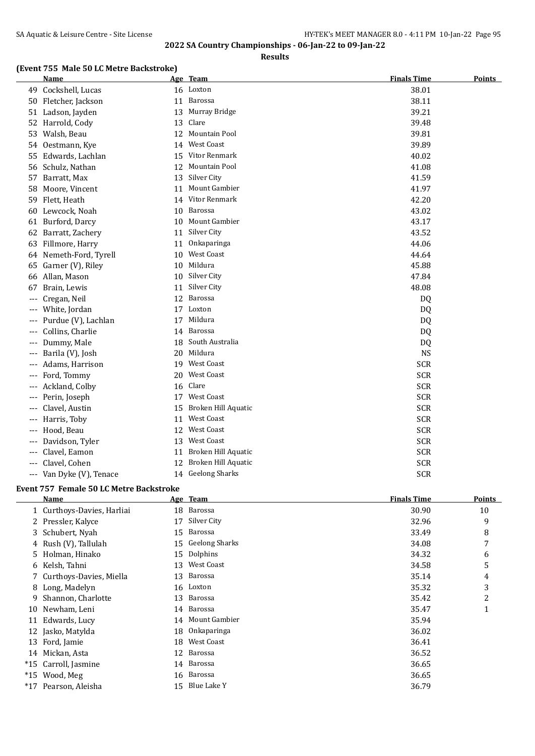## 2022 SA Country Championships - 06-Jan-22 to 09-Jan-22

**Results**

### (Event 755 Male 50 LC Metre Backstroke)

| | Name | Age | Team | Finals Time | Points |
|---|---|---|---|---|---|
| 49 | Cockshell, Lucas | 16 | Loxton | 38.01 | |
| 50 | Fletcher, Jackson | 11 | Barossa | 38.11 | |
| 51 | Ladson, Jayden | 13 | Murray Bridge | 39.21 | |
| 52 | Harrold, Cody | 13 | Clare | 39.48 | |
| 53 | Walsh, Beau | 12 | Mountain Pool | 39.81 | |
| 54 | Oestmann, Kye | 14 | West Coast | 39.89 | |
| 55 | Edwards, Lachlan | 15 | Vitor Renmark | 40.02 | |
| 56 | Schulz, Nathan | 12 | Mountain Pool | 41.08 | |
| 57 | Barratt, Max | 13 | Silver City | 41.59 | |
| 58 | Moore, Vincent | 11 | Mount Gambier | 41.97 | |
| 59 | Flett, Heath | 14 | Vitor Renmark | 42.20 | |
| 60 | Lewcock, Noah | 10 | Barossa | 43.02 | |
| 61 | Burford, Darcy | 10 | Mount Gambier | 43.17 | |
| 62 | Barratt, Zachery | 11 | Silver City | 43.52 | |
| 63 | Fillmore, Harry | 11 | Onkaparinga | 44.06 | |
| 64 | Nemeth-Ford, Tyrell | 10 | West Coast | 44.64 | |
| 65 | Garner (V), Riley | 10 | Mildura | 45.88 | |
| 66 | Allan, Mason | 10 | Silver City | 47.84 | |
| 67 | Brain, Lewis | 11 | Silver City | 48.08 | |
| --- | Cregan, Neil | 12 | Barossa | DQ | |
| --- | White, Jordan | 17 | Loxton | DQ | |
| --- | Purdue (V), Lachlan | 17 | Mildura | DQ | |
| --- | Collins, Charlie | 14 | Barossa | DQ | |
| --- | Dummy, Male | 18 | South Australia | DQ | |
| --- | Barila (V), Josh | 20 | Mildura | NS | |
| --- | Adams, Harrison | 19 | West Coast | SCR | |
| --- | Ford, Tommy | 20 | West Coast | SCR | |
| --- | Ackland, Colby | 16 | Clare | SCR | |
| --- | Perin, Joseph | 17 | West Coast | SCR | |
| --- | Clavel, Austin | 15 | Broken Hill Aquatic | SCR | |
| --- | Harris, Toby | 11 | West Coast | SCR | |
| --- | Hood, Beau | 12 | West Coast | SCR | |
| --- | Davidson, Tyler | 13 | West Coast | SCR | |
| --- | Clavel, Eamon | 11 | Broken Hill Aquatic | SCR | |
| --- | Clavel, Cohen | 12 | Broken Hill Aquatic | SCR | |
| --- | Van Dyke (V), Tenace | 14 | Geelong Sharks | SCR | |

### Event 757 Female 50 LC Metre Backstroke

| | Name | Age | Team | Finals Time | Points |
|---|---|---|---|---|---|
| 1 | Curthoys-Davies, Harliai | 18 | Barossa | 30.90 | 10 |
| 2 | Pressler, Kalyce | 17 | Silver City | 32.96 | 9 |
| 3 | Schubert, Nyah | 15 | Barossa | 33.49 | 8 |
| 4 | Rush (V), Tallulah | 15 | Geelong Sharks | 34.08 | 7 |
| 5 | Holman, Hinako | 15 | Dolphins | 34.32 | 6 |
| 6 | Kelsh, Tahni | 13 | West Coast | 34.58 | 5 |
| 7 | Curthoys-Davies, Miella | 13 | Barossa | 35.14 | 4 |
| 8 | Long, Madelyn | 16 | Loxton | 35.32 | 3 |
| 9 | Shannon, Charlotte | 13 | Barossa | 35.42 | 2 |
| 10 | Newham, Leni | 14 | Barossa | 35.47 | 1 |
| 11 | Edwards, Lucy | 14 | Mount Gambier | 35.94 | |
| 12 | Jasko, Matylda | 18 | Onkaparinga | 36.02 | |
| 13 | Ford, Jamie | 18 | West Coast | 36.41 | |
| 14 | Mickan, Asta | 12 | Barossa | 36.52 | |
| *15 | Carroll, Jasmine | 14 | Barossa | 36.65 | |
| *15 | Wood, Meg | 16 | Barossa | 36.65 | |
| *17 | Pearson, Aleisha | 15 | Blue Lake Y | 36.79 | |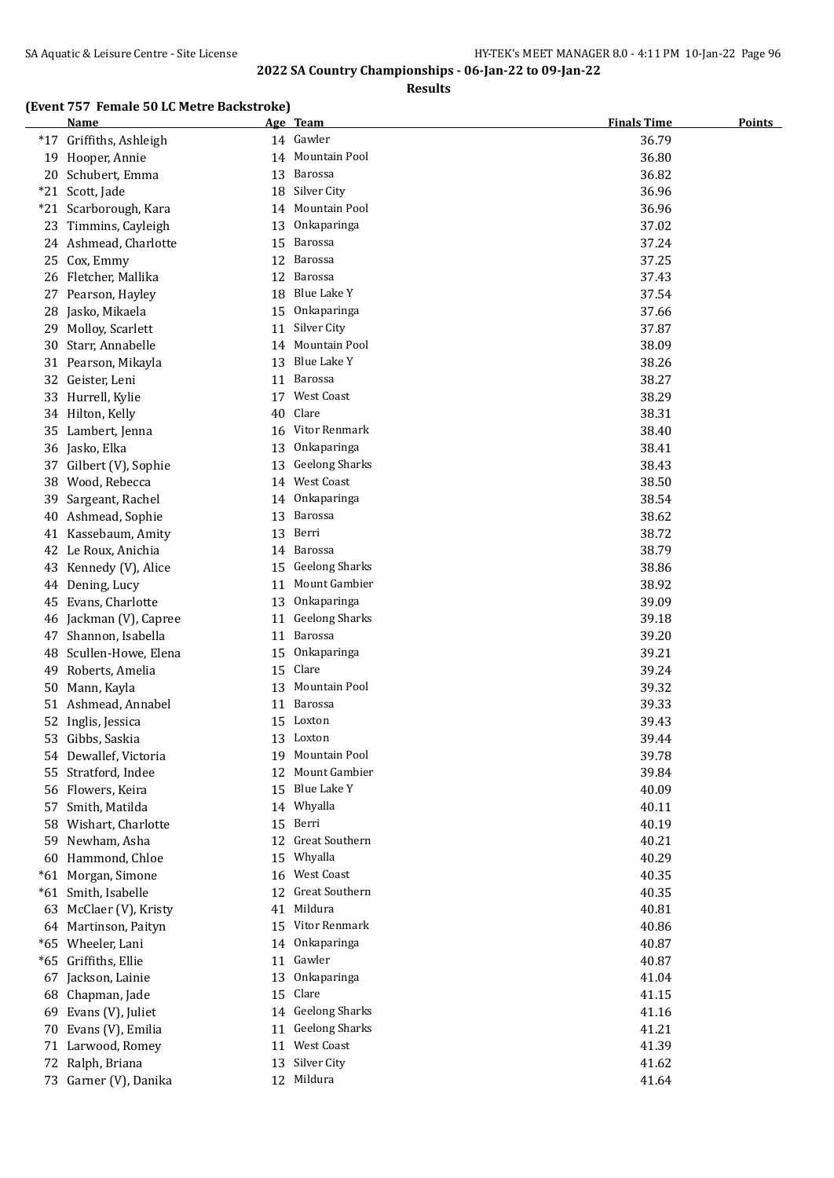## 2022 SA Country Championships - 06-Jan-22 to 09-Jan-22

### Results

#### (Event 757 Female 50 LC Metre Backstroke)

| | Name | Age | Team | Finals Time | Points |
|---|---|---|---|---|---|
| *17 | Griffiths, Ashleigh | 14 | Gawler | 36.79 | |
| 19 | Hooper, Annie | 14 | Mountain Pool | 36.80 | |
| 20 | Schubert, Emma | 13 | Barossa | 36.82 | |
| *21 | Scott, Jade | 18 | Silver City | 36.96 | |
| *21 | Scarborough, Kara | 14 | Mountain Pool | 36.96 | |
| 23 | Timmins, Cayleigh | 13 | Onkaparinga | 37.02 | |
| 24 | Ashmead, Charlotte | 15 | Barossa | 37.24 | |
| 25 | Cox, Emmy | 12 | Barossa | 37.25 | |
| 26 | Fletcher, Mallika | 12 | Barossa | 37.43 | |
| 27 | Pearson, Hayley | 18 | Blue Lake Y | 37.54 | |
| 28 | Jasko, Mikaela | 15 | Onkaparinga | 37.66 | |
| 29 | Molloy, Scarlett | 11 | Silver City | 37.87 | |
| 30 | Starr, Annabelle | 14 | Mountain Pool | 38.09 | |
| 31 | Pearson, Mikayla | 13 | Blue Lake Y | 38.26 | |
| 32 | Geister, Leni | 11 | Barossa | 38.27 | |
| 33 | Hurrell, Kylie | 17 | West Coast | 38.29 | |
| 34 | Hilton, Kelly | 40 | Clare | 38.31 | |
| 35 | Lambert, Jenna | 16 | Vitor Renmark | 38.40 | |
| 36 | Jasko, Elka | 13 | Onkaparinga | 38.41 | |
| 37 | Gilbert (V), Sophie | 13 | Geelong Sharks | 38.43 | |
| 38 | Wood, Rebecca | 14 | West Coast | 38.50 | |
| 39 | Sargeant, Rachel | 14 | Onkaparinga | 38.54 | |
| 40 | Ashmead, Sophie | 13 | Barossa | 38.62 | |
| 41 | Kassebaum, Amity | 13 | Berri | 38.72 | |
| 42 | Le Roux, Anichia | 14 | Barossa | 38.79 | |
| 43 | Kennedy (V), Alice | 15 | Geelong Sharks | 38.86 | |
| 44 | Dening, Lucy | 11 | Mount Gambier | 38.92 | |
| 45 | Evans, Charlotte | 13 | Onkaparinga | 39.09 | |
| 46 | Jackman (V), Capree | 11 | Geelong Sharks | 39.18 | |
| 47 | Shannon, Isabella | 11 | Barossa | 39.20 | |
| 48 | Scullen-Howe, Elena | 15 | Onkaparinga | 39.21 | |
| 49 | Roberts, Amelia | 15 | Clare | 39.24 | |
| 50 | Mann, Kayla | 13 | Mountain Pool | 39.32 | |
| 51 | Ashmead, Annabel | 11 | Barossa | 39.33 | |
| 52 | Inglis, Jessica | 15 | Loxton | 39.43 | |
| 53 | Gibbs, Saskia | 13 | Loxton | 39.44 | |
| 54 | Dewallef, Victoria | 19 | Mountain Pool | 39.78 | |
| 55 | Stratford, Indee | 12 | Mount Gambier | 39.84 | |
| 56 | Flowers, Keira | 15 | Blue Lake Y | 40.09 | |
| 57 | Smith, Matilda | 14 | Whyalla | 40.11 | |
| 58 | Wishart, Charlotte | 15 | Berri | 40.19 | |
| 59 | Newham, Asha | 12 | Great Southern | 40.21 | |
| 60 | Hammond, Chloe | 15 | Whyalla | 40.29 | |
| *61 | Morgan, Simone | 16 | West Coast | 40.35 | |
| *61 | Smith, Isabelle | 12 | Great Southern | 40.35 | |
| 63 | McClaer (V), Kristy | 41 | Mildura | 40.81 | |
| 64 | Martinson, Paityn | 15 | Vitor Renmark | 40.86 | |
| *65 | Wheeler, Lani | 14 | Onkaparinga | 40.87 | |
| *65 | Griffiths, Ellie | 11 | Gawler | 40.87 | |
| 67 | Jackson, Lainie | 13 | Onkaparinga | 41.04 | |
| 68 | Chapman, Jade | 15 | Clare | 41.15 | |
| 69 | Evans (V), Juliet | 14 | Geelong Sharks | 41.16 | |
| 70 | Evans (V), Emilia | 11 | Geelong Sharks | 41.21 | |
| 71 | Larwood, Romey | 11 | West Coast | 41.39 | |
| 72 | Ralph, Briana | 13 | Silver City | 41.62 | |
| 73 | Garner (V), Danika | 12 | Mildura | 41.64 | |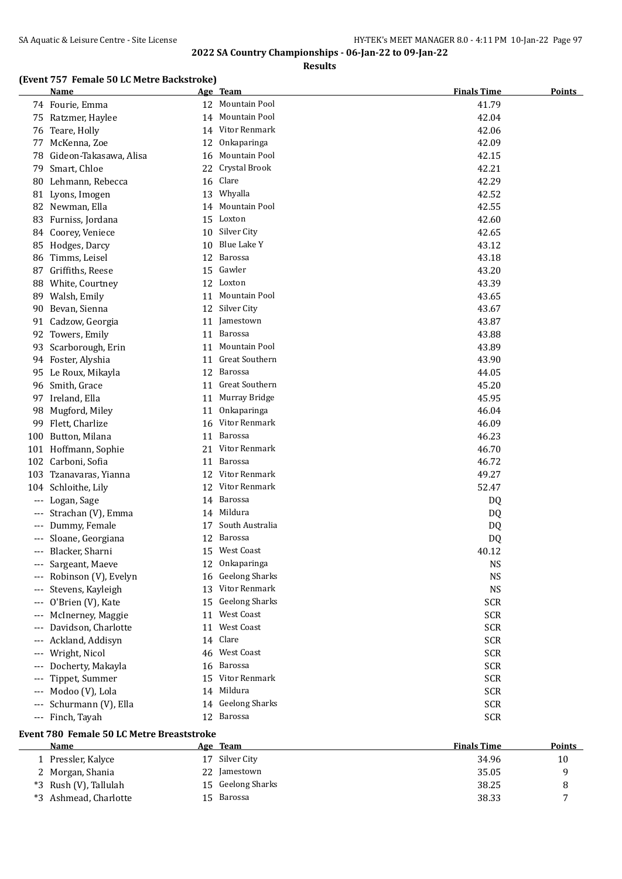**2022 SA Country Championships - 06-Jan-22 to 09-Jan-22**

**Results**

### (Event 757 Female 50 LC Metre Backstroke)

| | Name | Age | Team | Finals Time | Points |
|---|---|---|---|---|---|
| 74 | Fourie, Emma | 12 | Mountain Pool | 41.79 | |
| 75 | Ratzmer, Haylee | 14 | Mountain Pool | 42.04 | |
| 76 | Teare, Holly | 14 | Vitor Renmark | 42.06 | |
| 77 | McKenna, Zoe | 12 | Onkaparinga | 42.09 | |
| 78 | Gideon-Takasawa, Alisa | 16 | Mountain Pool | 42.15 | |
| 79 | Smart, Chloe | 22 | Crystal Brook | 42.21 | |
| 80 | Lehmann, Rebecca | 16 | Clare | 42.29 | |
| 81 | Lyons, Imogen | 13 | Whyalla | 42.52 | |
| 82 | Newman, Ella | 14 | Mountain Pool | 42.55 | |
| 83 | Furniss, Jordana | 15 | Loxton | 42.60 | |
| 84 | Coorey, Veniece | 10 | Silver City | 42.65 | |
| 85 | Hodges, Darcy | 10 | Blue Lake Y | 43.12 | |
| 86 | Timms, Leisel | 12 | Barossa | 43.18 | |
| 87 | Griffiths, Reese | 15 | Gawler | 43.20 | |
| 88 | White, Courtney | 12 | Loxton | 43.39 | |
| 89 | Walsh, Emily | 11 | Mountain Pool | 43.65 | |
| 90 | Bevan, Sienna | 12 | Silver City | 43.67 | |
| 91 | Cadzow, Georgia | 11 | Jamestown | 43.87 | |
| 92 | Towers, Emily | 11 | Barossa | 43.88 | |
| 93 | Scarborough, Erin | 11 | Mountain Pool | 43.89 | |
| 94 | Foster, Alyshia | 11 | Great Southern | 43.90 | |
| 95 | Le Roux, Mikayla | 12 | Barossa | 44.05 | |
| 96 | Smith, Grace | 11 | Great Southern | 45.20 | |
| 97 | Ireland, Ella | 11 | Murray Bridge | 45.95 | |
| 98 | Mugford, Miley | 11 | Onkaparinga | 46.04 | |
| 99 | Flett, Charlize | 16 | Vitor Renmark | 46.09 | |
| 100 | Button, Milana | 11 | Barossa | 46.23 | |
| 101 | Hoffmann, Sophie | 21 | Vitor Renmark | 46.70 | |
| 102 | Carboni, Sofia | 11 | Barossa | 46.72 | |
| 103 | Tzanavaras, Yianna | 12 | Vitor Renmark | 49.27 | |
| 104 | Schloithe, Lily | 12 | Vitor Renmark | 52.47 | |
| --- | Logan, Sage | 14 | Barossa | DQ | |
| --- | Strachan (V), Emma | 14 | Mildura | DQ | |
| --- | Dummy, Female | 17 | South Australia | DQ | |
| --- | Sloane, Georgiana | 12 | Barossa | DQ | |
| --- | Blacker, Sharni | 15 | West Coast | 40.12 | |
| --- | Sargeant, Maeve | 12 | Onkaparinga | NS | |
| --- | Robinson (V), Evelyn | 16 | Geelong Sharks | NS | |
| --- | Stevens, Kayleigh | 13 | Vitor Renmark | NS | |
| --- | O'Brien (V), Kate | 15 | Geelong Sharks | SCR | |
| --- | McInerney, Maggie | 11 | West Coast | SCR | |
| --- | Davidson, Charlotte | 11 | West Coast | SCR | |
| --- | Ackland, Addisyn | 14 | Clare | SCR | |
| --- | Wright, Nicol | 46 | West Coast | SCR | |
| --- | Docherty, Makayla | 16 | Barossa | SCR | |
| --- | Tippet, Summer | 15 | Vitor Renmark | SCR | |
| --- | Modoo (V), Lola | 14 | Mildura | SCR | |
| --- | Schurmann (V), Ella | 14 | Geelong Sharks | SCR | |
| --- | Finch, Tayah | 12 | Barossa | SCR | |

### Event 780 Female 50 LC Metre Breaststroke

| | Name | Age | Team | Finals Time | Points |
|---|---|---|---|---|---|
| 1 | Pressler, Kalyce | 17 | Silver City | 34.96 | 10 |
| 2 | Morgan, Shania | 22 | Jamestown | 35.05 | 9 |
| *3 | Rush (V), Tallulah | 15 | Geelong Sharks | 38.25 | 8 |
| *3 | Ashmead, Charlotte | 15 | Barossa | 38.33 | 7 |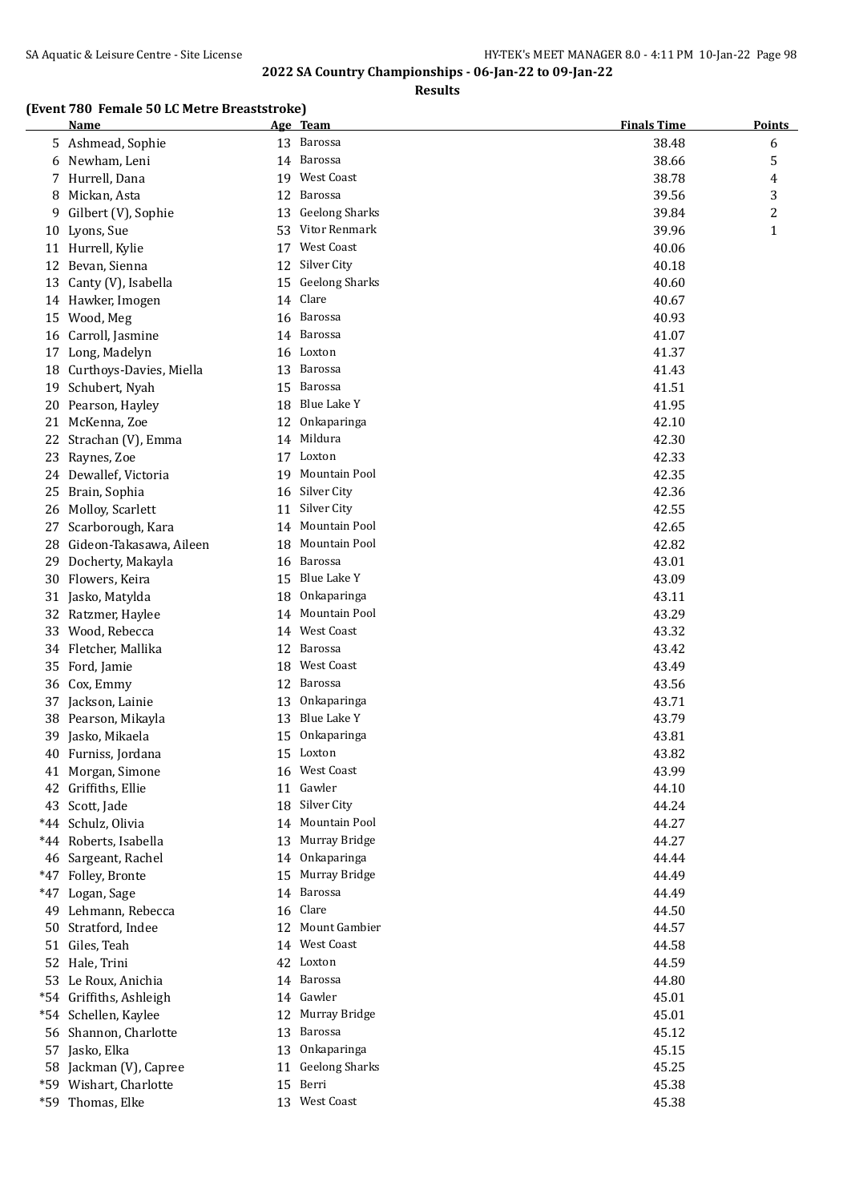## 2022 SA Country Championships - 06-Jan-22 to 09-Jan-22

**Results**

### (Event 780 Female 50 LC Metre Breaststroke)

| | Name | Age | Team | Finals Time | Points |
|---|---|---|---|---|---|
| 5 | Ashmead, Sophie | 13 | Barossa | 38.48 | 6 |
| 6 | Newham, Leni | 14 | Barossa | 38.66 | 5 |
| 7 | Hurrell, Dana | 19 | West Coast | 38.78 | 4 |
| 8 | Mickan, Asta | 12 | Barossa | 39.56 | 3 |
| 9 | Gilbert (V), Sophie | 13 | Geelong Sharks | 39.84 | 2 |
| 10 | Lyons, Sue | 53 | Vitor Renmark | 39.96 | 1 |
| 11 | Hurrell, Kylie | 17 | West Coast | 40.06 | |
| 12 | Bevan, Sienna | 12 | Silver City | 40.18 | |
| 13 | Canty (V), Isabella | 15 | Geelong Sharks | 40.60 | |
| 14 | Hawker, Imogen | 14 | Clare | 40.67 | |
| 15 | Wood, Meg | 16 | Barossa | 40.93 | |
| 16 | Carroll, Jasmine | 14 | Barossa | 41.07 | |
| 17 | Long, Madelyn | 16 | Loxton | 41.37 | |
| 18 | Curthoys-Davies, Miella | 13 | Barossa | 41.43 | |
| 19 | Schubert, Nyah | 15 | Barossa | 41.51 | |
| 20 | Pearson, Hayley | 18 | Blue Lake Y | 41.95 | |
| 21 | McKenna, Zoe | 12 | Onkaparinga | 42.10 | |
| 22 | Strachan (V), Emma | 14 | Mildura | 42.30 | |
| 23 | Raynes, Zoe | 17 | Loxton | 42.33 | |
| 24 | Dewallef, Victoria | 19 | Mountain Pool | 42.35 | |
| 25 | Brain, Sophia | 16 | Silver City | 42.36 | |
| 26 | Molloy, Scarlett | 11 | Silver City | 42.55 | |
| 27 | Scarborough, Kara | 14 | Mountain Pool | 42.65 | |
| 28 | Gideon-Takasawa, Aileen | 18 | Mountain Pool | 42.82 | |
| 29 | Docherty, Makayla | 16 | Barossa | 43.01 | |
| 30 | Flowers, Keira | 15 | Blue Lake Y | 43.09 | |
| 31 | Jasko, Matylda | 18 | Onkaparinga | 43.11 | |
| 32 | Ratzmer, Haylee | 14 | Mountain Pool | 43.29 | |
| 33 | Wood, Rebecca | 14 | West Coast | 43.32 | |
| 34 | Fletcher, Mallika | 12 | Barossa | 43.42 | |
| 35 | Ford, Jamie | 18 | West Coast | 43.49 | |
| 36 | Cox, Emmy | 12 | Barossa | 43.56 | |
| 37 | Jackson, Lainie | 13 | Onkaparinga | 43.71 | |
| 38 | Pearson, Mikayla | 13 | Blue Lake Y | 43.79 | |
| 39 | Jasko, Mikaela | 15 | Onkaparinga | 43.81 | |
| 40 | Furniss, Jordana | 15 | Loxton | 43.82 | |
| 41 | Morgan, Simone | 16 | West Coast | 43.99 | |
| 42 | Griffiths, Ellie | 11 | Gawler | 44.10 | |
| 43 | Scott, Jade | 18 | Silver City | 44.24 | |
| *44 | Schulz, Olivia | 14 | Mountain Pool | 44.27 | |
| *44 | Roberts, Isabella | 13 | Murray Bridge | 44.27 | |
| 46 | Sargeant, Rachel | 14 | Onkaparinga | 44.44 | |
| *47 | Folley, Bronte | 15 | Murray Bridge | 44.49 | |
| *47 | Logan, Sage | 14 | Barossa | 44.49 | |
| 49 | Lehmann, Rebecca | 16 | Clare | 44.50 | |
| 50 | Stratford, Indee | 12 | Mount Gambier | 44.57 | |
| 51 | Giles, Teah | 14 | West Coast | 44.58 | |
| 52 | Hale, Trini | 42 | Loxton | 44.59 | |
| 53 | Le Roux, Anichia | 14 | Barossa | 44.80 | |
| *54 | Griffiths, Ashleigh | 14 | Gawler | 45.01 | |
| *54 | Schellen, Kaylee | 12 | Murray Bridge | 45.01 | |
| 56 | Shannon, Charlotte | 13 | Barossa | 45.12 | |
| 57 | Jasko, Elka | 13 | Onkaparinga | 45.15 | |
| 58 | Jackman (V), Capree | 11 | Geelong Sharks | 45.25 | |
| *59 | Wishart, Charlotte | 15 | Berri | 45.38 | |
| *59 | Thomas, Elke | 13 | West Coast | 45.38 | |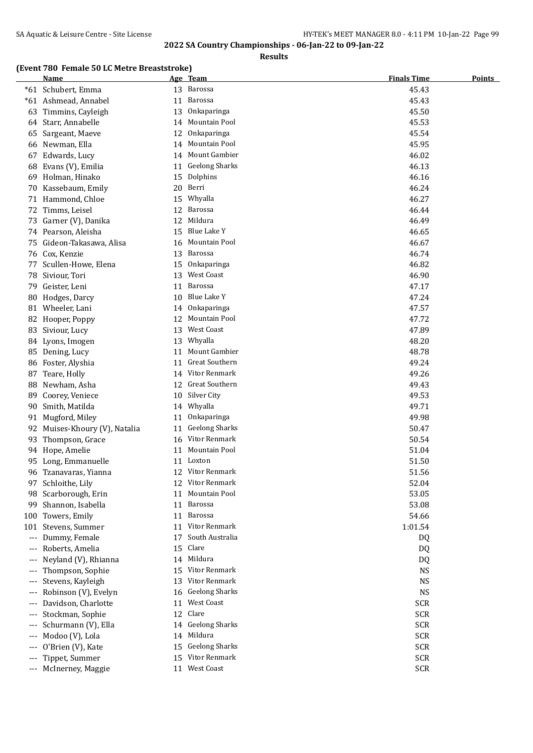**2022 SA Country Championships - 06-Jan-22 to 09-Jan-22**

**Results**

### (Event 780 Female 50 LC Metre Breaststroke)

| | Name | Age | Team | Finals Time | Points |
|---|---|---|---|---|---|
| *61 | Schubert, Emma | 13 | Barossa | 45.43 | |
| *61 | Ashmead, Annabel | 11 | Barossa | 45.43 | |
| 63 | Timmins, Cayleigh | 13 | Onkaparinga | 45.50 | |
| 64 | Starr, Annabelle | 14 | Mountain Pool | 45.53 | |
| 65 | Sargeant, Maeve | 12 | Onkaparinga | 45.54 | |
| 66 | Newman, Ella | 14 | Mountain Pool | 45.95 | |
| 67 | Edwards, Lucy | 14 | Mount Gambier | 46.02 | |
| 68 | Evans (V), Emilia | 11 | Geelong Sharks | 46.13 | |
| 69 | Holman, Hinako | 15 | Dolphins | 46.16 | |
| 70 | Kassebaum, Emily | 20 | Berri | 46.24 | |
| 71 | Hammond, Chloe | 15 | Whyalla | 46.27 | |
| 72 | Timms, Leisel | 12 | Barossa | 46.44 | |
| 73 | Garner (V), Danika | 12 | Mildura | 46.49 | |
| 74 | Pearson, Aleisha | 15 | Blue Lake Y | 46.65 | |
| 75 | Gideon-Takasawa, Alisa | 16 | Mountain Pool | 46.67 | |
| 76 | Cox, Kenzie | 13 | Barossa | 46.74 | |
| 77 | Scullen-Howe, Elena | 15 | Onkaparinga | 46.82 | |
| 78 | Siviour, Tori | 13 | West Coast | 46.90 | |
| 79 | Geister, Leni | 11 | Barossa | 47.17 | |
| 80 | Hodges, Darcy | 10 | Blue Lake Y | 47.24 | |
| 81 | Wheeler, Lani | 14 | Onkaparinga | 47.57 | |
| 82 | Hooper, Poppy | 12 | Mountain Pool | 47.72 | |
| 83 | Siviour, Lucy | 13 | West Coast | 47.89 | |
| 84 | Lyons, Imogen | 13 | Whyalla | 48.20 | |
| 85 | Dening, Lucy | 11 | Mount Gambier | 48.78 | |
| 86 | Foster, Alyshia | 11 | Great Southern | 49.24 | |
| 87 | Teare, Holly | 14 | Vitor Renmark | 49.26 | |
| 88 | Newham, Asha | 12 | Great Southern | 49.43 | |
| 89 | Coorey, Veniece | 10 | Silver City | 49.53 | |
| 90 | Smith, Matilda | 14 | Whyalla | 49.71 | |
| 91 | Mugford, Miley | 11 | Onkaparinga | 49.98 | |
| 92 | Muises-Khoury (V), Natalia | 11 | Geelong Sharks | 50.47 | |
| 93 | Thompson, Grace | 16 | Vitor Renmark | 50.54 | |
| 94 | Hope, Amelie | 11 | Mountain Pool | 51.04 | |
| 95 | Long, Emmanuelle | 11 | Loxton | 51.50 | |
| 96 | Tzanavaras, Yianna | 12 | Vitor Renmark | 51.56 | |
| 97 | Schloithe, Lily | 12 | Vitor Renmark | 52.04 | |
| 98 | Scarborough, Erin | 11 | Mountain Pool | 53.05 | |
| 99 | Shannon, Isabella | 11 | Barossa | 53.08 | |
| 100 | Towers, Emily | 11 | Barossa | 54.66 | |
| 101 | Stevens, Summer | 11 | Vitor Renmark | 1:01.54 | |
| --- | Dummy, Female | 17 | South Australia | DQ | |
| --- | Roberts, Amelia | 15 | Clare | DQ | |
| --- | Neyland (V), Rhianna | 14 | Mildura | DQ | |
| --- | Thompson, Sophie | 15 | Vitor Renmark | NS | |
| --- | Stevens, Kayleigh | 13 | Vitor Renmark | NS | |
| --- | Robinson (V), Evelyn | 16 | Geelong Sharks | NS | |
| --- | Davidson, Charlotte | 11 | West Coast | SCR | |
| --- | Stockman, Sophie | 12 | Clare | SCR | |
| --- | Schurmann (V), Ella | 14 | Geelong Sharks | SCR | |
| --- | Modoo (V), Lola | 14 | Mildura | SCR | |
| --- | O'Brien (V), Kate | 15 | Geelong Sharks | SCR | |
| --- | Tippet, Summer | 15 | Vitor Renmark | SCR | |
| --- | McInerney, Maggie | 11 | West Coast | SCR | |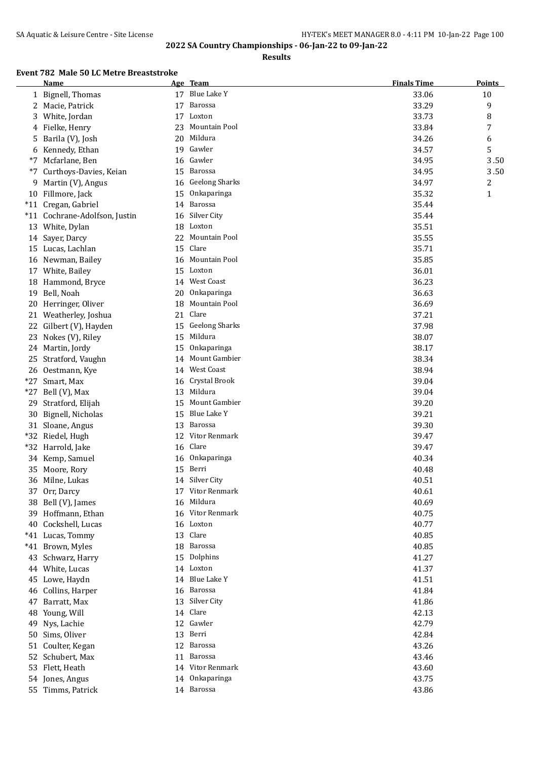## 2022 SA Country Championships - 06-Jan-22 to 09-Jan-22

**Results**

### Event 782 Male 50 LC Metre Breaststroke

| | Name | Age | Team | Finals Time | Points |
|---|---|---|---|---|---|
| 1 | Bignell, Thomas | 17 | Blue Lake Y | 33.06 | 10 |
| 2 | Macie, Patrick | 17 | Barossa | 33.29 | 9 |
| 3 | White, Jordan | 17 | Loxton | 33.73 | 8 |
| 4 | Fielke, Henry | 23 | Mountain Pool | 33.84 | 7 |
| 5 | Barila (V), Josh | 20 | Mildura | 34.26 | 6 |
| 6 | Kennedy, Ethan | 19 | Gawler | 34.57 | 5 |
| *7 | Mcfarlane, Ben | 16 | Gawler | 34.95 | 3.50 |
| *7 | Curthoys-Davies, Keian | 15 | Barossa | 34.95 | 3.50 |
| 9 | Martin (V), Angus | 16 | Geelong Sharks | 34.97 | 2 |
| 10 | Fillmore, Jack | 15 | Onkaparinga | 35.32 | 1 |
| *11 | Cregan, Gabriel | 14 | Barossa | 35.44 | |
| *11 | Cochrane-Adolfson, Justin | 16 | Silver City | 35.44 | |
| 13 | White, Dylan | 18 | Loxton | 35.51 | |
| 14 | Sayer, Darcy | 22 | Mountain Pool | 35.55 | |
| 15 | Lucas, Lachlan | 15 | Clare | 35.71 | |
| 16 | Newman, Bailey | 16 | Mountain Pool | 35.85 | |
| 17 | White, Bailey | 15 | Loxton | 36.01 | |
| 18 | Hammond, Bryce | 14 | West Coast | 36.23 | |
| 19 | Bell, Noah | 20 | Onkaparinga | 36.63 | |
| 20 | Herringer, Oliver | 18 | Mountain Pool | 36.69 | |
| 21 | Weatherley, Joshua | 21 | Clare | 37.21 | |
| 22 | Gilbert (V), Hayden | 15 | Geelong Sharks | 37.98 | |
| 23 | Nokes (V), Riley | 15 | Mildura | 38.07 | |
| 24 | Martin, Jordy | 15 | Onkaparinga | 38.17 | |
| 25 | Stratford, Vaughn | 14 | Mount Gambier | 38.34 | |
| 26 | Oestmann, Kye | 14 | West Coast | 38.94 | |
| *27 | Smart, Max | 16 | Crystal Brook | 39.04 | |
| *27 | Bell (V), Max | 13 | Mildura | 39.04 | |
| 29 | Stratford, Elijah | 15 | Mount Gambier | 39.20 | |
| 30 | Bignell, Nicholas | 15 | Blue Lake Y | 39.21 | |
| 31 | Sloane, Angus | 13 | Barossa | 39.30 | |
| *32 | Riedel, Hugh | 12 | Vitor Renmark | 39.47 | |
| *32 | Harrold, Jake | 16 | Clare | 39.47 | |
| 34 | Kemp, Samuel | 16 | Onkaparinga | 40.34 | |
| 35 | Moore, Rory | 15 | Berri | 40.48 | |
| 36 | Milne, Lukas | 14 | Silver City | 40.51 | |
| 37 | Orr, Darcy | 17 | Vitor Renmark | 40.61 | |
| 38 | Bell (V), James | 16 | Mildura | 40.69 | |
| 39 | Hoffmann, Ethan | 16 | Vitor Renmark | 40.75 | |
| 40 | Cockshell, Lucas | 16 | Loxton | 40.77 | |
| *41 | Lucas, Tommy | 13 | Clare | 40.85 | |
| *41 | Brown, Myles | 18 | Barossa | 40.85 | |
| 43 | Schwarz, Harry | 15 | Dolphins | 41.27 | |
| 44 | White, Lucas | 14 | Loxton | 41.37 | |
| 45 | Lowe, Haydn | 14 | Blue Lake Y | 41.51 | |
| 46 | Collins, Harper | 16 | Barossa | 41.84 | |
| 47 | Barratt, Max | 13 | Silver City | 41.86 | |
| 48 | Young, Will | 14 | Clare | 42.13 | |
| 49 | Nys, Lachie | 12 | Gawler | 42.79 | |
| 50 | Sims, Oliver | 13 | Berri | 42.84 | |
| 51 | Coulter, Kegan | 12 | Barossa | 43.26 | |
| 52 | Schubert, Max | 11 | Barossa | 43.46 | |
| 53 | Flett, Heath | 14 | Vitor Renmark | 43.60 | |
| 54 | Jones, Angus | 14 | Onkaparinga | 43.75 | |
| 55 | Timms, Patrick | 14 | Barossa | 43.86 | |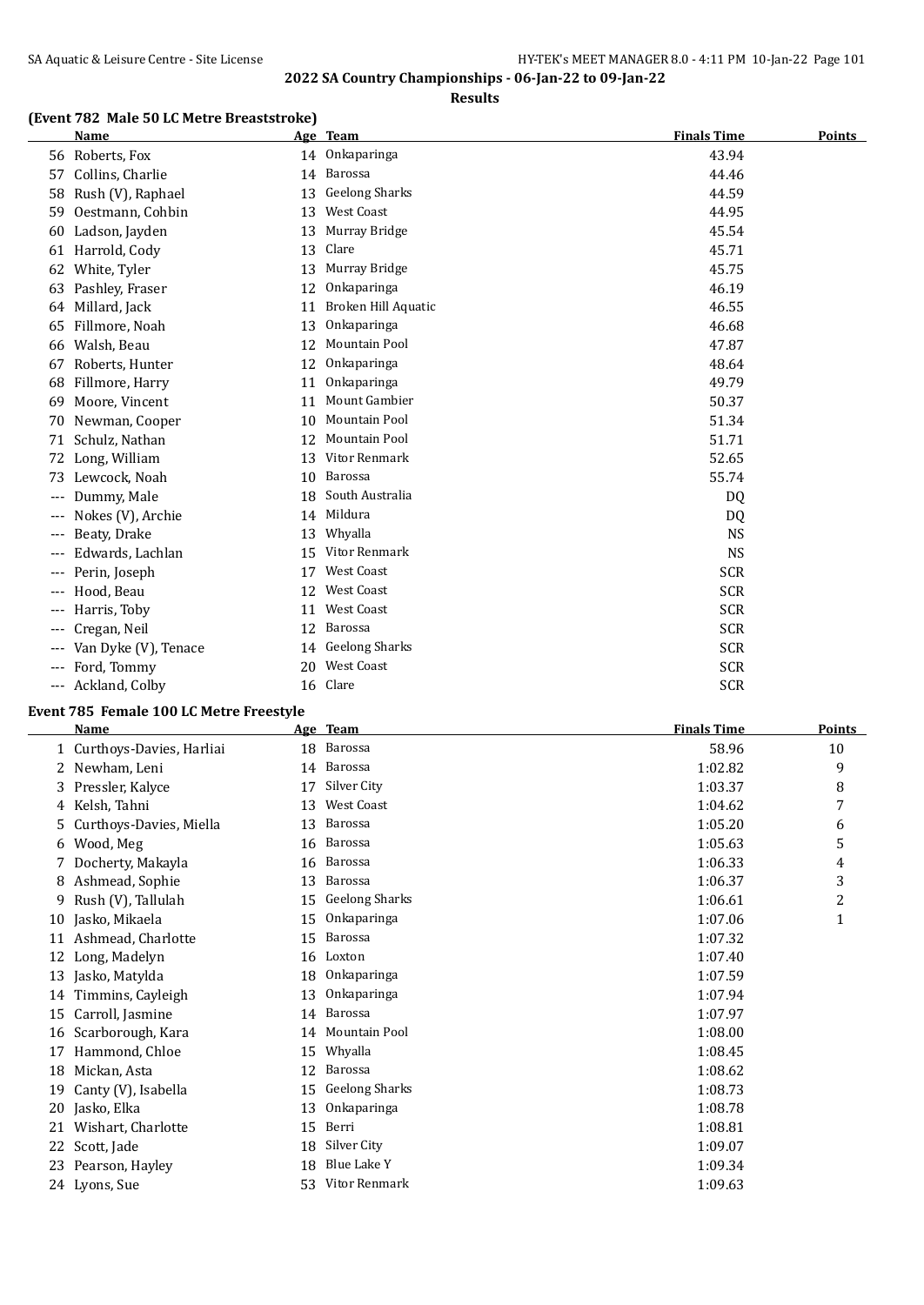## 2022 SA Country Championships - 06-Jan-22 to 09-Jan-22

### Results

### (Event 782 Male 50 LC Metre Breaststroke)

| | Name | Age | Team | Finals Time | Points |
|---|---|---|---|---|---|
| 56 | Roberts, Fox | 14 | Onkaparinga | 43.94 | |
| 57 | Collins, Charlie | 14 | Barossa | 44.46 | |
| 58 | Rush (V), Raphael | 13 | Geelong Sharks | 44.59 | |
| 59 | Oestmann, Cohbin | 13 | West Coast | 44.95 | |
| 60 | Ladson, Jayden | 13 | Murray Bridge | 45.54 | |
| 61 | Harrold, Cody | 13 | Clare | 45.71 | |
| 62 | White, Tyler | 13 | Murray Bridge | 45.75 | |
| 63 | Pashley, Fraser | 12 | Onkaparinga | 46.19 | |
| 64 | Millard, Jack | 11 | Broken Hill Aquatic | 46.55 | |
| 65 | Fillmore, Noah | 13 | Onkaparinga | 46.68 | |
| 66 | Walsh, Beau | 12 | Mountain Pool | 47.87 | |
| 67 | Roberts, Hunter | 12 | Onkaparinga | 48.64 | |
| 68 | Fillmore, Harry | 11 | Onkaparinga | 49.79 | |
| 69 | Moore, Vincent | 11 | Mount Gambier | 50.37 | |
| 70 | Newman, Cooper | 10 | Mountain Pool | 51.34 | |
| 71 | Schulz, Nathan | 12 | Mountain Pool | 51.71 | |
| 72 | Long, William | 13 | Vitor Renmark | 52.65 | |
| 73 | Lewcock, Noah | 10 | Barossa | 55.74 | |
| --- | Dummy, Male | 18 | South Australia | DQ | |
| --- | Nokes (V), Archie | 14 | Mildura | DQ | |
| --- | Beaty, Drake | 13 | Whyalla | NS | |
| --- | Edwards, Lachlan | 15 | Vitor Renmark | NS | |
| --- | Perin, Joseph | 17 | West Coast | SCR | |
| --- | Hood, Beau | 12 | West Coast | SCR | |
| --- | Harris, Toby | 11 | West Coast | SCR | |
| --- | Cregan, Neil | 12 | Barossa | SCR | |
| --- | Van Dyke (V), Tenace | 14 | Geelong Sharks | SCR | |
| --- | Ford, Tommy | 20 | West Coast | SCR | |
| --- | Ackland, Colby | 16 | Clare | SCR | |

### Event 785 Female 100 LC Metre Freestyle

| | Name | Age | Team | Finals Time | Points |
|---|---|---|---|---|---|
| 1 | Curthoys-Davies, Harliai | 18 | Barossa | 58.96 | 10 |
| 2 | Newham, Leni | 14 | Barossa | 1:02.82 | 9 |
| 3 | Pressler, Kalyce | 17 | Silver City | 1:03.37 | 8 |
| 4 | Kelsh, Tahni | 13 | West Coast | 1:04.62 | 7 |
| 5 | Curthoys-Davies, Miella | 13 | Barossa | 1:05.20 | 6 |
| 6 | Wood, Meg | 16 | Barossa | 1:05.63 | 5 |
| 7 | Docherty, Makayla | 16 | Barossa | 1:06.33 | 4 |
| 8 | Ashmead, Sophie | 13 | Barossa | 1:06.37 | 3 |
| 9 | Rush (V), Tallulah | 15 | Geelong Sharks | 1:06.61 | 2 |
| 10 | Jasko, Mikaela | 15 | Onkaparinga | 1:07.06 | 1 |
| 11 | Ashmead, Charlotte | 15 | Barossa | 1:07.32 | |
| 12 | Long, Madelyn | 16 | Loxton | 1:07.40 | |
| 13 | Jasko, Matylda | 18 | Onkaparinga | 1:07.59 | |
| 14 | Timmins, Cayleigh | 13 | Onkaparinga | 1:07.94 | |
| 15 | Carroll, Jasmine | 14 | Barossa | 1:07.97 | |
| 16 | Scarborough, Kara | 14 | Mountain Pool | 1:08.00 | |
| 17 | Hammond, Chloe | 15 | Whyalla | 1:08.45 | |
| 18 | Mickan, Asta | 12 | Barossa | 1:08.62 | |
| 19 | Canty (V), Isabella | 15 | Geelong Sharks | 1:08.73 | |
| 20 | Jasko, Elka | 13 | Onkaparinga | 1:08.78 | |
| 21 | Wishart, Charlotte | 15 | Berri | 1:08.81 | |
| 22 | Scott, Jade | 18 | Silver City | 1:09.07 | |
| 23 | Pearson, Hayley | 18 | Blue Lake Y | 1:09.34 | |
| 24 | Lyons, Sue | 53 | Vitor Renmark | 1:09.63 | |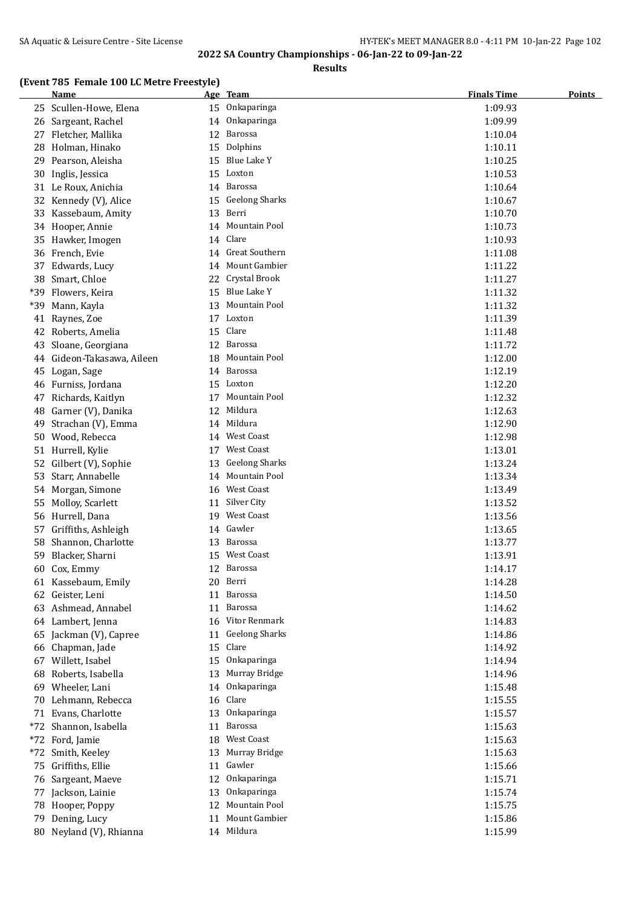## 2022 SA Country Championships - 06-Jan-22 to 09-Jan-22

### Results

**(Event 785 Female 100 LC Metre Freestyle)**

| | Name | Age | Team | Finals Time | Points |
|---|---|---|---|---|---|
| 25 | Scullen-Howe, Elena | 15 | Onkaparinga | 1:09.93 | |
| 26 | Sargeant, Rachel | 14 | Onkaparinga | 1:09.99 | |
| 27 | Fletcher, Mallika | 12 | Barossa | 1:10.04 | |
| 28 | Holman, Hinako | 15 | Dolphins | 1:10.11 | |
| 29 | Pearson, Aleisha | 15 | Blue Lake Y | 1:10.25 | |
| 30 | Inglis, Jessica | 15 | Loxton | 1:10.53 | |
| 31 | Le Roux, Anichia | 14 | Barossa | 1:10.64 | |
| 32 | Kennedy (V), Alice | 15 | Geelong Sharks | 1:10.67 | |
| 33 | Kassebaum, Amity | 13 | Berri | 1:10.70 | |
| 34 | Hooper, Annie | 14 | Mountain Pool | 1:10.73 | |
| 35 | Hawker, Imogen | 14 | Clare | 1:10.93 | |
| 36 | French, Evie | 14 | Great Southern | 1:11.08 | |
| 37 | Edwards, Lucy | 14 | Mount Gambier | 1:11.22 | |
| 38 | Smart, Chloe | 22 | Crystal Brook | 1:11.27 | |
| *39 | Flowers, Keira | 15 | Blue Lake Y | 1:11.32 | |
| *39 | Mann, Kayla | 13 | Mountain Pool | 1:11.32 | |
| 41 | Raynes, Zoe | 17 | Loxton | 1:11.39 | |
| 42 | Roberts, Amelia | 15 | Clare | 1:11.48 | |
| 43 | Sloane, Georgiana | 12 | Barossa | 1:11.72 | |
| 44 | Gideon-Takasawa, Aileen | 18 | Mountain Pool | 1:12.00 | |
| 45 | Logan, Sage | 14 | Barossa | 1:12.19 | |
| 46 | Furniss, Jordana | 15 | Loxton | 1:12.20 | |
| 47 | Richards, Kaitlyn | 17 | Mountain Pool | 1:12.32 | |
| 48 | Garner (V), Danika | 12 | Mildura | 1:12.63 | |
| 49 | Strachan (V), Emma | 14 | Mildura | 1:12.90 | |
| 50 | Wood, Rebecca | 14 | West Coast | 1:12.98 | |
| 51 | Hurrell, Kylie | 17 | West Coast | 1:13.01 | |
| 52 | Gilbert (V), Sophie | 13 | Geelong Sharks | 1:13.24 | |
| 53 | Starr, Annabelle | 14 | Mountain Pool | 1:13.34 | |
| 54 | Morgan, Simone | 16 | West Coast | 1:13.49 | |
| 55 | Molloy, Scarlett | 11 | Silver City | 1:13.52 | |
| 56 | Hurrell, Dana | 19 | West Coast | 1:13.56 | |
| 57 | Griffiths, Ashleigh | 14 | Gawler | 1:13.65 | |
| 58 | Shannon, Charlotte | 13 | Barossa | 1:13.77 | |
| 59 | Blacker, Sharni | 15 | West Coast | 1:13.91 | |
| 60 | Cox, Emmy | 12 | Barossa | 1:14.17 | |
| 61 | Kassebaum, Emily | 20 | Berri | 1:14.28 | |
| 62 | Geister, Leni | 11 | Barossa | 1:14.50 | |
| 63 | Ashmead, Annabel | 11 | Barossa | 1:14.62 | |
| 64 | Lambert, Jenna | 16 | Vitor Renmark | 1:14.83 | |
| 65 | Jackman (V), Capree | 11 | Geelong Sharks | 1:14.86 | |
| 66 | Chapman, Jade | 15 | Clare | 1:14.92 | |
| 67 | Willett, Isabel | 15 | Onkaparinga | 1:14.94 | |
| 68 | Roberts, Isabella | 13 | Murray Bridge | 1:14.96 | |
| 69 | Wheeler, Lani | 14 | Onkaparinga | 1:15.48 | |
| 70 | Lehmann, Rebecca | 16 | Clare | 1:15.55 | |
| 71 | Evans, Charlotte | 13 | Onkaparinga | 1:15.57 | |
| *72 | Shannon, Isabella | 11 | Barossa | 1:15.63 | |
| *72 | Ford, Jamie | 18 | West Coast | 1:15.63 | |
| *72 | Smith, Keeley | 13 | Murray Bridge | 1:15.63 | |
| 75 | Griffiths, Ellie | 11 | Gawler | 1:15.66 | |
| 76 | Sargeant, Maeve | 12 | Onkaparinga | 1:15.71 | |
| 77 | Jackson, Lainie | 13 | Onkaparinga | 1:15.74 | |
| 78 | Hooper, Poppy | 12 | Mountain Pool | 1:15.75 | |
| 79 | Dening, Lucy | 11 | Mount Gambier | 1:15.86 | |
| 80 | Neyland (V), Rhianna | 14 | Mildura | 1:15.99 | |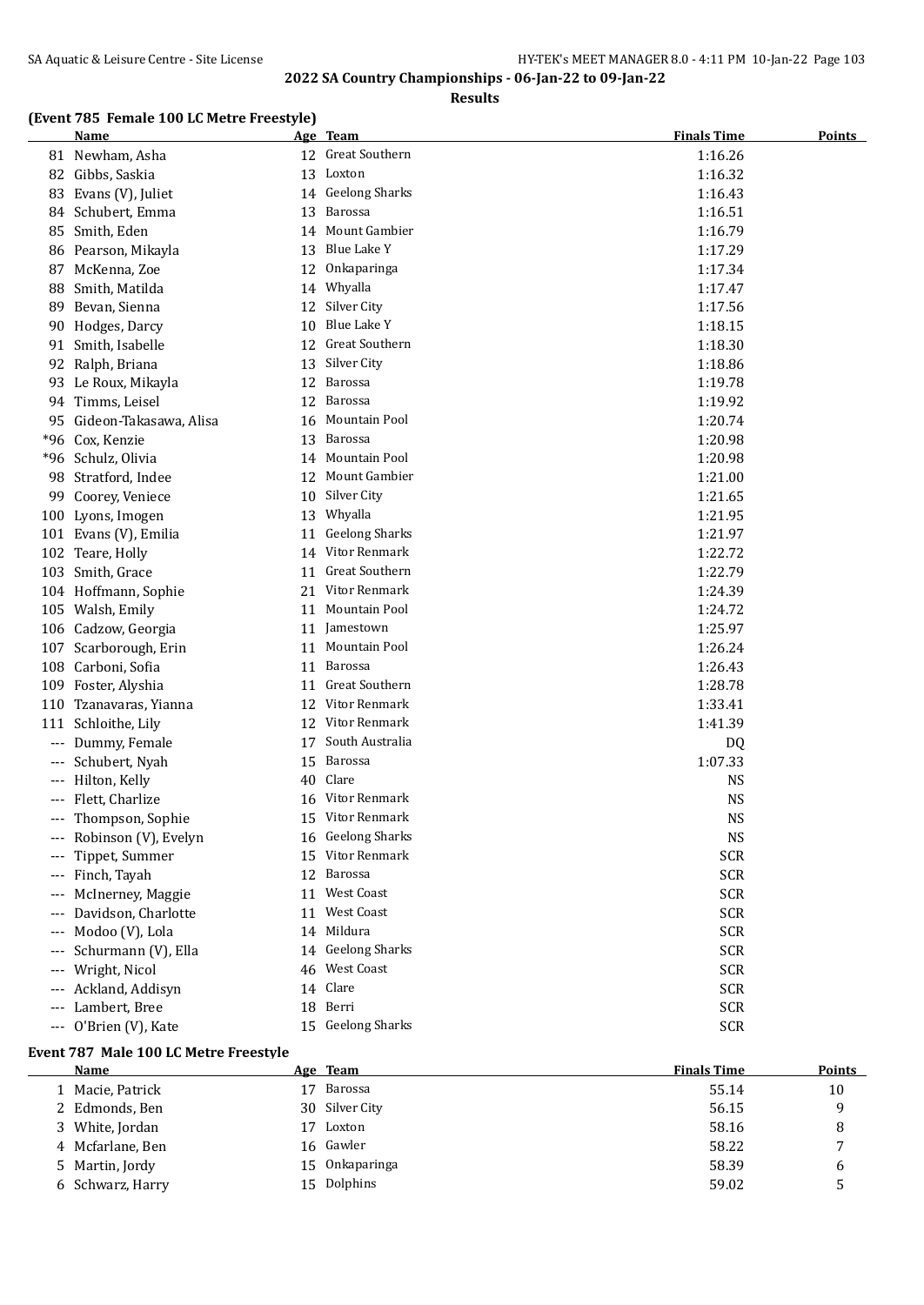## 2022 SA Country Championships - 06-Jan-22 to 09-Jan-22

### Results

### (Event 785 Female 100 LC Metre Freestyle)

| | Name | Age | Team | Finals Time | Points |
|---|---|---|---|---|---|
| 81 | Newham, Asha | 12 | Great Southern | 1:16.26 | |
| 82 | Gibbs, Saskia | 13 | Loxton | 1:16.32 | |
| 83 | Evans (V), Juliet | 14 | Geelong Sharks | 1:16.43 | |
| 84 | Schubert, Emma | 13 | Barossa | 1:16.51 | |
| 85 | Smith, Eden | 14 | Mount Gambier | 1:16.79 | |
| 86 | Pearson, Mikayla | 13 | Blue Lake Y | 1:17.29 | |
| 87 | McKenna, Zoe | 12 | Onkaparinga | 1:17.34 | |
| 88 | Smith, Matilda | 14 | Whyalla | 1:17.47 | |
| 89 | Bevan, Sienna | 12 | Silver City | 1:17.56 | |
| 90 | Hodges, Darcy | 10 | Blue Lake Y | 1:18.15 | |
| 91 | Smith, Isabelle | 12 | Great Southern | 1:18.30 | |
| 92 | Ralph, Briana | 13 | Silver City | 1:18.86 | |
| 93 | Le Roux, Mikayla | 12 | Barossa | 1:19.78 | |
| 94 | Timms, Leisel | 12 | Barossa | 1:19.92 | |
| 95 | Gideon-Takasawa, Alisa | 16 | Mountain Pool | 1:20.74 | |
| *96 | Cox, Kenzie | 13 | Barossa | 1:20.98 | |
| *96 | Schulz, Olivia | 14 | Mountain Pool | 1:20.98 | |
| 98 | Stratford, Indee | 12 | Mount Gambier | 1:21.00 | |
| 99 | Coorey, Veniece | 10 | Silver City | 1:21.65 | |
| 100 | Lyons, Imogen | 13 | Whyalla | 1:21.95 | |
| 101 | Evans (V), Emilia | 11 | Geelong Sharks | 1:21.97 | |
| 102 | Teare, Holly | 14 | Vitor Renmark | 1:22.72 | |
| 103 | Smith, Grace | 11 | Great Southern | 1:22.79 | |
| 104 | Hoffmann, Sophie | 21 | Vitor Renmark | 1:24.39 | |
| 105 | Walsh, Emily | 11 | Mountain Pool | 1:24.72 | |
| 106 | Cadzow, Georgia | 11 | Jamestown | 1:25.97 | |
| 107 | Scarborough, Erin | 11 | Mountain Pool | 1:26.24 | |
| 108 | Carboni, Sofia | 11 | Barossa | 1:26.43 | |
| 109 | Foster, Alyshia | 11 | Great Southern | 1:28.78 | |
| 110 | Tzanavaras, Yianna | 12 | Vitor Renmark | 1:33.41 | |
| 111 | Schloithe, Lily | 12 | Vitor Renmark | 1:41.39 | |
| --- | Dummy, Female | 17 | South Australia | DQ | |
| --- | Schubert, Nyah | 15 | Barossa | 1:07.33 | |
| --- | Hilton, Kelly | 40 | Clare | NS | |
| --- | Flett, Charlize | 16 | Vitor Renmark | NS | |
| --- | Thompson, Sophie | 15 | Vitor Renmark | NS | |
| --- | Robinson (V), Evelyn | 16 | Geelong Sharks | NS | |
| --- | Tippet, Summer | 15 | Vitor Renmark | SCR | |
| --- | Finch, Tayah | 12 | Barossa | SCR | |
| --- | McInerney, Maggie | 11 | West Coast | SCR | |
| --- | Davidson, Charlotte | 11 | West Coast | SCR | |
| --- | Modoo (V), Lola | 14 | Mildura | SCR | |
| --- | Schurmann (V), Ella | 14 | Geelong Sharks | SCR | |
| --- | Wright, Nicol | 46 | West Coast | SCR | |
| --- | Ackland, Addisyn | 14 | Clare | SCR | |
| --- | Lambert, Bree | 18 | Berri | SCR | |
| --- | O'Brien (V), Kate | 15 | Geelong Sharks | SCR | |

### Event 787 Male 100 LC Metre Freestyle

| | Name | Age | Team | Finals Time | Points |
|---|---|---|---|---|---|
| 1 | Macie, Patrick | 17 | Barossa | 55.14 | 10 |
| 2 | Edmonds, Ben | 30 | Silver City | 56.15 | 9 |
| 3 | White, Jordan | 17 | Loxton | 58.16 | 8 |
| 4 | Mcfarlane, Ben | 16 | Gawler | 58.22 | 7 |
| 5 | Martin, Jordy | 15 | Onkaparinga | 58.39 | 6 |
| 6 | Schwarz, Harry | 15 | Dolphins | 59.02 | 5 |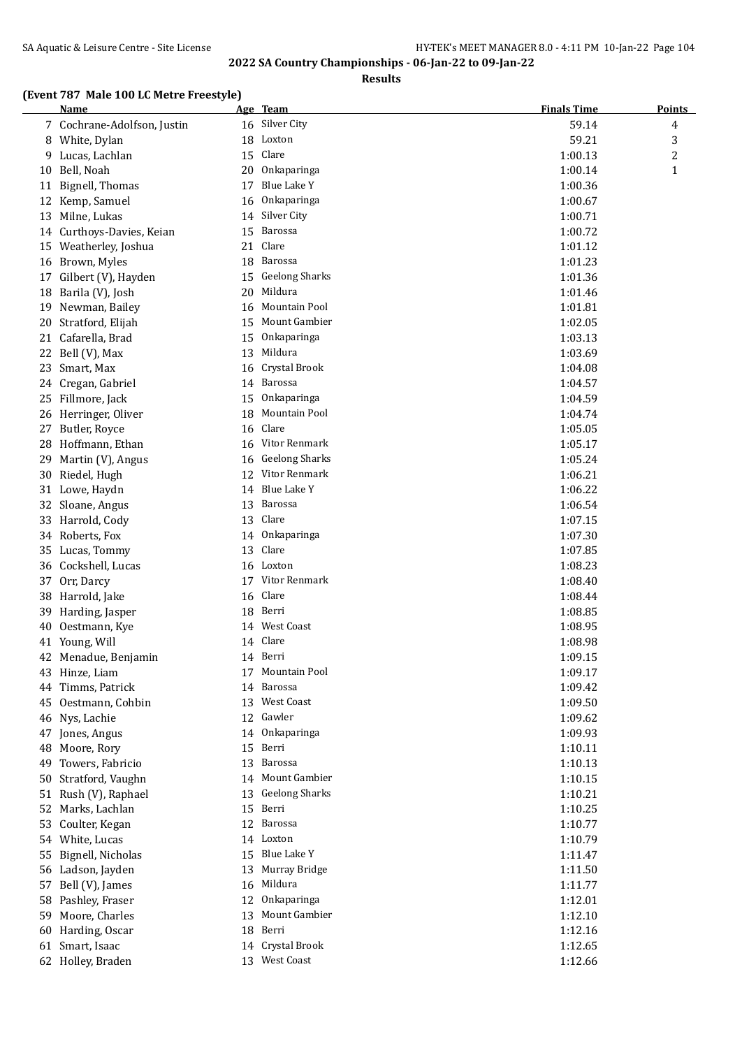## 2022 SA Country Championships - 06-Jan-22 to 09-Jan-22

### Results

#### (Event 787 Male 100 LC Metre Freestyle)

| | Name | Age | Team | Finals Time | Points |
|---|---|---|---|---|---|
| 7 | Cochrane-Adolfson, Justin | 16 | Silver City | 59.14 | 4 |
| 8 | White, Dylan | 18 | Loxton | 59.21 | 3 |
| 9 | Lucas, Lachlan | 15 | Clare | 1:00.13 | 2 |
| 10 | Bell, Noah | 20 | Onkaparinga | 1:00.14 | 1 |
| 11 | Bignell, Thomas | 17 | Blue Lake Y | 1:00.36 | |
| 12 | Kemp, Samuel | 16 | Onkaparinga | 1:00.67 | |
| 13 | Milne, Lukas | 14 | Silver City | 1:00.71 | |
| 14 | Curthoys-Davies, Keian | 15 | Barossa | 1:00.72 | |
| 15 | Weatherley, Joshua | 21 | Clare | 1:01.12 | |
| 16 | Brown, Myles | 18 | Barossa | 1:01.23 | |
| 17 | Gilbert (V), Hayden | 15 | Geelong Sharks | 1:01.36 | |
| 18 | Barila (V), Josh | 20 | Mildura | 1:01.46 | |
| 19 | Newman, Bailey | 16 | Mountain Pool | 1:01.81 | |
| 20 | Stratford, Elijah | 15 | Mount Gambier | 1:02.05 | |
| 21 | Cafarella, Brad | 15 | Onkaparinga | 1:03.13 | |
| 22 | Bell (V), Max | 13 | Mildura | 1:03.69 | |
| 23 | Smart, Max | 16 | Crystal Brook | 1:04.08 | |
| 24 | Cregan, Gabriel | 14 | Barossa | 1:04.57 | |
| 25 | Fillmore, Jack | 15 | Onkaparinga | 1:04.59 | |
| 26 | Herringer, Oliver | 18 | Mountain Pool | 1:04.74 | |
| 27 | Butler, Royce | 16 | Clare | 1:05.05 | |
| 28 | Hoffmann, Ethan | 16 | Vitor Renmark | 1:05.17 | |
| 29 | Martin (V), Angus | 16 | Geelong Sharks | 1:05.24 | |
| 30 | Riedel, Hugh | 12 | Vitor Renmark | 1:06.21 | |
| 31 | Lowe, Haydn | 14 | Blue Lake Y | 1:06.22 | |
| 32 | Sloane, Angus | 13 | Barossa | 1:06.54 | |
| 33 | Harrold, Cody | 13 | Clare | 1:07.15 | |
| 34 | Roberts, Fox | 14 | Onkaparinga | 1:07.30 | |
| 35 | Lucas, Tommy | 13 | Clare | 1:07.85 | |
| 36 | Cockshell, Lucas | 16 | Loxton | 1:08.23 | |
| 37 | Orr, Darcy | 17 | Vitor Renmark | 1:08.40 | |
| 38 | Harrold, Jake | 16 | Clare | 1:08.44 | |
| 39 | Harding, Jasper | 18 | Berri | 1:08.85 | |
| 40 | Oestmann, Kye | 14 | West Coast | 1:08.95 | |
| 41 | Young, Will | 14 | Clare | 1:08.98 | |
| 42 | Menadue, Benjamin | 14 | Berri | 1:09.15 | |
| 43 | Hinze, Liam | 17 | Mountain Pool | 1:09.17 | |
| 44 | Timms, Patrick | 14 | Barossa | 1:09.42 | |
| 45 | Oestmann, Cohbin | 13 | West Coast | 1:09.50 | |
| 46 | Nys, Lachie | 12 | Gawler | 1:09.62 | |
| 47 | Jones, Angus | 14 | Onkaparinga | 1:09.93 | |
| 48 | Moore, Rory | 15 | Berri | 1:10.11 | |
| 49 | Towers, Fabricio | 13 | Barossa | 1:10.13 | |
| 50 | Stratford, Vaughn | 14 | Mount Gambier | 1:10.15 | |
| 51 | Rush (V), Raphael | 13 | Geelong Sharks | 1:10.21 | |
| 52 | Marks, Lachlan | 15 | Berri | 1:10.25 | |
| 53 | Coulter, Kegan | 12 | Barossa | 1:10.77 | |
| 54 | White, Lucas | 14 | Loxton | 1:10.79 | |
| 55 | Bignell, Nicholas | 15 | Blue Lake Y | 1:11.47 | |
| 56 | Ladson, Jayden | 13 | Murray Bridge | 1:11.50 | |
| 57 | Bell (V), James | 16 | Mildura | 1:11.77 | |
| 58 | Pashley, Fraser | 12 | Onkaparinga | 1:12.01 | |
| 59 | Moore, Charles | 13 | Mount Gambier | 1:12.10 | |
| 60 | Harding, Oscar | 18 | Berri | 1:12.16 | |
| 61 | Smart, Isaac | 14 | Crystal Brook | 1:12.65 | |
| 62 | Holley, Braden | 13 | West Coast | 1:12.66 | |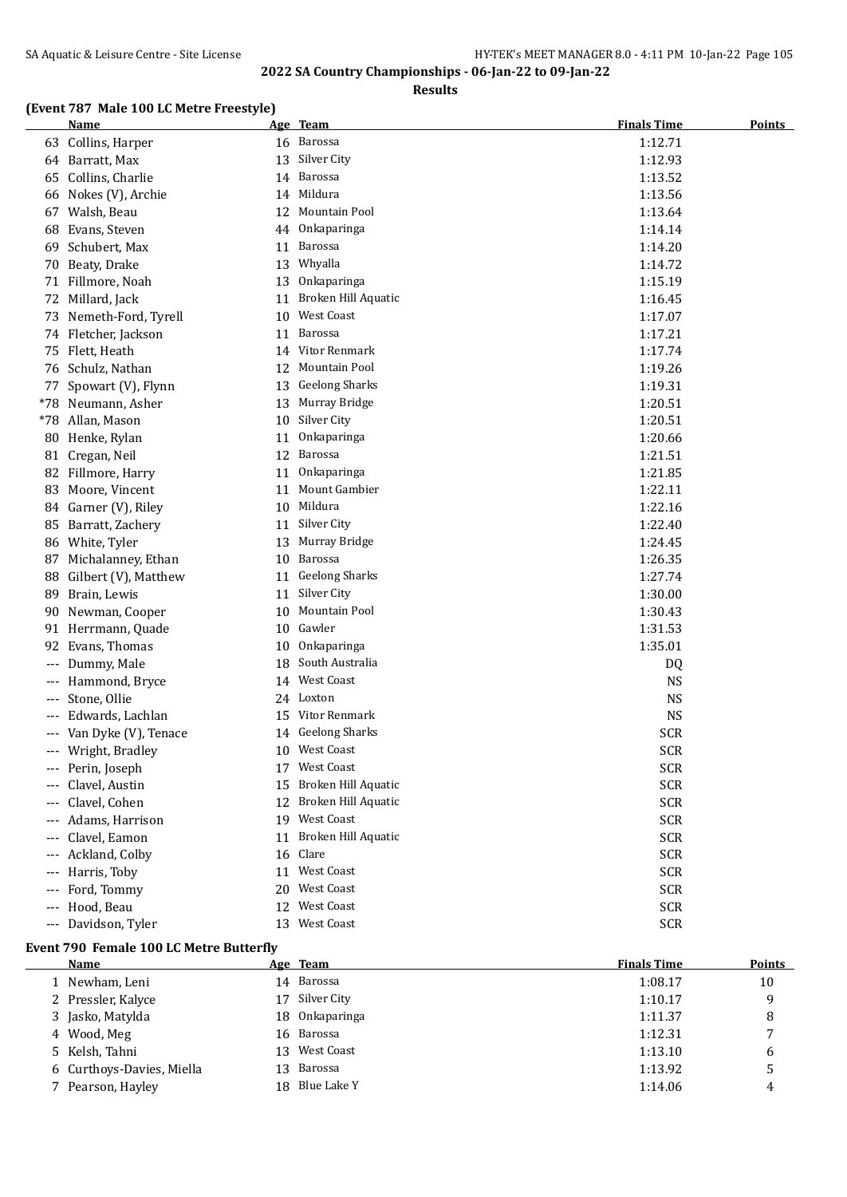## 2022 SA Country Championships - 06-Jan-22 to 09-Jan-22

### Results

### (Event 787 Male 100 LC Metre Freestyle)

| | Name | Age | Team | Finals Time | Points |
|---|---|---|---|---|---|
| 63 | Collins, Harper | 16 | Barossa | 1:12.71 | |
| 64 | Barratt, Max | 13 | Silver City | 1:12.93 | |
| 65 | Collins, Charlie | 14 | Barossa | 1:13.52 | |
| 66 | Nokes (V), Archie | 14 | Mildura | 1:13.56 | |
| 67 | Walsh, Beau | 12 | Mountain Pool | 1:13.64 | |
| 68 | Evans, Steven | 44 | Onkaparinga | 1:14.14 | |
| 69 | Schubert, Max | 11 | Barossa | 1:14.20 | |
| 70 | Beaty, Drake | 13 | Whyalla | 1:14.72 | |
| 71 | Fillmore, Noah | 13 | Onkaparinga | 1:15.19 | |
| 72 | Millard, Jack | 11 | Broken Hill Aquatic | 1:16.45 | |
| 73 | Nemeth-Ford, Tyrell | 10 | West Coast | 1:17.07 | |
| 74 | Fletcher, Jackson | 11 | Barossa | 1:17.21 | |
| 75 | Flett, Heath | 14 | Vitor Renmark | 1:17.74 | |
| 76 | Schulz, Nathan | 12 | Mountain Pool | 1:19.26 | |
| 77 | Spowart (V), Flynn | 13 | Geelong Sharks | 1:19.31 | |
| *78 | Neumann, Asher | 13 | Murray Bridge | 1:20.51 | |
| *78 | Allan, Mason | 10 | Silver City | 1:20.51 | |
| 80 | Henke, Rylan | 11 | Onkaparinga | 1:20.66 | |
| 81 | Cregan, Neil | 12 | Barossa | 1:21.51 | |
| 82 | Fillmore, Harry | 11 | Onkaparinga | 1:21.85 | |
| 83 | Moore, Vincent | 11 | Mount Gambier | 1:22.11 | |
| 84 | Garner (V), Riley | 10 | Mildura | 1:22.16 | |
| 85 | Barratt, Zachery | 11 | Silver City | 1:22.40 | |
| 86 | White, Tyler | 13 | Murray Bridge | 1:24.45 | |
| 87 | Michalanney, Ethan | 10 | Barossa | 1:26.35 | |
| 88 | Gilbert (V), Matthew | 11 | Geelong Sharks | 1:27.74 | |
| 89 | Brain, Lewis | 11 | Silver City | 1:30.00 | |
| 90 | Newman, Cooper | 10 | Mountain Pool | 1:30.43 | |
| 91 | Herrmann, Quade | 10 | Gawler | 1:31.53 | |
| 92 | Evans, Thomas | 10 | Onkaparinga | 1:35.01 | |
| --- | Dummy, Male | 18 | South Australia | DQ | |
| --- | Hammond, Bryce | 14 | West Coast | NS | |
| --- | Stone, Ollie | 24 | Loxton | NS | |
| --- | Edwards, Lachlan | 15 | Vitor Renmark | NS | |
| --- | Van Dyke (V), Tenace | 14 | Geelong Sharks | SCR | |
| --- | Wright, Bradley | 10 | West Coast | SCR | |
| --- | Perin, Joseph | 17 | West Coast | SCR | |
| --- | Clavel, Austin | 15 | Broken Hill Aquatic | SCR | |
| --- | Clavel, Cohen | 12 | Broken Hill Aquatic | SCR | |
| --- | Adams, Harrison | 19 | West Coast | SCR | |
| --- | Clavel, Eamon | 11 | Broken Hill Aquatic | SCR | |
| --- | Ackland, Colby | 16 | Clare | SCR | |
| --- | Harris, Toby | 11 | West Coast | SCR | |
| --- | Ford, Tommy | 20 | West Coast | SCR | |
| --- | Hood, Beau | 12 | West Coast | SCR | |
| --- | Davidson, Tyler | 13 | West Coast | SCR | |

### Event 790 Female 100 LC Metre Butterfly

| | Name | Age | Team | Finals Time | Points |
|---|---|---|---|---|---|
| 1 | Newham, Leni | 14 | Barossa | 1:08.17 | 10 |
| 2 | Pressler, Kalyce | 17 | Silver City | 1:10.17 | 9 |
| 3 | Jasko, Matylda | 18 | Onkaparinga | 1:11.37 | 8 |
| 4 | Wood, Meg | 16 | Barossa | 1:12.31 | 7 |
| 5 | Kelsh, Tahni | 13 | West Coast | 1:13.10 | 6 |
| 6 | Curthoys-Davies, Miella | 13 | Barossa | 1:13.92 | 5 |
| 7 | Pearson, Hayley | 18 | Blue Lake Y | 1:14.06 | 4 |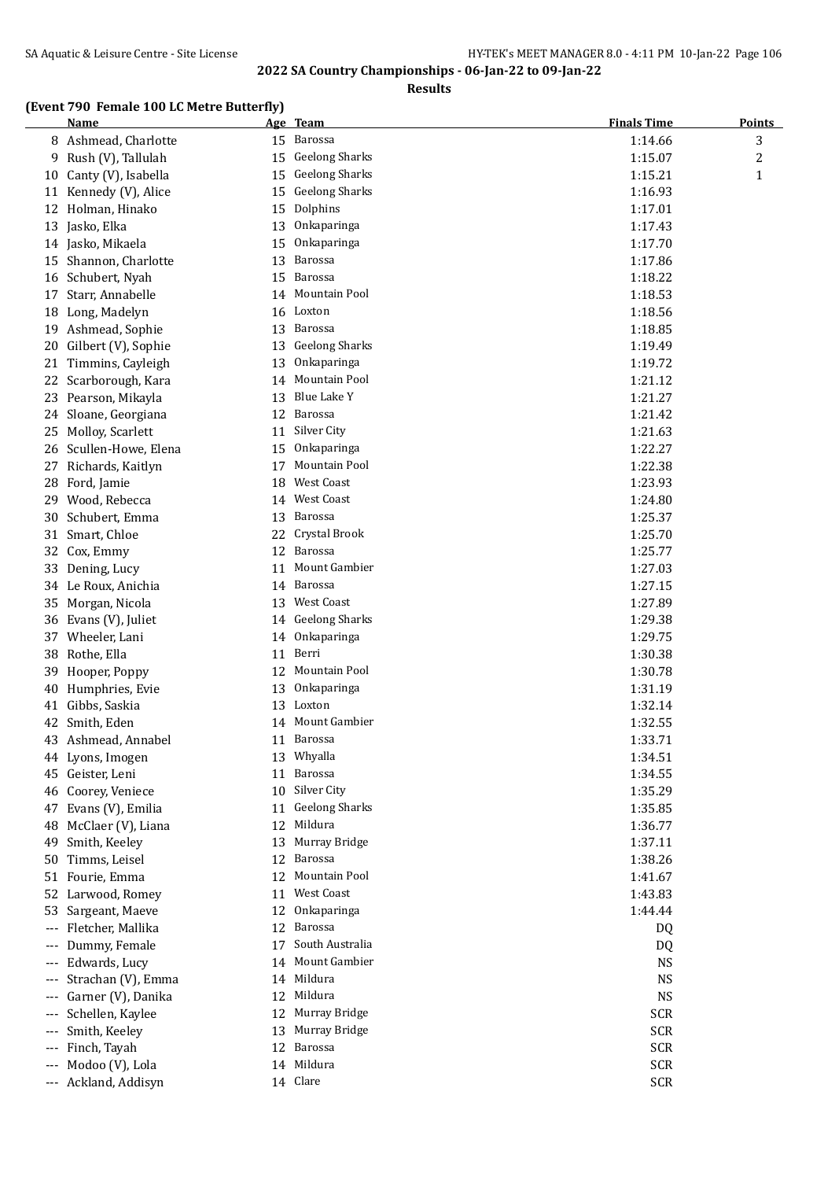2022 SA Country Championships - 06-Jan-22 to 09-Jan-22

**Results**

### (Event 790 Female 100 LC Metre Butterfly)

| | Name | Age | Team | Finals Time | Points |
|---|---|---|---|---|---|
| 8 | Ashmead, Charlotte | 15 | Barossa | 1:14.66 | 3 |
| 9 | Rush (V), Tallulah | 15 | Geelong Sharks | 1:15.07 | 2 |
| 10 | Canty (V), Isabella | 15 | Geelong Sharks | 1:15.21 | 1 |
| 11 | Kennedy (V), Alice | 15 | Geelong Sharks | 1:16.93 | |
| 12 | Holman, Hinako | 15 | Dolphins | 1:17.01 | |
| 13 | Jasko, Elka | 13 | Onkaparinga | 1:17.43 | |
| 14 | Jasko, Mikaela | 15 | Onkaparinga | 1:17.70 | |
| 15 | Shannon, Charlotte | 13 | Barossa | 1:17.86 | |
| 16 | Schubert, Nyah | 15 | Barossa | 1:18.22 | |
| 17 | Starr, Annabelle | 14 | Mountain Pool | 1:18.53 | |
| 18 | Long, Madelyn | 16 | Loxton | 1:18.56 | |
| 19 | Ashmead, Sophie | 13 | Barossa | 1:18.85 | |
| 20 | Gilbert (V), Sophie | 13 | Geelong Sharks | 1:19.49 | |
| 21 | Timmins, Cayleigh | 13 | Onkaparinga | 1:19.72 | |
| 22 | Scarborough, Kara | 14 | Mountain Pool | 1:21.12 | |
| 23 | Pearson, Mikayla | 13 | Blue Lake Y | 1:21.27 | |
| 24 | Sloane, Georgiana | 12 | Barossa | 1:21.42 | |
| 25 | Molloy, Scarlett | 11 | Silver City | 1:21.63 | |
| 26 | Scullen-Howe, Elena | 15 | Onkaparinga | 1:22.27 | |
| 27 | Richards, Kaitlyn | 17 | Mountain Pool | 1:22.38 | |
| 28 | Ford, Jamie | 18 | West Coast | 1:23.93 | |
| 29 | Wood, Rebecca | 14 | West Coast | 1:24.80 | |
| 30 | Schubert, Emma | 13 | Barossa | 1:25.37 | |
| 31 | Smart, Chloe | 22 | Crystal Brook | 1:25.70 | |
| 32 | Cox, Emmy | 12 | Barossa | 1:25.77 | |
| 33 | Dening, Lucy | 11 | Mount Gambier | 1:27.03 | |
| 34 | Le Roux, Anichia | 14 | Barossa | 1:27.15 | |
| 35 | Morgan, Nicola | 13 | West Coast | 1:27.89 | |
| 36 | Evans (V), Juliet | 14 | Geelong Sharks | 1:29.38 | |
| 37 | Wheeler, Lani | 14 | Onkaparinga | 1:29.75 | |
| 38 | Rothe, Ella | 11 | Berri | 1:30.38 | |
| 39 | Hooper, Poppy | 12 | Mountain Pool | 1:30.78 | |
| 40 | Humphries, Evie | 13 | Onkaparinga | 1:31.19 | |
| 41 | Gibbs, Saskia | 13 | Loxton | 1:32.14 | |
| 42 | Smith, Eden | 14 | Mount Gambier | 1:32.55 | |
| 43 | Ashmead, Annabel | 11 | Barossa | 1:33.71 | |
| 44 | Lyons, Imogen | 13 | Whyalla | 1:34.51 | |
| 45 | Geister, Leni | 11 | Barossa | 1:34.55 | |
| 46 | Coorey, Veniece | 10 | Silver City | 1:35.29 | |
| 47 | Evans (V), Emilia | 11 | Geelong Sharks | 1:35.85 | |
| 48 | McClaer (V), Liana | 12 | Mildura | 1:36.77 | |
| 49 | Smith, Keeley | 13 | Murray Bridge | 1:37.11 | |
| 50 | Timms, Leisel | 12 | Barossa | 1:38.26 | |
| 51 | Fourie, Emma | 12 | Mountain Pool | 1:41.67 | |
| 52 | Larwood, Romey | 11 | West Coast | 1:43.83 | |
| 53 | Sargeant, Maeve | 12 | Onkaparinga | 1:44.44 | |
| --- | Fletcher, Mallika | 12 | Barossa | DQ | |
| --- | Dummy, Female | 17 | South Australia | DQ | |
| --- | Edwards, Lucy | 14 | Mount Gambier | NS | |
| --- | Strachan (V), Emma | 14 | Mildura | NS | |
| --- | Garner (V), Danika | 12 | Mildura | NS | |
| --- | Schellen, Kaylee | 12 | Murray Bridge | SCR | |
| --- | Smith, Keeley | 13 | Murray Bridge | SCR | |
| --- | Finch, Tayah | 12 | Barossa | SCR | |
| --- | Modoo (V), Lola | 14 | Mildura | SCR | |
| --- | Ackland, Addisyn | 14 | Clare | SCR | |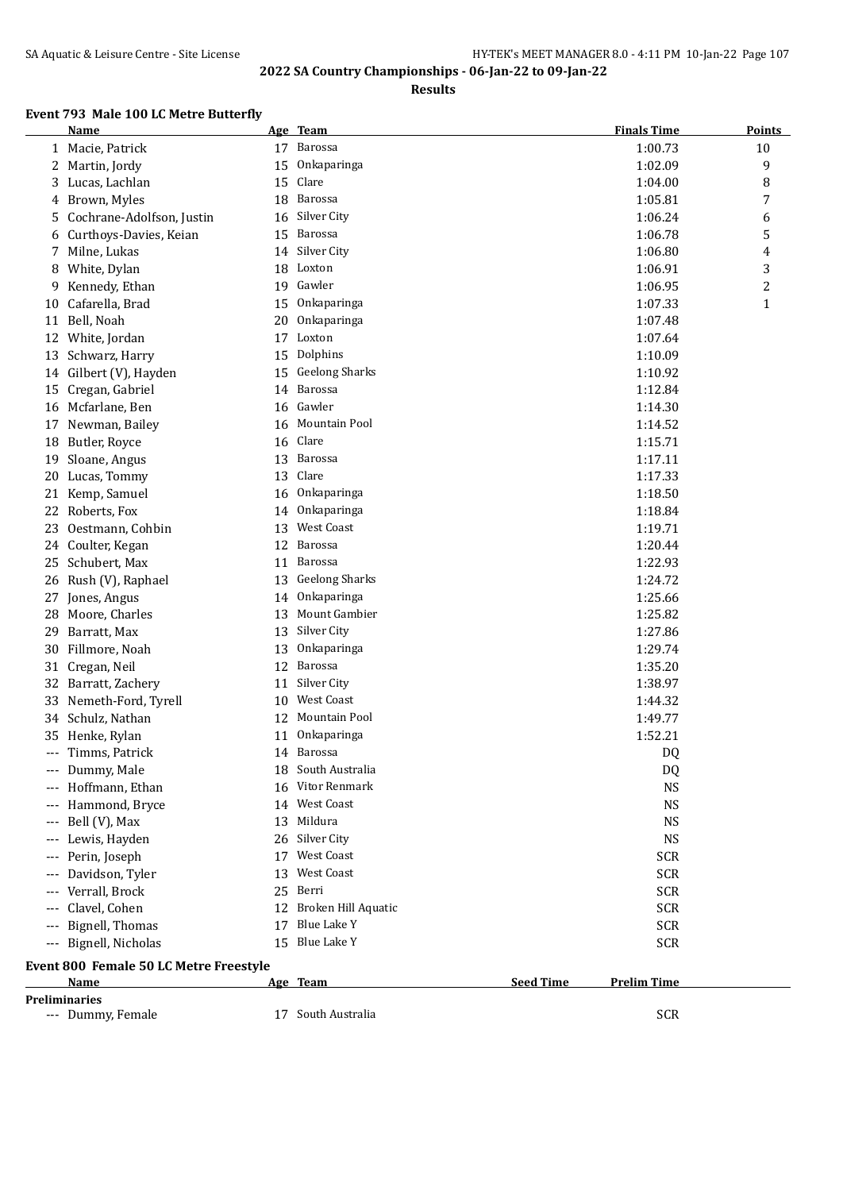## 2022 SA Country Championships - 06-Jan-22 to 09-Jan-22

### Results

#### Event 793 Male 100 LC Metre Butterfly

| | Name | Age | Team | Finals Time | Points |
|---|---|---|---|---|---|
| 1 | Macie, Patrick | 17 | Barossa | 1:00.73 | 10 |
| 2 | Martin, Jordy | 15 | Onkaparinga | 1:02.09 | 9 |
| 3 | Lucas, Lachlan | 15 | Clare | 1:04.00 | 8 |
| 4 | Brown, Myles | 18 | Barossa | 1:05.81 | 7 |
| 5 | Cochrane-Adolfson, Justin | 16 | Silver City | 1:06.24 | 6 |
| 6 | Curthoys-Davies, Keian | 15 | Barossa | 1:06.78 | 5 |
| 7 | Milne, Lukas | 14 | Silver City | 1:06.80 | 4 |
| 8 | White, Dylan | 18 | Loxton | 1:06.91 | 3 |
| 9 | Kennedy, Ethan | 19 | Gawler | 1:06.95 | 2 |
| 10 | Cafarella, Brad | 15 | Onkaparinga | 1:07.33 | 1 |
| 11 | Bell, Noah | 20 | Onkaparinga | 1:07.48 | |
| 12 | White, Jordan | 17 | Loxton | 1:07.64 | |
| 13 | Schwarz, Harry | 15 | Dolphins | 1:10.09 | |
| 14 | Gilbert (V), Hayden | 15 | Geelong Sharks | 1:10.92 | |
| 15 | Cregan, Gabriel | 14 | Barossa | 1:12.84 | |
| 16 | Mcfarlane, Ben | 16 | Gawler | 1:14.30 | |
| 17 | Newman, Bailey | 16 | Mountain Pool | 1:14.52 | |
| 18 | Butler, Royce | 16 | Clare | 1:15.71 | |
| 19 | Sloane, Angus | 13 | Barossa | 1:17.11 | |
| 20 | Lucas, Tommy | 13 | Clare | 1:17.33 | |
| 21 | Kemp, Samuel | 16 | Onkaparinga | 1:18.50 | |
| 22 | Roberts, Fox | 14 | Onkaparinga | 1:18.84 | |
| 23 | Oestmann, Cohbin | 13 | West Coast | 1:19.71 | |
| 24 | Coulter, Kegan | 12 | Barossa | 1:20.44 | |
| 25 | Schubert, Max | 11 | Barossa | 1:22.93 | |
| 26 | Rush (V), Raphael | 13 | Geelong Sharks | 1:24.72 | |
| 27 | Jones, Angus | 14 | Onkaparinga | 1:25.66 | |
| 28 | Moore, Charles | 13 | Mount Gambier | 1:25.82 | |
| 29 | Barratt, Max | 13 | Silver City | 1:27.86 | |
| 30 | Fillmore, Noah | 13 | Onkaparinga | 1:29.74 | |
| 31 | Cregan, Neil | 12 | Barossa | 1:35.20 | |
| 32 | Barratt, Zachery | 11 | Silver City | 1:38.97 | |
| 33 | Nemeth-Ford, Tyrell | 10 | West Coast | 1:44.32 | |
| 34 | Schulz, Nathan | 12 | Mountain Pool | 1:49.77 | |
| 35 | Henke, Rylan | 11 | Onkaparinga | 1:52.21 | |
| --- | Timms, Patrick | 14 | Barossa | DQ | |
| --- | Dummy, Male | 18 | South Australia | DQ | |
| --- | Hoffmann, Ethan | 16 | Vitor Renmark | NS | |
| --- | Hammond, Bryce | 14 | West Coast | NS | |
| --- | Bell (V), Max | 13 | Mildura | NS | |
| --- | Lewis, Hayden | 26 | Silver City | NS | |
| --- | Perin, Joseph | 17 | West Coast | SCR | |
| --- | Davidson, Tyler | 13 | West Coast | SCR | |
| --- | Verrall, Brock | 25 | Berri | SCR | |
| --- | Clavel, Cohen | 12 | Broken Hill Aquatic | SCR | |
| --- | Bignell, Thomas | 17 | Blue Lake Y | SCR | |
| --- | Bignell, Nicholas | 15 | Blue Lake Y | SCR | |

#### Event 800 Female 50 LC Metre Freestyle

| | Name | Age | Team | Seed Time | Prelim Time |
|---|---|---|---|---|---|
| **Preliminaries** | | | | | |
| --- | Dummy, Female | 17 | South Australia | | SCR |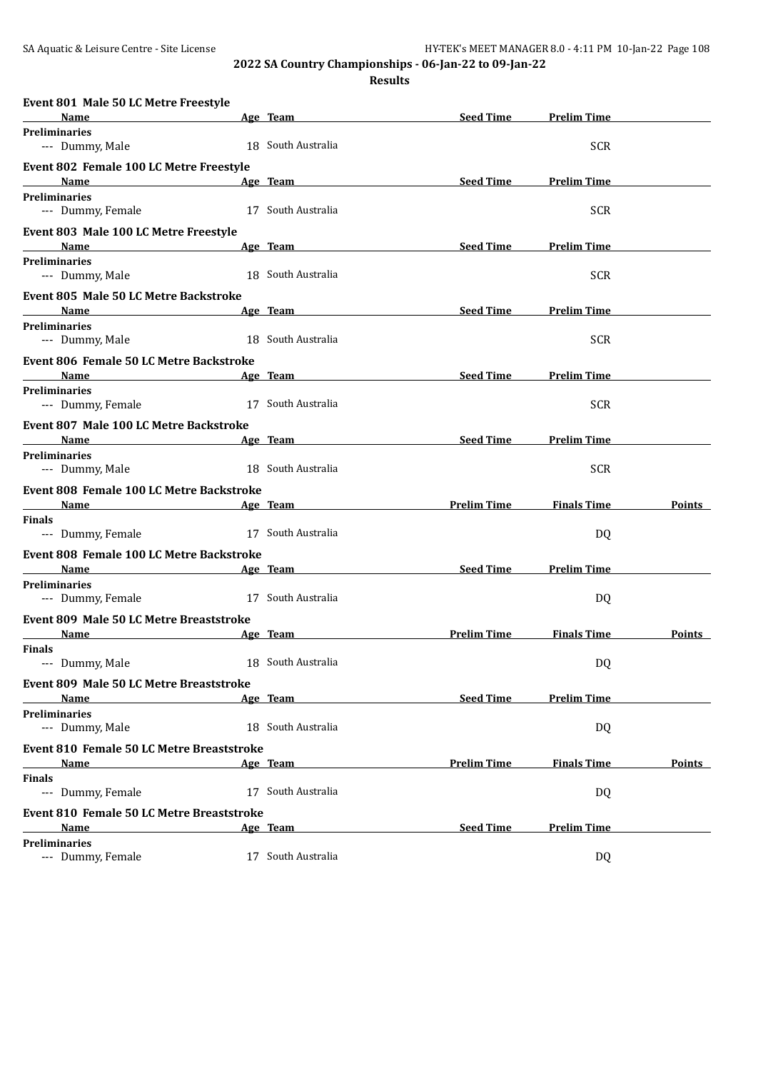**2022 SA Country Championships - 06-Jan-22 to 09-Jan-22**

**Results**

### Event 801 Male 50 LC Metre Freestyle

| Name | Age | Team | Seed Time | Prelim Time |
|---|---|---|---|---|
| **Preliminaries** | | | | |
| --- Dummy, Male | 18 | South Australia | | SCR |

### Event 802 Female 100 LC Metre Freestyle

| Name | Age | Team | Seed Time | Prelim Time |
|---|---|---|---|---|
| **Preliminaries** | | | | |
| --- Dummy, Female | 17 | South Australia | | SCR |

### Event 803 Male 100 LC Metre Freestyle

| Name | Age | Team | Seed Time | Prelim Time |
|---|---|---|---|---|
| **Preliminaries** | | | | |
| --- Dummy, Male | 18 | South Australia | | SCR |

### Event 805 Male 50 LC Metre Backstroke

| Name | Age | Team | Seed Time | Prelim Time |
|---|---|---|---|---|
| **Preliminaries** | | | | |
| --- Dummy, Male | 18 | South Australia | | SCR |

### Event 806 Female 50 LC Metre Backstroke

| Name | Age | Team | Seed Time | Prelim Time |
|---|---|---|---|---|
| **Preliminaries** | | | | |
| --- Dummy, Female | 17 | South Australia | | SCR |

### Event 807 Male 100 LC Metre Backstroke

| Name | Age | Team | Seed Time | Prelim Time |
|---|---|---|---|---|
| **Preliminaries** | | | | |
| --- Dummy, Male | 18 | South Australia | | SCR |

### Event 808 Female 100 LC Metre Backstroke

| Name | Age | Team | Prelim Time | Finals Time | Points |
|---|---|---|---|---|---|
| **Finals** | | | | | |
| --- Dummy, Female | 17 | South Australia | | DQ | |

### Event 808 Female 100 LC Metre Backstroke

| Name | Age | Team | Seed Time | Prelim Time |
|---|---|---|---|---|
| **Preliminaries** | | | | |
| --- Dummy, Female | 17 | South Australia | | DQ |

### Event 809 Male 50 LC Metre Breaststroke

| Name | Age | Team | Prelim Time | Finals Time | Points |
|---|---|---|---|---|---|
| **Finals** | | | | | |
| --- Dummy, Male | 18 | South Australia | | DQ | |

### Event 809 Male 50 LC Metre Breaststroke

| Name | Age | Team | Seed Time | Prelim Time |
|---|---|---|---|---|
| **Preliminaries** | | | | |
| --- Dummy, Male | 18 | South Australia | | DQ |

### Event 810 Female 50 LC Metre Breaststroke

| Name | Age | Team | Prelim Time | Finals Time | Points |
|---|---|---|---|---|---|
| **Finals** | | | | | |
| --- Dummy, Female | 17 | South Australia | | DQ | |

### Event 810 Female 50 LC Metre Breaststroke

| Name | Age | Team | Seed Time | Prelim Time |
|---|---|---|---|---|
| **Preliminaries** | | | | |
| --- Dummy, Female | 17 | South Australia | | DQ |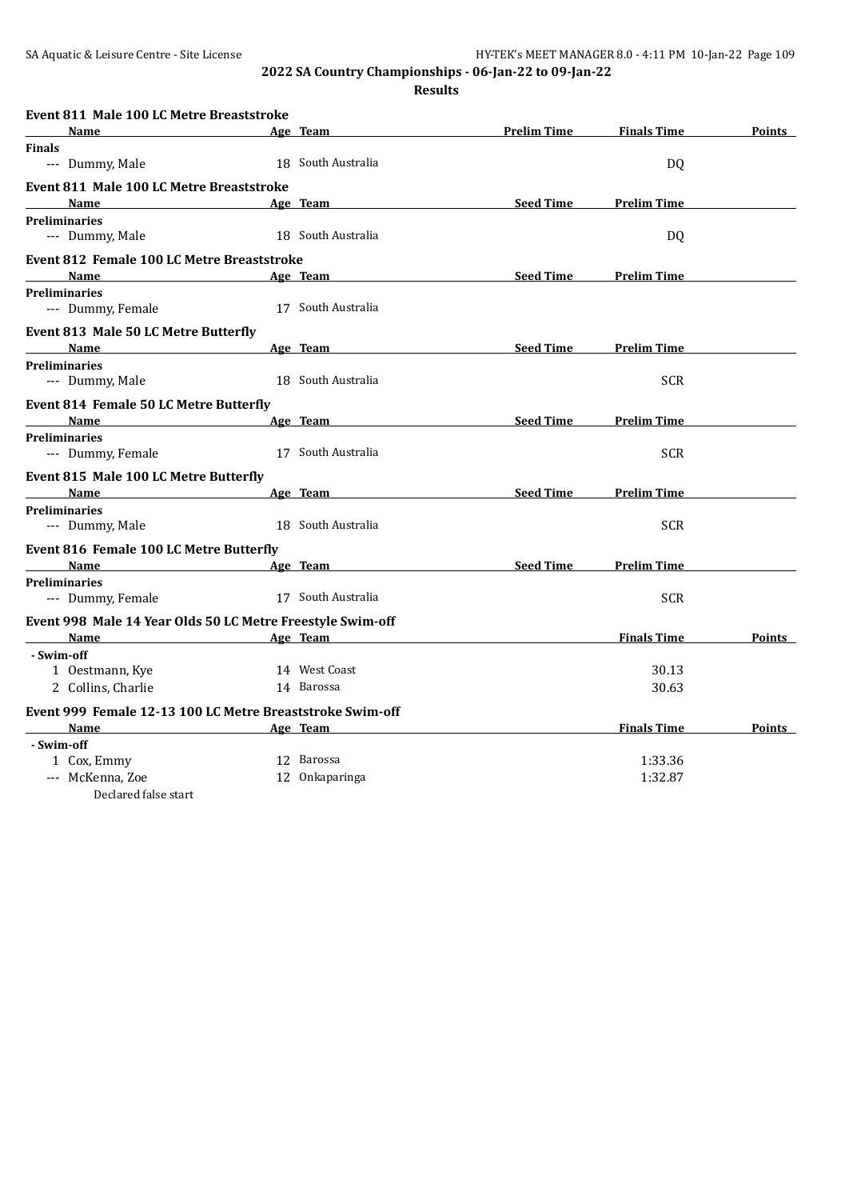**2022 SA Country Championships - 06-Jan-22 to 09-Jan-22**

**Results**

### Event 811 Male 100 LC Metre Breaststroke

| Name | Age | Team | Prelim Time | Finals Time | Points |
|---|---|---|---|---|---|
| **Finals** | | | | | |
| --- Dummy, Male | 18 | South Australia | | DQ | |

### Event 811 Male 100 LC Metre Breaststroke

| Name | Age | Team | Seed Time | Prelim Time |
|---|---|---|---|---|
| **Preliminaries** | | | | |
| --- Dummy, Male | 18 | South Australia | | DQ |

### Event 812 Female 100 LC Metre Breaststroke

| Name | Age | Team | Seed Time | Prelim Time |
|---|---|---|---|---|
| **Preliminaries** | | | | |
| --- Dummy, Female | 17 | South Australia | | |

### Event 813 Male 50 LC Metre Butterfly

| Name | Age | Team | Seed Time | Prelim Time |
|---|---|---|---|---|
| **Preliminaries** | | | | |
| --- Dummy, Male | 18 | South Australia | | SCR |

### Event 814 Female 50 LC Metre Butterfly

| Name | Age | Team | Seed Time | Prelim Time |
|---|---|---|---|---|
| **Preliminaries** | | | | |
| --- Dummy, Female | 17 | South Australia | | SCR |

### Event 815 Male 100 LC Metre Butterfly

| Name | Age | Team | Seed Time | Prelim Time |
|---|---|---|---|---|
| **Preliminaries** | | | | |
| --- Dummy, Male | 18 | South Australia | | SCR |

### Event 816 Female 100 LC Metre Butterfly

| Name | Age | Team | Seed Time | Prelim Time |
|---|---|---|---|---|
| **Preliminaries** | | | | |
| --- Dummy, Female | 17 | South Australia | | SCR |

### Event 998 Male 14 Year Olds 50 LC Metre Freestyle Swim-off

| Name | Age | Team | Finals Time | Points |
|---|---|---|---|---|
| **- Swim-off** | | | | |
| 1 Oestmann, Kye | 14 | West Coast | 30.13 | |
| 2 Collins, Charlie | 14 | Barossa | 30.63 | |

### Event 999 Female 12-13 100 LC Metre Breaststroke Swim-off

| Name | Age | Team | Finals Time | Points |
|---|---|---|---|---|
| **- Swim-off** | | | | |
| 1 Cox, Emmy | 12 | Barossa | 1:33.36 | |
| --- McKenna, Zoe | 12 | Onkaparinga | 1:32.87 | |
| Declared false start | | | | |